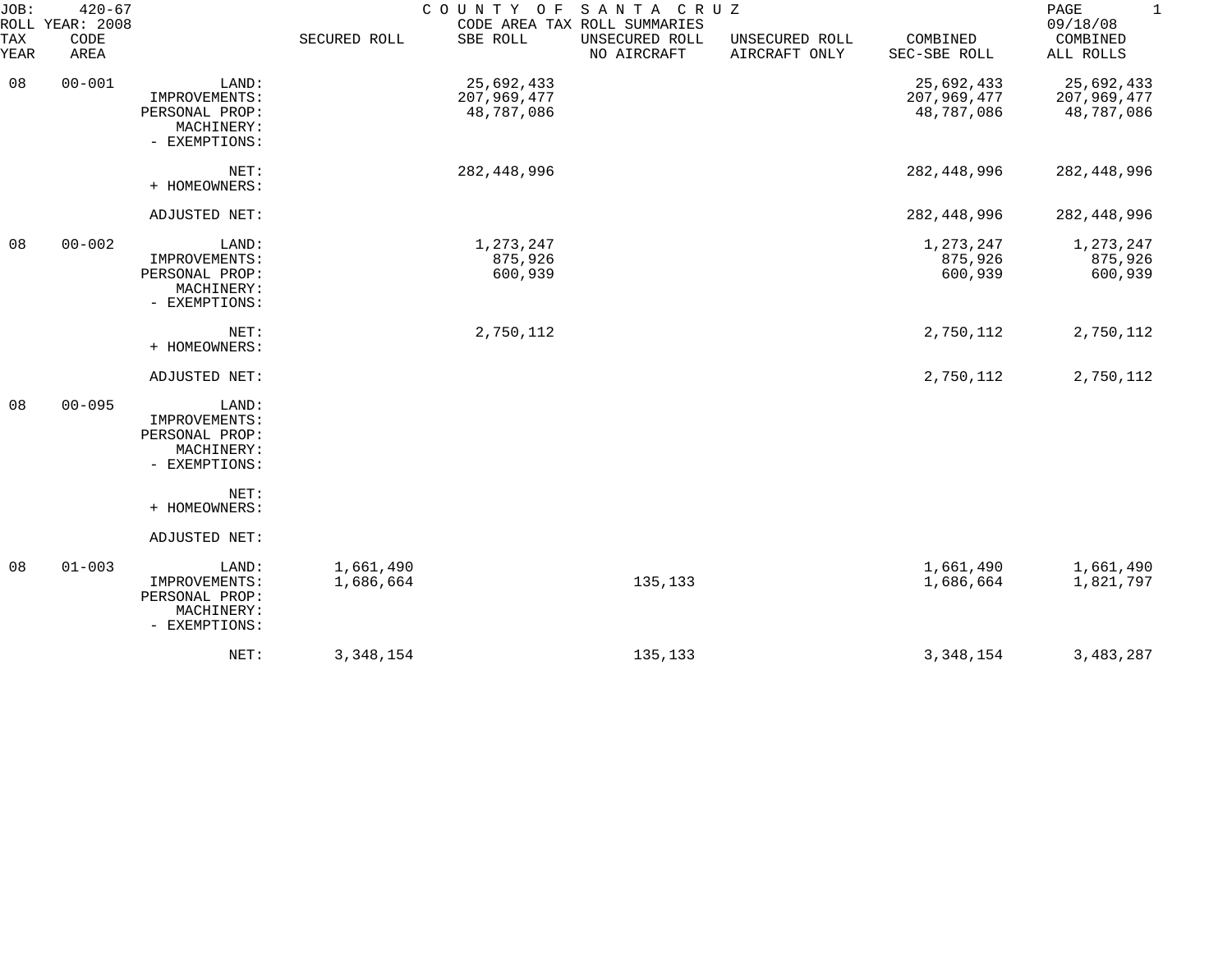JOB: 420-67
ROLL YEAR: 2008

# COUNTY OF SANTA CRUZ

CODE AREA TAX ROLL SUMMARIES

09/18/08

| TAX YEAR | CODE AREA | | SECURED ROLL | SBE ROLL | UNSECURED ROLL NO AIRCRAFT | UNSECURED ROLL AIRCRAFT ONLY | COMBINED SEC-SBE ROLL | COMBINED ALL ROLLS |
|---|---|---|---|---|---|---|---|---|
| 08 | 00-001 | LAND: | | 25,692,433 | | | 25,692,433 | 25,692,433 |
| | | IMPROVEMENTS: | | 207,969,477 | | | 207,969,477 | 207,969,477 |
| | | PERSONAL PROP: | | 48,787,086 | | | 48,787,086 | 48,787,086 |
| | | MACHINERY: | | | | | | |
| | | - EXEMPTIONS: | | | | | | |
| | | NET: | | 282,448,996 | | | 282,448,996 | 282,448,996 |
| | | + HOMEOWNERS: | | | | | | |
| | | ADJUSTED NET: | | | | | 282,448,996 | 282,448,996 |
| 08 | 00-002 | LAND: | | 1,273,247 | | | 1,273,247 | 1,273,247 |
| | | IMPROVEMENTS: | | 875,926 | | | 875,926 | 875,926 |
| | | PERSONAL PROP: | | 600,939 | | | 600,939 | 600,939 |
| | | MACHINERY: | | | | | | |
| | | - EXEMPTIONS: | | | | | | |
| | | NET: | | 2,750,112 | | | 2,750,112 | 2,750,112 |
| | | + HOMEOWNERS: | | | | | | |
| | | ADJUSTED NET: | | | | | 2,750,112 | 2,750,112 |
| 08 | 00-095 | LAND: | | | | | | |
| | | IMPROVEMENTS: | | | | | | |
| | | PERSONAL PROP: | | | | | | |
| | | MACHINERY: | | | | | | |
| | | - EXEMPTIONS: | | | | | | |
| | | NET: | | | | | | |
| | | + HOMEOWNERS: | | | | | | |
| | | ADJUSTED NET: | | | | | | |
| 08 | 01-003 | LAND: | 1,661,490 | | | | 1,661,490 | 1,661,490 |
| | | IMPROVEMENTS: | 1,686,664 | | 135,133 | | 1,686,664 | 1,821,797 |
| | | PERSONAL PROP: | | | | | | |
| | | MACHINERY: | | | | | | |
| | | - EXEMPTIONS: | | | | | | |
| | | NET: | 3,348,154 | | 135,133 | | 3,348,154 | 3,483,287 |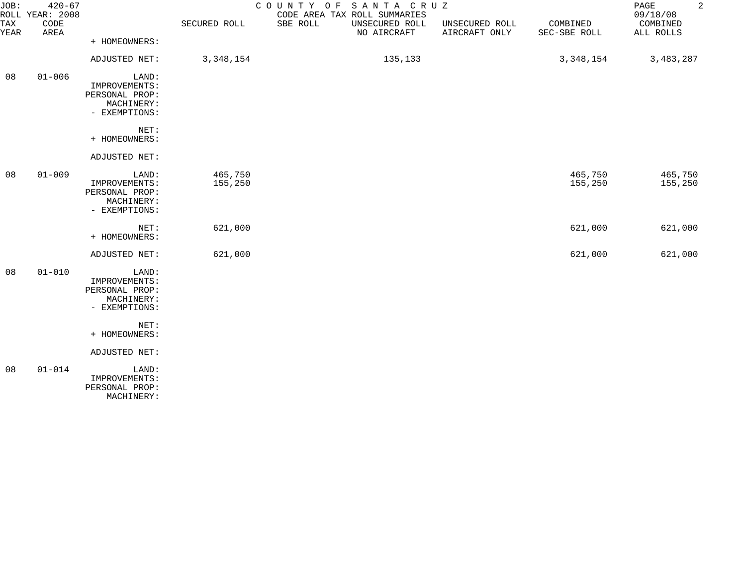COUNTY OF SANTA CRUZ
CODE AREA TAX ROLL SUMMARIES

JOB: 420-67
ROLL YEAR: 2008

09/18/08

| TAX YEAR | CODE AREA | | SECURED ROLL | SBE ROLL | UNSECURED ROLL NO AIRCRAFT | UNSECURED ROLL AIRCRAFT ONLY | COMBINED SEC-SBE ROLL | COMBINED ALL ROLLS |
|---|---|---|---|---|---|---|---|---|
| | | + HOMEOWNERS: | | | | | | |
| | | ADJUSTED NET: | 3,348,154 | | 135,133 | | 3,348,154 | 3,483,287 |
| 08 | 01-006 | LAND: | | | | | | |
| | | IMPROVEMENTS: | | | | | | |
| | | PERSONAL PROP: | | | | | | |
| | | MACHINERY: | | | | | | |
| | | - EXEMPTIONS: | | | | | | |
| | | NET: | | | | | | |
| | | + HOMEOWNERS: | | | | | | |
| | | ADJUSTED NET: | | | | | | |
| 08 | 01-009 | LAND: | 465,750 | | | | 465,750 | 465,750 |
| | | IMPROVEMENTS: | 155,250 | | | | 155,250 | 155,250 |
| | | PERSONAL PROP: | | | | | | |
| | | MACHINERY: | | | | | | |
| | | - EXEMPTIONS: | | | | | | |
| | | NET: | 621,000 | | | | 621,000 | 621,000 |
| | | + HOMEOWNERS: | | | | | | |
| | | ADJUSTED NET: | 621,000 | | | | 621,000 | 621,000 |
| 08 | 01-010 | LAND: | | | | | | |
| | | IMPROVEMENTS: | | | | | | |
| | | PERSONAL PROP: | | | | | | |
| | | MACHINERY: | | | | | | |
| | | - EXEMPTIONS: | | | | | | |
| | | NET: | | | | | | |
| | | + HOMEOWNERS: | | | | | | |
| | | ADJUSTED NET: | | | | | | |
| 08 | 01-014 | LAND: | | | | | | |
| | | IMPROVEMENTS: | | | | | | |
| | | PERSONAL PROP: | | | | | | |
| | | MACHINERY: | | | | | | |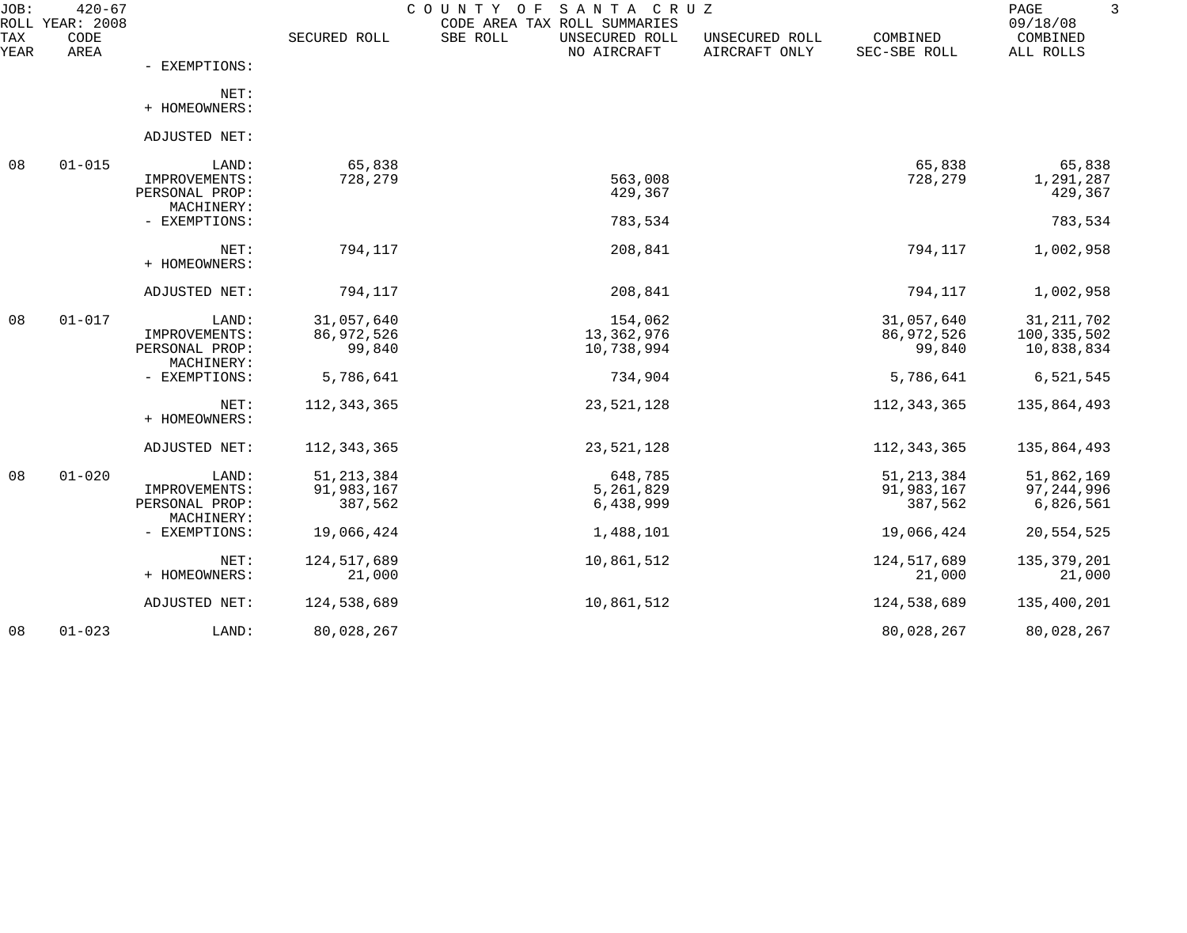JOB: 420-67 COUNTY OF SANTA CRUZ 09/18/08
ROLL YEAR: 2008 CODE AREA TAX ROLL SUMMARIES

| TAX YEAR | CODE AREA | | SECURED ROLL | SBE ROLL | UNSECURED ROLL NO AIRCRAFT | UNSECURED ROLL AIRCRAFT ONLY | COMBINED SEC-SBE ROLL | COMBINED ALL ROLLS |
|---|---|---|---|---|---|---|---|---|
| | | - EXEMPTIONS: | | | | | | |
| | | NET: | | | | | | |
| | | + HOMEOWNERS: | | | | | | |
| | | ADJUSTED NET: | | | | | | |
| 08 | 01-015 | LAND: | 65,838 | | | | 65,838 | 65,838 |
| | | IMPROVEMENTS: | 728,279 | | 563,008 | | 728,279 | 1,291,287 |
| | | PERSONAL PROP: | | | 429,367 | | | 429,367 |
| | | MACHINERY: | | | | | | |
| | | - EXEMPTIONS: | | | 783,534 | | | 783,534 |
| | | NET: | 794,117 | | 208,841 | | 794,117 | 1,002,958 |
| | | + HOMEOWNERS: | | | | | | |
| | | ADJUSTED NET: | 794,117 | | 208,841 | | 794,117 | 1,002,958 |
| 08 | 01-017 | LAND: | 31,057,640 | | 154,062 | | 31,057,640 | 31,211,702 |
| | | IMPROVEMENTS: | 86,972,526 | | 13,362,976 | | 86,972,526 | 100,335,502 |
| | | PERSONAL PROP: | 99,840 | | 10,738,994 | | 99,840 | 10,838,834 |
| | | MACHINERY: | | | | | | |
| | | - EXEMPTIONS: | 5,786,641 | | 734,904 | | 5,786,641 | 6,521,545 |
| | | NET: | 112,343,365 | | 23,521,128 | | 112,343,365 | 135,864,493 |
| | | + HOMEOWNERS: | | | | | | |
| | | ADJUSTED NET: | 112,343,365 | | 23,521,128 | | 112,343,365 | 135,864,493 |
| 08 | 01-020 | LAND: | 51,213,384 | | 648,785 | | 51,213,384 | 51,862,169 |
| | | IMPROVEMENTS: | 91,983,167 | | 5,261,829 | | 91,983,167 | 97,244,996 |
| | | PERSONAL PROP: | 387,562 | | 6,438,999 | | 387,562 | 6,826,561 |
| | | MACHINERY: | | | | | | |
| | | - EXEMPTIONS: | 19,066,424 | | 1,488,101 | | 19,066,424 | 20,554,525 |
| | | NET: | 124,517,689 | | 10,861,512 | | 124,517,689 | 135,379,201 |
| | | + HOMEOWNERS: | 21,000 | | | | 21,000 | 21,000 |
| | | ADJUSTED NET: | 124,538,689 | | 10,861,512 | | 124,538,689 | 135,400,201 |
| 08 | 01-023 | LAND: | 80,028,267 | | | | 80,028,267 | 80,028,267 |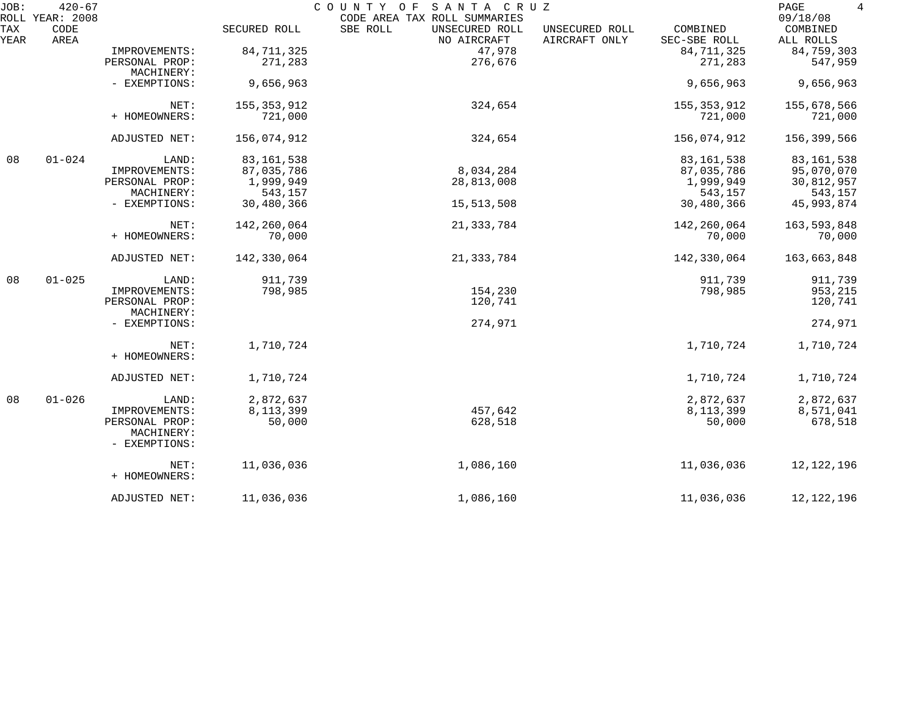JOB: 420-67 COUNTY OF SANTA CRUZ
ROLL YEAR: 2008 CODE AREA TAX ROLL SUMMARIES 09/18/08

| TAX YEAR | CODE AREA | | SECURED ROLL | SBE ROLL | UNSECURED ROLL NO AIRCRAFT | UNSECURED ROLL AIRCRAFT ONLY | COMBINED SEC-SBE ROLL | COMBINED ALL ROLLS |
|---|---|---|---|---|---|---|---|---|
| | | IMPROVEMENTS: | 84,711,325 | | 47,978 | | 84,711,325 | 84,759,303 |
| | | PERSONAL PROP: | 271,283 | | 276,676 | | 271,283 | 547,959 |
| | | MACHINERY: | | | | | | |
| | | - EXEMPTIONS: | 9,656,963 | | | | 9,656,963 | 9,656,963 |
| | | NET: | 155,353,912 | | 324,654 | | 155,353,912 | 155,678,566 |
| | | + HOMEOWNERS: | 721,000 | | | | 721,000 | 721,000 |
| | | ADJUSTED NET: | 156,074,912 | | 324,654 | | 156,074,912 | 156,399,566 |
| 08 | 01-024 | LAND: | 83,161,538 | | | | 83,161,538 | 83,161,538 |
| | | IMPROVEMENTS: | 87,035,786 | | 8,034,284 | | 87,035,786 | 95,070,070 |
| | | PERSONAL PROP: | 1,999,949 | | 28,813,008 | | 1,999,949 | 30,812,957 |
| | | MACHINERY: | 543,157 | | | | 543,157 | 543,157 |
| | | - EXEMPTIONS: | 30,480,366 | | 15,513,508 | | 30,480,366 | 45,993,874 |
| | | NET: | 142,260,064 | | 21,333,784 | | 142,260,064 | 163,593,848 |
| | | + HOMEOWNERS: | 70,000 | | | | 70,000 | 70,000 |
| | | ADJUSTED NET: | 142,330,064 | | 21,333,784 | | 142,330,064 | 163,663,848 |
| 08 | 01-025 | LAND: | 911,739 | | | | 911,739 | 911,739 |
| | | IMPROVEMENTS: | 798,985 | | 154,230 | | 798,985 | 953,215 |
| | | PERSONAL PROP: | | | 120,741 | | | 120,741 |
| | | MACHINERY: | | | | | | |
| | | - EXEMPTIONS: | | | 274,971 | | | 274,971 |
| | | NET: | 1,710,724 | | | | 1,710,724 | 1,710,724 |
| | | + HOMEOWNERS: | | | | | | |
| | | ADJUSTED NET: | 1,710,724 | | | | 1,710,724 | 1,710,724 |
| 08 | 01-026 | LAND: | 2,872,637 | | | | 2,872,637 | 2,872,637 |
| | | IMPROVEMENTS: | 8,113,399 | | 457,642 | | 8,113,399 | 8,571,041 |
| | | PERSONAL PROP: | 50,000 | | 628,518 | | 50,000 | 678,518 |
| | | MACHINERY: | | | | | | |
| | | - EXEMPTIONS: | | | | | | |
| | | NET: | 11,036,036 | | 1,086,160 | | 11,036,036 | 12,122,196 |
| | | + HOMEOWNERS: | | | | | | |
| | | ADJUSTED NET: | 11,036,036 | | 1,086,160 | | 11,036,036 | 12,122,196 |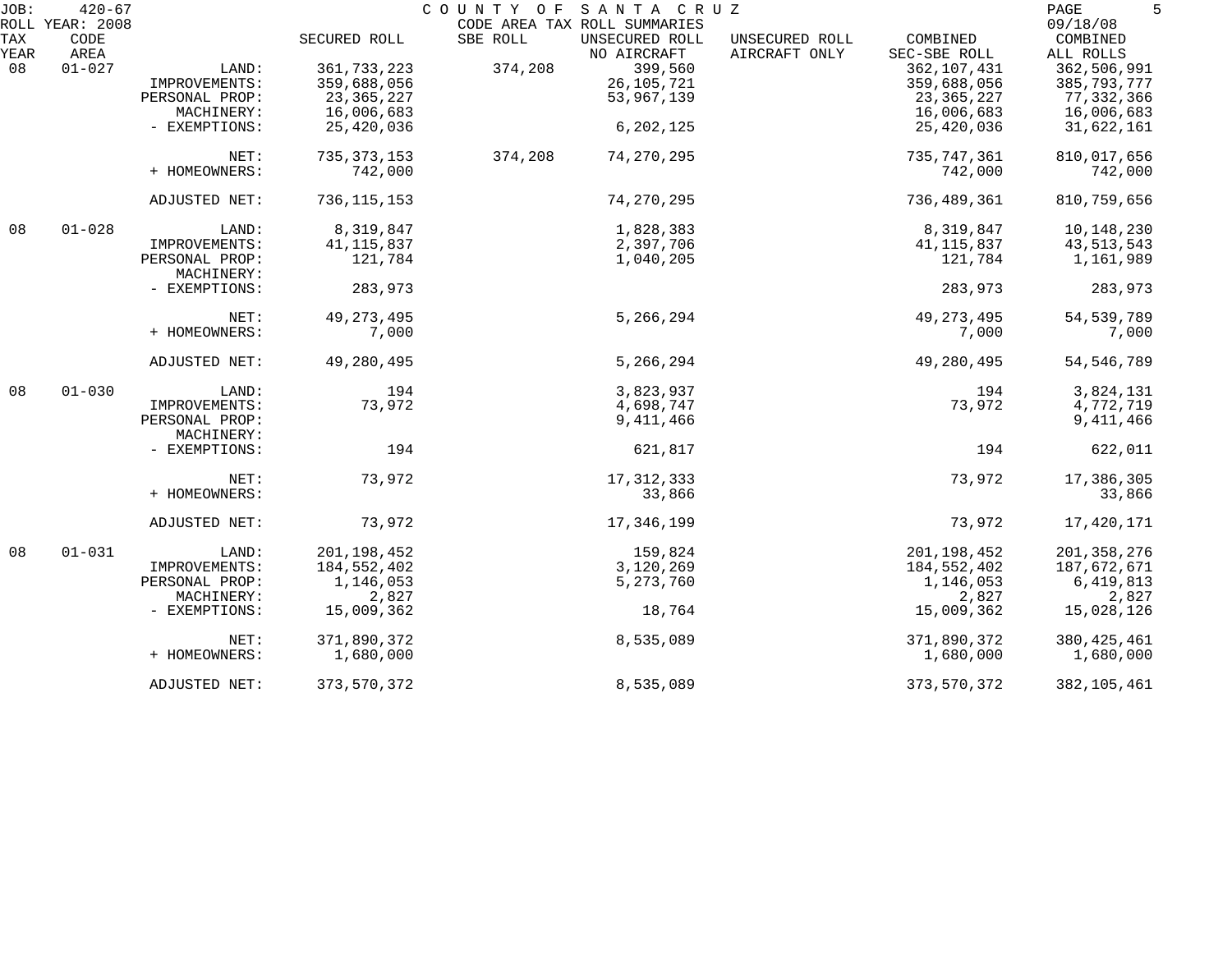JOB: 420-67 COUNTY OF SANTA CRUZ
ROLL YEAR: 2008 CODE AREA TAX ROLL SUMMARIES 09/18/08

| TAX YEAR | CODE AREA | | SECURED ROLL | SBE ROLL | UNSECURED ROLL NO AIRCRAFT | UNSECURED ROLL AIRCRAFT ONLY | COMBINED SEC-SBE ROLL | COMBINED ALL ROLLS |
|---|---|---|---|---|---|---|---|---|
| 08 | 01-027 | LAND: | 361,733,223 | 374,208 | 399,560 | | 362,107,431 | 362,506,991 |
| | | IMPROVEMENTS: | 359,688,056 | | 26,105,721 | | 359,688,056 | 385,793,777 |
| | | PERSONAL PROP: | 23,365,227 | | 53,967,139 | | 23,365,227 | 77,332,366 |
| | | MACHINERY: | 16,006,683 | | | | 16,006,683 | 16,006,683 |
| | | - EXEMPTIONS: | 25,420,036 | | 6,202,125 | | 25,420,036 | 31,622,161 |
| | | NET: | 735,373,153 | 374,208 | 74,270,295 | | 735,747,361 | 810,017,656 |
| | | + HOMEOWNERS: | 742,000 | | | | 742,000 | 742,000 |
| | | ADJUSTED NET: | 736,115,153 | | 74,270,295 | | 736,489,361 | 810,759,656 |
| 08 | 01-028 | LAND: | 8,319,847 | | 1,828,383 | | 8,319,847 | 10,148,230 |
| | | IMPROVEMENTS: | 41,115,837 | | 2,397,706 | | 41,115,837 | 43,513,543 |
| | | PERSONAL PROP: | 121,784 | | 1,040,205 | | 121,784 | 1,161,989 |
| | | MACHINERY: | | | | | | |
| | | - EXEMPTIONS: | 283,973 | | | | 283,973 | 283,973 |
| | | NET: | 49,273,495 | | 5,266,294 | | 49,273,495 | 54,539,789 |
| | | + HOMEOWNERS: | 7,000 | | | | 7,000 | 7,000 |
| | | ADJUSTED NET: | 49,280,495 | | 5,266,294 | | 49,280,495 | 54,546,789 |
| 08 | 01-030 | LAND: | 194 | | 3,823,937 | | 194 | 3,824,131 |
| | | IMPROVEMENTS: | 73,972 | | 4,698,747 | | 73,972 | 4,772,719 |
| | | PERSONAL PROP: | | | 9,411,466 | | | 9,411,466 |
| | | MACHINERY: | | | | | | |
| | | - EXEMPTIONS: | 194 | | 621,817 | | 194 | 622,011 |
| | | NET: | 73,972 | | 17,312,333 | | 73,972 | 17,386,305 |
| | | + HOMEOWNERS: | | | 33,866 | | | 33,866 |
| | | ADJUSTED NET: | 73,972 | | 17,346,199 | | 73,972 | 17,420,171 |
| 08 | 01-031 | LAND: | 201,198,452 | | 159,824 | | 201,198,452 | 201,358,276 |
| | | IMPROVEMENTS: | 184,552,402 | | 3,120,269 | | 184,552,402 | 187,672,671 |
| | | PERSONAL PROP: | 1,146,053 | | 5,273,760 | | 1,146,053 | 6,419,813 |
| | | MACHINERY: | 2,827 | | | | 2,827 | 2,827 |
| | | - EXEMPTIONS: | 15,009,362 | | 18,764 | | 15,009,362 | 15,028,126 |
| | | NET: | 371,890,372 | | 8,535,089 | | 371,890,372 | 380,425,461 |
| | | + HOMEOWNERS: | 1,680,000 | | | | 1,680,000 | 1,680,000 |
| | | ADJUSTED NET: | 373,570,372 | | 8,535,089 | | 373,570,372 | 382,105,461 |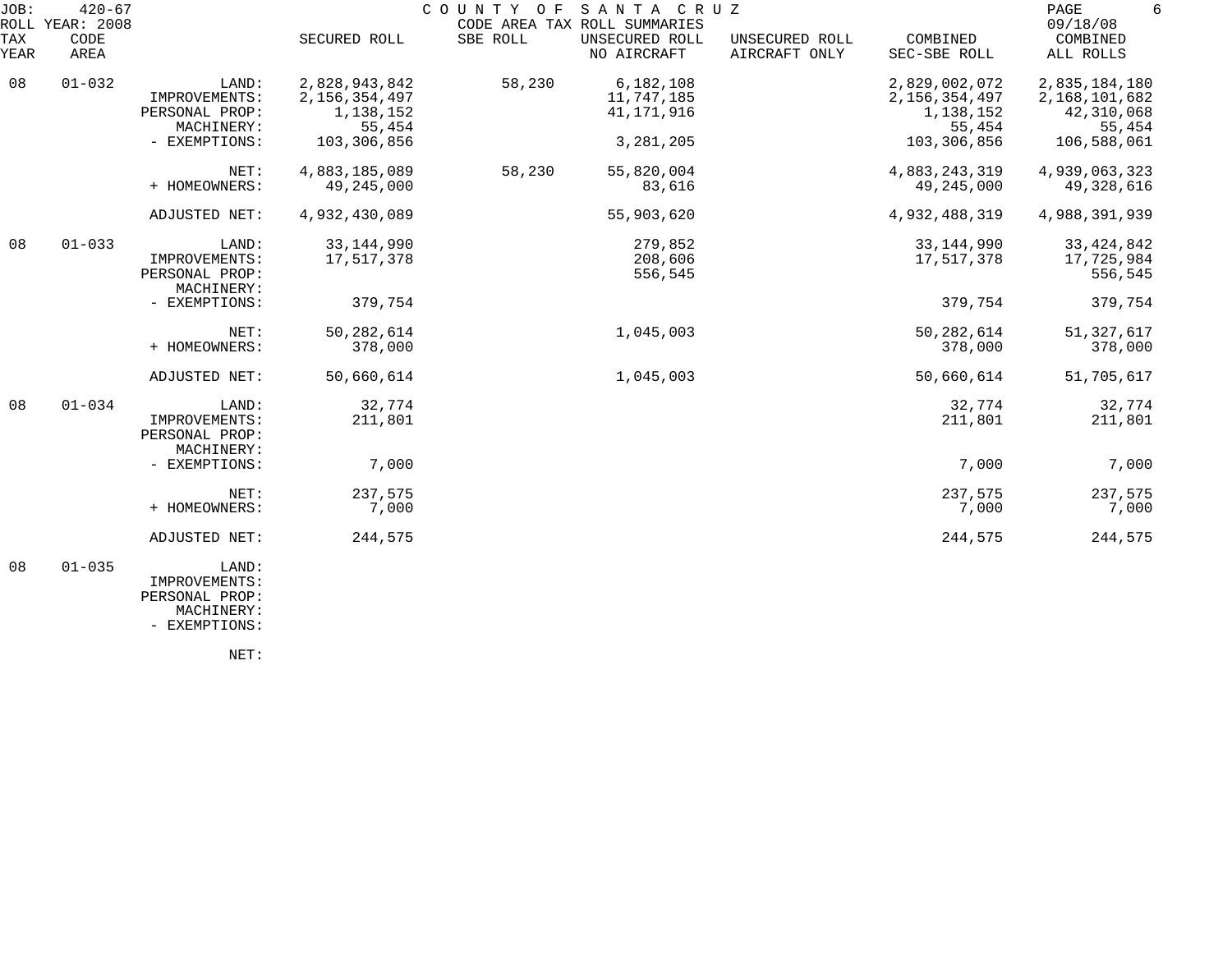JOB: 420-67 COUNTY OF SANTA CRUZ 09/18/08
ROLL YEAR: 2008 CODE AREA TAX ROLL SUMMARIES

| TAX YEAR | CODE AREA | | SECURED ROLL | SBE ROLL | UNSECURED ROLL NO AIRCRAFT | UNSECURED ROLL AIRCRAFT ONLY | COMBINED SEC-SBE ROLL | COMBINED ALL ROLLS |
|---|---|---|---|---|---|---|---|---|
| 08 | 01-032 | LAND: | 2,828,943,842 | 58,230 | 6,182,108 | | 2,829,002,072 | 2,835,184,180 |
| | | IMPROVEMENTS: | 2,156,354,497 | | 11,747,185 | | 2,156,354,497 | 2,168,101,682 |
| | | PERSONAL PROP: | 1,138,152 | | 41,171,916 | | 1,138,152 | 42,310,068 |
| | | MACHINERY: | 55,454 | | | | 55,454 | 55,454 |
| | | - EXEMPTIONS: | 103,306,856 | | 3,281,205 | | 103,306,856 | 106,588,061 |
| | | NET: | 4,883,185,089 | 58,230 | 55,820,004 | | 4,883,243,319 | 4,939,063,323 |
| | | + HOMEOWNERS: | 49,245,000 | | 83,616 | | 49,245,000 | 49,328,616 |
| | | ADJUSTED NET: | 4,932,430,089 | | 55,903,620 | | 4,932,488,319 | 4,988,391,939 |
| 08 | 01-033 | LAND: | 33,144,990 | | 279,852 | | 33,144,990 | 33,424,842 |
| | | IMPROVEMENTS: | 17,517,378 | | 208,606 | | 17,517,378 | 17,725,984 |
| | | PERSONAL PROP: | | | 556,545 | | | 556,545 |
| | | MACHINERY: | | | | | | |
| | | - EXEMPTIONS: | 379,754 | | | | 379,754 | 379,754 |
| | | NET: | 50,282,614 | | 1,045,003 | | 50,282,614 | 51,327,617 |
| | | + HOMEOWNERS: | 378,000 | | | | 378,000 | 378,000 |
| | | ADJUSTED NET: | 50,660,614 | | 1,045,003 | | 50,660,614 | 51,705,617 |
| 08 | 01-034 | LAND: | 32,774 | | | | 32,774 | 32,774 |
| | | IMPROVEMENTS: | 211,801 | | | | 211,801 | 211,801 |
| | | PERSONAL PROP: | | | | | | |
| | | MACHINERY: | | | | | | |
| | | - EXEMPTIONS: | 7,000 | | | | 7,000 | 7,000 |
| | | NET: | 237,575 | | | | 237,575 | 237,575 |
| | | + HOMEOWNERS: | 7,000 | | | | 7,000 | 7,000 |
| | | ADJUSTED NET: | 244,575 | | | | 244,575 | 244,575 |
| 08 | 01-035 | LAND: | | | | | | |
| | | IMPROVEMENTS: | | | | | | |
| | | PERSONAL PROP: | | | | | | |
| | | MACHINERY: | | | | | | |
| | | - EXEMPTIONS: | | | | | | |
| | | NET: | | | | | | |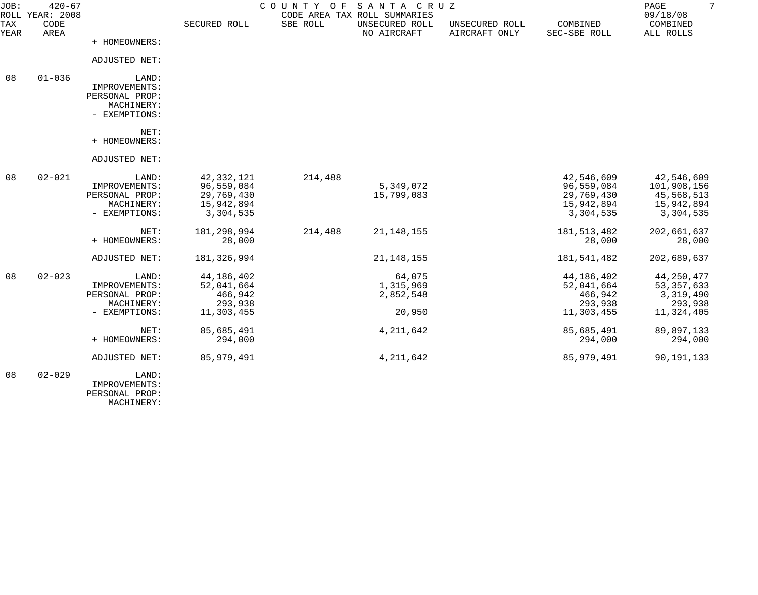JOB: 420-67 COUNTY OF SANTA CRUZ
ROLL YEAR: 2008 CODE AREA TAX ROLL SUMMARIES 09/18/08

| TAX YEAR | CODE AREA | | SECURED ROLL | SBE ROLL | UNSECURED ROLL NO AIRCRAFT | UNSECURED ROLL AIRCRAFT ONLY | COMBINED SEC-SBE ROLL | COMBINED ALL ROLLS |
|---|---|---|---|---|---|---|---|---|
| | | + HOMEOWNERS: | | | | | | |
| | | ADJUSTED NET: | | | | | | |
| 08 | 01-036 | LAND: | | | | | | |
| | | IMPROVEMENTS: | | | | | | |
| | | PERSONAL PROP: | | | | | | |
| | | MACHINERY: | | | | | | |
| | | - EXEMPTIONS: | | | | | | |
| | | NET: | | | | | | |
| | | + HOMEOWNERS: | | | | | | |
| | | ADJUSTED NET: | | | | | | |
| 08 | 02-021 | LAND: | 42,332,121 | 214,488 | | | 42,546,609 | 42,546,609 |
| | | IMPROVEMENTS: | 96,559,084 | | 5,349,072 | | 96,559,084 | 101,908,156 |
| | | PERSONAL PROP: | 29,769,430 | | 15,799,083 | | 29,769,430 | 45,568,513 |
| | | MACHINERY: | 15,942,894 | | | | 15,942,894 | 15,942,894 |
| | | - EXEMPTIONS: | 3,304,535 | | | | 3,304,535 | 3,304,535 |
| | | NET: | 181,298,994 | 214,488 | 21,148,155 | | 181,513,482 | 202,661,637 |
| | | + HOMEOWNERS: | 28,000 | | | | 28,000 | 28,000 |
| | | ADJUSTED NET: | 181,326,994 | | 21,148,155 | | 181,541,482 | 202,689,637 |
| 08 | 02-023 | LAND: | 44,186,402 | | 64,075 | | 44,186,402 | 44,250,477 |
| | | IMPROVEMENTS: | 52,041,664 | | 1,315,969 | | 52,041,664 | 53,357,633 |
| | | PERSONAL PROP: | 466,942 | | 2,852,548 | | 466,942 | 3,319,490 |
| | | MACHINERY: | 293,938 | | | | 293,938 | 293,938 |
| | | - EXEMPTIONS: | 11,303,455 | | 20,950 | | 11,303,455 | 11,324,405 |
| | | NET: | 85,685,491 | | 4,211,642 | | 85,685,491 | 89,897,133 |
| | | + HOMEOWNERS: | 294,000 | | | | 294,000 | 294,000 |
| | | ADJUSTED NET: | 85,979,491 | | 4,211,642 | | 85,979,491 | 90,191,133 |
| 08 | 02-029 | LAND: | | | | | | |
| | | IMPROVEMENTS: | | | | | | |
| | | PERSONAL PROP: | | | | | | |
| | | MACHINERY: | | | | | | |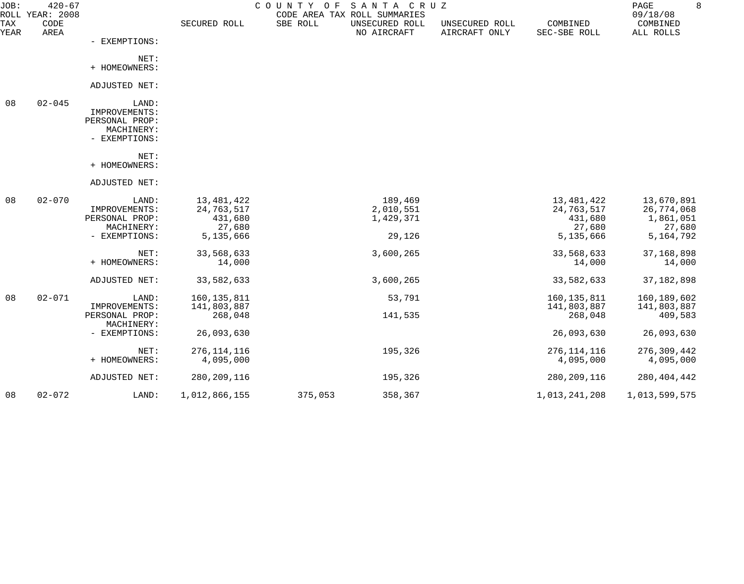JOB: 420-67 COUNTY OF SANTA CRUZ
ROLL YEAR: 2008 CODE AREA TAX ROLL SUMMARIES 09/18/08

| TAX YEAR | CODE AREA | | SECURED ROLL | SBE ROLL | UNSECURED ROLL NO AIRCRAFT | UNSECURED ROLL AIRCRAFT ONLY | COMBINED SEC-SBE ROLL | COMBINED ALL ROLLS |
|---|---|---|---|---|---|---|---|---|
| | | - EXEMPTIONS: | | | | | | |
| | | NET: | | | | | | |
| | | + HOMEOWNERS: | | | | | | |
| | | ADJUSTED NET: | | | | | | |
| 08 | 02-045 | LAND: | | | | | | |
| | | IMPROVEMENTS: | | | | | | |
| | | PERSONAL PROP: | | | | | | |
| | | MACHINERY: | | | | | | |
| | | - EXEMPTIONS: | | | | | | |
| | | NET: | | | | | | |
| | | + HOMEOWNERS: | | | | | | |
| | | ADJUSTED NET: | | | | | | |
| 08 | 02-070 | LAND: | 13,481,422 | | 189,469 | | 13,481,422 | 13,670,891 |
| | | IMPROVEMENTS: | 24,763,517 | | 2,010,551 | | 24,763,517 | 26,774,068 |
| | | PERSONAL PROP: | 431,680 | | 1,429,371 | | 431,680 | 1,861,051 |
| | | MACHINERY: | 27,680 | | | | 27,680 | 27,680 |
| | | - EXEMPTIONS: | 5,135,666 | | 29,126 | | 5,135,666 | 5,164,792 |
| | | NET: | 33,568,633 | | 3,600,265 | | 33,568,633 | 37,168,898 |
| | | + HOMEOWNERS: | 14,000 | | | | 14,000 | 14,000 |
| | | ADJUSTED NET: | 33,582,633 | | 3,600,265 | | 33,582,633 | 37,182,898 |
| 08 | 02-071 | LAND: | 160,135,811 | | 53,791 | | 160,135,811 | 160,189,602 |
| | | IMPROVEMENTS: | 141,803,887 | | | | 141,803,887 | 141,803,887 |
| | | PERSONAL PROP: | 268,048 | | 141,535 | | 268,048 | 409,583 |
| | | MACHINERY: | | | | | | |
| | | - EXEMPTIONS: | 26,093,630 | | | | 26,093,630 | 26,093,630 |
| | | NET: | 276,114,116 | | 195,326 | | 276,114,116 | 276,309,442 |
| | | + HOMEOWNERS: | 4,095,000 | | | | 4,095,000 | 4,095,000 |
| | | ADJUSTED NET: | 280,209,116 | | 195,326 | | 280,209,116 | 280,404,442 |
| 08 | 02-072 | LAND: | 1,012,866,155 | 375,053 | 358,367 | | 1,013,241,208 | 1,013,599,575 |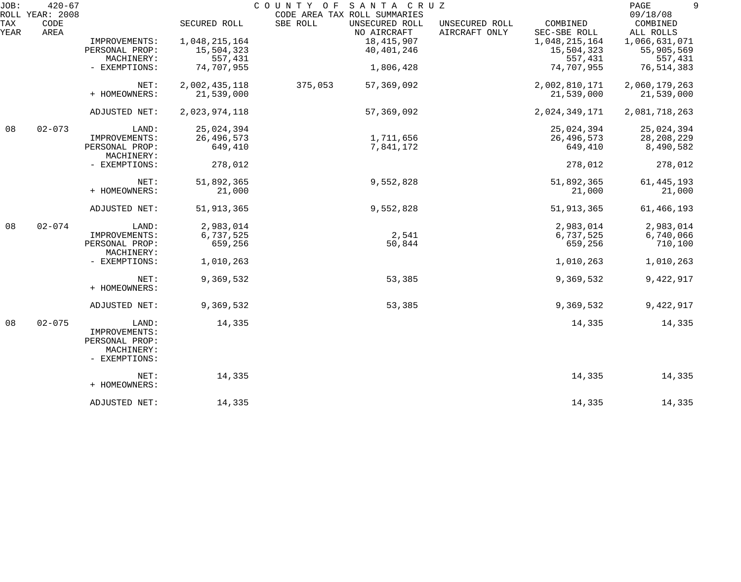JOB: 420-67 COUNTY OF SANTA CRUZ
ROLL YEAR: 2008 CODE AREA TAX ROLL SUMMARIES 09/18/08

| TAX YEAR | CODE AREA | | SECURED ROLL | SBE ROLL | UNSECURED ROLL NO AIRCRAFT | UNSECURED ROLL AIRCRAFT ONLY | COMBINED SEC-SBE ROLL | COMBINED ALL ROLLS |
|---|---|---|---|---|---|---|---|---|
| | | IMPROVEMENTS: | 1,048,215,164 | | 18,415,907 | | 1,048,215,164 | 1,066,631,071 |
| | | PERSONAL PROP: | 15,504,323 | | 40,401,246 | | 15,504,323 | 55,905,569 |
| | | MACHINERY: | 557,431 | | | | 557,431 | 557,431 |
| | | - EXEMPTIONS: | 74,707,955 | | 1,806,428 | | 74,707,955 | 76,514,383 |
| | | NET: | 2,002,435,118 | 375,053 | 57,369,092 | | 2,002,810,171 | 2,060,179,263 |
| | | + HOMEOWNERS: | 21,539,000 | | | | 21,539,000 | 21,539,000 |
| | | ADJUSTED NET: | 2,023,974,118 | | 57,369,092 | | 2,024,349,171 | 2,081,718,263 |
| 08 | 02-073 | LAND: | 25,024,394 | | | | 25,024,394 | 25,024,394 |
| | | IMPROVEMENTS: | 26,496,573 | | 1,711,656 | | 26,496,573 | 28,208,229 |
| | | PERSONAL PROP: | 649,410 | | 7,841,172 | | 649,410 | 8,490,582 |
| | | MACHINERY: | | | | | | |
| | | - EXEMPTIONS: | 278,012 | | | | 278,012 | 278,012 |
| | | NET: | 51,892,365 | | 9,552,828 | | 51,892,365 | 61,445,193 |
| | | + HOMEOWNERS: | 21,000 | | | | 21,000 | 21,000 |
| | | ADJUSTED NET: | 51,913,365 | | 9,552,828 | | 51,913,365 | 61,466,193 |
| 08 | 02-074 | LAND: | 2,983,014 | | | | 2,983,014 | 2,983,014 |
| | | IMPROVEMENTS: | 6,737,525 | | 2,541 | | 6,737,525 | 6,740,066 |
| | | PERSONAL PROP: | 659,256 | | 50,844 | | 659,256 | 710,100 |
| | | MACHINERY: | | | | | | |
| | | - EXEMPTIONS: | 1,010,263 | | | | 1,010,263 | 1,010,263 |
| | | NET: | 9,369,532 | | 53,385 | | 9,369,532 | 9,422,917 |
| | | + HOMEOWNERS: | | | | | | |
| | | ADJUSTED NET: | 9,369,532 | | 53,385 | | 9,369,532 | 9,422,917 |
| 08 | 02-075 | LAND: | 14,335 | | | | 14,335 | 14,335 |
| | | IMPROVEMENTS: | | | | | | |
| | | PERSONAL PROP: | | | | | | |
| | | MACHINERY: | | | | | | |
| | | - EXEMPTIONS: | | | | | | |
| | | NET: | 14,335 | | | | 14,335 | 14,335 |
| | | + HOMEOWNERS: | | | | | | |
| | | ADJUSTED NET: | 14,335 | | | | 14,335 | 14,335 |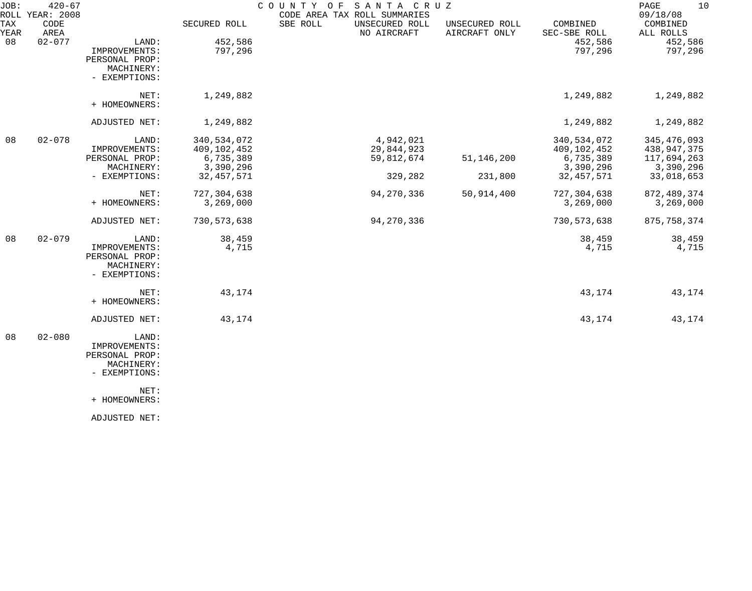JOB: 420-67 COUNTY OF SANTA CRUZ
ROLL YEAR: 2008 CODE AREA TAX ROLL SUMMARIES 09/18/08

| TAX YEAR | CODE AREA | | SECURED ROLL | SBE ROLL | UNSECURED ROLL NO AIRCRAFT | UNSECURED ROLL AIRCRAFT ONLY | COMBINED SEC-SBE ROLL | COMBINED ALL ROLLS |
|---|---|---|---|---|---|---|---|---|
| 08 | 02-077 | LAND: | 452,586 | | | | 452,586 | 452,586 |
| | | IMPROVEMENTS: | 797,296 | | | | 797,296 | 797,296 |
| | | PERSONAL PROP: | | | | | | |
| | | MACHINERY: | | | | | | |
| | | - EXEMPTIONS: | | | | | | |
| | | NET: | 1,249,882 | | | | 1,249,882 | 1,249,882 |
| | | + HOMEOWNERS: | | | | | | |
| | | ADJUSTED NET: | 1,249,882 | | | | 1,249,882 | 1,249,882 |
| 08 | 02-078 | LAND: | 340,534,072 | | 4,942,021 | | 340,534,072 | 345,476,093 |
| | | IMPROVEMENTS: | 409,102,452 | | 29,844,923 | | 409,102,452 | 438,947,375 |
| | | PERSONAL PROP: | 6,735,389 | | 59,812,674 | 51,146,200 | 6,735,389 | 117,694,263 |
| | | MACHINERY: | 3,390,296 | | | | 3,390,296 | 3,390,296 |
| | | - EXEMPTIONS: | 32,457,571 | | 329,282 | 231,800 | 32,457,571 | 33,018,653 |
| | | NET: | 727,304,638 | | 94,270,336 | 50,914,400 | 727,304,638 | 872,489,374 |
| | | + HOMEOWNERS: | 3,269,000 | | | | 3,269,000 | 3,269,000 |
| | | ADJUSTED NET: | 730,573,638 | | 94,270,336 | | 730,573,638 | 875,758,374 |
| 08 | 02-079 | LAND: | 38,459 | | | | 38,459 | 38,459 |
| | | IMPROVEMENTS: | 4,715 | | | | 4,715 | 4,715 |
| | | PERSONAL PROP: | | | | | | |
| | | MACHINERY: | | | | | | |
| | | - EXEMPTIONS: | | | | | | |
| | | NET: | 43,174 | | | | 43,174 | 43,174 |
| | | + HOMEOWNERS: | | | | | | |
| | | ADJUSTED NET: | 43,174 | | | | 43,174 | 43,174 |
| 08 | 02-080 | LAND: | | | | | | |
| | | IMPROVEMENTS: | | | | | | |
| | | PERSONAL PROP: | | | | | | |
| | | MACHINERY: | | | | | | |
| | | - EXEMPTIONS: | | | | | | |
| | | NET: | | | | | | |
| | | + HOMEOWNERS: | | | | | | |
| | | ADJUSTED NET: | | | | | | |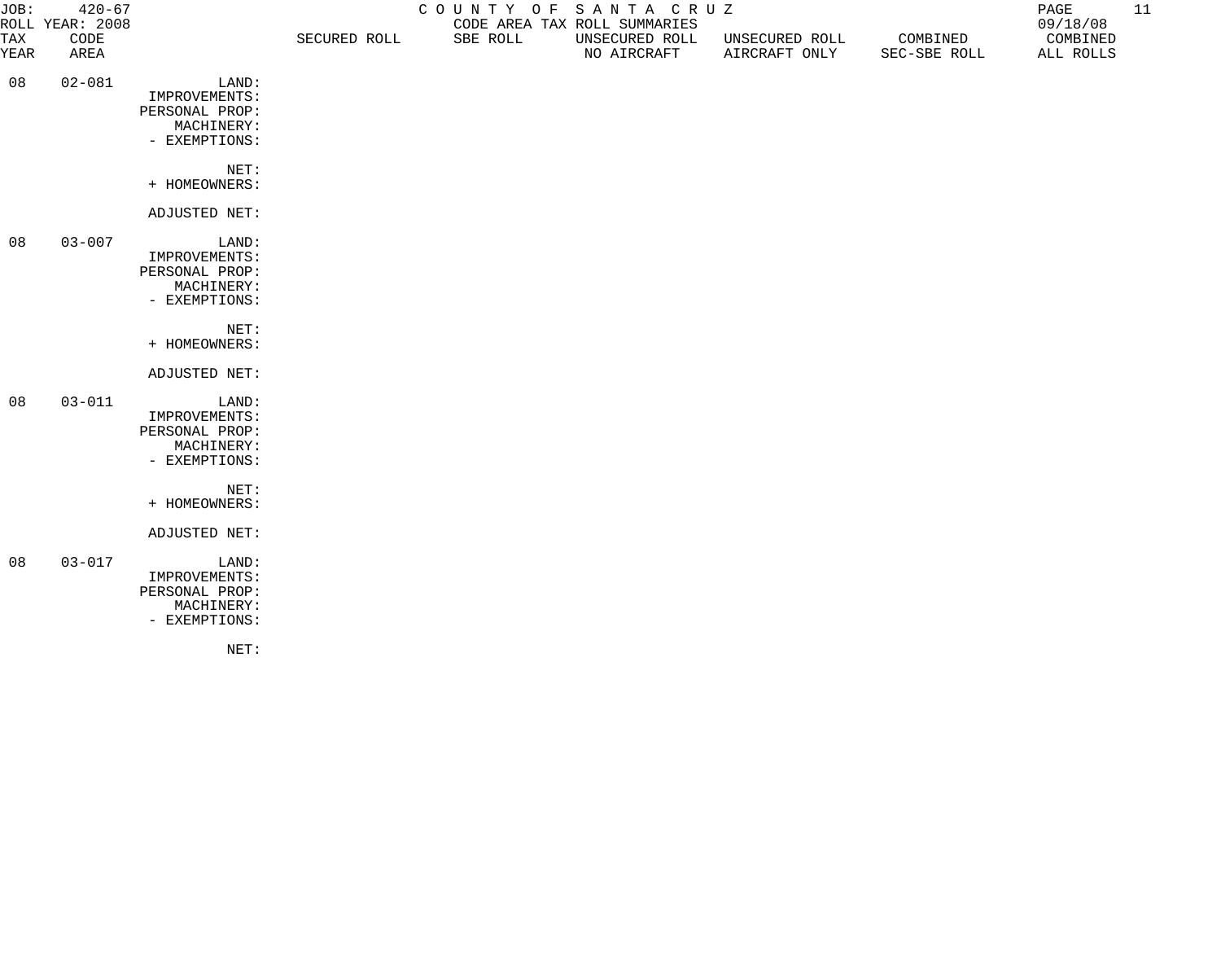JOB: 420-67
ROLL YEAR: 2008

# COUNTY OF SANTA CRUZ

CODE AREA TAX ROLL SUMMARIES

09/18/08

| TAX YEAR | CODE AREA | | SECURED ROLL | SBE ROLL | UNSECURED ROLL NO AIRCRAFT | UNSECURED ROLL AIRCRAFT ONLY | COMBINED SEC-SBE ROLL | COMBINED ALL ROLLS |
|---|---|---|---|---|---|---|---|---|
| 08 | 02-081 | LAND: | | | | | | |
| | | IMPROVEMENTS: | | | | | | |
| | | PERSONAL PROP: | | | | | | |
| | | MACHINERY: | | | | | | |
| | | - EXEMPTIONS: | | | | | | |
| | | NET: | | | | | | |
| | | + HOMEOWNERS: | | | | | | |
| | | ADJUSTED NET: | | | | | | |
| 08 | 03-007 | LAND: | | | | | | |
| | | IMPROVEMENTS: | | | | | | |
| | | PERSONAL PROP: | | | | | | |
| | | MACHINERY: | | | | | | |
| | | - EXEMPTIONS: | | | | | | |
| | | NET: | | | | | | |
| | | + HOMEOWNERS: | | | | | | |
| | | ADJUSTED NET: | | | | | | |
| 08 | 03-011 | LAND: | | | | | | |
| | | IMPROVEMENTS: | | | | | | |
| | | PERSONAL PROP: | | | | | | |
| | | MACHINERY: | | | | | | |
| | | - EXEMPTIONS: | | | | | | |
| | | NET: | | | | | | |
| | | + HOMEOWNERS: | | | | | | |
| | | ADJUSTED NET: | | | | | | |
| 08 | 03-017 | LAND: | | | | | | |
| | | IMPROVEMENTS: | | | | | | |
| | | PERSONAL PROP: | | | | | | |
| | | MACHINERY: | | | | | | |
| | | - EXEMPTIONS: | | | | | | |
| | | NET: | | | | | | |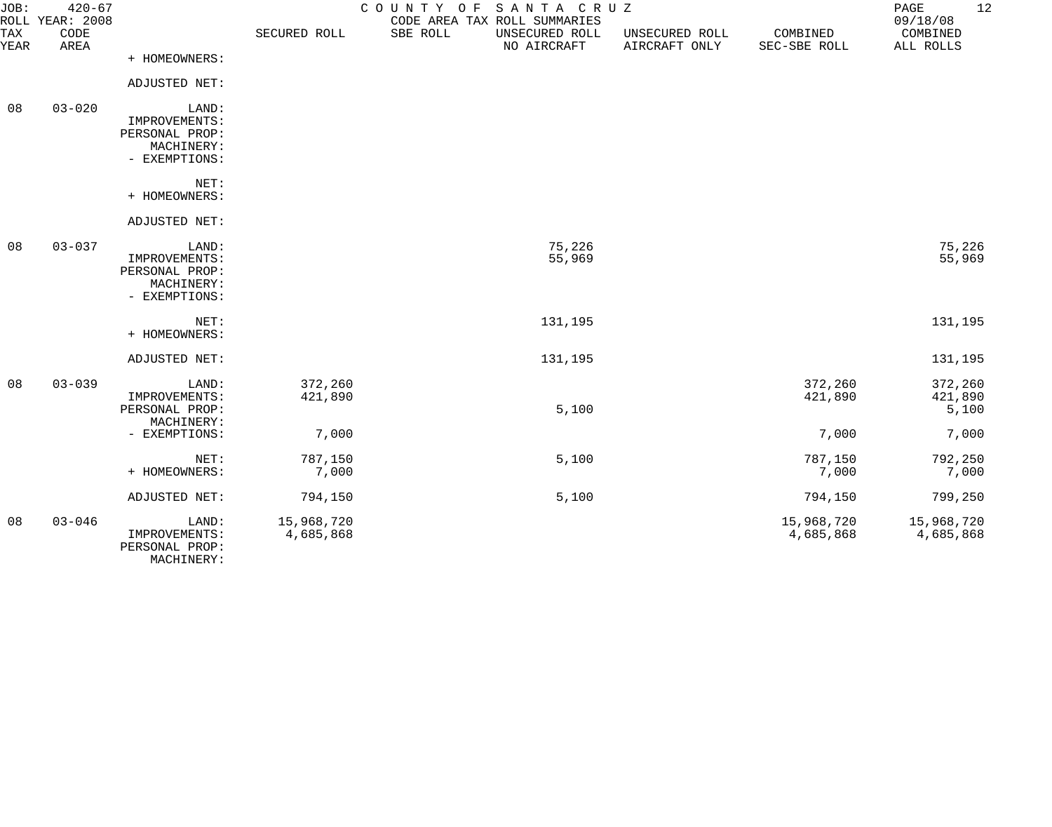| TAX YEAR | CODE AREA | | SECURED ROLL | SBE ROLL | UNSECURED ROLL NO AIRCRAFT | UNSECURED ROLL AIRCRAFT ONLY | COMBINED SEC-SBE ROLL | COMBINED ALL ROLLS |
|---|---|---|---|---|---|---|---|---|
| | | + HOMEOWNERS: | | | | | | |
| | | ADJUSTED NET: | | | | | | |
| 08 | 03-020 | LAND: | | | | | | |
| | | IMPROVEMENTS: | | | | | | |
| | | PERSONAL PROP: | | | | | | |
| | | MACHINERY: | | | | | | |
| | | - EXEMPTIONS: | | | | | | |
| | | NET: | | | | | | |
| | | + HOMEOWNERS: | | | | | | |
| | | ADJUSTED NET: | | | | | | |
| 08 | 03-037 | LAND: | | | 75,226 | | | 75,226 |
| | | IMPROVEMENTS: | | | 55,969 | | | 55,969 |
| | | PERSONAL PROP: | | | | | | |
| | | MACHINERY: | | | | | | |
| | | - EXEMPTIONS: | | | | | | |
| | | NET: | | | 131,195 | | | 131,195 |
| | | + HOMEOWNERS: | | | | | | |
| | | ADJUSTED NET: | | | 131,195 | | | 131,195 |
| 08 | 03-039 | LAND: | 372,260 | | | | 372,260 | 372,260 |
| | | IMPROVEMENTS: | 421,890 | | | | 421,890 | 421,890 |
| | | PERSONAL PROP: | | | 5,100 | | | 5,100 |
| | | MACHINERY: | | | | | | |
| | | - EXEMPTIONS: | 7,000 | | | | 7,000 | 7,000 |
| | | NET: | 787,150 | | 5,100 | | 787,150 | 792,250 |
| | | + HOMEOWNERS: | 7,000 | | | | 7,000 | 7,000 |
| | | ADJUSTED NET: | 794,150 | | 5,100 | | 794,150 | 799,250 |
| 08 | 03-046 | LAND: | 15,968,720 | | | | 15,968,720 | 15,968,720 |
| | | IMPROVEMENTS: | 4,685,868 | | | | 4,685,868 | 4,685,868 |
| | | PERSONAL PROP: | | | | | | |
| | | MACHINERY: | | | | | | |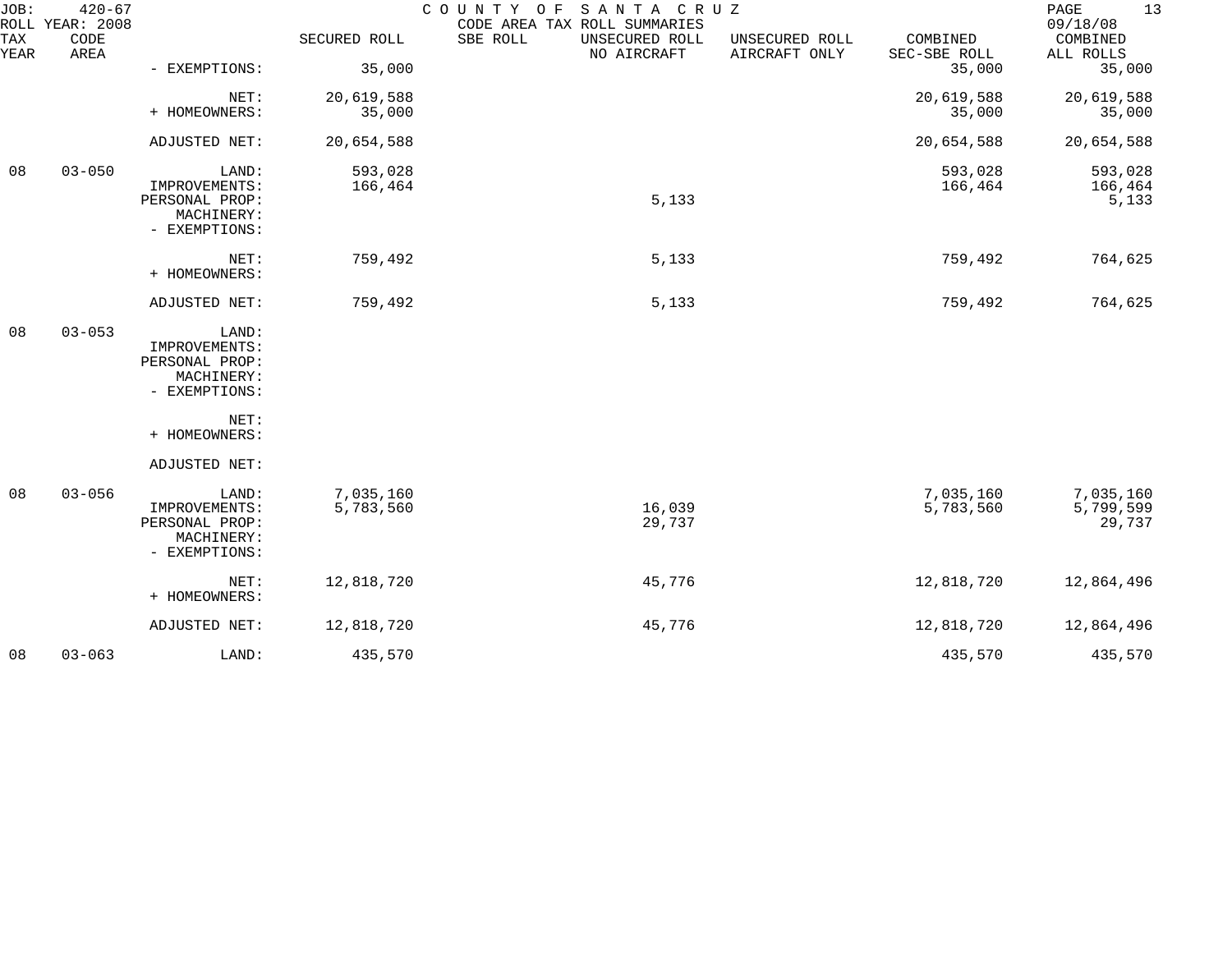JOB: 420-67 COUNTY OF SANTA CRUZ
ROLL YEAR: 2008 CODE AREA TAX ROLL SUMMARIES 09/18/08

| TAX YEAR | CODE AREA | | SECURED ROLL | SBE ROLL | UNSECURED ROLL NO AIRCRAFT | UNSECURED ROLL AIRCRAFT ONLY | COMBINED SEC-SBE ROLL | COMBINED ALL ROLLS |
|---|---|---|---|---|---|---|---|---|
| | | - EXEMPTIONS: | 35,000 | | | | 35,000 | 35,000 |
| | | NET: | 20,619,588 | | | | 20,619,588 | 20,619,588 |
| | | + HOMEOWNERS: | 35,000 | | | | 35,000 | 35,000 |
| | | ADJUSTED NET: | 20,654,588 | | | | 20,654,588 | 20,654,588 |
| 08 | 03-050 | LAND: | 593,028 | | | | 593,028 | 593,028 |
| | | IMPROVEMENTS: | 166,464 | | | | 166,464 | 166,464 |
| | | PERSONAL PROP: | | | 5,133 | | | 5,133 |
| | | MACHINERY: | | | | | | |
| | | - EXEMPTIONS: | | | | | | |
| | | NET: | 759,492 | | 5,133 | | 759,492 | 764,625 |
| | | + HOMEOWNERS: | | | | | | |
| | | ADJUSTED NET: | 759,492 | | 5,133 | | 759,492 | 764,625 |
| 08 | 03-053 | LAND: | | | | | | |
| | | IMPROVEMENTS: | | | | | | |
| | | PERSONAL PROP: | | | | | | |
| | | MACHINERY: | | | | | | |
| | | - EXEMPTIONS: | | | | | | |
| | | NET: | | | | | | |
| | | + HOMEOWNERS: | | | | | | |
| | | ADJUSTED NET: | | | | | | |
| 08 | 03-056 | LAND: | 7,035,160 | | | | 7,035,160 | 7,035,160 |
| | | IMPROVEMENTS: | 5,783,560 | | 16,039 | | 5,783,560 | 5,799,599 |
| | | PERSONAL PROP: | | | 29,737 | | | 29,737 |
| | | MACHINERY: | | | | | | |
| | | - EXEMPTIONS: | | | | | | |
| | | NET: | 12,818,720 | | 45,776 | | 12,818,720 | 12,864,496 |
| | | + HOMEOWNERS: | | | | | | |
| | | ADJUSTED NET: | 12,818,720 | | 45,776 | | 12,818,720 | 12,864,496 |
| 08 | 03-063 | LAND: | 435,570 | | | | 435,570 | 435,570 |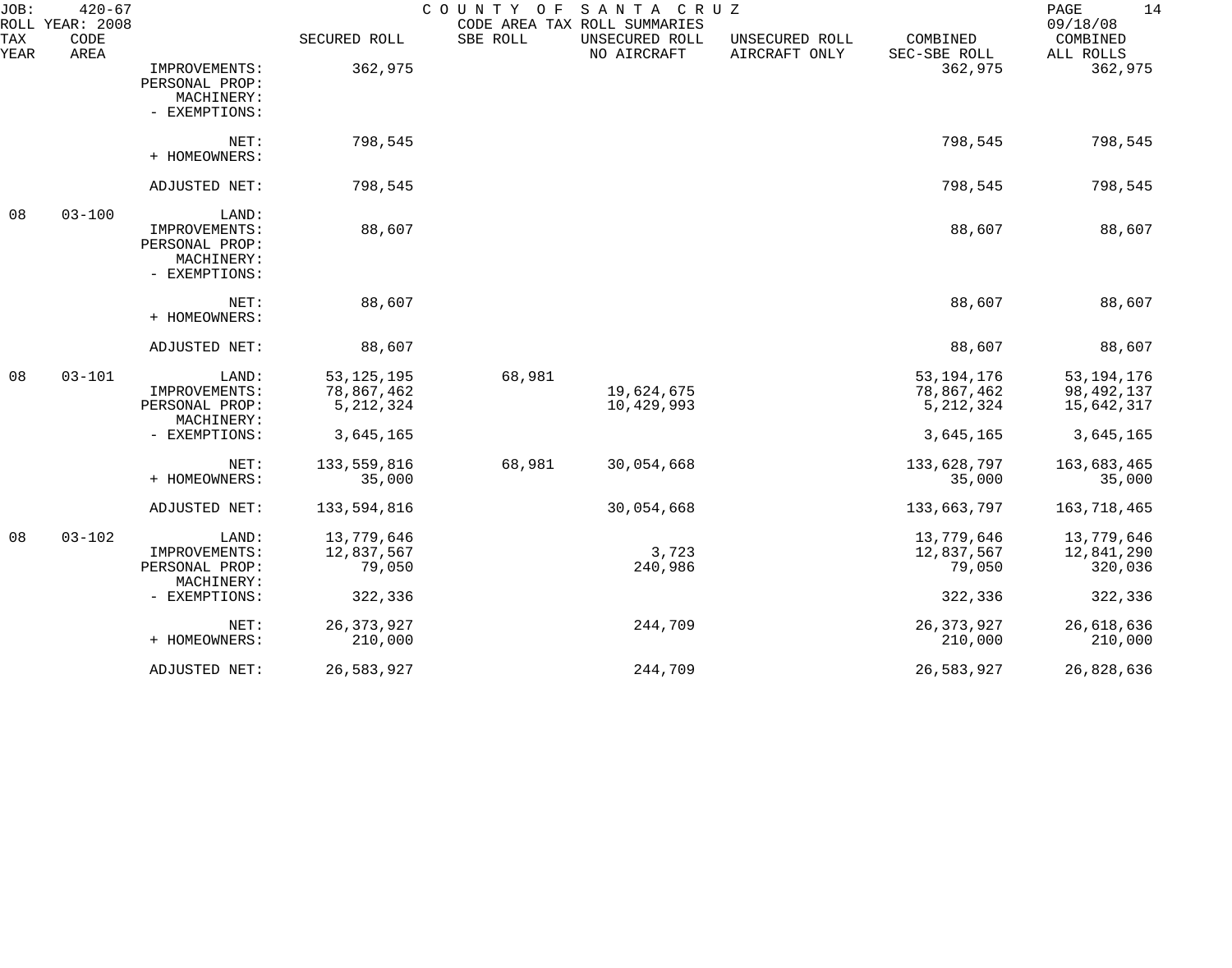JOB: 420-67 COUNTY OF SANTA CRUZ
ROLL YEAR: 2008 CODE AREA TAX ROLL SUMMARIES 09/18/08

| TAX YEAR | CODE AREA | | SECURED ROLL | SBE ROLL | UNSECURED ROLL NO AIRCRAFT | UNSECURED ROLL AIRCRAFT ONLY | COMBINED SEC-SBE ROLL | COMBINED ALL ROLLS |
|---|---|---|---|---|---|---|---|---|
| | | IMPROVEMENTS: | 362,975 | | | | 362,975 | 362,975 |
| | | PERSONAL PROP: | | | | | | |
| | | MACHINERY: | | | | | | |
| | | - EXEMPTIONS: | | | | | | |
| | | NET: | 798,545 | | | | 798,545 | 798,545 |
| | | + HOMEOWNERS: | | | | | | |
| | | ADJUSTED NET: | 798,545 | | | | 798,545 | 798,545 |
| 08 | 03-100 | LAND: | | | | | | |
| | | IMPROVEMENTS: | 88,607 | | | | 88,607 | 88,607 |
| | | PERSONAL PROP: | | | | | | |
| | | MACHINERY: | | | | | | |
| | | - EXEMPTIONS: | | | | | | |
| | | NET: | 88,607 | | | | 88,607 | 88,607 |
| | | + HOMEOWNERS: | | | | | | |
| | | ADJUSTED NET: | 88,607 | | | | 88,607 | 88,607 |
| 08 | 03-101 | LAND: | 53,125,195 | 68,981 | | | 53,194,176 | 53,194,176 |
| | | IMPROVEMENTS: | 78,867,462 | | 19,624,675 | | 78,867,462 | 98,492,137 |
| | | PERSONAL PROP: | 5,212,324 | | 10,429,993 | | 5,212,324 | 15,642,317 |
| | | MACHINERY: | | | | | | |
| | | - EXEMPTIONS: | 3,645,165 | | | | 3,645,165 | 3,645,165 |
| | | NET: | 133,559,816 | 68,981 | 30,054,668 | | 133,628,797 | 163,683,465 |
| | | + HOMEOWNERS: | 35,000 | | | | 35,000 | 35,000 |
| | | ADJUSTED NET: | 133,594,816 | | 30,054,668 | | 133,663,797 | 163,718,465 |
| 08 | 03-102 | LAND: | 13,779,646 | | | | 13,779,646 | 13,779,646 |
| | | IMPROVEMENTS: | 12,837,567 | | 3,723 | | 12,837,567 | 12,841,290 |
| | | PERSONAL PROP: | 79,050 | | 240,986 | | 79,050 | 320,036 |
| | | MACHINERY: | | | | | | |
| | | - EXEMPTIONS: | 322,336 | | | | 322,336 | 322,336 |
| | | NET: | 26,373,927 | | 244,709 | | 26,373,927 | 26,618,636 |
| | | + HOMEOWNERS: | 210,000 | | | | 210,000 | 210,000 |
| | | ADJUSTED NET: | 26,583,927 | | 244,709 | | 26,583,927 | 26,828,636 |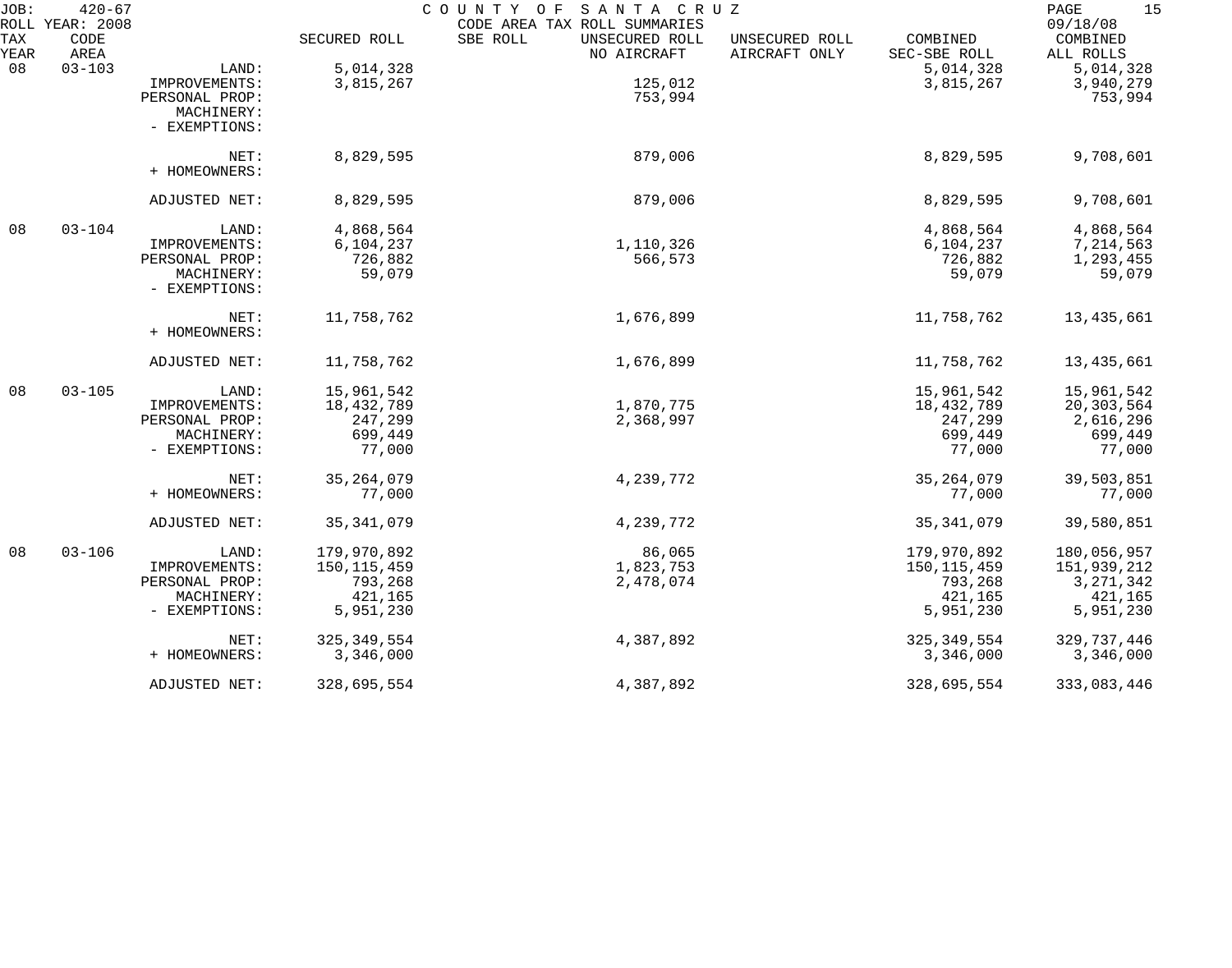JOB: 420-67 COUNTY OF SANTA CRUZ
ROLL YEAR: 2008 CODE AREA TAX ROLL SUMMARIES 09/18/08

| TAX YEAR | CODE AREA | | SECURED ROLL | SBE ROLL | UNSECURED ROLL NO AIRCRAFT | UNSECURED ROLL AIRCRAFT ONLY | COMBINED SEC-SBE ROLL | COMBINED ALL ROLLS |
|---|---|---|---|---|---|---|---|---|
| 08 | 03-103 | LAND: | 5,014,328 | | | | 5,014,328 | 5,014,328 |
| | | IMPROVEMENTS: | 3,815,267 | | 125,012 | | 3,815,267 | 3,940,279 |
| | | PERSONAL PROP: | | | 753,994 | | | 753,994 |
| | | MACHINERY: | | | | | | |
| | | - EXEMPTIONS: | | | | | | |
| | | NET: | 8,829,595 | | 879,006 | | 8,829,595 | 9,708,601 |
| | | + HOMEOWNERS: | | | | | | |
| | | ADJUSTED NET: | 8,829,595 | | 879,006 | | 8,829,595 | 9,708,601 |
| 08 | 03-104 | LAND: | 4,868,564 | | | | 4,868,564 | 4,868,564 |
| | | IMPROVEMENTS: | 6,104,237 | | 1,110,326 | | 6,104,237 | 7,214,563 |
| | | PERSONAL PROP: | 726,882 | | 566,573 | | 726,882 | 1,293,455 |
| | | MACHINERY: | 59,079 | | | | 59,079 | 59,079 |
| | | - EXEMPTIONS: | | | | | | |
| | | NET: | 11,758,762 | | 1,676,899 | | 11,758,762 | 13,435,661 |
| | | + HOMEOWNERS: | | | | | | |
| | | ADJUSTED NET: | 11,758,762 | | 1,676,899 | | 11,758,762 | 13,435,661 |
| 08 | 03-105 | LAND: | 15,961,542 | | | | 15,961,542 | 15,961,542 |
| | | IMPROVEMENTS: | 18,432,789 | | 1,870,775 | | 18,432,789 | 20,303,564 |
| | | PERSONAL PROP: | 247,299 | | 2,368,997 | | 247,299 | 2,616,296 |
| | | MACHINERY: | 699,449 | | | | 699,449 | 699,449 |
| | | - EXEMPTIONS: | 77,000 | | | | 77,000 | 77,000 |
| | | NET: | 35,264,079 | | 4,239,772 | | 35,264,079 | 39,503,851 |
| | | + HOMEOWNERS: | 77,000 | | | | 77,000 | 77,000 |
| | | ADJUSTED NET: | 35,341,079 | | 4,239,772 | | 35,341,079 | 39,580,851 |
| 08 | 03-106 | LAND: | 179,970,892 | | 86,065 | | 179,970,892 | 180,056,957 |
| | | IMPROVEMENTS: | 150,115,459 | | 1,823,753 | | 150,115,459 | 151,939,212 |
| | | PERSONAL PROP: | 793,268 | | 2,478,074 | | 793,268 | 3,271,342 |
| | | MACHINERY: | 421,165 | | | | 421,165 | 421,165 |
| | | - EXEMPTIONS: | 5,951,230 | | | | 5,951,230 | 5,951,230 |
| | | NET: | 325,349,554 | | 4,387,892 | | 325,349,554 | 329,737,446 |
| | | + HOMEOWNERS: | 3,346,000 | | | | 3,346,000 | 3,346,000 |
| | | ADJUSTED NET: | 328,695,554 | | 4,387,892 | | 328,695,554 | 333,083,446 |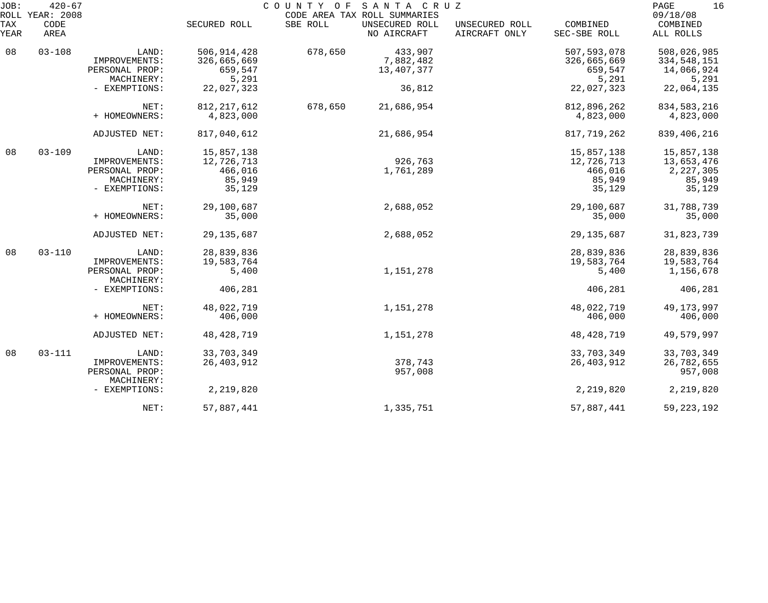JOB: 420-67 COUNTY OF SANTA CRUZ
ROLL YEAR: 2008 CODE AREA TAX ROLL SUMMARIES 09/18/08

| TAX YEAR | CODE AREA | | SECURED ROLL | SBE ROLL | UNSECURED ROLL NO AIRCRAFT | UNSECURED ROLL AIRCRAFT ONLY | COMBINED SEC-SBE ROLL | COMBINED ALL ROLLS |
|---|---|---|---|---|---|---|---|---|
| 08 | 03-108 | LAND: | 506,914,428 | 678,650 | 433,907 | | 507,593,078 | 508,026,985 |
| | | IMPROVEMENTS: | 326,665,669 | | 7,882,482 | | 326,665,669 | 334,548,151 |
| | | PERSONAL PROP: | 659,547 | | 13,407,377 | | 659,547 | 14,066,924 |
| | | MACHINERY: | 5,291 | | | | 5,291 | 5,291 |
| | | - EXEMPTIONS: | 22,027,323 | | 36,812 | | 22,027,323 | 22,064,135 |
| | | NET: | 812,217,612 | 678,650 | 21,686,954 | | 812,896,262 | 834,583,216 |
| | | + HOMEOWNERS: | 4,823,000 | | | | 4,823,000 | 4,823,000 |
| | | ADJUSTED NET: | 817,040,612 | | 21,686,954 | | 817,719,262 | 839,406,216 |
| 08 | 03-109 | LAND: | 15,857,138 | | | | 15,857,138 | 15,857,138 |
| | | IMPROVEMENTS: | 12,726,713 | | 926,763 | | 12,726,713 | 13,653,476 |
| | | PERSONAL PROP: | 466,016 | | 1,761,289 | | 466,016 | 2,227,305 |
| | | MACHINERY: | 85,949 | | | | 85,949 | 85,949 |
| | | - EXEMPTIONS: | 35,129 | | | | 35,129 | 35,129 |
| | | NET: | 29,100,687 | | 2,688,052 | | 29,100,687 | 31,788,739 |
| | | + HOMEOWNERS: | 35,000 | | | | 35,000 | 35,000 |
| | | ADJUSTED NET: | 29,135,687 | | 2,688,052 | | 29,135,687 | 31,823,739 |
| 08 | 03-110 | LAND: | 28,839,836 | | | | 28,839,836 | 28,839,836 |
| | | IMPROVEMENTS: | 19,583,764 | | | | 19,583,764 | 19,583,764 |
| | | PERSONAL PROP: | 5,400 | | 1,151,278 | | 5,400 | 1,156,678 |
| | | MACHINERY: | | | | | | |
| | | - EXEMPTIONS: | 406,281 | | | | 406,281 | 406,281 |
| | | NET: | 48,022,719 | | 1,151,278 | | 48,022,719 | 49,173,997 |
| | | + HOMEOWNERS: | 406,000 | | | | 406,000 | 406,000 |
| | | ADJUSTED NET: | 48,428,719 | | 1,151,278 | | 48,428,719 | 49,579,997 |
| 08 | 03-111 | LAND: | 33,703,349 | | | | 33,703,349 | 33,703,349 |
| | | IMPROVEMENTS: | 26,403,912 | | 378,743 | | 26,403,912 | 26,782,655 |
| | | PERSONAL PROP: | | | 957,008 | | | 957,008 |
| | | MACHINERY: | | | | | | |
| | | - EXEMPTIONS: | 2,219,820 | | | | 2,219,820 | 2,219,820 |
| | | NET: | 57,887,441 | | 1,335,751 | | 57,887,441 | 59,223,192 |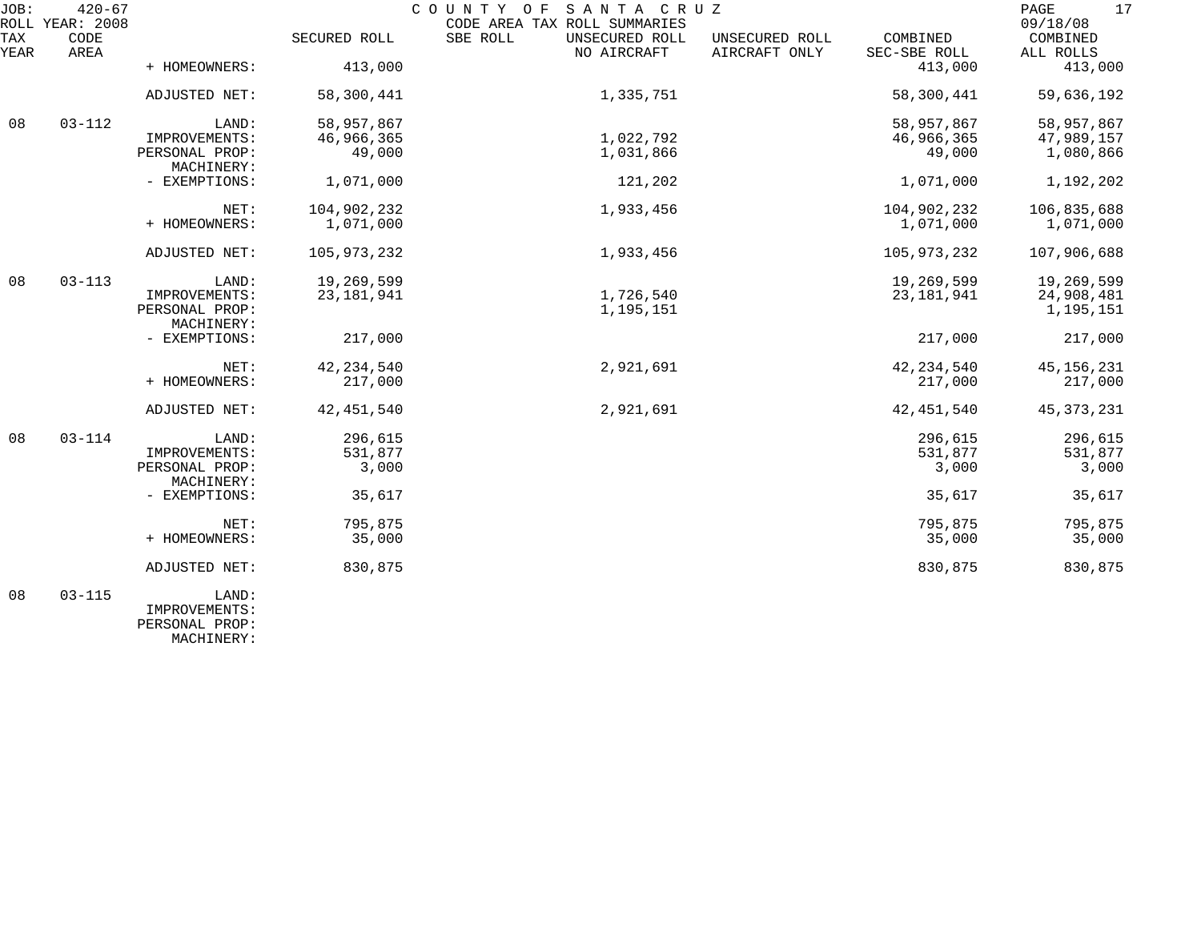JOB: 420-67 COUNTY OF SANTA CRUZ
ROLL YEAR: 2008 CODE AREA TAX ROLL SUMMARIES 09/18/08

| TAX YEAR | CODE AREA | | SECURED ROLL | SBE ROLL | UNSECURED ROLL NO AIRCRAFT | UNSECURED ROLL AIRCRAFT ONLY | COMBINED SEC-SBE ROLL | COMBINED ALL ROLLS |
|---|---|---|---|---|---|---|---|---|
| | | + HOMEOWNERS: | 413,000 | | | | 413,000 | 413,000 |
| | | ADJUSTED NET: | 58,300,441 | | 1,335,751 | | 58,300,441 | 59,636,192 |
| 08 | 03-112 | LAND: | 58,957,867 | | | | 58,957,867 | 58,957,867 |
| | | IMPROVEMENTS: | 46,966,365 | | 1,022,792 | | 46,966,365 | 47,989,157 |
| | | PERSONAL PROP: | 49,000 | | 1,031,866 | | 49,000 | 1,080,866 |
| | | MACHINERY: | | | | | | |
| | | - EXEMPTIONS: | 1,071,000 | | 121,202 | | 1,071,000 | 1,192,202 |
| | | NET: | 104,902,232 | | 1,933,456 | | 104,902,232 | 106,835,688 |
| | | + HOMEOWNERS: | 1,071,000 | | | | 1,071,000 | 1,071,000 |
| | | ADJUSTED NET: | 105,973,232 | | 1,933,456 | | 105,973,232 | 107,906,688 |
| 08 | 03-113 | LAND: | 19,269,599 | | | | 19,269,599 | 19,269,599 |
| | | IMPROVEMENTS: | 23,181,941 | | 1,726,540 | | 23,181,941 | 24,908,481 |
| | | PERSONAL PROP: | | | 1,195,151 | | | 1,195,151 |
| | | MACHINERY: | | | | | | |
| | | - EXEMPTIONS: | 217,000 | | | | 217,000 | 217,000 |
| | | NET: | 42,234,540 | | 2,921,691 | | 42,234,540 | 45,156,231 |
| | | + HOMEOWNERS: | 217,000 | | | | 217,000 | 217,000 |
| | | ADJUSTED NET: | 42,451,540 | | 2,921,691 | | 42,451,540 | 45,373,231 |
| 08 | 03-114 | LAND: | 296,615 | | | | 296,615 | 296,615 |
| | | IMPROVEMENTS: | 531,877 | | | | 531,877 | 531,877 |
| | | PERSONAL PROP: | 3,000 | | | | 3,000 | 3,000 |
| | | MACHINERY: | | | | | | |
| | | - EXEMPTIONS: | 35,617 | | | | 35,617 | 35,617 |
| | | NET: | 795,875 | | | | 795,875 | 795,875 |
| | | + HOMEOWNERS: | 35,000 | | | | 35,000 | 35,000 |
| | | ADJUSTED NET: | 830,875 | | | | 830,875 | 830,875 |
| 08 | 03-115 | LAND: | | | | | | |
| | | IMPROVEMENTS: | | | | | | |
| | | PERSONAL PROP: | | | | | | |
| | | MACHINERY: | | | | | | |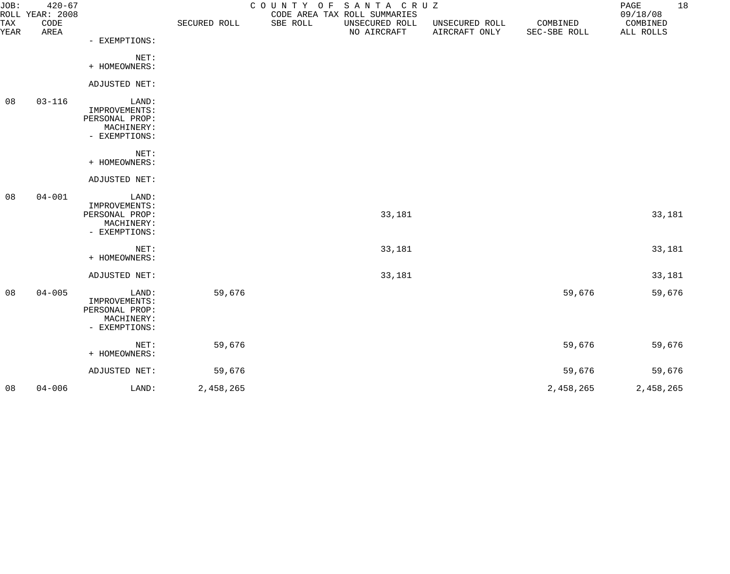JOB: 420-67 COUNTY OF SANTA CRUZ
ROLL YEAR: 2008 CODE AREA TAX ROLL SUMMARIES 09/18/08

| TAX YEAR | CODE AREA | | SECURED ROLL | SBE ROLL | UNSECURED ROLL NO AIRCRAFT | UNSECURED ROLL AIRCRAFT ONLY | COMBINED SEC-SBE ROLL | COMBINED ALL ROLLS |
|---|---|---|---|---|---|---|---|---|
| | | - EXEMPTIONS: | | | | | | |
| | | NET: | | | | | | |
| | | + HOMEOWNERS: | | | | | | |
| | | ADJUSTED NET: | | | | | | |
| 08 | 03-116 | LAND: | | | | | | |
| | | IMPROVEMENTS: | | | | | | |
| | | PERSONAL PROP: | | | | | | |
| | | MACHINERY: | | | | | | |
| | | - EXEMPTIONS: | | | | | | |
| | | NET: | | | | | | |
| | | + HOMEOWNERS: | | | | | | |
| | | ADJUSTED NET: | | | | | | |
| 08 | 04-001 | LAND: | | | | | | |
| | | IMPROVEMENTS: | | | | | | |
| | | PERSONAL PROP: | | | 33,181 | | | 33,181 |
| | | MACHINERY: | | | | | | |
| | | - EXEMPTIONS: | | | | | | |
| | | NET: | | | 33,181 | | | 33,181 |
| | | + HOMEOWNERS: | | | | | | |
| | | ADJUSTED NET: | | | 33,181 | | | 33,181 |
| 08 | 04-005 | LAND: | 59,676 | | | | 59,676 | 59,676 |
| | | IMPROVEMENTS: | | | | | | |
| | | PERSONAL PROP: | | | | | | |
| | | MACHINERY: | | | | | | |
| | | - EXEMPTIONS: | | | | | | |
| | | NET: | 59,676 | | | | 59,676 | 59,676 |
| | | + HOMEOWNERS: | | | | | | |
| | | ADJUSTED NET: | 59,676 | | | | 59,676 | 59,676 |
| 08 | 04-006 | LAND: | 2,458,265 | | | | 2,458,265 | 2,458,265 |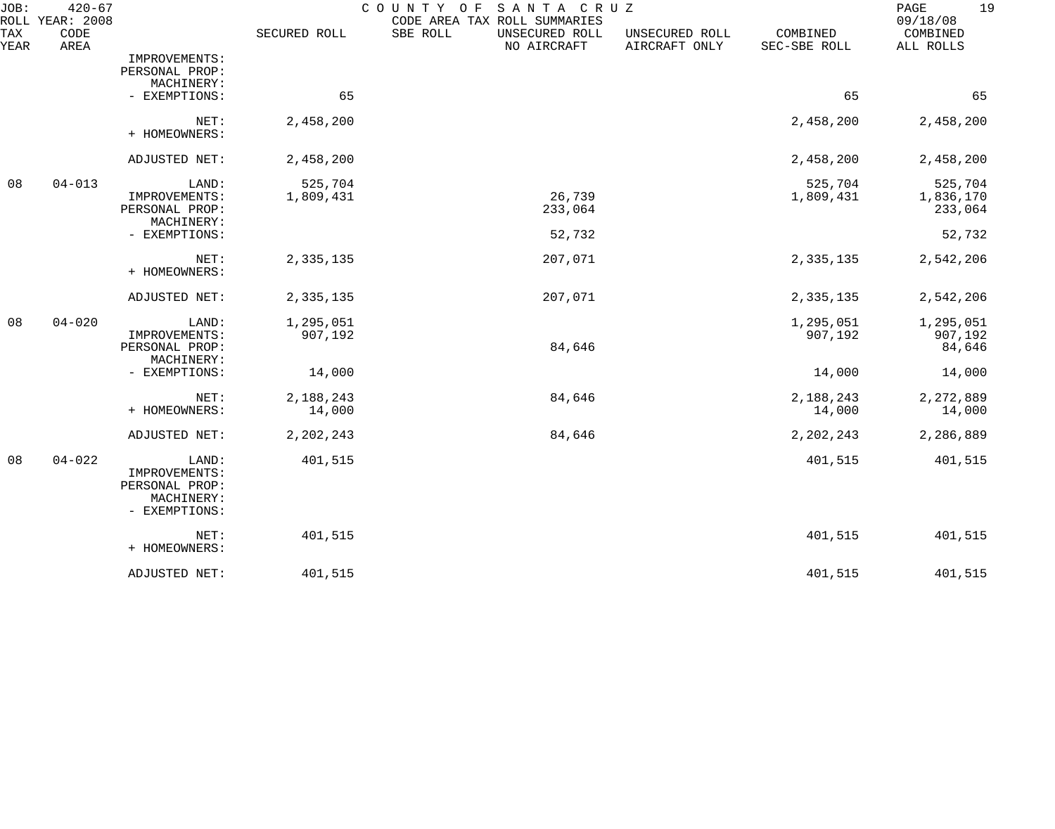JOB: 420-67 COUNTY OF SANTA CRUZ 09/18/08
ROLL YEAR: 2008 CODE AREA TAX ROLL SUMMARIES

| TAX YEAR | CODE AREA | | SECURED ROLL | SBE ROLL | UNSECURED ROLL NO AIRCRAFT | UNSECURED ROLL AIRCRAFT ONLY | COMBINED SEC-SBE ROLL | COMBINED ALL ROLLS |
|---|---|---|---|---|---|---|---|---|
| | | IMPROVEMENTS: | | | | | | |
| | | PERSONAL PROP: | | | | | | |
| | | MACHINERY: | | | | | | |
| | | - EXEMPTIONS: | 65 | | | | 65 | 65 |
| | | NET: | 2,458,200 | | | | 2,458,200 | 2,458,200 |
| | | + HOMEOWNERS: | | | | | | |
| | | ADJUSTED NET: | 2,458,200 | | | | 2,458,200 | 2,458,200 |
| 08 | 04-013 | LAND: | 525,704 | | | | 525,704 | 525,704 |
| | | IMPROVEMENTS: | 1,809,431 | | 26,739 | | 1,809,431 | 1,836,170 |
| | | PERSONAL PROP: | | | 233,064 | | | 233,064 |
| | | MACHINERY: | | | | | | |
| | | - EXEMPTIONS: | | | 52,732 | | | 52,732 |
| | | NET: | 2,335,135 | | 207,071 | | 2,335,135 | 2,542,206 |
| | | + HOMEOWNERS: | | | | | | |
| | | ADJUSTED NET: | 2,335,135 | | 207,071 | | 2,335,135 | 2,542,206 |
| 08 | 04-020 | LAND: | 1,295,051 | | | | 1,295,051 | 1,295,051 |
| | | IMPROVEMENTS: | 907,192 | | | | 907,192 | 907,192 |
| | | PERSONAL PROP: | | | 84,646 | | | 84,646 |
| | | MACHINERY: | | | | | | |
| | | - EXEMPTIONS: | 14,000 | | | | 14,000 | 14,000 |
| | | NET: | 2,188,243 | | 84,646 | | 2,188,243 | 2,272,889 |
| | | + HOMEOWNERS: | 14,000 | | | | 14,000 | 14,000 |
| | | ADJUSTED NET: | 2,202,243 | | 84,646 | | 2,202,243 | 2,286,889 |
| 08 | 04-022 | LAND: | 401,515 | | | | 401,515 | 401,515 |
| | | IMPROVEMENTS: | | | | | | |
| | | PERSONAL PROP: | | | | | | |
| | | MACHINERY: | | | | | | |
| | | - EXEMPTIONS: | | | | | | |
| | | NET: | 401,515 | | | | 401,515 | 401,515 |
| | | + HOMEOWNERS: | | | | | | |
| | | ADJUSTED NET: | 401,515 | | | | 401,515 | 401,515 |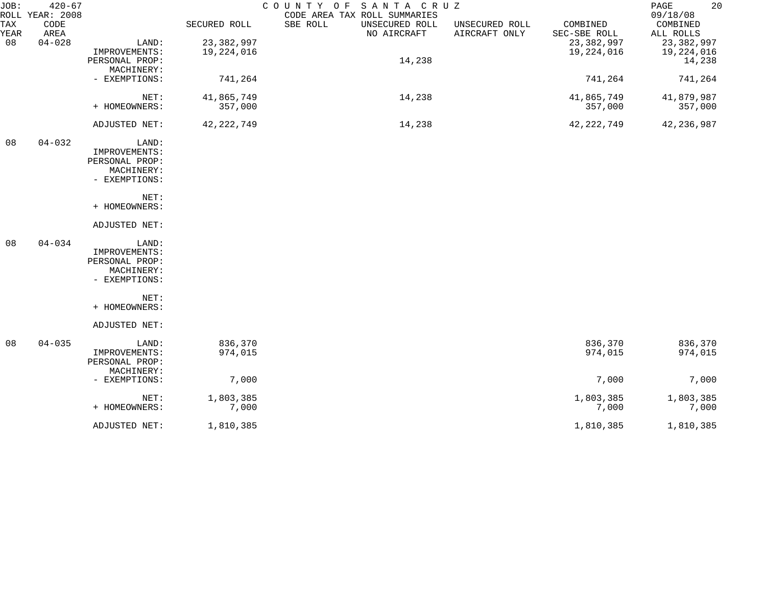JOB: 420-67 COUNTY OF SANTA CRUZ
ROLL YEAR: 2008 CODE AREA TAX ROLL SUMMARIES 09/18/08

| TAX YEAR | CODE AREA | | SECURED ROLL | SBE ROLL | UNSECURED ROLL NO AIRCRAFT | UNSECURED ROLL AIRCRAFT ONLY | COMBINED SEC-SBE ROLL | COMBINED ALL ROLLS |
|---|---|---|---|---|---|---|---|---|
| 08 | 04-028 | LAND: | 23,382,997 | | | | 23,382,997 | 23,382,997 |
| | | IMPROVEMENTS: | 19,224,016 | | | | 19,224,016 | 19,224,016 |
| | | PERSONAL PROP: | | | 14,238 | | | 14,238 |
| | | MACHINERY: | | | | | | |
| | | - EXEMPTIONS: | 741,264 | | | | 741,264 | 741,264 |
| | | NET: | 41,865,749 | | 14,238 | | 41,865,749 | 41,879,987 |
| | | + HOMEOWNERS: | 357,000 | | | | 357,000 | 357,000 |
| | | ADJUSTED NET: | 42,222,749 | | 14,238 | | 42,222,749 | 42,236,987 |
| 08 | 04-032 | LAND: | | | | | | |
| | | IMPROVEMENTS: | | | | | | |
| | | PERSONAL PROP: | | | | | | |
| | | MACHINERY: | | | | | | |
| | | - EXEMPTIONS: | | | | | | |
| | | NET: | | | | | | |
| | | + HOMEOWNERS: | | | | | | |
| | | ADJUSTED NET: | | | | | | |
| 08 | 04-034 | LAND: | | | | | | |
| | | IMPROVEMENTS: | | | | | | |
| | | PERSONAL PROP: | | | | | | |
| | | MACHINERY: | | | | | | |
| | | - EXEMPTIONS: | | | | | | |
| | | NET: | | | | | | |
| | | + HOMEOWNERS: | | | | | | |
| | | ADJUSTED NET: | | | | | | |
| 08 | 04-035 | LAND: | 836,370 | | | | 836,370 | 836,370 |
| | | IMPROVEMENTS: | 974,015 | | | | 974,015 | 974,015 |
| | | PERSONAL PROP: | | | | | | |
| | | MACHINERY: | | | | | | |
| | | - EXEMPTIONS: | 7,000 | | | | 7,000 | 7,000 |
| | | NET: | 1,803,385 | | | | 1,803,385 | 1,803,385 |
| | | + HOMEOWNERS: | 7,000 | | | | 7,000 | 7,000 |
| | | ADJUSTED NET: | 1,810,385 | | | | 1,810,385 | 1,810,385 |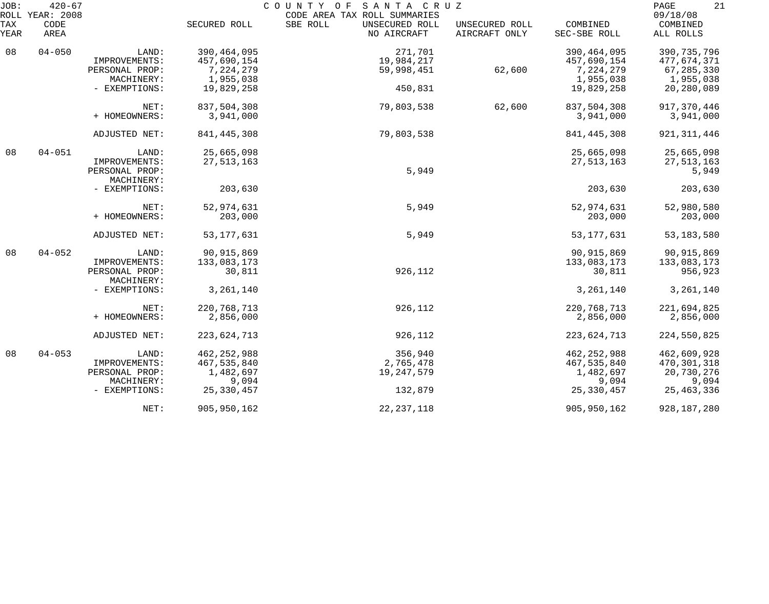JOB: 420-67 COUNTY OF SANTA CRUZ PAGE 21
ROLL YEAR: 2008 CODE AREA TAX ROLL SUMMARIES 09/18/08

| TAX YEAR | CODE AREA | | SECURED ROLL | SBE ROLL | UNSECURED ROLL NO AIRCRAFT | UNSECURED ROLL AIRCRAFT ONLY | COMBINED SEC-SBE ROLL | COMBINED ALL ROLLS |
|---|---|---|---|---|---|---|---|---|
| 08 | 04-050 | LAND: | 390,464,095 | | 271,701 | | 390,464,095 | 390,735,796 |
| | | IMPROVEMENTS: | 457,690,154 | | 19,984,217 | | 457,690,154 | 477,674,371 |
| | | PERSONAL PROP: | 7,224,279 | | 59,998,451 | 62,600 | 7,224,279 | 67,285,330 |
| | | MACHINERY: | 1,955,038 | | | | 1,955,038 | 1,955,038 |
| | | - EXEMPTIONS: | 19,829,258 | | 450,831 | | 19,829,258 | 20,280,089 |
| | | NET: | 837,504,308 | | 79,803,538 | 62,600 | 837,504,308 | 917,370,446 |
| | | + HOMEOWNERS: | 3,941,000 | | | | 3,941,000 | 3,941,000 |
| | | ADJUSTED NET: | 841,445,308 | | 79,803,538 | | 841,445,308 | 921,311,446 |
| 08 | 04-051 | LAND: | 25,665,098 | | | | 25,665,098 | 25,665,098 |
| | | IMPROVEMENTS: | 27,513,163 | | | | 27,513,163 | 27,513,163 |
| | | PERSONAL PROP: | | | 5,949 | | | 5,949 |
| | | MACHINERY: | | | | | | |
| | | - EXEMPTIONS: | 203,630 | | | | 203,630 | 203,630 |
| | | NET: | 52,974,631 | | 5,949 | | 52,974,631 | 52,980,580 |
| | | + HOMEOWNERS: | 203,000 | | | | 203,000 | 203,000 |
| | | ADJUSTED NET: | 53,177,631 | | 5,949 | | 53,177,631 | 53,183,580 |
| 08 | 04-052 | LAND: | 90,915,869 | | | | 90,915,869 | 90,915,869 |
| | | IMPROVEMENTS: | 133,083,173 | | | | 133,083,173 | 133,083,173 |
| | | PERSONAL PROP: | 30,811 | | 926,112 | | 30,811 | 956,923 |
| | | MACHINERY: | | | | | | |
| | | - EXEMPTIONS: | 3,261,140 | | | | 3,261,140 | 3,261,140 |
| | | NET: | 220,768,713 | | 926,112 | | 220,768,713 | 221,694,825 |
| | | + HOMEOWNERS: | 2,856,000 | | | | 2,856,000 | 2,856,000 |
| | | ADJUSTED NET: | 223,624,713 | | 926,112 | | 223,624,713 | 224,550,825 |
| 08 | 04-053 | LAND: | 462,252,988 | | 356,940 | | 462,252,988 | 462,609,928 |
| | | IMPROVEMENTS: | 467,535,840 | | 2,765,478 | | 467,535,840 | 470,301,318 |
| | | PERSONAL PROP: | 1,482,697 | | 19,247,579 | | 1,482,697 | 20,730,276 |
| | | MACHINERY: | 9,094 | | | | 9,094 | 9,094 |
| | | - EXEMPTIONS: | 25,330,457 | | 132,879 | | 25,330,457 | 25,463,336 |
| | | NET: | 905,950,162 | | 22,237,118 | | 905,950,162 | 928,187,280 |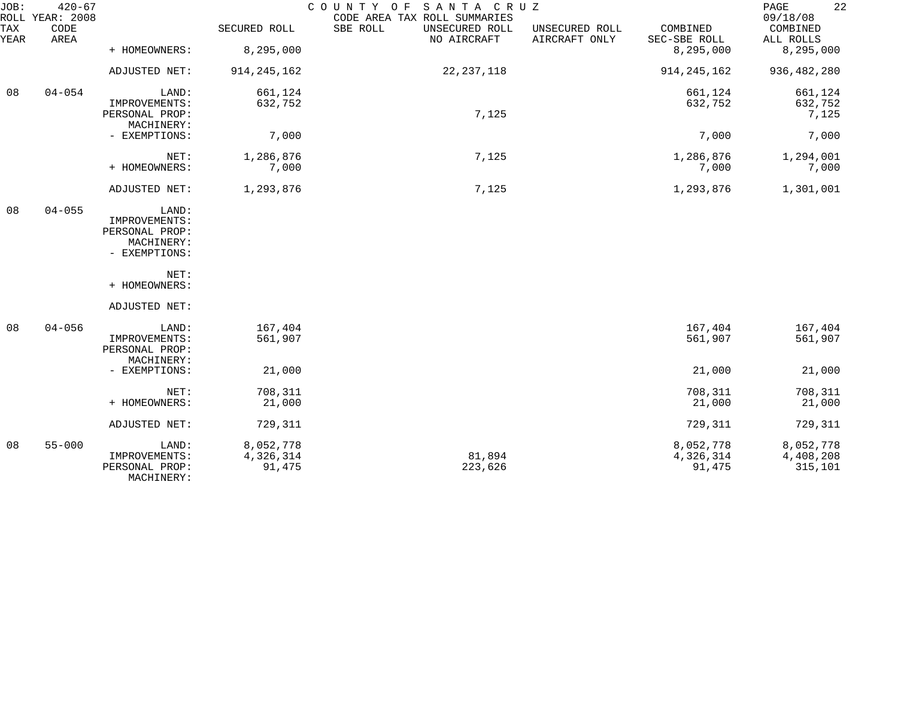JOB: 420-67 COUNTY OF SANTA CRUZ 09/18/08
ROLL YEAR: 2008 CODE AREA TAX ROLL SUMMARIES

| TAX YEAR | CODE AREA | | SECURED ROLL | SBE ROLL | UNSECURED ROLL NO AIRCRAFT | UNSECURED ROLL AIRCRAFT ONLY | COMBINED SEC-SBE ROLL | COMBINED ALL ROLLS |
|---|---|---|---|---|---|---|---|---|
| | | + HOMEOWNERS: | 8,295,000 | | | | 8,295,000 | 8,295,000 |
| | | ADJUSTED NET: | 914,245,162 | | 22,237,118 | | 914,245,162 | 936,482,280 |
| 08 | 04-054 | LAND: | 661,124 | | | | 661,124 | 661,124 |
| | | IMPROVEMENTS: | 632,752 | | | | 632,752 | 632,752 |
| | | PERSONAL PROP: | | | 7,125 | | | 7,125 |
| | | MACHINERY: | | | | | | |
| | | - EXEMPTIONS: | 7,000 | | | | 7,000 | 7,000 |
| | | NET: | 1,286,876 | | 7,125 | | 1,286,876 | 1,294,001 |
| | | + HOMEOWNERS: | 7,000 | | | | 7,000 | 7,000 |
| | | ADJUSTED NET: | 1,293,876 | | 7,125 | | 1,293,876 | 1,301,001 |
| 08 | 04-055 | LAND: | | | | | | |
| | | IMPROVEMENTS: | | | | | | |
| | | PERSONAL PROP: | | | | | | |
| | | MACHINERY: | | | | | | |
| | | - EXEMPTIONS: | | | | | | |
| | | NET: | | | | | | |
| | | + HOMEOWNERS: | | | | | | |
| | | ADJUSTED NET: | | | | | | |
| 08 | 04-056 | LAND: | 167,404 | | | | 167,404 | 167,404 |
| | | IMPROVEMENTS: | 561,907 | | | | 561,907 | 561,907 |
| | | PERSONAL PROP: | | | | | | |
| | | MACHINERY: | | | | | | |
| | | - EXEMPTIONS: | 21,000 | | | | 21,000 | 21,000 |
| | | NET: | 708,311 | | | | 708,311 | 708,311 |
| | | + HOMEOWNERS: | 21,000 | | | | 21,000 | 21,000 |
| | | ADJUSTED NET: | 729,311 | | | | 729,311 | 729,311 |
| 08 | 55-000 | LAND: | 8,052,778 | | | | 8,052,778 | 8,052,778 |
| | | IMPROVEMENTS: | 4,326,314 | | 81,894 | | 4,326,314 | 4,408,208 |
| | | PERSONAL PROP: | 91,475 | | 223,626 | | 91,475 | 315,101 |
| | | MACHINERY: | | | | | | |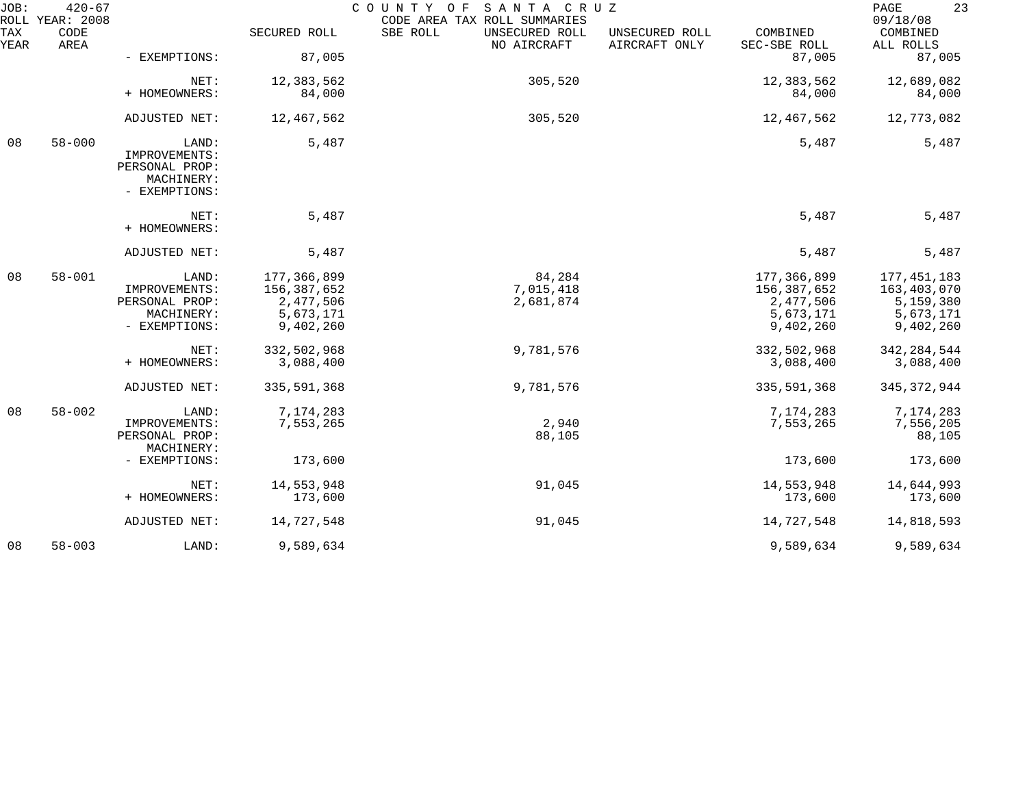JOB: 420-67 COUNTY OF SANTA CRUZ 09/18/08
ROLL YEAR: 2008 CODE AREA TAX ROLL SUMMARIES

| TAX YEAR | CODE AREA | | SECURED ROLL | SBE ROLL | UNSECURED ROLL NO AIRCRAFT | UNSECURED ROLL AIRCRAFT ONLY | COMBINED SEC-SBE ROLL | COMBINED ALL ROLLS |
|---|---|---|---|---|---|---|---|---|
| | | - EXEMPTIONS: | 87,005 | | | | 87,005 | 87,005 |
| | | NET: | 12,383,562 | | 305,520 | | 12,383,562 | 12,689,082 |
| | | + HOMEOWNERS: | 84,000 | | | | 84,000 | 84,000 |
| | | ADJUSTED NET: | 12,467,562 | | 305,520 | | 12,467,562 | 12,773,082 |
| 08 | 58-000 | LAND: | 5,487 | | | | 5,487 | 5,487 |
| | | IMPROVEMENTS: | | | | | | |
| | | PERSONAL PROP: | | | | | | |
| | | MACHINERY: | | | | | | |
| | | - EXEMPTIONS: | | | | | | |
| | | NET: | 5,487 | | | | 5,487 | 5,487 |
| | | + HOMEOWNERS: | | | | | | |
| | | ADJUSTED NET: | 5,487 | | | | 5,487 | 5,487 |
| 08 | 58-001 | LAND: | 177,366,899 | | 84,284 | | 177,366,899 | 177,451,183 |
| | | IMPROVEMENTS: | 156,387,652 | | 7,015,418 | | 156,387,652 | 163,403,070 |
| | | PERSONAL PROP: | 2,477,506 | | 2,681,874 | | 2,477,506 | 5,159,380 |
| | | MACHINERY: | 5,673,171 | | | | 5,673,171 | 5,673,171 |
| | | - EXEMPTIONS: | 9,402,260 | | | | 9,402,260 | 9,402,260 |
| | | NET: | 332,502,968 | | 9,781,576 | | 332,502,968 | 342,284,544 |
| | | + HOMEOWNERS: | 3,088,400 | | | | 3,088,400 | 3,088,400 |
| | | ADJUSTED NET: | 335,591,368 | | 9,781,576 | | 335,591,368 | 345,372,944 |
| 08 | 58-002 | LAND: | 7,174,283 | | | | 7,174,283 | 7,174,283 |
| | | IMPROVEMENTS: | 7,553,265 | | 2,940 | | 7,553,265 | 7,556,205 |
| | | PERSONAL PROP: | | | 88,105 | | | 88,105 |
| | | MACHINERY: | | | | | | |
| | | - EXEMPTIONS: | 173,600 | | | | 173,600 | 173,600 |
| | | NET: | 14,553,948 | | 91,045 | | 14,553,948 | 14,644,993 |
| | | + HOMEOWNERS: | 173,600 | | | | 173,600 | 173,600 |
| | | ADJUSTED NET: | 14,727,548 | | 91,045 | | 14,727,548 | 14,818,593 |
| 08 | 58-003 | LAND: | 9,589,634 | | | | 9,589,634 | 9,589,634 |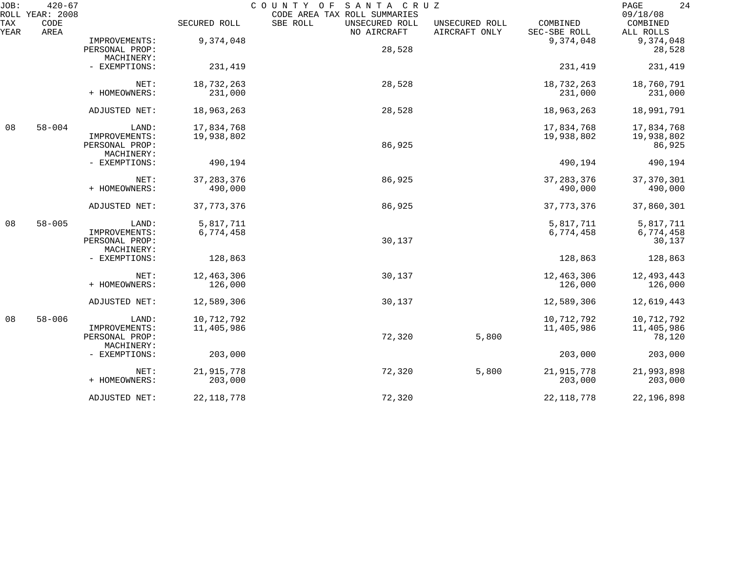| TAX YEAR | CODE AREA | | SECURED ROLL | SBE ROLL | UNSECURED ROLL NO AIRCRAFT | UNSECURED ROLL AIRCRAFT ONLY | COMBINED SEC-SBE ROLL | COMBINED ALL ROLLS |
|---|---|---|---|---|---|---|---|---|
| | | IMPROVEMENTS: | 9,374,048 | | | | 9,374,048 | 9,374,048 |
| | | PERSONAL PROP: | | | 28,528 | | | 28,528 |
| | | MACHINERY: | | | | | | |
| | | - EXEMPTIONS: | 231,419 | | | | 231,419 | 231,419 |
| | | NET: | 18,732,263 | | 28,528 | | 18,732,263 | 18,760,791 |
| | | + HOMEOWNERS: | 231,000 | | | | 231,000 | 231,000 |
| | | ADJUSTED NET: | 18,963,263 | | 28,528 | | 18,963,263 | 18,991,791 |
| 08 | 58-004 | LAND: | 17,834,768 | | | | 17,834,768 | 17,834,768 |
| | | IMPROVEMENTS: | 19,938,802 | | | | 19,938,802 | 19,938,802 |
| | | PERSONAL PROP: | | | 86,925 | | | 86,925 |
| | | MACHINERY: | | | | | | |
| | | - EXEMPTIONS: | 490,194 | | | | 490,194 | 490,194 |
| | | NET: | 37,283,376 | | 86,925 | | 37,283,376 | 37,370,301 |
| | | + HOMEOWNERS: | 490,000 | | | | 490,000 | 490,000 |
| | | ADJUSTED NET: | 37,773,376 | | 86,925 | | 37,773,376 | 37,860,301 |
| 08 | 58-005 | LAND: | 5,817,711 | | | | 5,817,711 | 5,817,711 |
| | | IMPROVEMENTS: | 6,774,458 | | | | 6,774,458 | 6,774,458 |
| | | PERSONAL PROP: | | | 30,137 | | | 30,137 |
| | | MACHINERY: | | | | | | |
| | | - EXEMPTIONS: | 128,863 | | | | 128,863 | 128,863 |
| | | NET: | 12,463,306 | | 30,137 | | 12,463,306 | 12,493,443 |
| | | + HOMEOWNERS: | 126,000 | | | | 126,000 | 126,000 |
| | | ADJUSTED NET: | 12,589,306 | | 30,137 | | 12,589,306 | 12,619,443 |
| 08 | 58-006 | LAND: | 10,712,792 | | | | 10,712,792 | 10,712,792 |
| | | IMPROVEMENTS: | 11,405,986 | | | | 11,405,986 | 11,405,986 |
| | | PERSONAL PROP: | | | 72,320 | 5,800 | | 78,120 |
| | | MACHINERY: | | | | | | |
| | | - EXEMPTIONS: | 203,000 | | | | 203,000 | 203,000 |
| | | NET: | 21,915,778 | | 72,320 | 5,800 | 21,915,778 | 21,993,898 |
| | | + HOMEOWNERS: | 203,000 | | | | 203,000 | 203,000 |
| | | ADJUSTED NET: | 22,118,778 | | 72,320 | | 22,118,778 | 22,196,898 |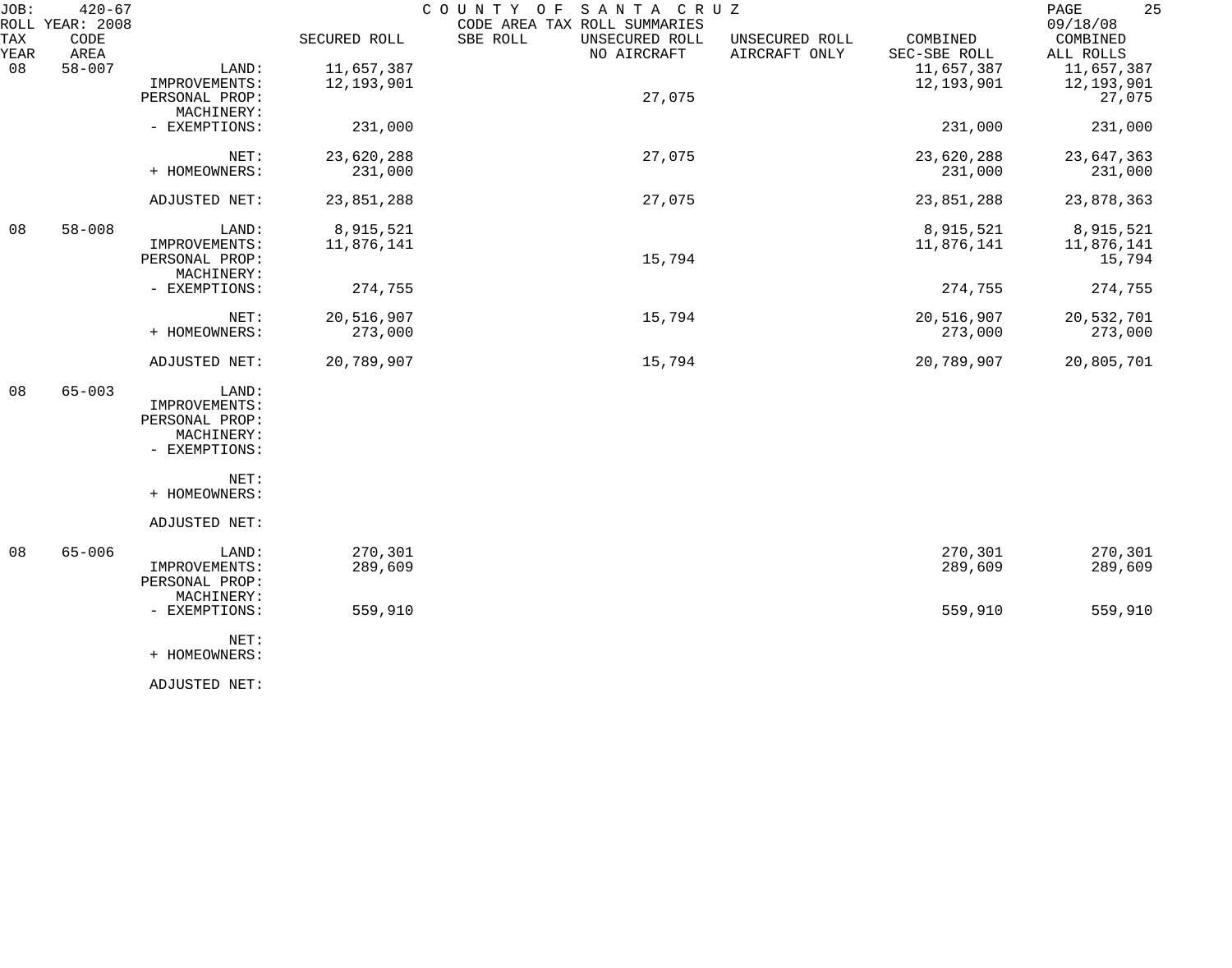JOB: 420-67 COUNTY OF SANTA CRUZ
ROLL YEAR: 2008 CODE AREA TAX ROLL SUMMARIES 09/18/08

| TAX YEAR | CODE AREA | | SECURED ROLL | SBE ROLL | UNSECURED ROLL NO AIRCRAFT | UNSECURED ROLL AIRCRAFT ONLY | COMBINED SEC-SBE ROLL | COMBINED ALL ROLLS |
|---|---|---|---|---|---|---|---|---|
| 08 | 58-007 | LAND: | 11,657,387 | | | | 11,657,387 | 11,657,387 |
| | | IMPROVEMENTS: | 12,193,901 | | | | 12,193,901 | 12,193,901 |
| | | PERSONAL PROP: | | | 27,075 | | | 27,075 |
| | | MACHINERY: | | | | | | |
| | | - EXEMPTIONS: | 231,000 | | | | 231,000 | 231,000 |
| | | NET: | 23,620,288 | | 27,075 | | 23,620,288 | 23,647,363 |
| | | + HOMEOWNERS: | 231,000 | | | | 231,000 | 231,000 |
| | | ADJUSTED NET: | 23,851,288 | | 27,075 | | 23,851,288 | 23,878,363 |
| 08 | 58-008 | LAND: | 8,915,521 | | | | 8,915,521 | 8,915,521 |
| | | IMPROVEMENTS: | 11,876,141 | | | | 11,876,141 | 11,876,141 |
| | | PERSONAL PROP: | | | 15,794 | | | 15,794 |
| | | MACHINERY: | | | | | | |
| | | - EXEMPTIONS: | 274,755 | | | | 274,755 | 274,755 |
| | | NET: | 20,516,907 | | 15,794 | | 20,516,907 | 20,532,701 |
| | | + HOMEOWNERS: | 273,000 | | | | 273,000 | 273,000 |
| | | ADJUSTED NET: | 20,789,907 | | 15,794 | | 20,789,907 | 20,805,701 |
| 08 | 65-003 | LAND: | | | | | | |
| | | IMPROVEMENTS: | | | | | | |
| | | PERSONAL PROP: | | | | | | |
| | | MACHINERY: | | | | | | |
| | | - EXEMPTIONS: | | | | | | |
| | | NET: | | | | | | |
| | | + HOMEOWNERS: | | | | | | |
| | | ADJUSTED NET: | | | | | | |
| 08 | 65-006 | LAND: | 270,301 | | | | 270,301 | 270,301 |
| | | IMPROVEMENTS: | 289,609 | | | | 289,609 | 289,609 |
| | | PERSONAL PROP: | | | | | | |
| | | MACHINERY: | | | | | | |
| | | - EXEMPTIONS: | 559,910 | | | | 559,910 | 559,910 |
| | | NET: | | | | | | |
| | | + HOMEOWNERS: | | | | | | |
| | | ADJUSTED NET: | | | | | | |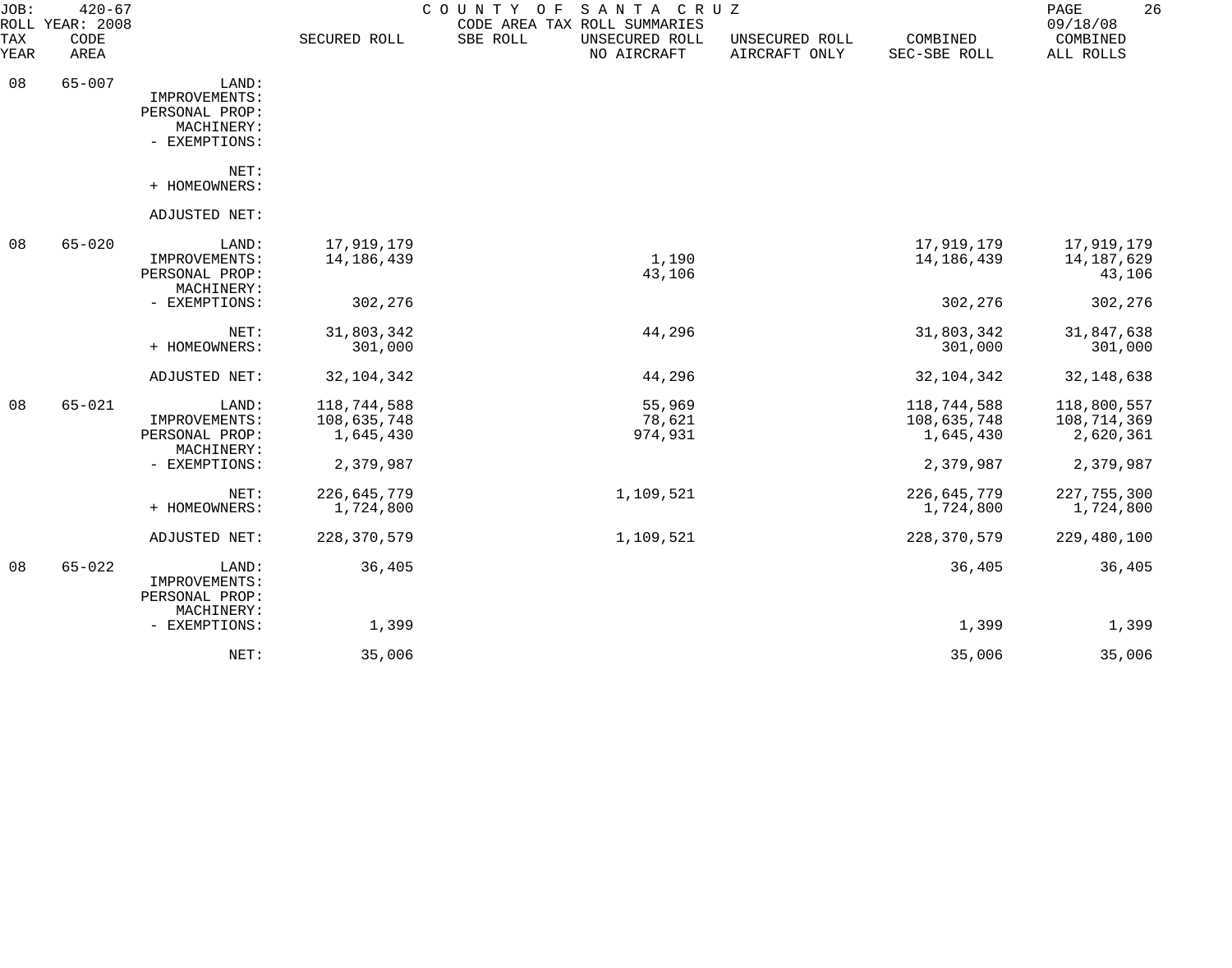JOB: 420-67 COUNTY OF SANTA CRUZ
ROLL YEAR: 2008 CODE AREA TAX ROLL SUMMARIES 09/18/08

| TAX YEAR | CODE AREA | | SECURED ROLL | SBE ROLL | UNSECURED ROLL NO AIRCRAFT | UNSECURED ROLL AIRCRAFT ONLY | COMBINED SEC-SBE ROLL | COMBINED ALL ROLLS |
|---|---|---|---|---|---|---|---|---|
| 08 | 65-007 | LAND: | | | | | | |
| | | IMPROVEMENTS: | | | | | | |
| | | PERSONAL PROP: | | | | | | |
| | | MACHINERY: | | | | | | |
| | | - EXEMPTIONS: | | | | | | |
| | | NET: | | | | | | |
| | | + HOMEOWNERS: | | | | | | |
| | | ADJUSTED NET: | | | | | | |
| 08 | 65-020 | LAND: | 17,919,179 | | | | 17,919,179 | 17,919,179 |
| | | IMPROVEMENTS: | 14,186,439 | | 1,190 | | 14,186,439 | 14,187,629 |
| | | PERSONAL PROP: | | | 43,106 | | | 43,106 |
| | | MACHINERY: | | | | | | |
| | | - EXEMPTIONS: | 302,276 | | | | 302,276 | 302,276 |
| | | NET: | 31,803,342 | | 44,296 | | 31,803,342 | 31,847,638 |
| | | + HOMEOWNERS: | 301,000 | | | | 301,000 | 301,000 |
| | | ADJUSTED NET: | 32,104,342 | | 44,296 | | 32,104,342 | 32,148,638 |
| 08 | 65-021 | LAND: | 118,744,588 | | 55,969 | | 118,744,588 | 118,800,557 |
| | | IMPROVEMENTS: | 108,635,748 | | 78,621 | | 108,635,748 | 108,714,369 |
| | | PERSONAL PROP: | 1,645,430 | | 974,931 | | 1,645,430 | 2,620,361 |
| | | MACHINERY: | | | | | | |
| | | - EXEMPTIONS: | 2,379,987 | | | | 2,379,987 | 2,379,987 |
| | | NET: | 226,645,779 | | 1,109,521 | | 226,645,779 | 227,755,300 |
| | | + HOMEOWNERS: | 1,724,800 | | | | 1,724,800 | 1,724,800 |
| | | ADJUSTED NET: | 228,370,579 | | 1,109,521 | | 228,370,579 | 229,480,100 |
| 08 | 65-022 | LAND: | 36,405 | | | | 36,405 | 36,405 |
| | | IMPROVEMENTS: | | | | | | |
| | | PERSONAL PROP: | | | | | | |
| | | MACHINERY: | | | | | | |
| | | - EXEMPTIONS: | 1,399 | | | | 1,399 | 1,399 |
| | | NET: | 35,006 | | | | 35,006 | 35,006 |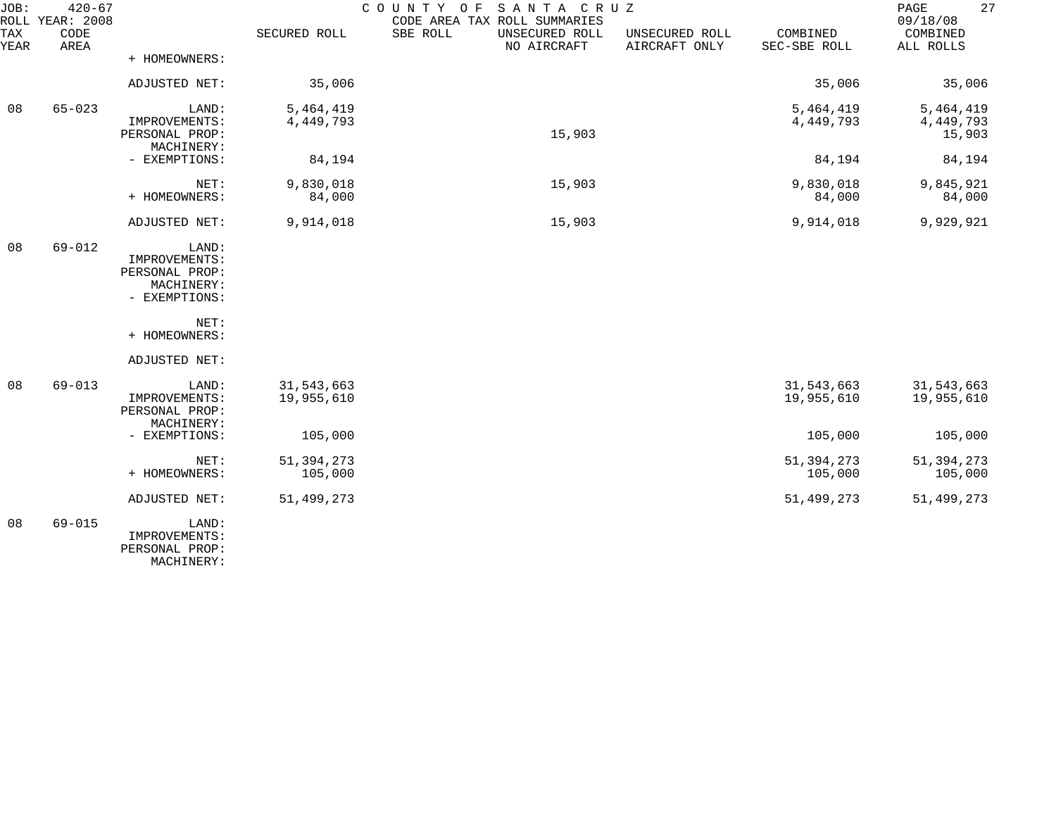JOB: 420-67 COUNTY OF SANTA CRUZ
ROLL YEAR: 2008 CODE AREA TAX ROLL SUMMARIES 09/18/08

| TAX YEAR | CODE AREA | | SECURED ROLL | SBE ROLL | UNSECURED ROLL NO AIRCRAFT | UNSECURED ROLL AIRCRAFT ONLY | COMBINED SEC-SBE ROLL | COMBINED ALL ROLLS |
|---|---|---|---|---|---|---|---|---|
| | | + HOMEOWNERS: | | | | | | |
| | | ADJUSTED NET: | 35,006 | | | | 35,006 | 35,006 |
| 08 | 65-023 | LAND: | 5,464,419 | | | | 5,464,419 | 5,464,419 |
| | | IMPROVEMENTS: | 4,449,793 | | | | 4,449,793 | 4,449,793 |
| | | PERSONAL PROP: | | | 15,903 | | | 15,903 |
| | | MACHINERY: | | | | | | |
| | | - EXEMPTIONS: | 84,194 | | | | 84,194 | 84,194 |
| | | NET: | 9,830,018 | | 15,903 | | 9,830,018 | 9,845,921 |
| | | + HOMEOWNERS: | 84,000 | | | | 84,000 | 84,000 |
| | | ADJUSTED NET: | 9,914,018 | | 15,903 | | 9,914,018 | 9,929,921 |
| 08 | 69-012 | LAND: | | | | | | |
| | | IMPROVEMENTS: | | | | | | |
| | | PERSONAL PROP: | | | | | | |
| | | MACHINERY: | | | | | | |
| | | - EXEMPTIONS: | | | | | | |
| | | NET: | | | | | | |
| | | + HOMEOWNERS: | | | | | | |
| | | ADJUSTED NET: | | | | | | |
| 08 | 69-013 | LAND: | 31,543,663 | | | | 31,543,663 | 31,543,663 |
| | | IMPROVEMENTS: | 19,955,610 | | | | 19,955,610 | 19,955,610 |
| | | PERSONAL PROP: | | | | | | |
| | | MACHINERY: | | | | | | |
| | | - EXEMPTIONS: | 105,000 | | | | 105,000 | 105,000 |
| | | NET: | 51,394,273 | | | | 51,394,273 | 51,394,273 |
| | | + HOMEOWNERS: | 105,000 | | | | 105,000 | 105,000 |
| | | ADJUSTED NET: | 51,499,273 | | | | 51,499,273 | 51,499,273 |
| 08 | 69-015 | LAND: | | | | | | |
| | | IMPROVEMENTS: | | | | | | |
| | | PERSONAL PROP: | | | | | | |
| | | MACHINERY: | | | | | | |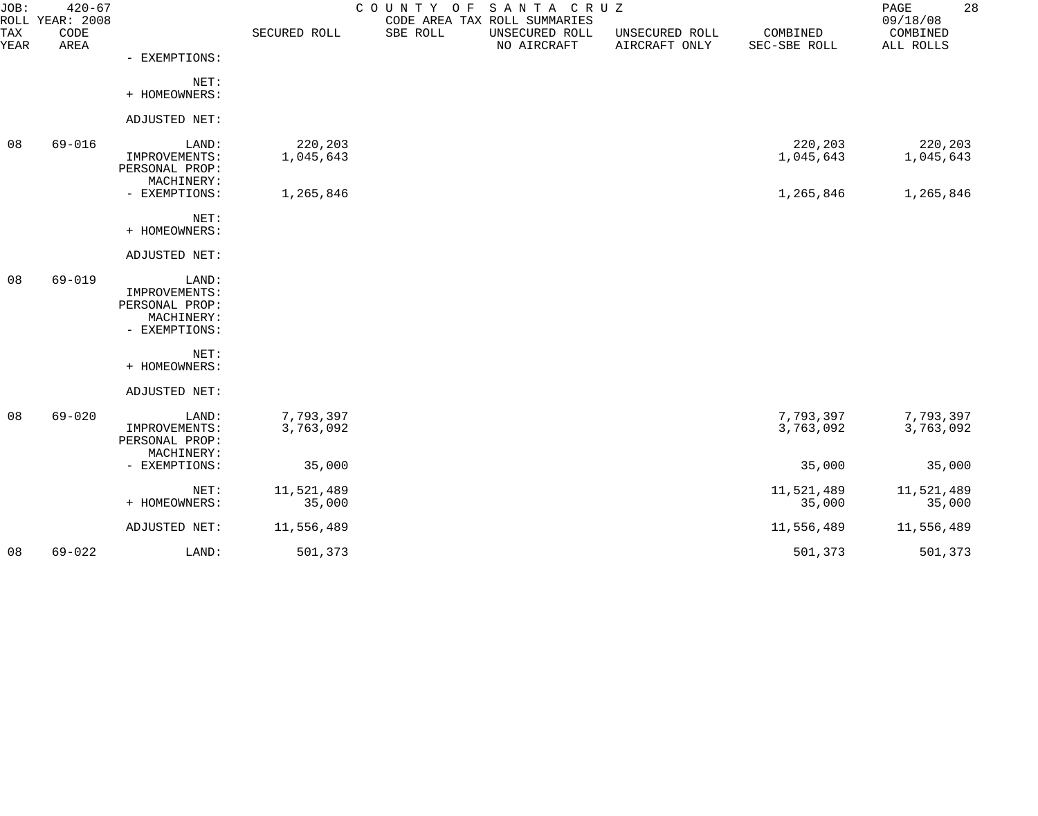| TAX YEAR | CODE AREA | | SECURED ROLL | SBE ROLL | UNSECURED ROLL NO AIRCRAFT | UNSECURED ROLL AIRCRAFT ONLY | COMBINED SEC-SBE ROLL | COMBINED ALL ROLLS |
|---|---|---|---|---|---|---|---|---|
| | | - EXEMPTIONS: | | | | | | |
| | | NET: | | | | | | |
| | | + HOMEOWNERS: | | | | | | |
| | | ADJUSTED NET: | | | | | | |
| 08 | 69-016 | LAND: | 220,203 | | | | 220,203 | 220,203 |
| | | IMPROVEMENTS: | 1,045,643 | | | | 1,045,643 | 1,045,643 |
| | | PERSONAL PROP: | | | | | | |
| | | MACHINERY: | | | | | | |
| | | - EXEMPTIONS: | 1,265,846 | | | | 1,265,846 | 1,265,846 |
| | | NET: | | | | | | |
| | | + HOMEOWNERS: | | | | | | |
| | | ADJUSTED NET: | | | | | | |
| 08 | 69-019 | LAND: | | | | | | |
| | | IMPROVEMENTS: | | | | | | |
| | | PERSONAL PROP: | | | | | | |
| | | MACHINERY: | | | | | | |
| | | - EXEMPTIONS: | | | | | | |
| | | NET: | | | | | | |
| | | + HOMEOWNERS: | | | | | | |
| | | ADJUSTED NET: | | | | | | |
| 08 | 69-020 | LAND: | 7,793,397 | | | | 7,793,397 | 7,793,397 |
| | | IMPROVEMENTS: | 3,763,092 | | | | 3,763,092 | 3,763,092 |
| | | PERSONAL PROP: | | | | | | |
| | | MACHINERY: | | | | | | |
| | | - EXEMPTIONS: | 35,000 | | | | 35,000 | 35,000 |
| | | NET: | 11,521,489 | | | | 11,521,489 | 11,521,489 |
| | | + HOMEOWNERS: | 35,000 | | | | 35,000 | 35,000 |
| | | ADJUSTED NET: | 11,556,489 | | | | 11,556,489 | 11,556,489 |
| 08 | 69-022 | LAND: | 501,373 | | | | 501,373 | 501,373 |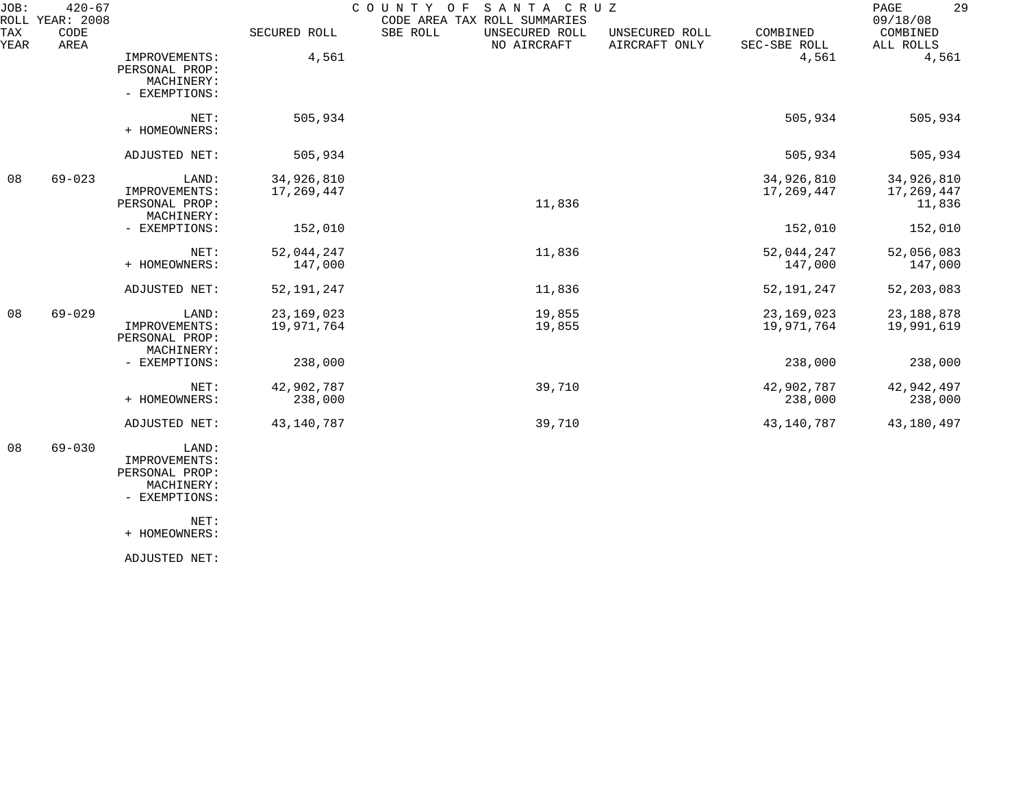JOB: 420-67 COUNTY OF SANTA CRUZ
ROLL YEAR: 2008 CODE AREA TAX ROLL SUMMARIES 09/18/08

| TAX YEAR | CODE AREA | | SECURED ROLL | SBE ROLL | UNSECURED ROLL NO AIRCRAFT | UNSECURED ROLL AIRCRAFT ONLY | COMBINED SEC-SBE ROLL | COMBINED ALL ROLLS |
|---|---|---|---|---|---|---|---|---|
| | | IMPROVEMENTS: | 4,561 | | | | 4,561 | 4,561 |
| | | PERSONAL PROP: | | | | | | |
| | | MACHINERY: | | | | | | |
| | | - EXEMPTIONS: | | | | | | |
| | | NET: | 505,934 | | | | 505,934 | 505,934 |
| | | + HOMEOWNERS: | | | | | | |
| | | ADJUSTED NET: | 505,934 | | | | 505,934 | 505,934 |
| 08 | 69-023 | LAND: | 34,926,810 | | | | 34,926,810 | 34,926,810 |
| | | IMPROVEMENTS: | 17,269,447 | | | | 17,269,447 | 17,269,447 |
| | | PERSONAL PROP: | | | 11,836 | | | 11,836 |
| | | MACHINERY: | | | | | | |
| | | - EXEMPTIONS: | 152,010 | | | | 152,010 | 152,010 |
| | | NET: | 52,044,247 | | 11,836 | | 52,044,247 | 52,056,083 |
| | | + HOMEOWNERS: | 147,000 | | | | 147,000 | 147,000 |
| | | ADJUSTED NET: | 52,191,247 | | 11,836 | | 52,191,247 | 52,203,083 |
| 08 | 69-029 | LAND: | 23,169,023 | | 19,855 | | 23,169,023 | 23,188,878 |
| | | IMPROVEMENTS: | 19,971,764 | | 19,855 | | 19,971,764 | 19,991,619 |
| | | PERSONAL PROP: | | | | | | |
| | | MACHINERY: | | | | | | |
| | | - EXEMPTIONS: | 238,000 | | | | 238,000 | 238,000 |
| | | NET: | 42,902,787 | | 39,710 | | 42,902,787 | 42,942,497 |
| | | + HOMEOWNERS: | 238,000 | | | | 238,000 | 238,000 |
| | | ADJUSTED NET: | 43,140,787 | | 39,710 | | 43,140,787 | 43,180,497 |
| 08 | 69-030 | LAND: | | | | | | |
| | | IMPROVEMENTS: | | | | | | |
| | | PERSONAL PROP: | | | | | | |
| | | MACHINERY: | | | | | | |
| | | - EXEMPTIONS: | | | | | | |
| | | NET: | | | | | | |
| | | + HOMEOWNERS: | | | | | | |
| | | ADJUSTED NET: | | | | | | |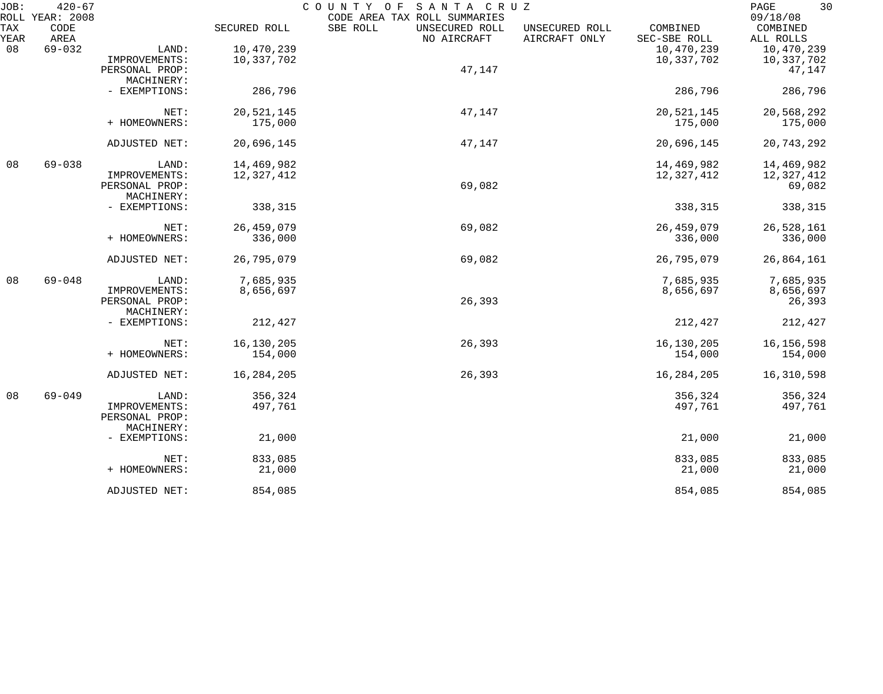JOB: 420-67 COUNTY OF SANTA CRUZ
ROLL YEAR: 2008 CODE AREA TAX ROLL SUMMARIES 09/18/08

| TAX YEAR | CODE AREA | | SECURED ROLL | SBE ROLL | UNSECURED ROLL NO AIRCRAFT | UNSECURED ROLL AIRCRAFT ONLY | COMBINED SEC-SBE ROLL | COMBINED ALL ROLLS |
|---|---|---|---|---|---|---|---|---|
| 08 | 69-032 | LAND: | 10,470,239 | | | | 10,470,239 | 10,470,239 |
| | | IMPROVEMENTS: | 10,337,702 | | | | 10,337,702 | 10,337,702 |
| | | PERSONAL PROP: | | | 47,147 | | | 47,147 |
| | | MACHINERY: | | | | | | |
| | | - EXEMPTIONS: | 286,796 | | | | 286,796 | 286,796 |
| | | NET: | 20,521,145 | | 47,147 | | 20,521,145 | 20,568,292 |
| | | + HOMEOWNERS: | 175,000 | | | | 175,000 | 175,000 |
| | | ADJUSTED NET: | 20,696,145 | | 47,147 | | 20,696,145 | 20,743,292 |
| 08 | 69-038 | LAND: | 14,469,982 | | | | 14,469,982 | 14,469,982 |
| | | IMPROVEMENTS: | 12,327,412 | | | | 12,327,412 | 12,327,412 |
| | | PERSONAL PROP: | | | 69,082 | | | 69,082 |
| | | MACHINERY: | | | | | | |
| | | - EXEMPTIONS: | 338,315 | | | | 338,315 | 338,315 |
| | | NET: | 26,459,079 | | 69,082 | | 26,459,079 | 26,528,161 |
| | | + HOMEOWNERS: | 336,000 | | | | 336,000 | 336,000 |
| | | ADJUSTED NET: | 26,795,079 | | 69,082 | | 26,795,079 | 26,864,161 |
| 08 | 69-048 | LAND: | 7,685,935 | | | | 7,685,935 | 7,685,935 |
| | | IMPROVEMENTS: | 8,656,697 | | | | 8,656,697 | 8,656,697 |
| | | PERSONAL PROP: | | | 26,393 | | | 26,393 |
| | | MACHINERY: | | | | | | |
| | | - EXEMPTIONS: | 212,427 | | | | 212,427 | 212,427 |
| | | NET: | 16,130,205 | | 26,393 | | 16,130,205 | 16,156,598 |
| | | + HOMEOWNERS: | 154,000 | | | | 154,000 | 154,000 |
| | | ADJUSTED NET: | 16,284,205 | | 26,393 | | 16,284,205 | 16,310,598 |
| 08 | 69-049 | LAND: | 356,324 | | | | 356,324 | 356,324 |
| | | IMPROVEMENTS: | 497,761 | | | | 497,761 | 497,761 |
| | | PERSONAL PROP: | | | | | | |
| | | MACHINERY: | | | | | | |
| | | - EXEMPTIONS: | 21,000 | | | | 21,000 | 21,000 |
| | | NET: | 833,085 | | | | 833,085 | 833,085 |
| | | + HOMEOWNERS: | 21,000 | | | | 21,000 | 21,000 |
| | | ADJUSTED NET: | 854,085 | | | | 854,085 | 854,085 |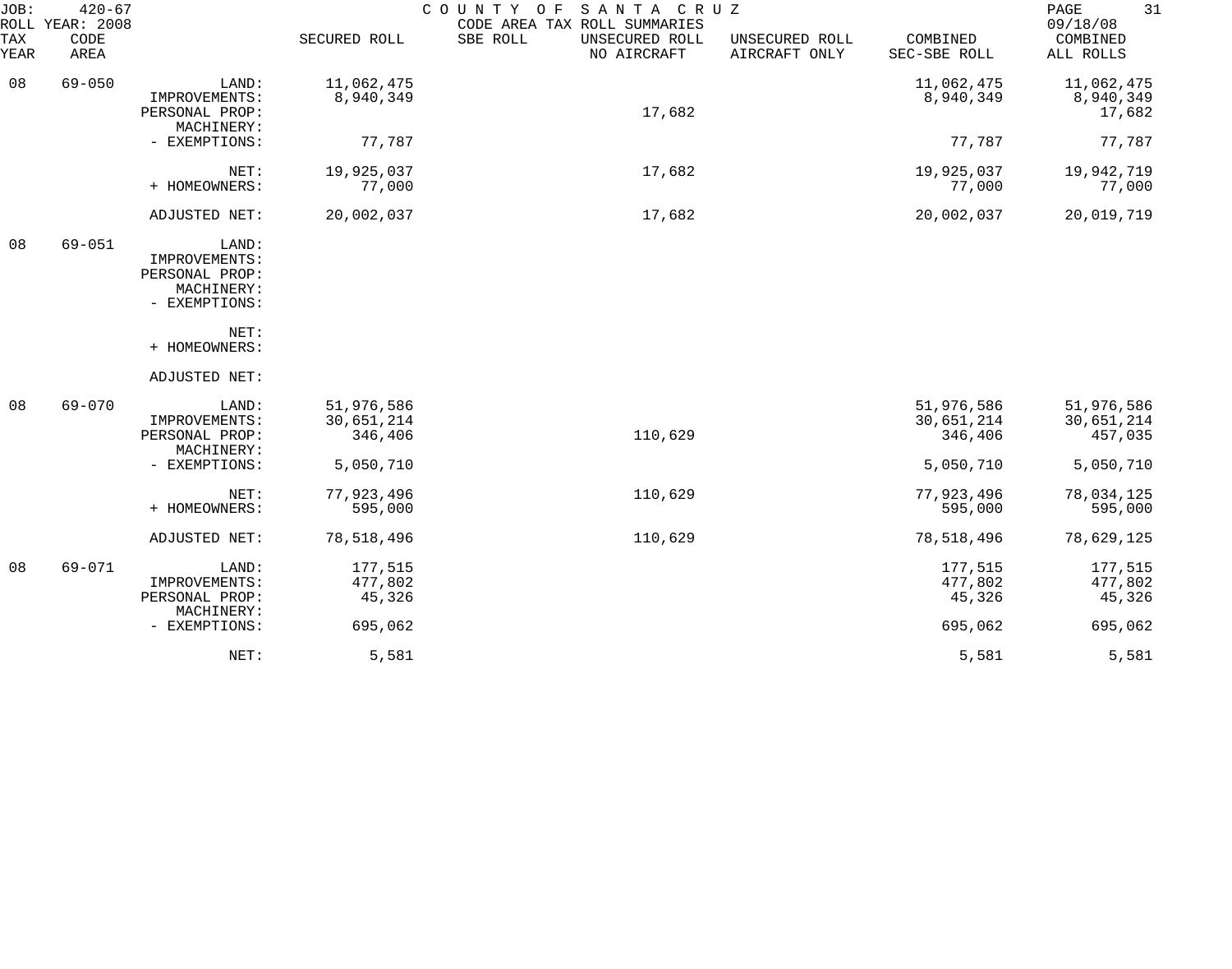JOB: 420-67 COUNTY OF SANTA CRUZ
ROLL YEAR: 2008 CODE AREA TAX ROLL SUMMARIES 09/18/08

| TAX YEAR | CODE AREA | | SECURED ROLL | SBE ROLL | UNSECURED ROLL NO AIRCRAFT | UNSECURED ROLL AIRCRAFT ONLY | COMBINED SEC-SBE ROLL | COMBINED ALL ROLLS |
|---|---|---|---|---|---|---|---|---|
| 08 | 69-050 | LAND: | 11,062,475 | | | | 11,062,475 | 11,062,475 |
| | | IMPROVEMENTS: | 8,940,349 | | | | 8,940,349 | 8,940,349 |
| | | PERSONAL PROP: | | | 17,682 | | | 17,682 |
| | | MACHINERY: | | | | | | |
| | | - EXEMPTIONS: | 77,787 | | | | 77,787 | 77,787 |
| | | NET: | 19,925,037 | | 17,682 | | 19,925,037 | 19,942,719 |
| | | + HOMEOWNERS: | 77,000 | | | | 77,000 | 77,000 |
| | | ADJUSTED NET: | 20,002,037 | | 17,682 | | 20,002,037 | 20,019,719 |
| 08 | 69-051 | LAND: | | | | | | |
| | | IMPROVEMENTS: | | | | | | |
| | | PERSONAL PROP: | | | | | | |
| | | MACHINERY: | | | | | | |
| | | - EXEMPTIONS: | | | | | | |
| | | NET: | | | | | | |
| | | + HOMEOWNERS: | | | | | | |
| | | ADJUSTED NET: | | | | | | |
| 08 | 69-070 | LAND: | 51,976,586 | | | | 51,976,586 | 51,976,586 |
| | | IMPROVEMENTS: | 30,651,214 | | | | 30,651,214 | 30,651,214 |
| | | PERSONAL PROP: | 346,406 | | 110,629 | | 346,406 | 457,035 |
| | | MACHINERY: | | | | | | |
| | | - EXEMPTIONS: | 5,050,710 | | | | 5,050,710 | 5,050,710 |
| | | NET: | 77,923,496 | | 110,629 | | 77,923,496 | 78,034,125 |
| | | + HOMEOWNERS: | 595,000 | | | | 595,000 | 595,000 |
| | | ADJUSTED NET: | 78,518,496 | | 110,629 | | 78,518,496 | 78,629,125 |
| 08 | 69-071 | LAND: | 177,515 | | | | 177,515 | 177,515 |
| | | IMPROVEMENTS: | 477,802 | | | | 477,802 | 477,802 |
| | | PERSONAL PROP: | 45,326 | | | | 45,326 | 45,326 |
| | | MACHINERY: | | | | | | |
| | | - EXEMPTIONS: | 695,062 | | | | 695,062 | 695,062 |
| | | NET: | 5,581 | | | | 5,581 | 5,581 |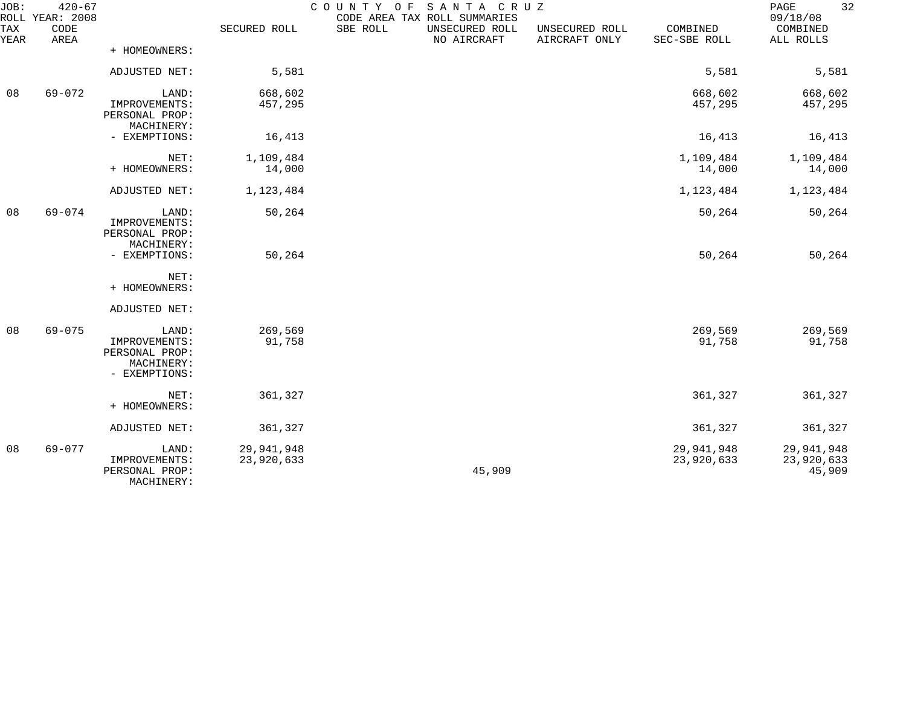| TAX YEAR | CODE AREA | | SECURED ROLL | SBE ROLL | UNSECURED ROLL NO AIRCRAFT | UNSECURED ROLL AIRCRAFT ONLY | COMBINED SEC-SBE ROLL | COMBINED ALL ROLLS |
|---|---|---|---|---|---|---|---|---|
| | | + HOMEOWNERS: | | | | | | |
| | | ADJUSTED NET: | 5,581 | | | | 5,581 | 5,581 |
| 08 | 69-072 | LAND: | 668,602 | | | | 668,602 | 668,602 |
| | | IMPROVEMENTS: | 457,295 | | | | 457,295 | 457,295 |
| | | PERSONAL PROP: | | | | | | |
| | | MACHINERY: | | | | | | |
| | | - EXEMPTIONS: | 16,413 | | | | 16,413 | 16,413 |
| | | NET: | 1,109,484 | | | | 1,109,484 | 1,109,484 |
| | | + HOMEOWNERS: | 14,000 | | | | 14,000 | 14,000 |
| | | ADJUSTED NET: | 1,123,484 | | | | 1,123,484 | 1,123,484 |
| 08 | 69-074 | LAND: | 50,264 | | | | 50,264 | 50,264 |
| | | IMPROVEMENTS: | | | | | | |
| | | PERSONAL PROP: | | | | | | |
| | | MACHINERY: | | | | | | |
| | | - EXEMPTIONS: | 50,264 | | | | 50,264 | 50,264 |
| | | NET: | | | | | | |
| | | + HOMEOWNERS: | | | | | | |
| | | ADJUSTED NET: | | | | | | |
| 08 | 69-075 | LAND: | 269,569 | | | | 269,569 | 269,569 |
| | | IMPROVEMENTS: | 91,758 | | | | 91,758 | 91,758 |
| | | PERSONAL PROP: | | | | | | |
| | | MACHINERY: | | | | | | |
| | | - EXEMPTIONS: | | | | | | |
| | | NET: | 361,327 | | | | 361,327 | 361,327 |
| | | + HOMEOWNERS: | | | | | | |
| | | ADJUSTED NET: | 361,327 | | | | 361,327 | 361,327 |
| 08 | 69-077 | LAND: | 29,941,948 | | | | 29,941,948 | 29,941,948 |
| | | IMPROVEMENTS: | 23,920,633 | | | | 23,920,633 | 23,920,633 |
| | | PERSONAL PROP: | | | 45,909 | | | 45,909 |
| | | MACHINERY: | | | | | | |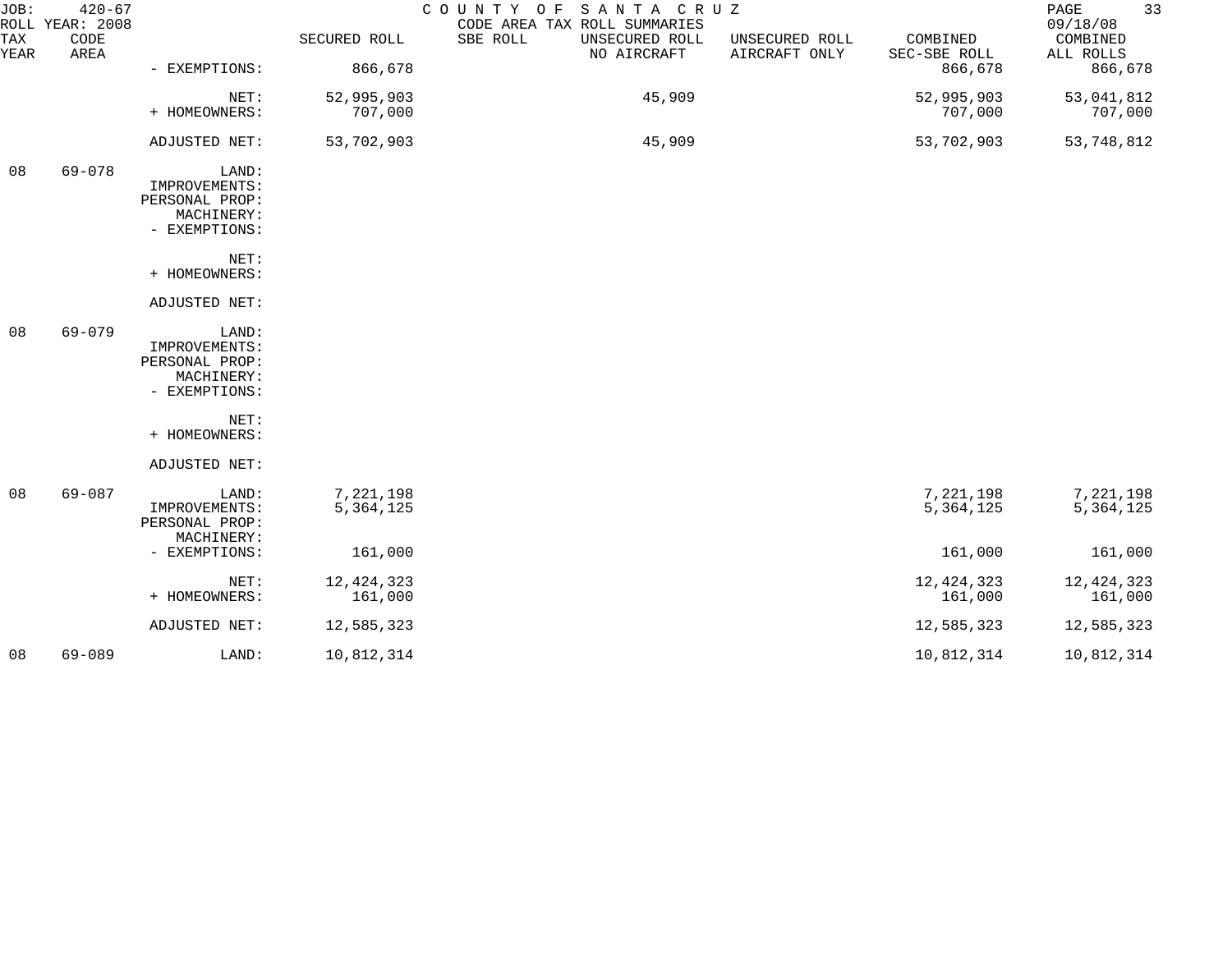JOB: 420-67 COUNTY OF SANTA CRUZ
ROLL YEAR: 2008 CODE AREA TAX ROLL SUMMARIES 09/18/08

| TAX YEAR | CODE AREA | | SECURED ROLL | SBE ROLL | UNSECURED ROLL NO AIRCRAFT | UNSECURED ROLL AIRCRAFT ONLY | COMBINED SEC-SBE ROLL | COMBINED ALL ROLLS |
|---|---|---|---|---|---|---|---|---|
| | | - EXEMPTIONS: | 866,678 | | | | 866,678 | 866,678 |
| | | NET: | 52,995,903 | | 45,909 | | 52,995,903 | 53,041,812 |
| | | + HOMEOWNERS: | 707,000 | | | | 707,000 | 707,000 |
| | | ADJUSTED NET: | 53,702,903 | | 45,909 | | 53,702,903 | 53,748,812 |
| 08 | 69-078 | LAND: | | | | | | |
| | | IMPROVEMENTS: | | | | | | |
| | | PERSONAL PROP: | | | | | | |
| | | MACHINERY: | | | | | | |
| | | - EXEMPTIONS: | | | | | | |
| | | NET: | | | | | | |
| | | + HOMEOWNERS: | | | | | | |
| | | ADJUSTED NET: | | | | | | |
| 08 | 69-079 | LAND: | | | | | | |
| | | IMPROVEMENTS: | | | | | | |
| | | PERSONAL PROP: | | | | | | |
| | | MACHINERY: | | | | | | |
| | | - EXEMPTIONS: | | | | | | |
| | | NET: | | | | | | |
| | | + HOMEOWNERS: | | | | | | |
| | | ADJUSTED NET: | | | | | | |
| 08 | 69-087 | LAND: | 7,221,198 | | | | 7,221,198 | 7,221,198 |
| | | IMPROVEMENTS: | 5,364,125 | | | | 5,364,125 | 5,364,125 |
| | | PERSONAL PROP: | | | | | | |
| | | MACHINERY: | | | | | | |
| | | - EXEMPTIONS: | 161,000 | | | | 161,000 | 161,000 |
| | | NET: | 12,424,323 | | | | 12,424,323 | 12,424,323 |
| | | + HOMEOWNERS: | 161,000 | | | | 161,000 | 161,000 |
| | | ADJUSTED NET: | 12,585,323 | | | | 12,585,323 | 12,585,323 |
| 08 | 69-089 | LAND: | 10,812,314 | | | | 10,812,314 | 10,812,314 |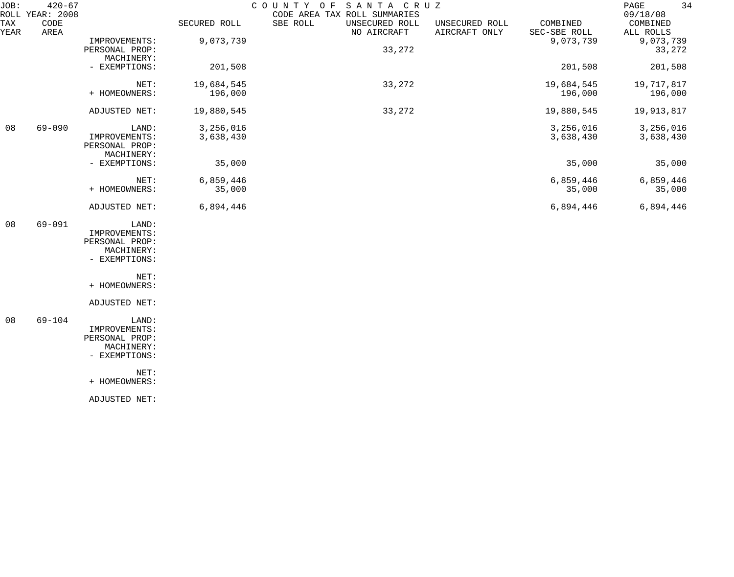JOB: 420-67 — COUNTY OF SANTA CRUZ — CODE AREA TAX ROLL SUMMARIES

ROLL YEAR: 2008 — 09/18/08

| TAX YEAR | CODE AREA | | SECURED ROLL | SBE ROLL | UNSECURED ROLL NO AIRCRAFT | UNSECURED ROLL AIRCRAFT ONLY | COMBINED SEC-SBE ROLL | COMBINED ALL ROLLS |
|---|---|---|---|---|---|---|---|---|
| | | IMPROVEMENTS: | 9,073,739 | | | | 9,073,739 | 9,073,739 |
| | | PERSONAL PROP: | | | 33,272 | | | 33,272 |
| | | MACHINERY: | | | | | | |
| | | - EXEMPTIONS: | 201,508 | | | | 201,508 | 201,508 |
| | | NET: | 19,684,545 | | 33,272 | | 19,684,545 | 19,717,817 |
| | | + HOMEOWNERS: | 196,000 | | | | 196,000 | 196,000 |
| | | ADJUSTED NET: | 19,880,545 | | 33,272 | | 19,880,545 | 19,913,817 |
| 08 | 69-090 | LAND: | 3,256,016 | | | | 3,256,016 | 3,256,016 |
| | | IMPROVEMENTS: | 3,638,430 | | | | 3,638,430 | 3,638,430 |
| | | PERSONAL PROP: | | | | | | |
| | | MACHINERY: | | | | | | |
| | | - EXEMPTIONS: | 35,000 | | | | 35,000 | 35,000 |
| | | NET: | 6,859,446 | | | | 6,859,446 | 6,859,446 |
| | | + HOMEOWNERS: | 35,000 | | | | 35,000 | 35,000 |
| | | ADJUSTED NET: | 6,894,446 | | | | 6,894,446 | 6,894,446 |
| 08 | 69-091 | LAND: | | | | | | |
| | | IMPROVEMENTS: | | | | | | |
| | | PERSONAL PROP: | | | | | | |
| | | MACHINERY: | | | | | | |
| | | - EXEMPTIONS: | | | | | | |
| | | NET: | | | | | | |
| | | + HOMEOWNERS: | | | | | | |
| | | ADJUSTED NET: | | | | | | |
| 08 | 69-104 | LAND: | | | | | | |
| | | IMPROVEMENTS: | | | | | | |
| | | PERSONAL PROP: | | | | | | |
| | | MACHINERY: | | | | | | |
| | | - EXEMPTIONS: | | | | | | |
| | | NET: | | | | | | |
| | | + HOMEOWNERS: | | | | | | |
| | | ADJUSTED NET: | | | | | | |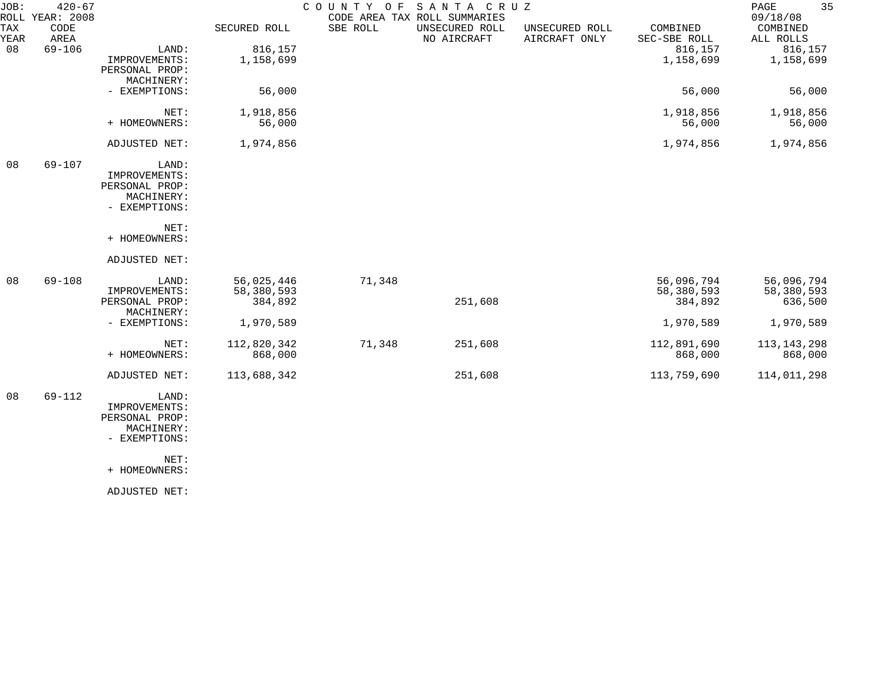JOB: 420-67 COUNTY OF SANTA CRUZ
ROLL YEAR: 2008 CODE AREA TAX ROLL SUMMARIES 09/18/08

| TAX YEAR | CODE AREA | | SECURED ROLL | SBE ROLL | UNSECURED ROLL NO AIRCRAFT | UNSECURED ROLL AIRCRAFT ONLY | COMBINED SEC-SBE ROLL | COMBINED ALL ROLLS |
|---|---|---|---|---|---|---|---|---|
| 08 | 69-106 | LAND: | 816,157 | | | | 816,157 | 816,157 |
| | | IMPROVEMENTS: | 1,158,699 | | | | 1,158,699 | 1,158,699 |
| | | PERSONAL PROP: | | | | | | |
| | | MACHINERY: | | | | | | |
| | | - EXEMPTIONS: | 56,000 | | | | 56,000 | 56,000 |
| | | NET: | 1,918,856 | | | | 1,918,856 | 1,918,856 |
| | | + HOMEOWNERS: | 56,000 | | | | 56,000 | 56,000 |
| | | ADJUSTED NET: | 1,974,856 | | | | 1,974,856 | 1,974,856 |
| 08 | 69-107 | LAND: | | | | | | |
| | | IMPROVEMENTS: | | | | | | |
| | | PERSONAL PROP: | | | | | | |
| | | MACHINERY: | | | | | | |
| | | - EXEMPTIONS: | | | | | | |
| | | NET: | | | | | | |
| | | + HOMEOWNERS: | | | | | | |
| | | ADJUSTED NET: | | | | | | |
| 08 | 69-108 | LAND: | 56,025,446 | 71,348 | | | 56,096,794 | 56,096,794 |
| | | IMPROVEMENTS: | 58,380,593 | | | | 58,380,593 | 58,380,593 |
| | | PERSONAL PROP: | 384,892 | | 251,608 | | 384,892 | 636,500 |
| | | MACHINERY: | | | | | | |
| | | - EXEMPTIONS: | 1,970,589 | | | | 1,970,589 | 1,970,589 |
| | | NET: | 112,820,342 | 71,348 | 251,608 | | 112,891,690 | 113,143,298 |
| | | + HOMEOWNERS: | 868,000 | | | | 868,000 | 868,000 |
| | | ADJUSTED NET: | 113,688,342 | | 251,608 | | 113,759,690 | 114,011,298 |
| 08 | 69-112 | LAND: | | | | | | |
| | | IMPROVEMENTS: | | | | | | |
| | | PERSONAL PROP: | | | | | | |
| | | MACHINERY: | | | | | | |
| | | - EXEMPTIONS: | | | | | | |
| | | NET: | | | | | | |
| | | + HOMEOWNERS: | | | | | | |
| | | ADJUSTED NET: | | | | | | |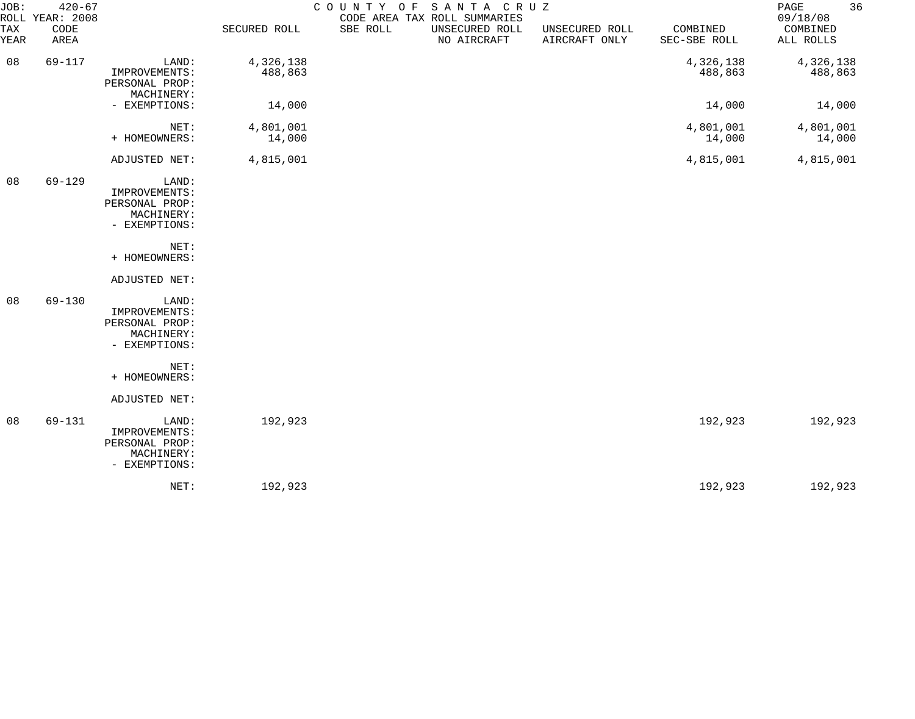JOB: 420-67
ROLL YEAR: 2008

COUNTY OF SANTA CRUZ
CODE AREA TAX ROLL SUMMARIES

09/18/08

| TAX YEAR | CODE AREA | | SECURED ROLL | SBE ROLL | UNSECURED ROLL NO AIRCRAFT | UNSECURED ROLL AIRCRAFT ONLY | COMBINED SEC-SBE ROLL | COMBINED ALL ROLLS |
|---|---|---|---|---|---|---|---|---|
| 08 | 69-117 | LAND: | 4,326,138 | | | | 4,326,138 | 4,326,138 |
| | | IMPROVEMENTS: | 488,863 | | | | 488,863 | 488,863 |
| | | PERSONAL PROP: | | | | | | |
| | | MACHINERY: | | | | | | |
| | | - EXEMPTIONS: | 14,000 | | | | 14,000 | 14,000 |
| | | NET: | 4,801,001 | | | | 4,801,001 | 4,801,001 |
| | | + HOMEOWNERS: | 14,000 | | | | 14,000 | 14,000 |
| | | ADJUSTED NET: | 4,815,001 | | | | 4,815,001 | 4,815,001 |
| 08 | 69-129 | LAND: | | | | | | |
| | | IMPROVEMENTS: | | | | | | |
| | | PERSONAL PROP: | | | | | | |
| | | MACHINERY: | | | | | | |
| | | - EXEMPTIONS: | | | | | | |
| | | NET: | | | | | | |
| | | + HOMEOWNERS: | | | | | | |
| | | ADJUSTED NET: | | | | | | |
| 08 | 69-130 | LAND: | | | | | | |
| | | IMPROVEMENTS: | | | | | | |
| | | PERSONAL PROP: | | | | | | |
| | | MACHINERY: | | | | | | |
| | | - EXEMPTIONS: | | | | | | |
| | | NET: | | | | | | |
| | | + HOMEOWNERS: | | | | | | |
| | | ADJUSTED NET: | | | | | | |
| 08 | 69-131 | LAND: | 192,923 | | | | 192,923 | 192,923 |
| | | IMPROVEMENTS: | | | | | | |
| | | PERSONAL PROP: | | | | | | |
| | | MACHINERY: | | | | | | |
| | | - EXEMPTIONS: | | | | | | |
| | | NET: | 192,923 | | | | 192,923 | 192,923 |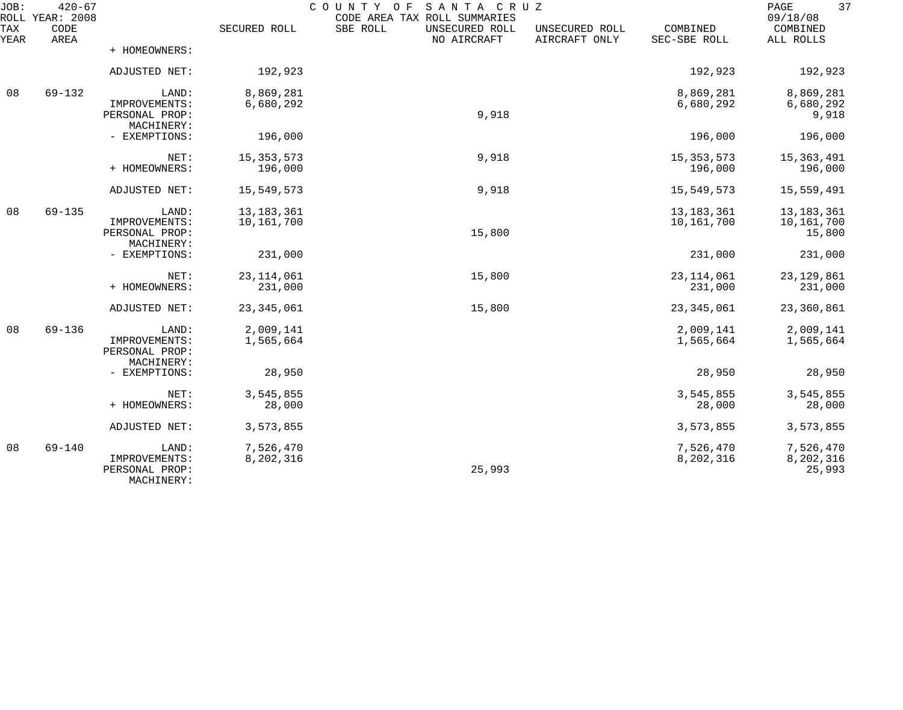| TAX YEAR | CODE AREA | | SECURED ROLL | SBE ROLL | UNSECURED ROLL NO AIRCRAFT | UNSECURED ROLL AIRCRAFT ONLY | COMBINED SEC-SBE ROLL | COMBINED ALL ROLLS |
|---|---|---|---|---|---|---|---|---|
| | | + HOMEOWNERS: | | | | | | |
| | | ADJUSTED NET: | 192,923 | | | | 192,923 | 192,923 |
| 08 | 69-132 | LAND: | 8,869,281 | | | | 8,869,281 | 8,869,281 |
| | | IMPROVEMENTS: | 6,680,292 | | | | 6,680,292 | 6,680,292 |
| | | PERSONAL PROP: | | | 9,918 | | | 9,918 |
| | | MACHINERY: | | | | | | |
| | | - EXEMPTIONS: | 196,000 | | | | 196,000 | 196,000 |
| | | NET: | 15,353,573 | | 9,918 | | 15,353,573 | 15,363,491 |
| | | + HOMEOWNERS: | 196,000 | | | | 196,000 | 196,000 |
| | | ADJUSTED NET: | 15,549,573 | | 9,918 | | 15,549,573 | 15,559,491 |
| 08 | 69-135 | LAND: | 13,183,361 | | | | 13,183,361 | 13,183,361 |
| | | IMPROVEMENTS: | 10,161,700 | | | | 10,161,700 | 10,161,700 |
| | | PERSONAL PROP: | | | 15,800 | | | 15,800 |
| | | MACHINERY: | | | | | | |
| | | - EXEMPTIONS: | 231,000 | | | | 231,000 | 231,000 |
| | | NET: | 23,114,061 | | 15,800 | | 23,114,061 | 23,129,861 |
| | | + HOMEOWNERS: | 231,000 | | | | 231,000 | 231,000 |
| | | ADJUSTED NET: | 23,345,061 | | 15,800 | | 23,345,061 | 23,360,861 |
| 08 | 69-136 | LAND: | 2,009,141 | | | | 2,009,141 | 2,009,141 |
| | | IMPROVEMENTS: | 1,565,664 | | | | 1,565,664 | 1,565,664 |
| | | PERSONAL PROP: | | | | | | |
| | | MACHINERY: | | | | | | |
| | | - EXEMPTIONS: | 28,950 | | | | 28,950 | 28,950 |
| | | NET: | 3,545,855 | | | | 3,545,855 | 3,545,855 |
| | | + HOMEOWNERS: | 28,000 | | | | 28,000 | 28,000 |
| | | ADJUSTED NET: | 3,573,855 | | | | 3,573,855 | 3,573,855 |
| 08 | 69-140 | LAND: | 7,526,470 | | | | 7,526,470 | 7,526,470 |
| | | IMPROVEMENTS: | 8,202,316 | | | | 8,202,316 | 8,202,316 |
| | | PERSONAL PROP: | | | 25,993 | | | 25,993 |
| | | MACHINERY: | | | | | | |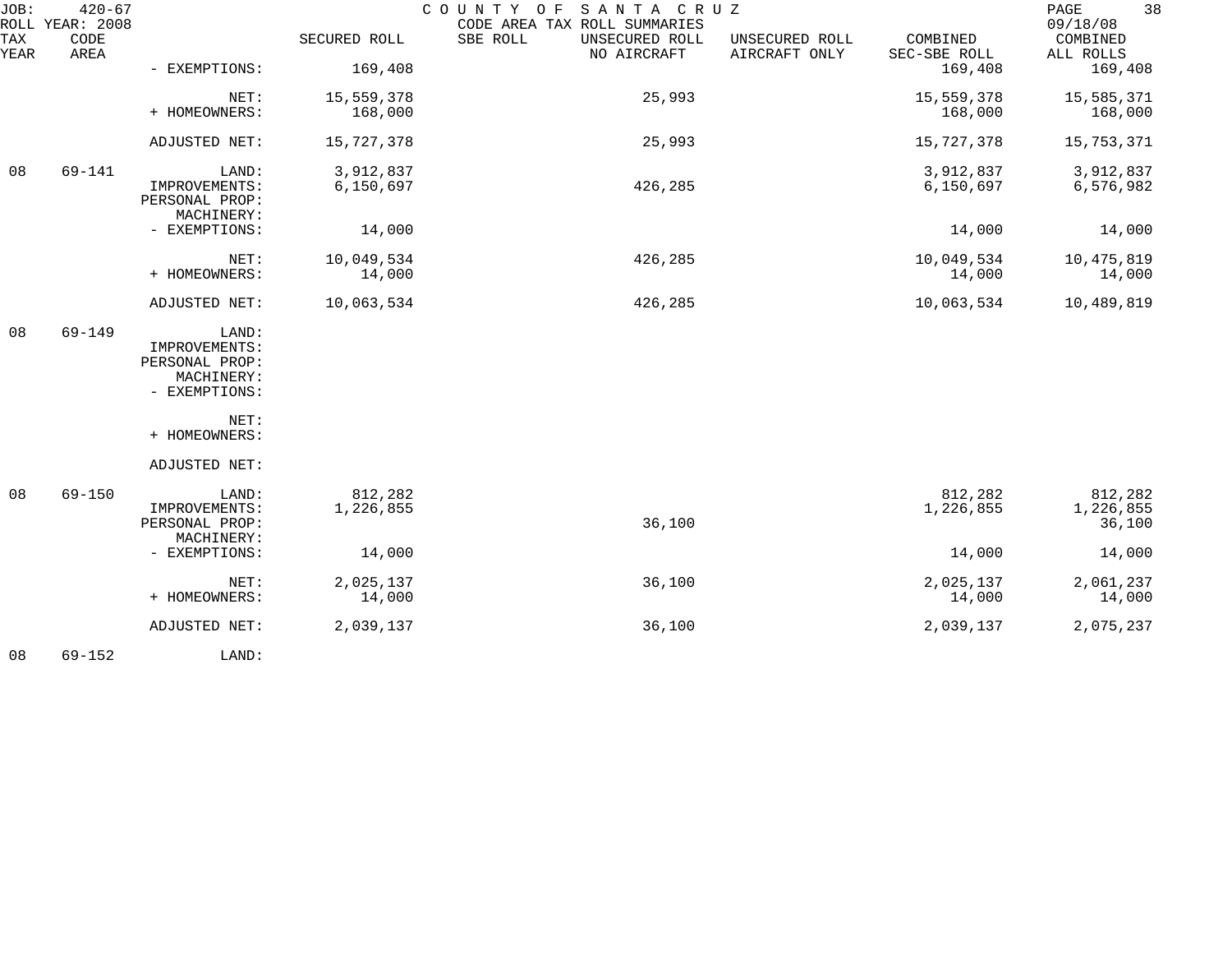JOB: 420-67 COUNTY OF SANTA CRUZ
ROLL YEAR: 2008 CODE AREA TAX ROLL SUMMARIES 09/18/08

| TAX YEAR | CODE AREA | | SECURED ROLL | SBE ROLL | UNSECURED ROLL NO AIRCRAFT | UNSECURED ROLL AIRCRAFT ONLY | COMBINED SEC-SBE ROLL | COMBINED ALL ROLLS |
|---|---|---|---|---|---|---|---|---|
| | | - EXEMPTIONS: | 169,408 | | | | 169,408 | 169,408 |
| | | NET: | 15,559,378 | | 25,993 | | 15,559,378 | 15,585,371 |
| | | + HOMEOWNERS: | 168,000 | | | | 168,000 | 168,000 |
| | | ADJUSTED NET: | 15,727,378 | | 25,993 | | 15,727,378 | 15,753,371 |
| 08 | 69-141 | LAND: | 3,912,837 | | | | 3,912,837 | 3,912,837 |
| | | IMPROVEMENTS: | 6,150,697 | | 426,285 | | 6,150,697 | 6,576,982 |
| | | PERSONAL PROP: | | | | | | |
| | | MACHINERY: | | | | | | |
| | | - EXEMPTIONS: | 14,000 | | | | 14,000 | 14,000 |
| | | NET: | 10,049,534 | | 426,285 | | 10,049,534 | 10,475,819 |
| | | + HOMEOWNERS: | 14,000 | | | | 14,000 | 14,000 |
| | | ADJUSTED NET: | 10,063,534 | | 426,285 | | 10,063,534 | 10,489,819 |
| 08 | 69-149 | LAND: | | | | | | |
| | | IMPROVEMENTS: | | | | | | |
| | | PERSONAL PROP: | | | | | | |
| | | MACHINERY: | | | | | | |
| | | - EXEMPTIONS: | | | | | | |
| | | NET: | | | | | | |
| | | + HOMEOWNERS: | | | | | | |
| | | ADJUSTED NET: | | | | | | |
| 08 | 69-150 | LAND: | 812,282 | | | | 812,282 | 812,282 |
| | | IMPROVEMENTS: | 1,226,855 | | | | 1,226,855 | 1,226,855 |
| | | PERSONAL PROP: | | | 36,100 | | | 36,100 |
| | | MACHINERY: | | | | | | |
| | | - EXEMPTIONS: | 14,000 | | | | 14,000 | 14,000 |
| | | NET: | 2,025,137 | | 36,100 | | 2,025,137 | 2,061,237 |
| | | + HOMEOWNERS: | 14,000 | | | | 14,000 | 14,000 |
| | | ADJUSTED NET: | 2,039,137 | | 36,100 | | 2,039,137 | 2,075,237 |
| 08 | 69-152 | LAND: | | | | | | |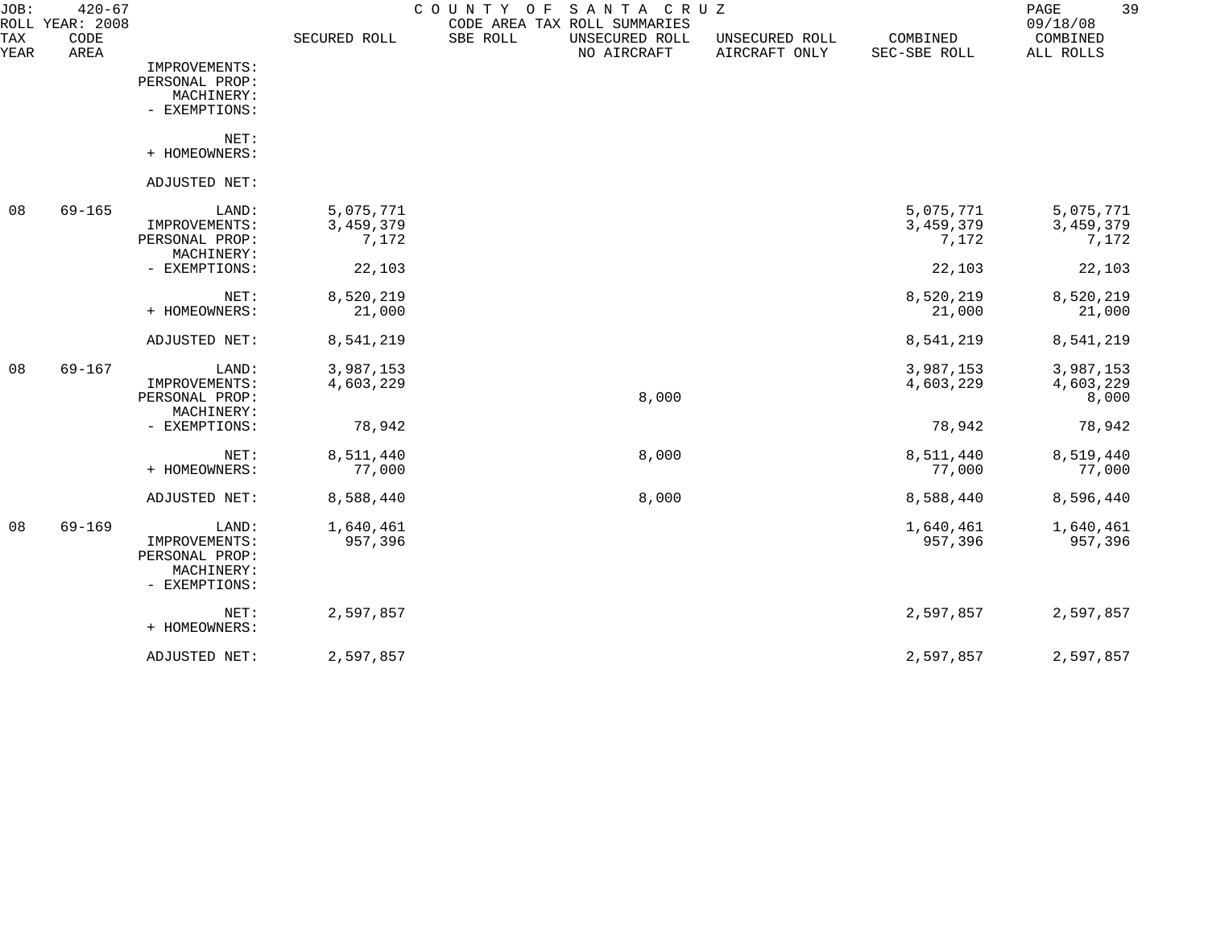JOB: 420-67 COUNTY OF SANTA CRUZ
ROLL YEAR: 2008 CODE AREA TAX ROLL SUMMARIES 09/18/08

| TAX YEAR | CODE AREA | | SECURED ROLL | SBE ROLL | UNSECURED ROLL NO AIRCRAFT | UNSECURED ROLL AIRCRAFT ONLY | COMBINED SEC-SBE ROLL | COMBINED ALL ROLLS |
|---|---|---|---|---|---|---|---|---|
| | | IMPROVEMENTS: | | | | | | |
| | | PERSONAL PROP: | | | | | | |
| | | MACHINERY: | | | | | | |
| | | - EXEMPTIONS: | | | | | | |
| | | NET: | | | | | | |
| | | + HOMEOWNERS: | | | | | | |
| | | ADJUSTED NET: | | | | | | |
| 08 | 69-165 | LAND: | 5,075,771 | | | | 5,075,771 | 5,075,771 |
| | | IMPROVEMENTS: | 3,459,379 | | | | 3,459,379 | 3,459,379 |
| | | PERSONAL PROP: | 7,172 | | | | 7,172 | 7,172 |
| | | MACHINERY: | | | | | | |
| | | - EXEMPTIONS: | 22,103 | | | | 22,103 | 22,103 |
| | | NET: | 8,520,219 | | | | 8,520,219 | 8,520,219 |
| | | + HOMEOWNERS: | 21,000 | | | | 21,000 | 21,000 |
| | | ADJUSTED NET: | 8,541,219 | | | | 8,541,219 | 8,541,219 |
| 08 | 69-167 | LAND: | 3,987,153 | | | | 3,987,153 | 3,987,153 |
| | | IMPROVEMENTS: | 4,603,229 | | | | 4,603,229 | 4,603,229 |
| | | PERSONAL PROP: | | | 8,000 | | | 8,000 |
| | | MACHINERY: | | | | | | |
| | | - EXEMPTIONS: | 78,942 | | | | 78,942 | 78,942 |
| | | NET: | 8,511,440 | | 8,000 | | 8,511,440 | 8,519,440 |
| | | + HOMEOWNERS: | 77,000 | | | | 77,000 | 77,000 |
| | | ADJUSTED NET: | 8,588,440 | | 8,000 | | 8,588,440 | 8,596,440 |
| 08 | 69-169 | LAND: | 1,640,461 | | | | 1,640,461 | 1,640,461 |
| | | IMPROVEMENTS: | 957,396 | | | | 957,396 | 957,396 |
| | | PERSONAL PROP: | | | | | | |
| | | MACHINERY: | | | | | | |
| | | - EXEMPTIONS: | | | | | | |
| | | NET: | 2,597,857 | | | | 2,597,857 | 2,597,857 |
| | | + HOMEOWNERS: | | | | | | |
| | | ADJUSTED NET: | 2,597,857 | | | | 2,597,857 | 2,597,857 |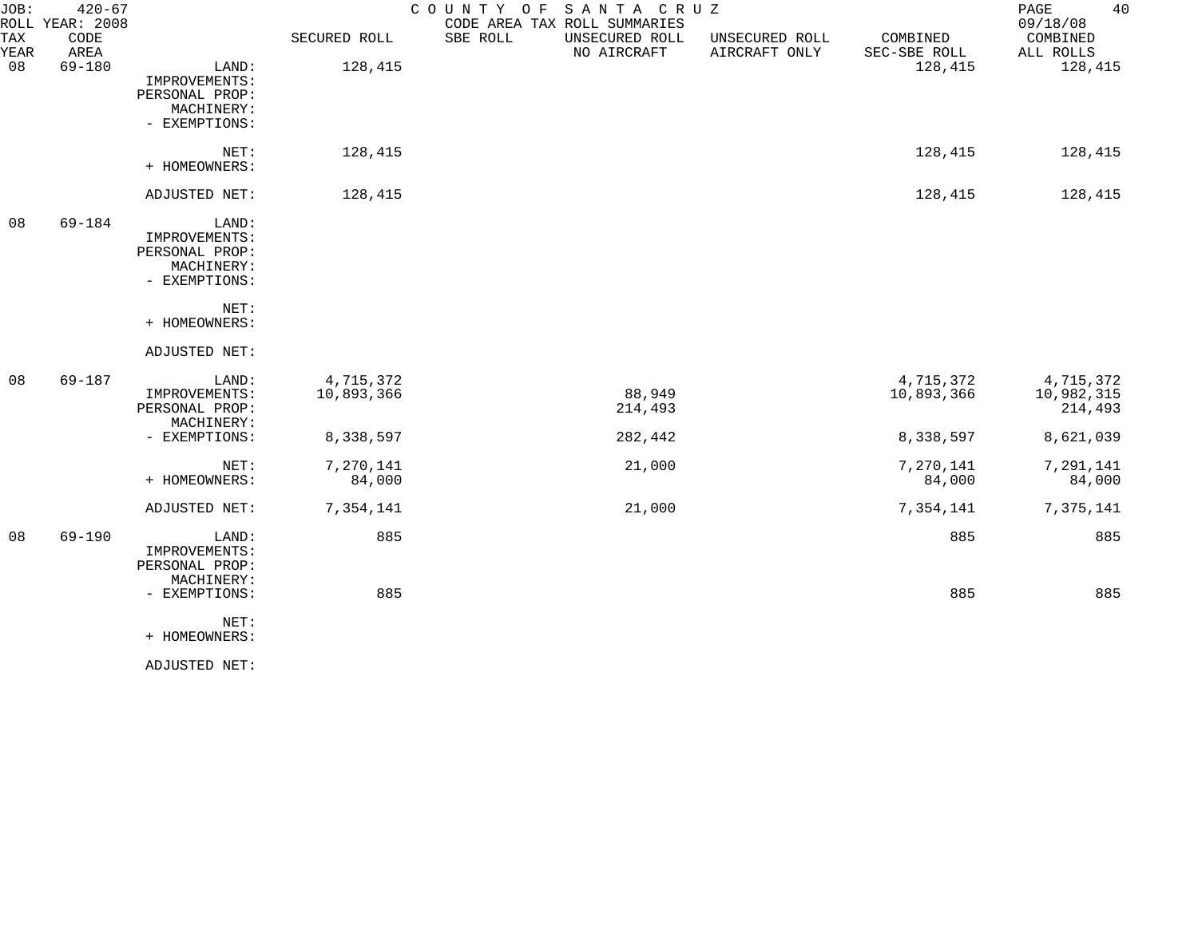JOB: 420-67 COUNTY OF SANTA CRUZ
ROLL YEAR: 2008 CODE AREA TAX ROLL SUMMARIES 09/18/08

| TAX YEAR | CODE AREA | | SECURED ROLL | SBE ROLL | UNSECURED ROLL NO AIRCRAFT | UNSECURED ROLL AIRCRAFT ONLY | COMBINED SEC-SBE ROLL | COMBINED ALL ROLLS |
|---|---|---|---|---|---|---|---|---|
| 08 | 69-180 | LAND: | 128,415 | | | | 128,415 | 128,415 |
| | | IMPROVEMENTS: | | | | | | |
| | | PERSONAL PROP: | | | | | | |
| | | MACHINERY: | | | | | | |
| | | - EXEMPTIONS: | | | | | | |
| | | NET: | 128,415 | | | | 128,415 | 128,415 |
| | | + HOMEOWNERS: | | | | | | |
| | | ADJUSTED NET: | 128,415 | | | | 128,415 | 128,415 |
| 08 | 69-184 | LAND: | | | | | | |
| | | IMPROVEMENTS: | | | | | | |
| | | PERSONAL PROP: | | | | | | |
| | | MACHINERY: | | | | | | |
| | | - EXEMPTIONS: | | | | | | |
| | | NET: | | | | | | |
| | | + HOMEOWNERS: | | | | | | |
| | | ADJUSTED NET: | | | | | | |
| 08 | 69-187 | LAND: | 4,715,372 | | | | 4,715,372 | 4,715,372 |
| | | IMPROVEMENTS: | 10,893,366 | | 88,949 | | 10,893,366 | 10,982,315 |
| | | PERSONAL PROP: | | | 214,493 | | | 214,493 |
| | | MACHINERY: | | | | | | |
| | | - EXEMPTIONS: | 8,338,597 | | 282,442 | | 8,338,597 | 8,621,039 |
| | | NET: | 7,270,141 | | 21,000 | | 7,270,141 | 7,291,141 |
| | | + HOMEOWNERS: | 84,000 | | | | 84,000 | 84,000 |
| | | ADJUSTED NET: | 7,354,141 | | 21,000 | | 7,354,141 | 7,375,141 |
| 08 | 69-190 | LAND: | 885 | | | | 885 | 885 |
| | | IMPROVEMENTS: | | | | | | |
| | | PERSONAL PROP: | | | | | | |
| | | MACHINERY: | | | | | | |
| | | - EXEMPTIONS: | 885 | | | | 885 | 885 |
| | | NET: | | | | | | |
| | | + HOMEOWNERS: | | | | | | |
| | | ADJUSTED NET: | | | | | | |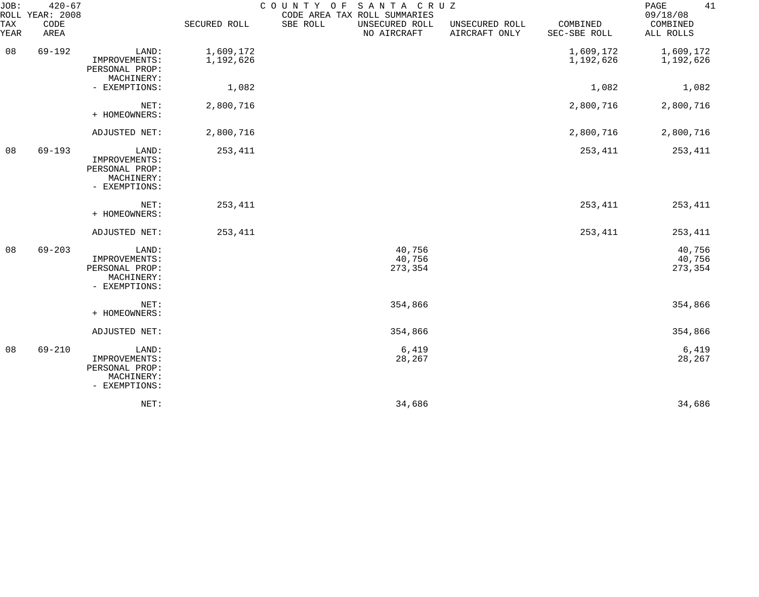JOB: 420-67 COUNTY OF SANTA CRUZ
ROLL YEAR: 2008 CODE AREA TAX ROLL SUMMARIES 09/18/08

| TAX YEAR | CODE AREA | | SECURED ROLL | SBE ROLL | UNSECURED ROLL NO AIRCRAFT | UNSECURED ROLL AIRCRAFT ONLY | COMBINED SEC-SBE ROLL | COMBINED ALL ROLLS |
|---|---|---|---|---|---|---|---|---|
| 08 | 69-192 | LAND: | 1,609,172 | | | | 1,609,172 | 1,609,172 |
| | | IMPROVEMENTS: | 1,192,626 | | | | 1,192,626 | 1,192,626 |
| | | PERSONAL PROP: | | | | | | |
| | | MACHINERY: | | | | | | |
| | | - EXEMPTIONS: | 1,082 | | | | 1,082 | 1,082 |
| | | NET: | 2,800,716 | | | | 2,800,716 | 2,800,716 |
| | | + HOMEOWNERS: | | | | | | |
| | | ADJUSTED NET: | 2,800,716 | | | | 2,800,716 | 2,800,716 |
| 08 | 69-193 | LAND: | 253,411 | | | | 253,411 | 253,411 |
| | | IMPROVEMENTS: | | | | | | |
| | | PERSONAL PROP: | | | | | | |
| | | MACHINERY: | | | | | | |
| | | - EXEMPTIONS: | | | | | | |
| | | NET: | 253,411 | | | | 253,411 | 253,411 |
| | | + HOMEOWNERS: | | | | | | |
| | | ADJUSTED NET: | 253,411 | | | | 253,411 | 253,411 |
| 08 | 69-203 | LAND: | | | 40,756 | | | 40,756 |
| | | IMPROVEMENTS: | | | 40,756 | | | 40,756 |
| | | PERSONAL PROP: | | | 273,354 | | | 273,354 |
| | | MACHINERY: | | | | | | |
| | | - EXEMPTIONS: | | | | | | |
| | | NET: | | | 354,866 | | | 354,866 |
| | | + HOMEOWNERS: | | | | | | |
| | | ADJUSTED NET: | | | 354,866 | | | 354,866 |
| 08 | 69-210 | LAND: | | | 6,419 | | | 6,419 |
| | | IMPROVEMENTS: | | | 28,267 | | | 28,267 |
| | | PERSONAL PROP: | | | | | | |
| | | MACHINERY: | | | | | | |
| | | - EXEMPTIONS: | | | | | | |
| | | NET: | | | 34,686 | | | 34,686 |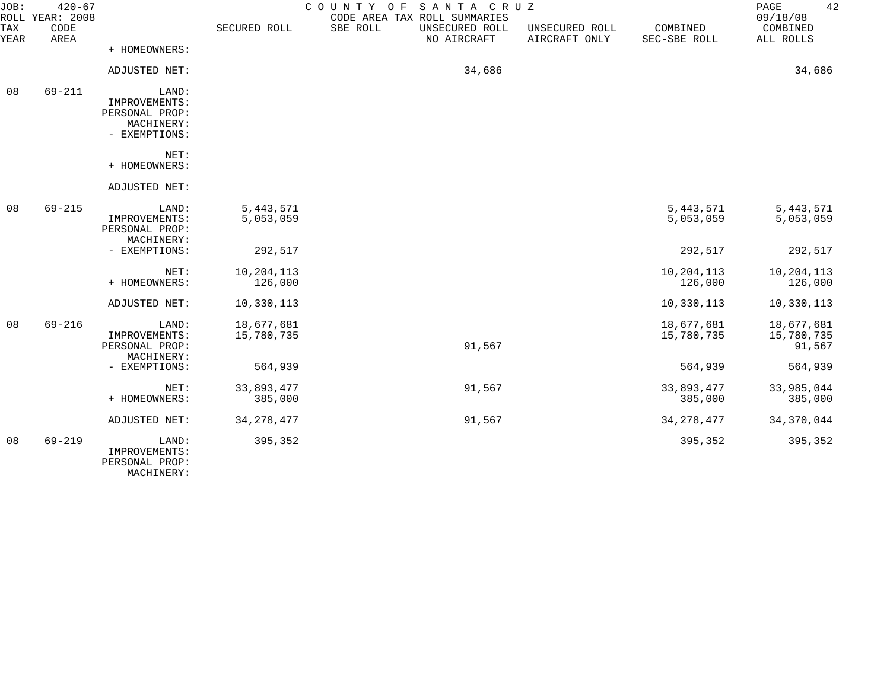JOB: 420-67 COUNTY OF SANTA CRUZ 09/18/08
ROLL YEAR: 2008 CODE AREA TAX ROLL SUMMARIES

| TAX YEAR | CODE AREA | | SECURED ROLL | SBE ROLL | UNSECURED ROLL NO AIRCRAFT | UNSECURED ROLL AIRCRAFT ONLY | COMBINED SEC-SBE ROLL | COMBINED ALL ROLLS |
|---|---|---|---|---|---|---|---|---|
| | | + HOMEOWNERS: | | | | | | |
| | | ADJUSTED NET: | | | 34,686 | | | 34,686 |
| 08 | 69-211 | LAND: | | | | | | |
| | | IMPROVEMENTS: | | | | | | |
| | | PERSONAL PROP: | | | | | | |
| | | MACHINERY: | | | | | | |
| | | - EXEMPTIONS: | | | | | | |
| | | NET: | | | | | | |
| | | + HOMEOWNERS: | | | | | | |
| | | ADJUSTED NET: | | | | | | |
| 08 | 69-215 | LAND: | 5,443,571 | | | | 5,443,571 | 5,443,571 |
| | | IMPROVEMENTS: | 5,053,059 | | | | 5,053,059 | 5,053,059 |
| | | PERSONAL PROP: | | | | | | |
| | | MACHINERY: | | | | | | |
| | | - EXEMPTIONS: | 292,517 | | | | 292,517 | 292,517 |
| | | NET: | 10,204,113 | | | | 10,204,113 | 10,204,113 |
| | | + HOMEOWNERS: | 126,000 | | | | 126,000 | 126,000 |
| | | ADJUSTED NET: | 10,330,113 | | | | 10,330,113 | 10,330,113 |
| 08 | 69-216 | LAND: | 18,677,681 | | | | 18,677,681 | 18,677,681 |
| | | IMPROVEMENTS: | 15,780,735 | | | | 15,780,735 | 15,780,735 |
| | | PERSONAL PROP: | | | 91,567 | | | 91,567 |
| | | MACHINERY: | | | | | | |
| | | - EXEMPTIONS: | 564,939 | | | | 564,939 | 564,939 |
| | | NET: | 33,893,477 | | 91,567 | | 33,893,477 | 33,985,044 |
| | | + HOMEOWNERS: | 385,000 | | | | 385,000 | 385,000 |
| | | ADJUSTED NET: | 34,278,477 | | 91,567 | | 34,278,477 | 34,370,044 |
| 08 | 69-219 | LAND: | 395,352 | | | | 395,352 | 395,352 |
| | | IMPROVEMENTS: | | | | | | |
| | | PERSONAL PROP: | | | | | | |
| | | MACHINERY: | | | | | | |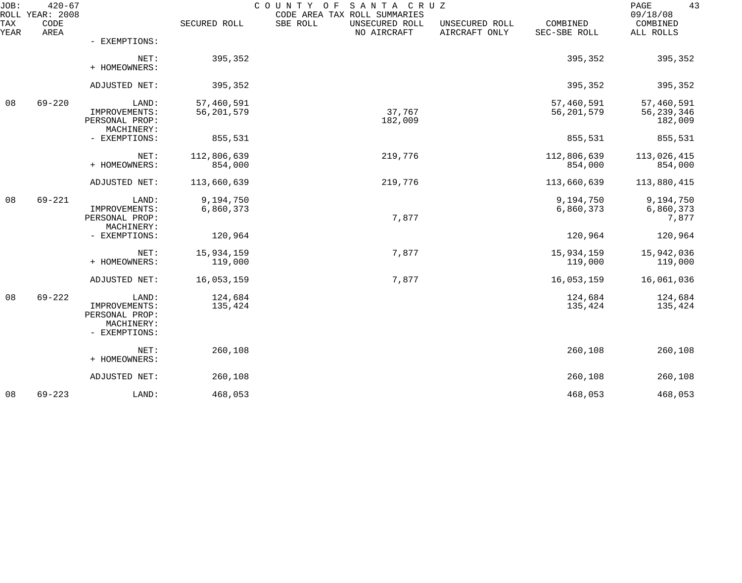| TAX YEAR | CODE AREA | | SECURED ROLL | SBE ROLL | UNSECURED ROLL NO AIRCRAFT | UNSECURED ROLL AIRCRAFT ONLY | COMBINED SEC-SBE ROLL | COMBINED ALL ROLLS |
|---|---|---|---|---|---|---|---|---|
| | | - EXEMPTIONS: | | | | | | |
| | | NET: | 395,352 | | | | 395,352 | 395,352 |
| | | + HOMEOWNERS: | | | | | | |
| | | ADJUSTED NET: | 395,352 | | | | 395,352 | 395,352 |
| 08 | 69-220 | LAND: | 57,460,591 | | | | 57,460,591 | 57,460,591 |
| | | IMPROVEMENTS: | 56,201,579 | | 37,767 | | 56,201,579 | 56,239,346 |
| | | PERSONAL PROP: | | | 182,009 | | | 182,009 |
| | | MACHINERY: | | | | | | |
| | | - EXEMPTIONS: | 855,531 | | | | 855,531 | 855,531 |
| | | NET: | 112,806,639 | | 219,776 | | 112,806,639 | 113,026,415 |
| | | + HOMEOWNERS: | 854,000 | | | | 854,000 | 854,000 |
| | | ADJUSTED NET: | 113,660,639 | | 219,776 | | 113,660,639 | 113,880,415 |
| 08 | 69-221 | LAND: | 9,194,750 | | | | 9,194,750 | 9,194,750 |
| | | IMPROVEMENTS: | 6,860,373 | | | | 6,860,373 | 6,860,373 |
| | | PERSONAL PROP: | | | 7,877 | | | 7,877 |
| | | MACHINERY: | | | | | | |
| | | - EXEMPTIONS: | 120,964 | | | | 120,964 | 120,964 |
| | | NET: | 15,934,159 | | 7,877 | | 15,934,159 | 15,942,036 |
| | | + HOMEOWNERS: | 119,000 | | | | 119,000 | 119,000 |
| | | ADJUSTED NET: | 16,053,159 | | 7,877 | | 16,053,159 | 16,061,036 |
| 08 | 69-222 | LAND: | 124,684 | | | | 124,684 | 124,684 |
| | | IMPROVEMENTS: | 135,424 | | | | 135,424 | 135,424 |
| | | PERSONAL PROP: | | | | | | |
| | | MACHINERY: | | | | | | |
| | | - EXEMPTIONS: | | | | | | |
| | | NET: | 260,108 | | | | 260,108 | 260,108 |
| | | + HOMEOWNERS: | | | | | | |
| | | ADJUSTED NET: | 260,108 | | | | 260,108 | 260,108 |
| 08 | 69-223 | LAND: | 468,053 | | | | 468,053 | 468,053 |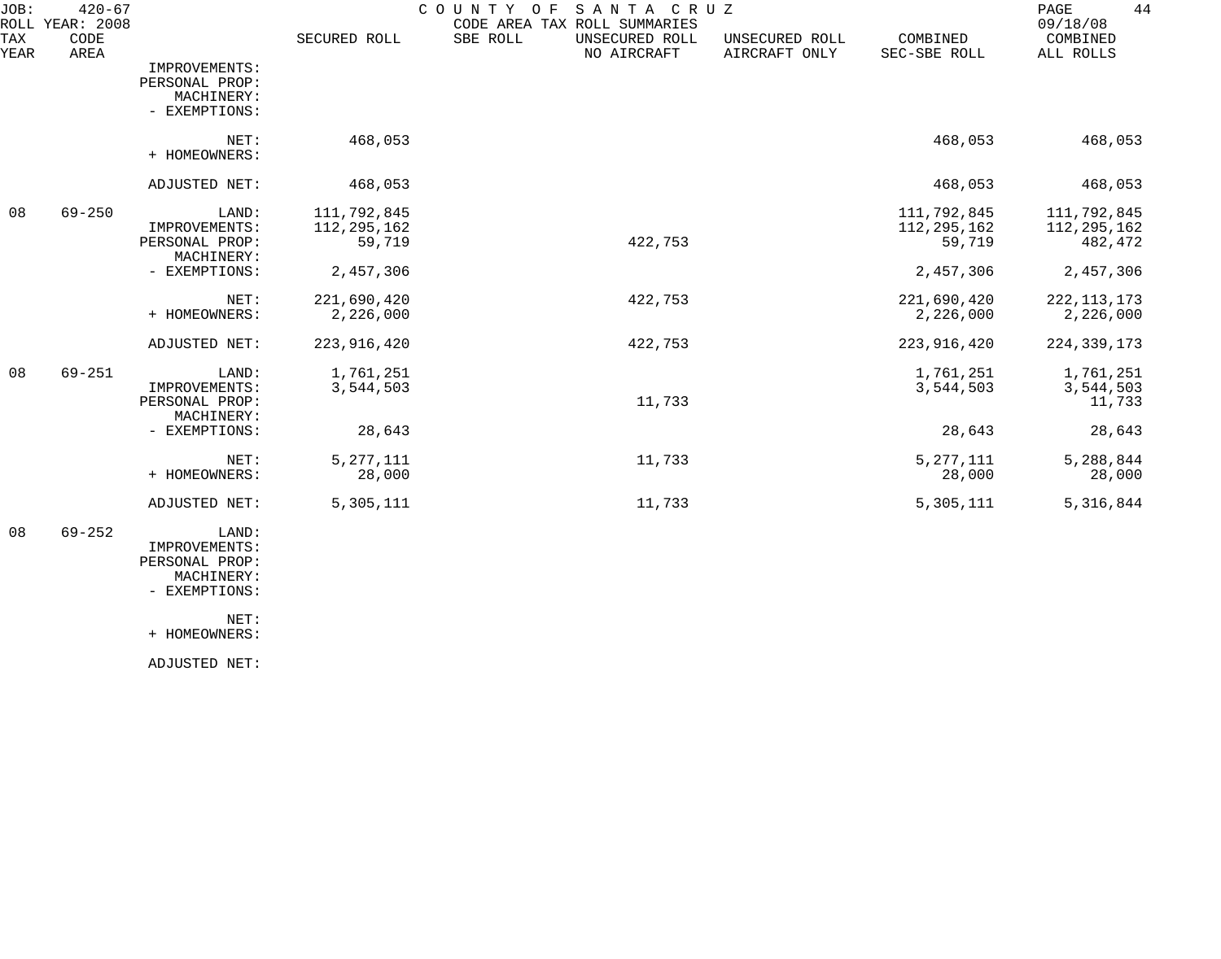| TAX YEAR | CODE AREA | | SECURED ROLL | SBE ROLL | UNSECURED ROLL NO AIRCRAFT | UNSECURED ROLL AIRCRAFT ONLY | COMBINED SEC-SBE ROLL | COMBINED ALL ROLLS |
|---|---|---|---|---|---|---|---|---|
| | | IMPROVEMENTS: | | | | | | |
| | | PERSONAL PROP: | | | | | | |
| | | MACHINERY: | | | | | | |
| | | - EXEMPTIONS: | | | | | | |
| | | NET: | 468,053 | | | | 468,053 | 468,053 |
| | | + HOMEOWNERS: | | | | | | |
| | | ADJUSTED NET: | 468,053 | | | | 468,053 | 468,053 |
| 08 | 69-250 | LAND: | 111,792,845 | | | | 111,792,845 | 111,792,845 |
| | | IMPROVEMENTS: | 112,295,162 | | | | 112,295,162 | 112,295,162 |
| | | PERSONAL PROP: | 59,719 | | 422,753 | | 59,719 | 482,472 |
| | | MACHINERY: | | | | | | |
| | | - EXEMPTIONS: | 2,457,306 | | | | 2,457,306 | 2,457,306 |
| | | NET: | 221,690,420 | | 422,753 | | 221,690,420 | 222,113,173 |
| | | + HOMEOWNERS: | 2,226,000 | | | | 2,226,000 | 2,226,000 |
| | | ADJUSTED NET: | 223,916,420 | | 422,753 | | 223,916,420 | 224,339,173 |
| 08 | 69-251 | LAND: | 1,761,251 | | | | 1,761,251 | 1,761,251 |
| | | IMPROVEMENTS: | 3,544,503 | | | | 3,544,503 | 3,544,503 |
| | | PERSONAL PROP: | | | 11,733 | | | 11,733 |
| | | MACHINERY: | | | | | | |
| | | - EXEMPTIONS: | 28,643 | | | | 28,643 | 28,643 |
| | | NET: | 5,277,111 | | 11,733 | | 5,277,111 | 5,288,844 |
| | | + HOMEOWNERS: | 28,000 | | | | 28,000 | 28,000 |
| | | ADJUSTED NET: | 5,305,111 | | 11,733 | | 5,305,111 | 5,316,844 |
| 08 | 69-252 | LAND: | | | | | | |
| | | IMPROVEMENTS: | | | | | | |
| | | PERSONAL PROP: | | | | | | |
| | | MACHINERY: | | | | | | |
| | | - EXEMPTIONS: | | | | | | |
| | | NET: | | | | | | |
| | | + HOMEOWNERS: | | | | | | |
| | | ADJUSTED NET: | | | | | | |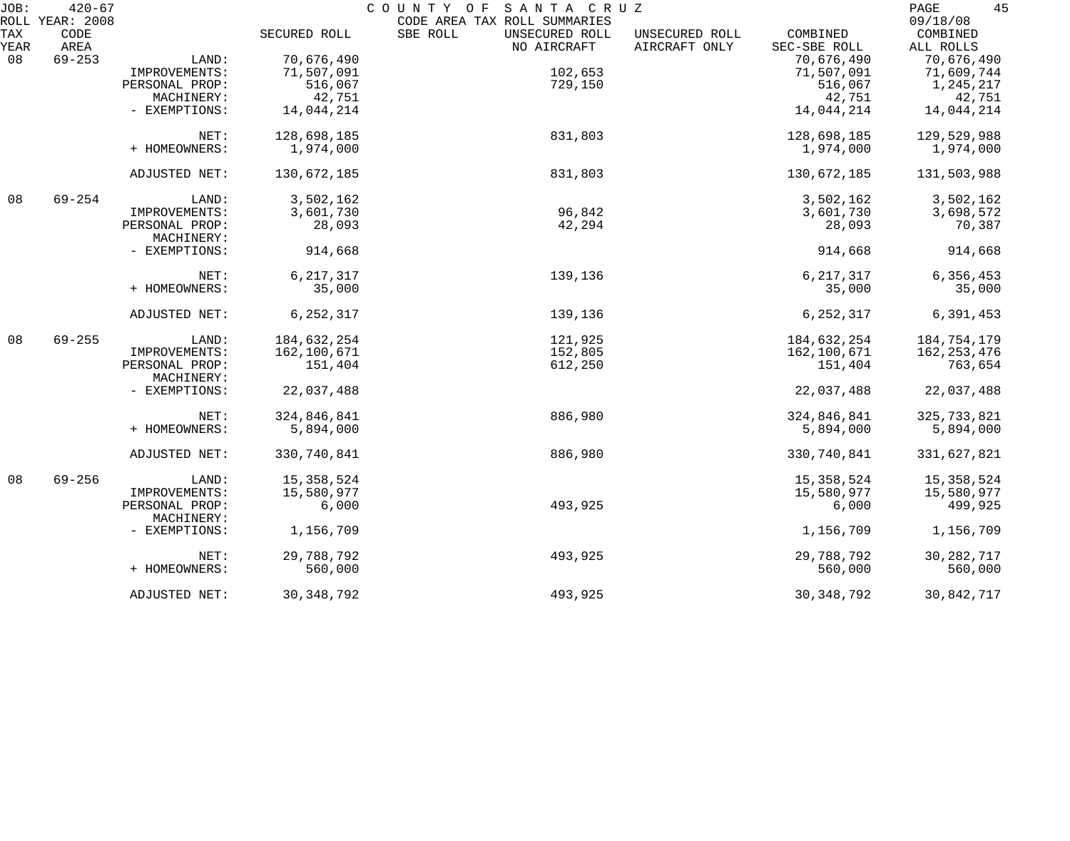JOB: 420-67 COUNTY OF SANTA CRUZ 09/18/08
ROLL YEAR: 2008 CODE AREA TAX ROLL SUMMARIES

| TAX YEAR | CODE AREA | | SECURED ROLL | SBE ROLL | UNSECURED ROLL NO AIRCRAFT | UNSECURED ROLL AIRCRAFT ONLY | COMBINED SEC-SBE ROLL | COMBINED ALL ROLLS |
|---|---|---|---|---|---|---|---|---|
| 08 | 69-253 | LAND: | 70,676,490 | | | | 70,676,490 | 70,676,490 |
| | | IMPROVEMENTS: | 71,507,091 | | 102,653 | | 71,507,091 | 71,609,744 |
| | | PERSONAL PROP: | 516,067 | | 729,150 | | 516,067 | 1,245,217 |
| | | MACHINERY: | 42,751 | | | | 42,751 | 42,751 |
| | | - EXEMPTIONS: | 14,044,214 | | | | 14,044,214 | 14,044,214 |
| | | NET: | 128,698,185 | | 831,803 | | 128,698,185 | 129,529,988 |
| | | + HOMEOWNERS: | 1,974,000 | | | | 1,974,000 | 1,974,000 |
| | | ADJUSTED NET: | 130,672,185 | | 831,803 | | 130,672,185 | 131,503,988 |
| 08 | 69-254 | LAND: | 3,502,162 | | | | 3,502,162 | 3,502,162 |
| | | IMPROVEMENTS: | 3,601,730 | | 96,842 | | 3,601,730 | 3,698,572 |
| | | PERSONAL PROP: | 28,093 | | 42,294 | | 28,093 | 70,387 |
| | | MACHINERY: | | | | | | |
| | | - EXEMPTIONS: | 914,668 | | | | 914,668 | 914,668 |
| | | NET: | 6,217,317 | | 139,136 | | 6,217,317 | 6,356,453 |
| | | + HOMEOWNERS: | 35,000 | | | | 35,000 | 35,000 |
| | | ADJUSTED NET: | 6,252,317 | | 139,136 | | 6,252,317 | 6,391,453 |
| 08 | 69-255 | LAND: | 184,632,254 | | 121,925 | | 184,632,254 | 184,754,179 |
| | | IMPROVEMENTS: | 162,100,671 | | 152,805 | | 162,100,671 | 162,253,476 |
| | | PERSONAL PROP: | 151,404 | | 612,250 | | 151,404 | 763,654 |
| | | MACHINERY: | | | | | | |
| | | - EXEMPTIONS: | 22,037,488 | | | | 22,037,488 | 22,037,488 |
| | | NET: | 324,846,841 | | 886,980 | | 324,846,841 | 325,733,821 |
| | | + HOMEOWNERS: | 5,894,000 | | | | 5,894,000 | 5,894,000 |
| | | ADJUSTED NET: | 330,740,841 | | 886,980 | | 330,740,841 | 331,627,821 |
| 08 | 69-256 | LAND: | 15,358,524 | | | | 15,358,524 | 15,358,524 |
| | | IMPROVEMENTS: | 15,580,977 | | | | 15,580,977 | 15,580,977 |
| | | PERSONAL PROP: | 6,000 | | 493,925 | | 6,000 | 499,925 |
| | | MACHINERY: | | | | | | |
| | | - EXEMPTIONS: | 1,156,709 | | | | 1,156,709 | 1,156,709 |
| | | NET: | 29,788,792 | | 493,925 | | 29,788,792 | 30,282,717 |
| | | + HOMEOWNERS: | 560,000 | | | | 560,000 | 560,000 |
| | | ADJUSTED NET: | 30,348,792 | | 493,925 | | 30,348,792 | 30,842,717 |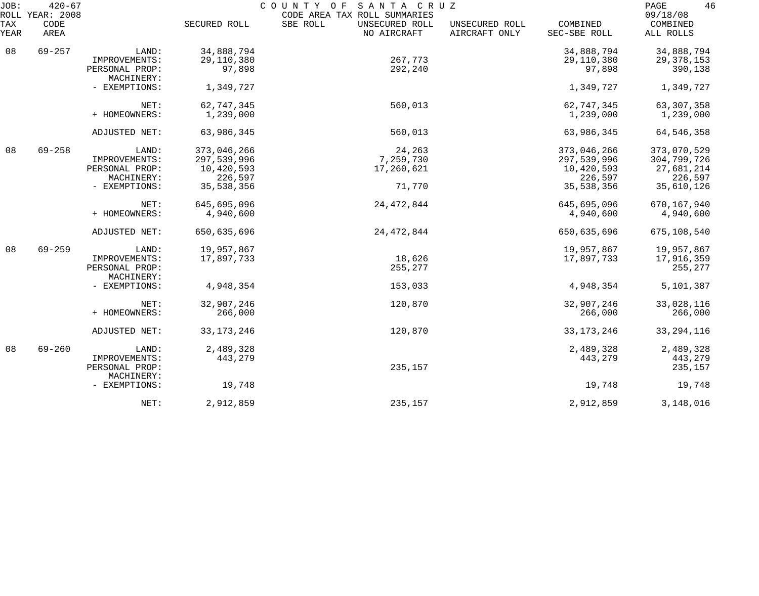JOB: 420-67 COUNTY OF SANTA CRUZ
ROLL YEAR: 2008 CODE AREA TAX ROLL SUMMARIES 09/18/08

| TAX YEAR | CODE AREA | | SECURED ROLL | SBE ROLL | UNSECURED ROLL NO AIRCRAFT | UNSECURED ROLL AIRCRAFT ONLY | COMBINED SEC-SBE ROLL | COMBINED ALL ROLLS |
|---|---|---|---|---|---|---|---|---|
| 08 | 69-257 | LAND: | 34,888,794 | | | | 34,888,794 | 34,888,794 |
| | | IMPROVEMENTS: | 29,110,380 | | 267,773 | | 29,110,380 | 29,378,153 |
| | | PERSONAL PROP: | 97,898 | | 292,240 | | 97,898 | 390,138 |
| | | MACHINERY: | | | | | | |
| | | - EXEMPTIONS: | 1,349,727 | | | | 1,349,727 | 1,349,727 |
| | | NET: | 62,747,345 | | 560,013 | | 62,747,345 | 63,307,358 |
| | | + HOMEOWNERS: | 1,239,000 | | | | 1,239,000 | 1,239,000 |
| | | ADJUSTED NET: | 63,986,345 | | 560,013 | | 63,986,345 | 64,546,358 |
| 08 | 69-258 | LAND: | 373,046,266 | | 24,263 | | 373,046,266 | 373,070,529 |
| | | IMPROVEMENTS: | 297,539,996 | | 7,259,730 | | 297,539,996 | 304,799,726 |
| | | PERSONAL PROP: | 10,420,593 | | 17,260,621 | | 10,420,593 | 27,681,214 |
| | | MACHINERY: | 226,597 | | | | 226,597 | 226,597 |
| | | - EXEMPTIONS: | 35,538,356 | | 71,770 | | 35,538,356 | 35,610,126 |
| | | NET: | 645,695,096 | | 24,472,844 | | 645,695,096 | 670,167,940 |
| | | + HOMEOWNERS: | 4,940,600 | | | | 4,940,600 | 4,940,600 |
| | | ADJUSTED NET: | 650,635,696 | | 24,472,844 | | 650,635,696 | 675,108,540 |
| 08 | 69-259 | LAND: | 19,957,867 | | | | 19,957,867 | 19,957,867 |
| | | IMPROVEMENTS: | 17,897,733 | | 18,626 | | 17,897,733 | 17,916,359 |
| | | PERSONAL PROP: | | | 255,277 | | | 255,277 |
| | | MACHINERY: | | | | | | |
| | | - EXEMPTIONS: | 4,948,354 | | 153,033 | | 4,948,354 | 5,101,387 |
| | | NET: | 32,907,246 | | 120,870 | | 32,907,246 | 33,028,116 |
| | | + HOMEOWNERS: | 266,000 | | | | 266,000 | 266,000 |
| | | ADJUSTED NET: | 33,173,246 | | 120,870 | | 33,173,246 | 33,294,116 |
| 08 | 69-260 | LAND: | 2,489,328 | | | | 2,489,328 | 2,489,328 |
| | | IMPROVEMENTS: | 443,279 | | | | 443,279 | 443,279 |
| | | PERSONAL PROP: | | | 235,157 | | | 235,157 |
| | | MACHINERY: | | | | | | |
| | | - EXEMPTIONS: | 19,748 | | | | 19,748 | 19,748 |
| | | NET: | 2,912,859 | | 235,157 | | 2,912,859 | 3,148,016 |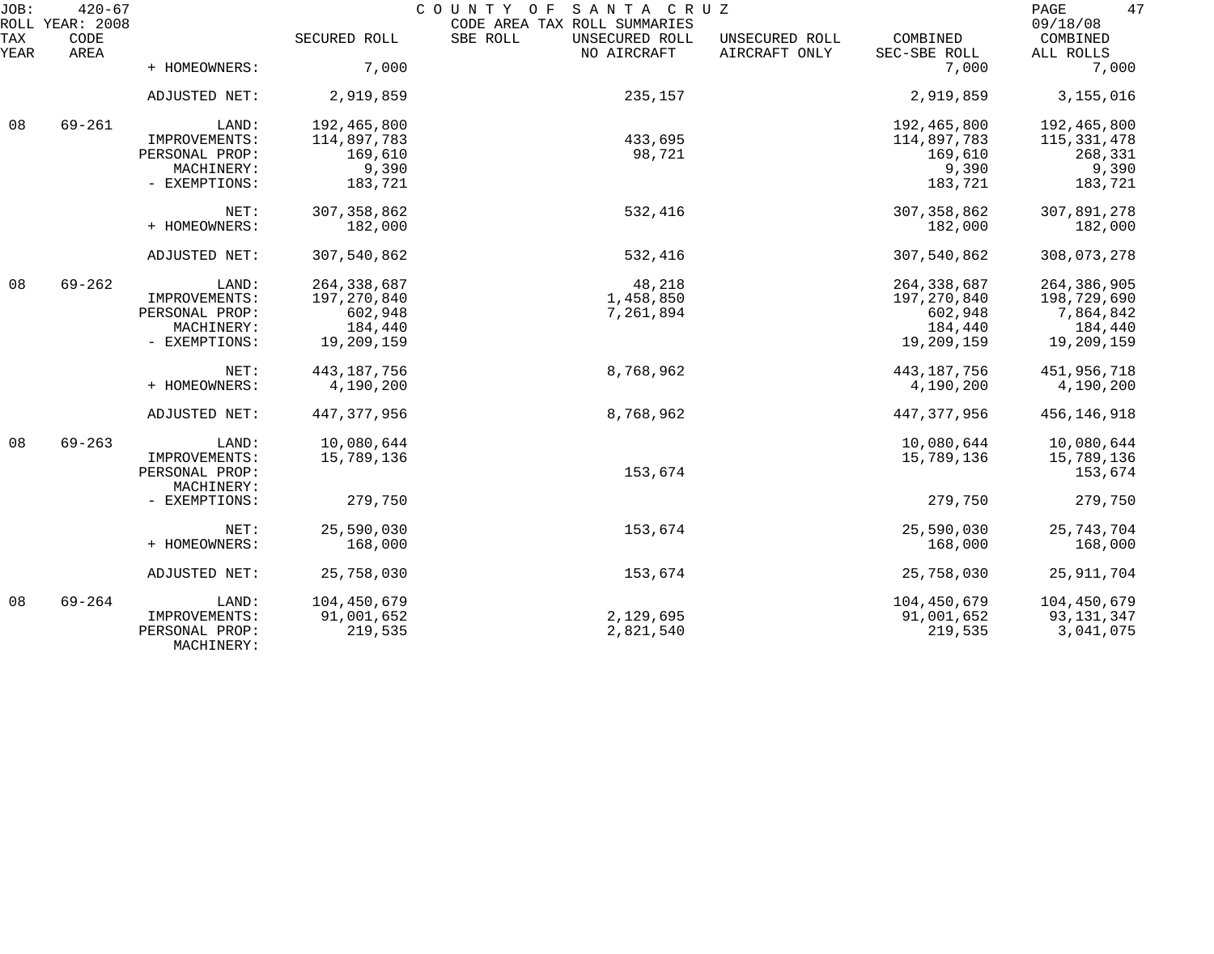| TAX YEAR | CODE AREA | | SECURED ROLL | SBE ROLL | UNSECURED ROLL NO AIRCRAFT | UNSECURED ROLL AIRCRAFT ONLY | COMBINED SEC-SBE ROLL | COMBINED ALL ROLLS |
|---|---|---|---|---|---|---|---|---|
| | | + HOMEOWNERS: | 7,000 | | | | 7,000 | 7,000 |
| | | ADJUSTED NET: | 2,919,859 | | 235,157 | | 2,919,859 | 3,155,016 |
| 08 | 69-261 | LAND: | 192,465,800 | | | | 192,465,800 | 192,465,800 |
| | | IMPROVEMENTS: | 114,897,783 | | 433,695 | | 114,897,783 | 115,331,478 |
| | | PERSONAL PROP: | 169,610 | | 98,721 | | 169,610 | 268,331 |
| | | MACHINERY: | 9,390 | | | | 9,390 | 9,390 |
| | | - EXEMPTIONS: | 183,721 | | | | 183,721 | 183,721 |
| | | NET: | 307,358,862 | | 532,416 | | 307,358,862 | 307,891,278 |
| | | + HOMEOWNERS: | 182,000 | | | | 182,000 | 182,000 |
| | | ADJUSTED NET: | 307,540,862 | | 532,416 | | 307,540,862 | 308,073,278 |
| 08 | 69-262 | LAND: | 264,338,687 | | 48,218 | | 264,338,687 | 264,386,905 |
| | | IMPROVEMENTS: | 197,270,840 | | 1,458,850 | | 197,270,840 | 198,729,690 |
| | | PERSONAL PROP: | 602,948 | | 7,261,894 | | 602,948 | 7,864,842 |
| | | MACHINERY: | 184,440 | | | | 184,440 | 184,440 |
| | | - EXEMPTIONS: | 19,209,159 | | | | 19,209,159 | 19,209,159 |
| | | NET: | 443,187,756 | | 8,768,962 | | 443,187,756 | 451,956,718 |
| | | + HOMEOWNERS: | 4,190,200 | | | | 4,190,200 | 4,190,200 |
| | | ADJUSTED NET: | 447,377,956 | | 8,768,962 | | 447,377,956 | 456,146,918 |
| 08 | 69-263 | LAND: | 10,080,644 | | | | 10,080,644 | 10,080,644 |
| | | IMPROVEMENTS: | 15,789,136 | | | | 15,789,136 | 15,789,136 |
| | | PERSONAL PROP: | | | 153,674 | | | 153,674 |
| | | MACHINERY: | | | | | | |
| | | - EXEMPTIONS: | 279,750 | | | | 279,750 | 279,750 |
| | | NET: | 25,590,030 | | 153,674 | | 25,590,030 | 25,743,704 |
| | | + HOMEOWNERS: | 168,000 | | | | 168,000 | 168,000 |
| | | ADJUSTED NET: | 25,758,030 | | 153,674 | | 25,758,030 | 25,911,704 |
| 08 | 69-264 | LAND: | 104,450,679 | | | | 104,450,679 | 104,450,679 |
| | | IMPROVEMENTS: | 91,001,652 | | 2,129,695 | | 91,001,652 | 93,131,347 |
| | | PERSONAL PROP: | 219,535 | | 2,821,540 | | 219,535 | 3,041,075 |
| | | MACHINERY: | | | | | | |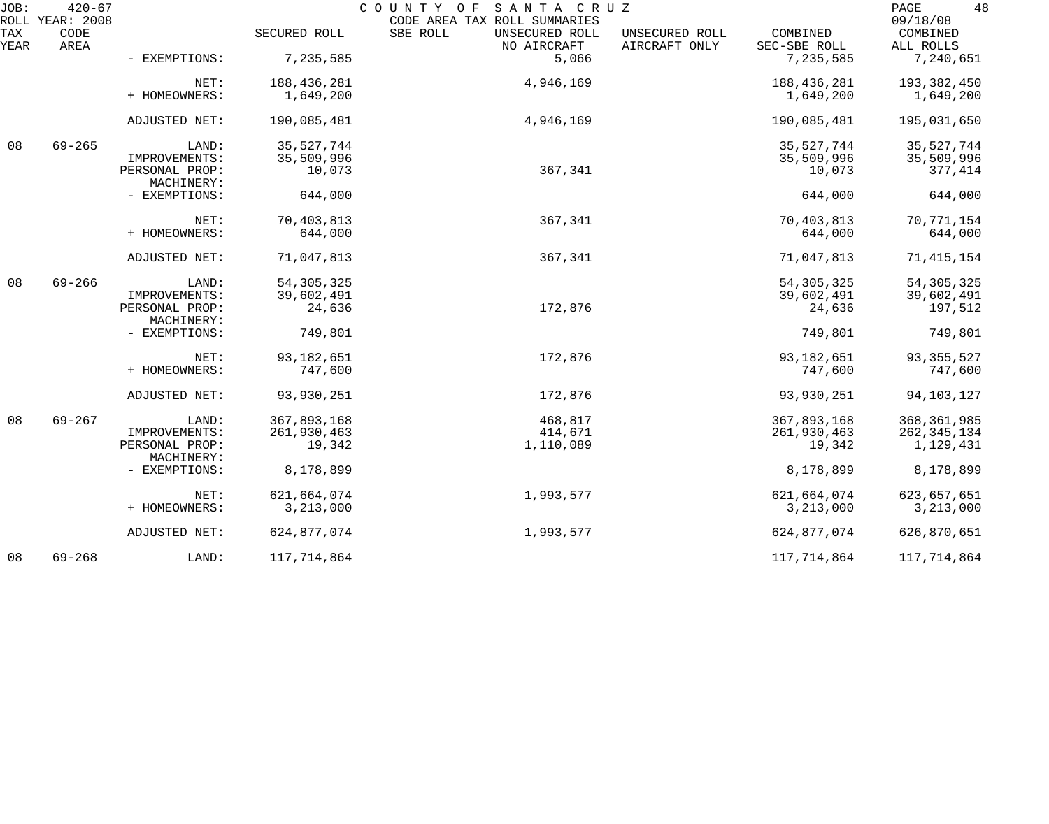JOB: 420-67 COUNTY OF SANTA CRUZ
ROLL YEAR: 2008 CODE AREA TAX ROLL SUMMARIES 09/18/08

| TAX YEAR | CODE AREA | | SECURED ROLL | SBE ROLL | UNSECURED ROLL NO AIRCRAFT | UNSECURED ROLL AIRCRAFT ONLY | COMBINED SEC-SBE ROLL | COMBINED ALL ROLLS |
|---|---|---|---|---|---|---|---|---|
| | | - EXEMPTIONS: | 7,235,585 | | 5,066 | | 7,235,585 | 7,240,651 |
| | | NET: | 188,436,281 | | 4,946,169 | | 188,436,281 | 193,382,450 |
| | | + HOMEOWNERS: | 1,649,200 | | | | 1,649,200 | 1,649,200 |
| | | ADJUSTED NET: | 190,085,481 | | 4,946,169 | | 190,085,481 | 195,031,650 |
| 08 | 69-265 | LAND: | 35,527,744 | | | | 35,527,744 | 35,527,744 |
| | | IMPROVEMENTS: | 35,509,996 | | | | 35,509,996 | 35,509,996 |
| | | PERSONAL PROP: | 10,073 | | 367,341 | | 10,073 | 377,414 |
| | | MACHINERY: | | | | | | |
| | | - EXEMPTIONS: | 644,000 | | | | 644,000 | 644,000 |
| | | NET: | 70,403,813 | | 367,341 | | 70,403,813 | 70,771,154 |
| | | + HOMEOWNERS: | 644,000 | | | | 644,000 | 644,000 |
| | | ADJUSTED NET: | 71,047,813 | | 367,341 | | 71,047,813 | 71,415,154 |
| 08 | 69-266 | LAND: | 54,305,325 | | | | 54,305,325 | 54,305,325 |
| | | IMPROVEMENTS: | 39,602,491 | | | | 39,602,491 | 39,602,491 |
| | | PERSONAL PROP: | 24,636 | | 172,876 | | 24,636 | 197,512 |
| | | MACHINERY: | | | | | | |
| | | - EXEMPTIONS: | 749,801 | | | | 749,801 | 749,801 |
| | | NET: | 93,182,651 | | 172,876 | | 93,182,651 | 93,355,527 |
| | | + HOMEOWNERS: | 747,600 | | | | 747,600 | 747,600 |
| | | ADJUSTED NET: | 93,930,251 | | 172,876 | | 93,930,251 | 94,103,127 |
| 08 | 69-267 | LAND: | 367,893,168 | | 468,817 | | 367,893,168 | 368,361,985 |
| | | IMPROVEMENTS: | 261,930,463 | | 414,671 | | 261,930,463 | 262,345,134 |
| | | PERSONAL PROP: | 19,342 | | 1,110,089 | | 19,342 | 1,129,431 |
| | | MACHINERY: | | | | | | |
| | | - EXEMPTIONS: | 8,178,899 | | | | 8,178,899 | 8,178,899 |
| | | NET: | 621,664,074 | | 1,993,577 | | 621,664,074 | 623,657,651 |
| | | + HOMEOWNERS: | 3,213,000 | | | | 3,213,000 | 3,213,000 |
| | | ADJUSTED NET: | 624,877,074 | | 1,993,577 | | 624,877,074 | 626,870,651 |
| 08 | 69-268 | LAND: | 117,714,864 | | | | 117,714,864 | 117,714,864 |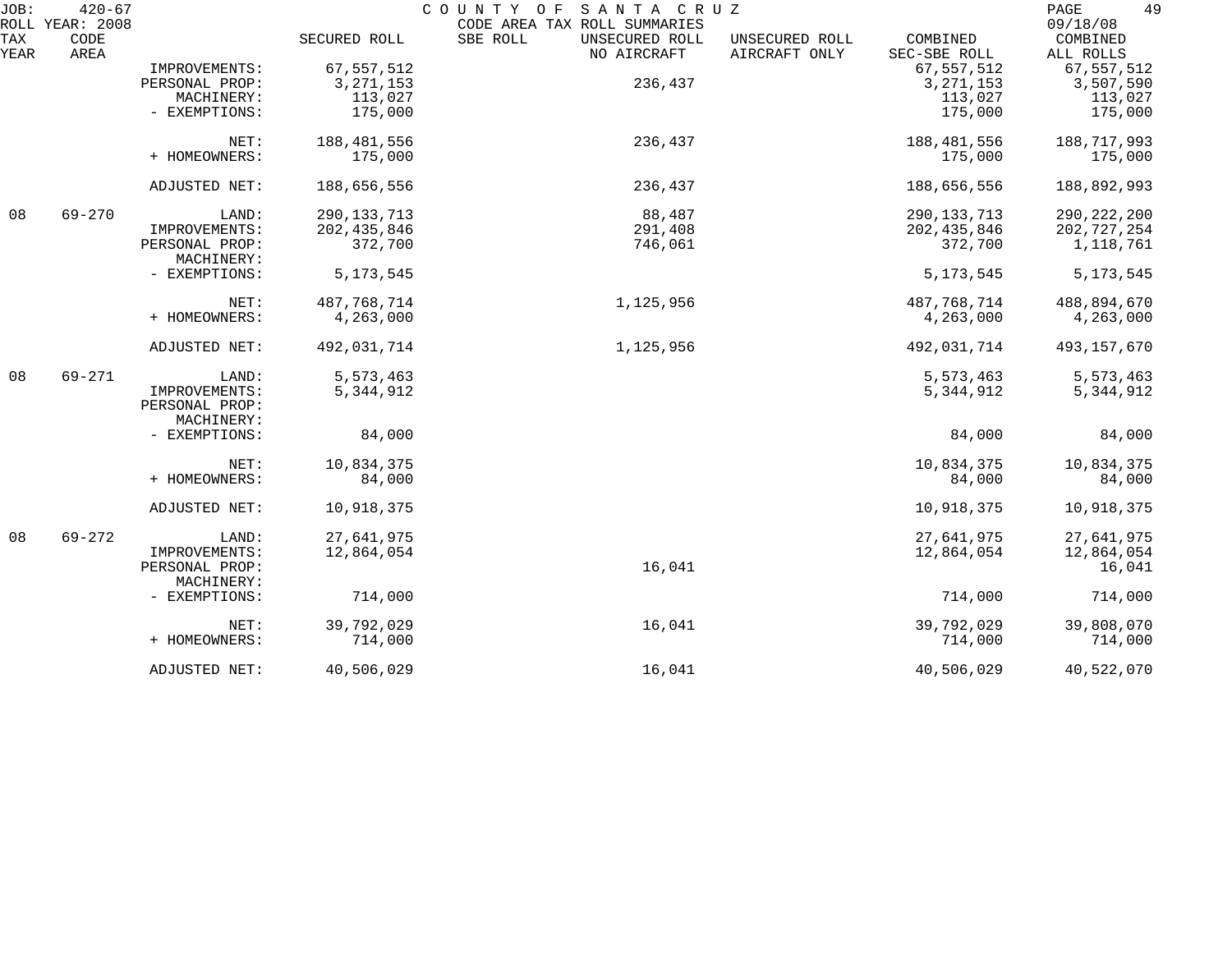JOB: 420-67 COUNTY OF SANTA CRUZ
ROLL YEAR: 2008 CODE AREA TAX ROLL SUMMARIES 09/18/08

| TAX YEAR | CODE AREA | | SECURED ROLL | SBE ROLL | UNSECURED ROLL NO AIRCRAFT | UNSECURED ROLL AIRCRAFT ONLY | COMBINED SEC-SBE ROLL | COMBINED ALL ROLLS |
|---|---|---|---|---|---|---|---|---|
| | | IMPROVEMENTS: | 67,557,512 | | | | 67,557,512 | 67,557,512 |
| | | PERSONAL PROP: | 3,271,153 | | 236,437 | | 3,271,153 | 3,507,590 |
| | | MACHINERY: | 113,027 | | | | 113,027 | 113,027 |
| | | - EXEMPTIONS: | 175,000 | | | | 175,000 | 175,000 |
| | | NET: | 188,481,556 | | 236,437 | | 188,481,556 | 188,717,993 |
| | | + HOMEOWNERS: | 175,000 | | | | 175,000 | 175,000 |
| | | ADJUSTED NET: | 188,656,556 | | 236,437 | | 188,656,556 | 188,892,993 |
| 08 | 69-270 | LAND: | 290,133,713 | | 88,487 | | 290,133,713 | 290,222,200 |
| | | IMPROVEMENTS: | 202,435,846 | | 291,408 | | 202,435,846 | 202,727,254 |
| | | PERSONAL PROP: | 372,700 | | 746,061 | | 372,700 | 1,118,761 |
| | | MACHINERY: | | | | | | |
| | | - EXEMPTIONS: | 5,173,545 | | | | 5,173,545 | 5,173,545 |
| | | NET: | 487,768,714 | | 1,125,956 | | 487,768,714 | 488,894,670 |
| | | + HOMEOWNERS: | 4,263,000 | | | | 4,263,000 | 4,263,000 |
| | | ADJUSTED NET: | 492,031,714 | | 1,125,956 | | 492,031,714 | 493,157,670 |
| 08 | 69-271 | LAND: | 5,573,463 | | | | 5,573,463 | 5,573,463 |
| | | IMPROVEMENTS: | 5,344,912 | | | | 5,344,912 | 5,344,912 |
| | | PERSONAL PROP: | | | | | | |
| | | MACHINERY: | | | | | | |
| | | - EXEMPTIONS: | 84,000 | | | | 84,000 | 84,000 |
| | | NET: | 10,834,375 | | | | 10,834,375 | 10,834,375 |
| | | + HOMEOWNERS: | 84,000 | | | | 84,000 | 84,000 |
| | | ADJUSTED NET: | 10,918,375 | | | | 10,918,375 | 10,918,375 |
| 08 | 69-272 | LAND: | 27,641,975 | | | | 27,641,975 | 27,641,975 |
| | | IMPROVEMENTS: | 12,864,054 | | | | 12,864,054 | 12,864,054 |
| | | PERSONAL PROP: | | | 16,041 | | | 16,041 |
| | | MACHINERY: | | | | | | |
| | | - EXEMPTIONS: | 714,000 | | | | 714,000 | 714,000 |
| | | NET: | 39,792,029 | | 16,041 | | 39,792,029 | 39,808,070 |
| | | + HOMEOWNERS: | 714,000 | | | | 714,000 | 714,000 |
| | | ADJUSTED NET: | 40,506,029 | | 16,041 | | 40,506,029 | 40,522,070 |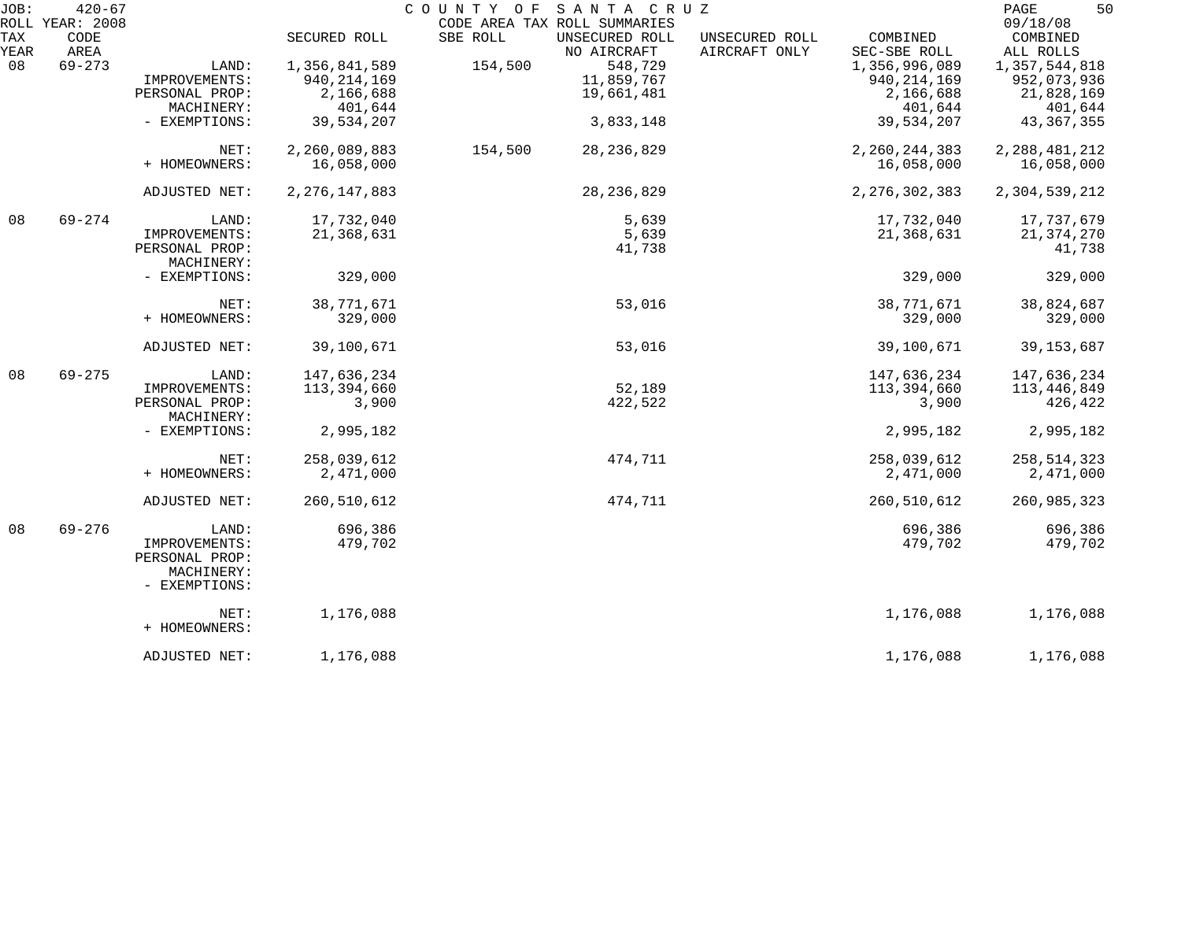JOB: 420-67 COUNTY OF SANTA CRUZ
ROLL YEAR: 2008 CODE AREA TAX ROLL SUMMARIES 09/18/08

| TAX YEAR | CODE AREA | | SECURED ROLL | SBE ROLL | UNSECURED ROLL NO AIRCRAFT | UNSECURED ROLL AIRCRAFT ONLY | COMBINED SEC-SBE ROLL | COMBINED ALL ROLLS |
|---|---|---|---|---|---|---|---|---|
| 08 | 69-273 | LAND: | 1,356,841,589 | 154,500 | 548,729 | | 1,356,996,089 | 1,357,544,818 |
| | | IMPROVEMENTS: | 940,214,169 | | 11,859,767 | | 940,214,169 | 952,073,936 |
| | | PERSONAL PROP: | 2,166,688 | | 19,661,481 | | 2,166,688 | 21,828,169 |
| | | MACHINERY: | 401,644 | | | | 401,644 | 401,644 |
| | | - EXEMPTIONS: | 39,534,207 | | 3,833,148 | | 39,534,207 | 43,367,355 |
| | | NET: | 2,260,089,883 | 154,500 | 28,236,829 | | 2,260,244,383 | 2,288,481,212 |
| | | + HOMEOWNERS: | 16,058,000 | | | | 16,058,000 | 16,058,000 |
| | | ADJUSTED NET: | 2,276,147,883 | | 28,236,829 | | 2,276,302,383 | 2,304,539,212 |
| 08 | 69-274 | LAND: | 17,732,040 | | 5,639 | | 17,732,040 | 17,737,679 |
| | | IMPROVEMENTS: | 21,368,631 | | 5,639 | | 21,368,631 | 21,374,270 |
| | | PERSONAL PROP: | | | 41,738 | | | 41,738 |
| | | MACHINERY: | | | | | | |
| | | - EXEMPTIONS: | 329,000 | | | | 329,000 | 329,000 |
| | | NET: | 38,771,671 | | 53,016 | | 38,771,671 | 38,824,687 |
| | | + HOMEOWNERS: | 329,000 | | | | 329,000 | 329,000 |
| | | ADJUSTED NET: | 39,100,671 | | 53,016 | | 39,100,671 | 39,153,687 |
| 08 | 69-275 | LAND: | 147,636,234 | | | | 147,636,234 | 147,636,234 |
| | | IMPROVEMENTS: | 113,394,660 | | 52,189 | | 113,394,660 | 113,446,849 |
| | | PERSONAL PROP: | 3,900 | | 422,522 | | 3,900 | 426,422 |
| | | MACHINERY: | | | | | | |
| | | - EXEMPTIONS: | 2,995,182 | | | | 2,995,182 | 2,995,182 |
| | | NET: | 258,039,612 | | 474,711 | | 258,039,612 | 258,514,323 |
| | | + HOMEOWNERS: | 2,471,000 | | | | 2,471,000 | 2,471,000 |
| | | ADJUSTED NET: | 260,510,612 | | 474,711 | | 260,510,612 | 260,985,323 |
| 08 | 69-276 | LAND: | 696,386 | | | | 696,386 | 696,386 |
| | | IMPROVEMENTS: | 479,702 | | | | 479,702 | 479,702 |
| | | PERSONAL PROP: | | | | | | |
| | | MACHINERY: | | | | | | |
| | | - EXEMPTIONS: | | | | | | |
| | | NET: | 1,176,088 | | | | 1,176,088 | 1,176,088 |
| | | + HOMEOWNERS: | | | | | | |
| | | ADJUSTED NET: | 1,176,088 | | | | 1,176,088 | 1,176,088 |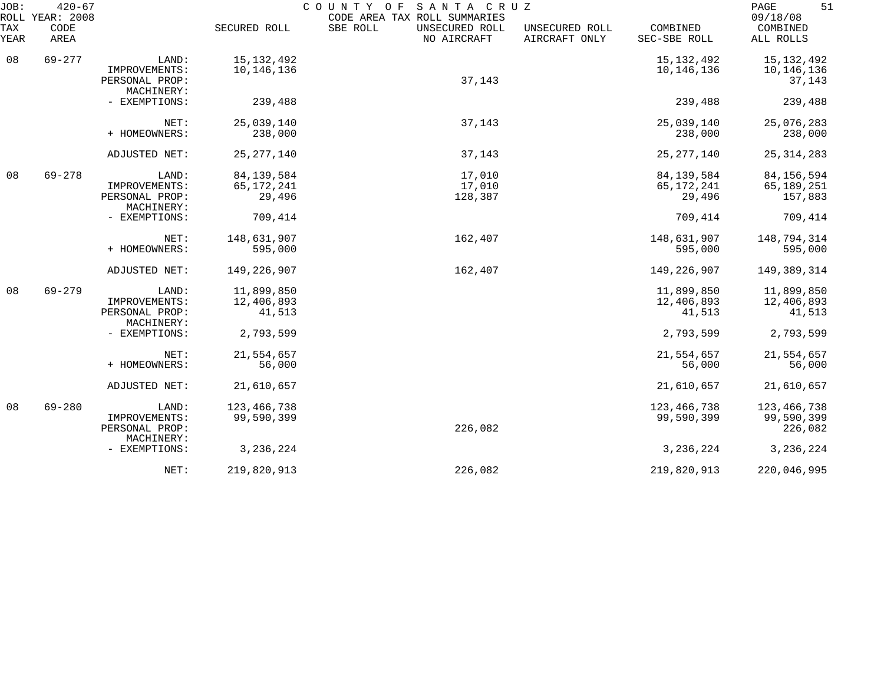JOB: 420-67 COUNTY OF SANTA CRUZ
ROLL YEAR: 2008 CODE AREA TAX ROLL SUMMARIES 09/18/08

| TAX YEAR | CODE AREA | | SECURED ROLL | SBE ROLL | UNSECURED ROLL NO AIRCRAFT | UNSECURED ROLL AIRCRAFT ONLY | COMBINED SEC-SBE ROLL | COMBINED ALL ROLLS |
|---|---|---|---|---|---|---|---|---|
| 08 | 69-277 | LAND: | 15,132,492 | | | | 15,132,492 | 15,132,492 |
| | | IMPROVEMENTS: | 10,146,136 | | | | 10,146,136 | 10,146,136 |
| | | PERSONAL PROP: | | | 37,143 | | | 37,143 |
| | | MACHINERY: | | | | | | |
| | | - EXEMPTIONS: | 239,488 | | | | 239,488 | 239,488 |
| | | NET: | 25,039,140 | | 37,143 | | 25,039,140 | 25,076,283 |
| | | + HOMEOWNERS: | 238,000 | | | | 238,000 | 238,000 |
| | | ADJUSTED NET: | 25,277,140 | | 37,143 | | 25,277,140 | 25,314,283 |
| 08 | 69-278 | LAND: | 84,139,584 | | 17,010 | | 84,139,584 | 84,156,594 |
| | | IMPROVEMENTS: | 65,172,241 | | 17,010 | | 65,172,241 | 65,189,251 |
| | | PERSONAL PROP: | 29,496 | | 128,387 | | 29,496 | 157,883 |
| | | MACHINERY: | | | | | | |
| | | - EXEMPTIONS: | 709,414 | | | | 709,414 | 709,414 |
| | | NET: | 148,631,907 | | 162,407 | | 148,631,907 | 148,794,314 |
| | | + HOMEOWNERS: | 595,000 | | | | 595,000 | 595,000 |
| | | ADJUSTED NET: | 149,226,907 | | 162,407 | | 149,226,907 | 149,389,314 |
| 08 | 69-279 | LAND: | 11,899,850 | | | | 11,899,850 | 11,899,850 |
| | | IMPROVEMENTS: | 12,406,893 | | | | 12,406,893 | 12,406,893 |
| | | PERSONAL PROP: | 41,513 | | | | 41,513 | 41,513 |
| | | MACHINERY: | | | | | | |
| | | - EXEMPTIONS: | 2,793,599 | | | | 2,793,599 | 2,793,599 |
| | | NET: | 21,554,657 | | | | 21,554,657 | 21,554,657 |
| | | + HOMEOWNERS: | 56,000 | | | | 56,000 | 56,000 |
| | | ADJUSTED NET: | 21,610,657 | | | | 21,610,657 | 21,610,657 |
| 08 | 69-280 | LAND: | 123,466,738 | | | | 123,466,738 | 123,466,738 |
| | | IMPROVEMENTS: | 99,590,399 | | | | 99,590,399 | 99,590,399 |
| | | PERSONAL PROP: | | | 226,082 | | | 226,082 |
| | | MACHINERY: | | | | | | |
| | | - EXEMPTIONS: | 3,236,224 | | | | 3,236,224 | 3,236,224 |
| | | NET: | 219,820,913 | | 226,082 | | 219,820,913 | 220,046,995 |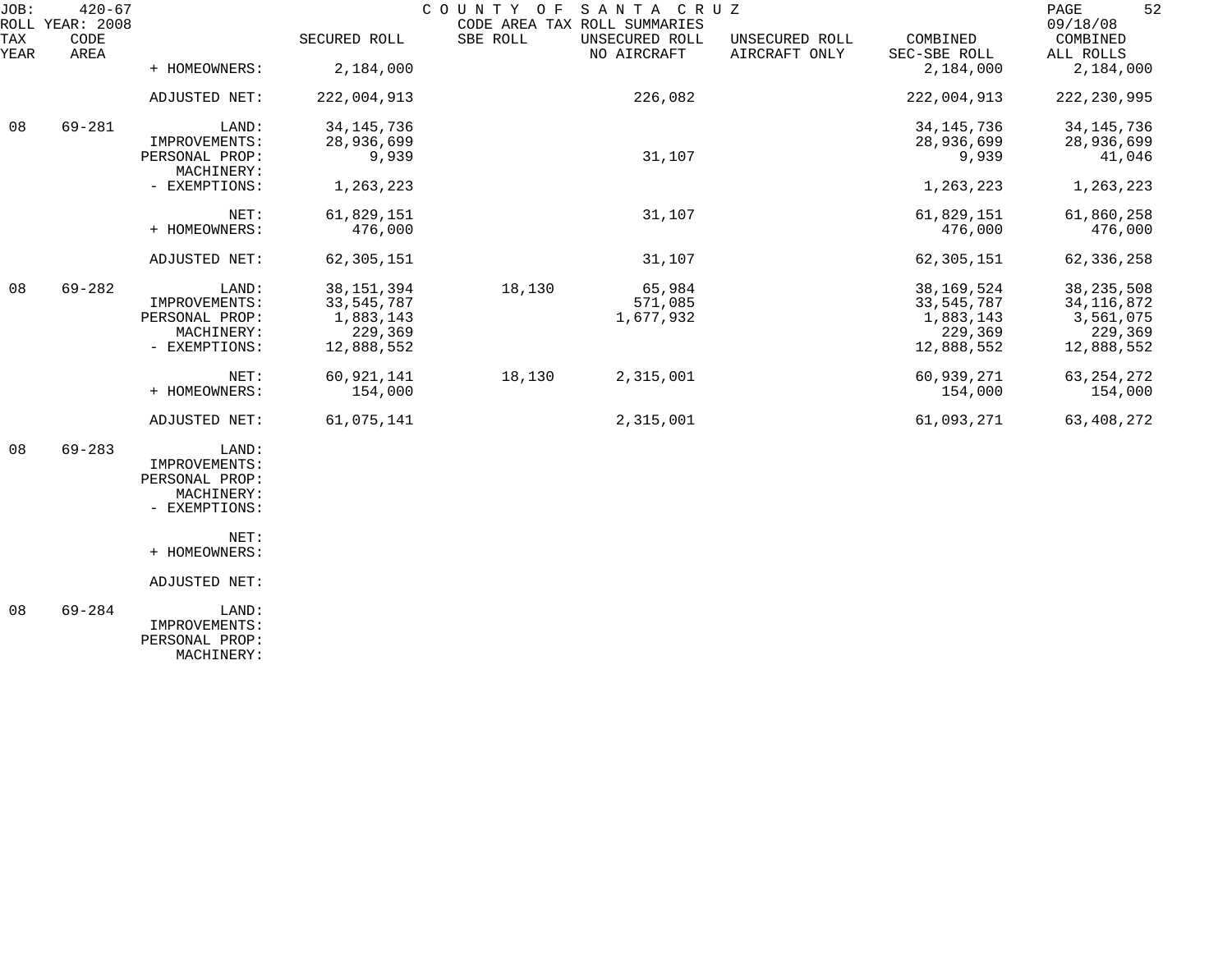JOB: 420-67 COUNTY OF SANTA CRUZ PAGE 52
ROLL YEAR: 2008 CODE AREA TAX ROLL SUMMARIES 09/18/08

| TAX YEAR | CODE AREA | | SECURED ROLL | SBE ROLL | UNSECURED ROLL NO AIRCRAFT | UNSECURED ROLL AIRCRAFT ONLY | COMBINED SEC-SBE ROLL | COMBINED ALL ROLLS |
|---|---|---|---|---|---|---|---|---|
| | | + HOMEOWNERS: | 2,184,000 | | | | 2,184,000 | 2,184,000 |
| | | ADJUSTED NET: | 222,004,913 | | 226,082 | | 222,004,913 | 222,230,995 |
| 08 | 69-281 | LAND: | 34,145,736 | | | | 34,145,736 | 34,145,736 |
| | | IMPROVEMENTS: | 28,936,699 | | | | 28,936,699 | 28,936,699 |
| | | PERSONAL PROP: | 9,939 | | 31,107 | | 9,939 | 41,046 |
| | | MACHINERY: | | | | | | |
| | | - EXEMPTIONS: | 1,263,223 | | | | 1,263,223 | 1,263,223 |
| | | NET: | 61,829,151 | | 31,107 | | 61,829,151 | 61,860,258 |
| | | + HOMEOWNERS: | 476,000 | | | | 476,000 | 476,000 |
| | | ADJUSTED NET: | 62,305,151 | | 31,107 | | 62,305,151 | 62,336,258 |
| 08 | 69-282 | LAND: | 38,151,394 | 18,130 | 65,984 | | 38,169,524 | 38,235,508 |
| | | IMPROVEMENTS: | 33,545,787 | | 571,085 | | 33,545,787 | 34,116,872 |
| | | PERSONAL PROP: | 1,883,143 | | 1,677,932 | | 1,883,143 | 3,561,075 |
| | | MACHINERY: | 229,369 | | | | 229,369 | 229,369 |
| | | - EXEMPTIONS: | 12,888,552 | | | | 12,888,552 | 12,888,552 |
| | | NET: | 60,921,141 | 18,130 | 2,315,001 | | 60,939,271 | 63,254,272 |
| | | + HOMEOWNERS: | 154,000 | | | | 154,000 | 154,000 |
| | | ADJUSTED NET: | 61,075,141 | | 2,315,001 | | 61,093,271 | 63,408,272 |
| 08 | 69-283 | LAND: | | | | | | |
| | | IMPROVEMENTS: | | | | | | |
| | | PERSONAL PROP: | | | | | | |
| | | MACHINERY: | | | | | | |
| | | - EXEMPTIONS: | | | | | | |
| | | NET: | | | | | | |
| | | + HOMEOWNERS: | | | | | | |
| | | ADJUSTED NET: | | | | | | |
| 08 | 69-284 | LAND: | | | | | | |
| | | IMPROVEMENTS: | | | | | | |
| | | PERSONAL PROP: | | | | | | |
| | | MACHINERY: | | | | | | |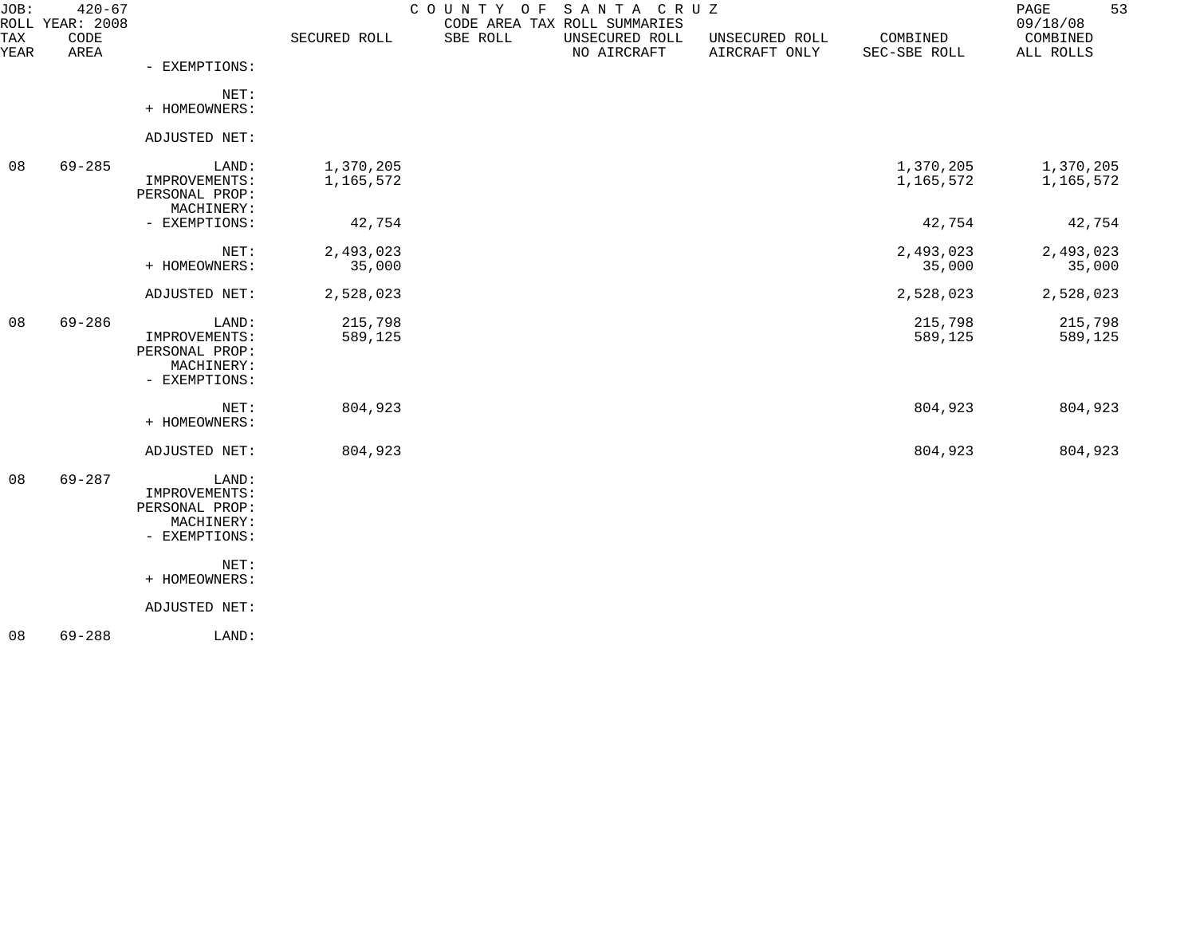JOB: 420-67 COUNTY OF SANTA CRUZ
ROLL YEAR: 2008 CODE AREA TAX ROLL SUMMARIES 09/18/08

| TAX YEAR | CODE AREA | | SECURED ROLL | SBE ROLL | UNSECURED ROLL NO AIRCRAFT | UNSECURED ROLL AIRCRAFT ONLY | COMBINED SEC-SBE ROLL | COMBINED ALL ROLLS |
|---|---|---|---|---|---|---|---|---|
| | | - EXEMPTIONS: | | | | | | |
| | | NET: | | | | | | |
| | | + HOMEOWNERS: | | | | | | |
| | | ADJUSTED NET: | | | | | | |
| 08 | 69-285 | LAND: | 1,370,205 | | | | 1,370,205 | 1,370,205 |
| | | IMPROVEMENTS: | 1,165,572 | | | | 1,165,572 | 1,165,572 |
| | | PERSONAL PROP: | | | | | | |
| | | MACHINERY: | | | | | | |
| | | - EXEMPTIONS: | 42,754 | | | | 42,754 | 42,754 |
| | | NET: | 2,493,023 | | | | 2,493,023 | 2,493,023 |
| | | + HOMEOWNERS: | 35,000 | | | | 35,000 | 35,000 |
| | | ADJUSTED NET: | 2,528,023 | | | | 2,528,023 | 2,528,023 |
| 08 | 69-286 | LAND: | 215,798 | | | | 215,798 | 215,798 |
| | | IMPROVEMENTS: | 589,125 | | | | 589,125 | 589,125 |
| | | PERSONAL PROP: | | | | | | |
| | | MACHINERY: | | | | | | |
| | | - EXEMPTIONS: | | | | | | |
| | | NET: | 804,923 | | | | 804,923 | 804,923 |
| | | + HOMEOWNERS: | | | | | | |
| | | ADJUSTED NET: | 804,923 | | | | 804,923 | 804,923 |
| 08 | 69-287 | LAND: | | | | | | |
| | | IMPROVEMENTS: | | | | | | |
| | | PERSONAL PROP: | | | | | | |
| | | MACHINERY: | | | | | | |
| | | - EXEMPTIONS: | | | | | | |
| | | NET: | | | | | | |
| | | + HOMEOWNERS: | | | | | | |
| | | ADJUSTED NET: | | | | | | |
| 08 | 69-288 | LAND: | | | | | | |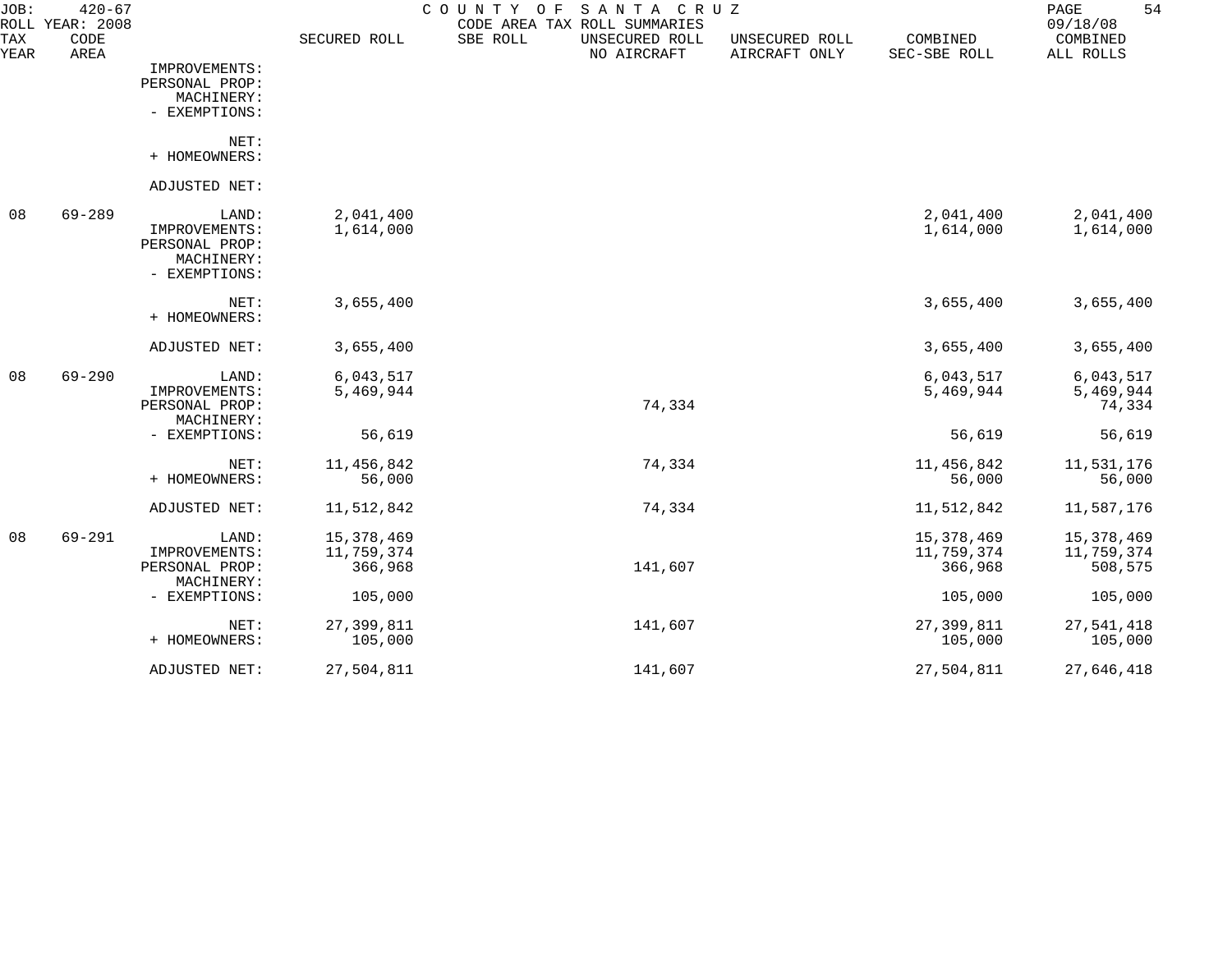JOB: 420-67 COUNTY OF SANTA CRUZ
ROLL YEAR: 2008 CODE AREA TAX ROLL SUMMARIES 09/18/08

| TAX YEAR | CODE AREA | | SECURED ROLL | SBE ROLL | UNSECURED ROLL NO AIRCRAFT | UNSECURED ROLL AIRCRAFT ONLY | COMBINED SEC-SBE ROLL | COMBINED ALL ROLLS |
|---|---|---|---|---|---|---|---|---|
| | | IMPROVEMENTS: | | | | | | |
| | | PERSONAL PROP: | | | | | | |
| | | MACHINERY: | | | | | | |
| | | - EXEMPTIONS: | | | | | | |
| | | NET: | | | | | | |
| | | + HOMEOWNERS: | | | | | | |
| | | ADJUSTED NET: | | | | | | |
| 08 | 69-289 | LAND: | 2,041,400 | | | | 2,041,400 | 2,041,400 |
| | | IMPROVEMENTS: | 1,614,000 | | | | 1,614,000 | 1,614,000 |
| | | PERSONAL PROP: | | | | | | |
| | | MACHINERY: | | | | | | |
| | | - EXEMPTIONS: | | | | | | |
| | | NET: | 3,655,400 | | | | 3,655,400 | 3,655,400 |
| | | + HOMEOWNERS: | | | | | | |
| | | ADJUSTED NET: | 3,655,400 | | | | 3,655,400 | 3,655,400 |
| 08 | 69-290 | LAND: | 6,043,517 | | | | 6,043,517 | 6,043,517 |
| | | IMPROVEMENTS: | 5,469,944 | | | | 5,469,944 | 5,469,944 |
| | | PERSONAL PROP: | | | 74,334 | | | 74,334 |
| | | MACHINERY: | | | | | | |
| | | - EXEMPTIONS: | 56,619 | | | | 56,619 | 56,619 |
| | | NET: | 11,456,842 | | 74,334 | | 11,456,842 | 11,531,176 |
| | | + HOMEOWNERS: | 56,000 | | | | 56,000 | 56,000 |
| | | ADJUSTED NET: | 11,512,842 | | 74,334 | | 11,512,842 | 11,587,176 |
| 08 | 69-291 | LAND: | 15,378,469 | | | | 15,378,469 | 15,378,469 |
| | | IMPROVEMENTS: | 11,759,374 | | | | 11,759,374 | 11,759,374 |
| | | PERSONAL PROP: | 366,968 | | 141,607 | | 366,968 | 508,575 |
| | | MACHINERY: | | | | | | |
| | | - EXEMPTIONS: | 105,000 | | | | 105,000 | 105,000 |
| | | NET: | 27,399,811 | | 141,607 | | 27,399,811 | 27,541,418 |
| | | + HOMEOWNERS: | 105,000 | | | | 105,000 | 105,000 |
| | | ADJUSTED NET: | 27,504,811 | | 141,607 | | 27,504,811 | 27,646,418 |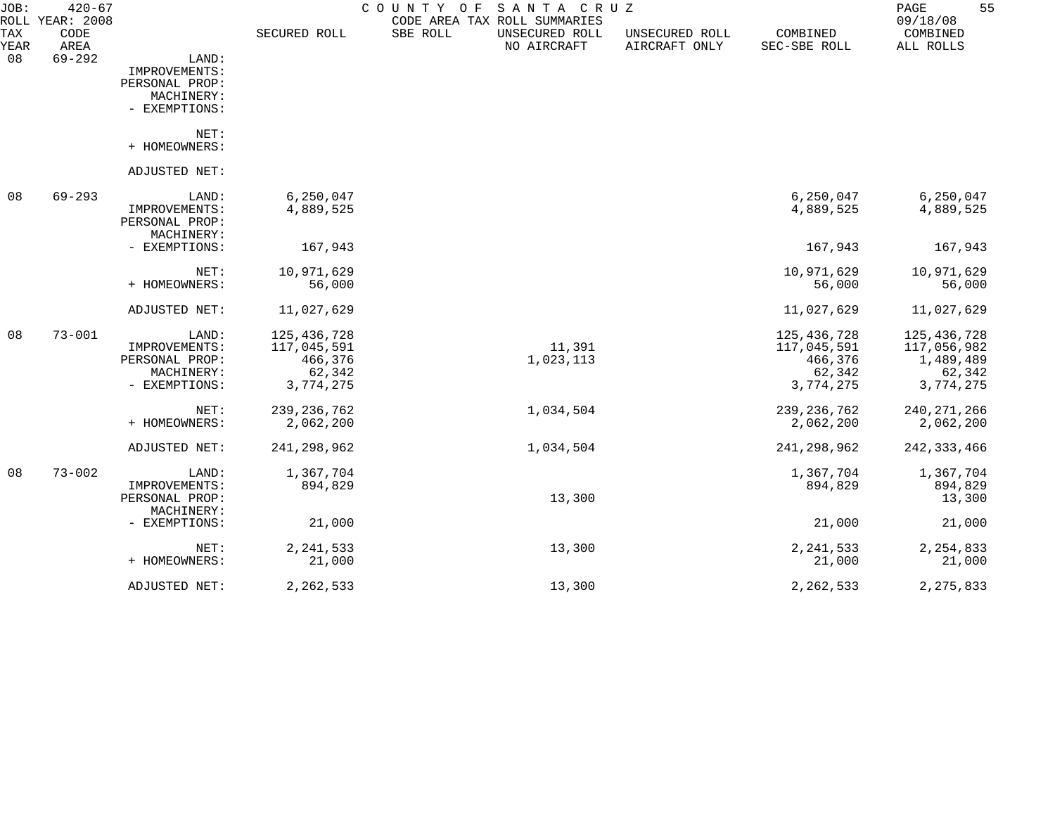JOB: 420-67 COUNTY OF SANTA CRUZ
ROLL YEAR: 2008 CODE AREA TAX ROLL SUMMARIES 09/18/08

| TAX YEAR | CODE AREA | | SECURED ROLL | SBE ROLL | UNSECURED ROLL NO AIRCRAFT | UNSECURED ROLL AIRCRAFT ONLY | COMBINED SEC-SBE ROLL | COMBINED ALL ROLLS |
|---|---|---|---|---|---|---|---|---|
| 08 | 69-292 | LAND: | | | | | | |
| | | IMPROVEMENTS: | | | | | | |
| | | PERSONAL PROP: | | | | | | |
| | | MACHINERY: | | | | | | |
| | | - EXEMPTIONS: | | | | | | |
| | | NET: | | | | | | |
| | | + HOMEOWNERS: | | | | | | |
| | | ADJUSTED NET: | | | | | | |
| 08 | 69-293 | LAND: | 6,250,047 | | | | 6,250,047 | 6,250,047 |
| | | IMPROVEMENTS: | 4,889,525 | | | | 4,889,525 | 4,889,525 |
| | | PERSONAL PROP: | | | | | | |
| | | MACHINERY: | | | | | | |
| | | - EXEMPTIONS: | 167,943 | | | | 167,943 | 167,943 |
| | | NET: | 10,971,629 | | | | 10,971,629 | 10,971,629 |
| | | + HOMEOWNERS: | 56,000 | | | | 56,000 | 56,000 |
| | | ADJUSTED NET: | 11,027,629 | | | | 11,027,629 | 11,027,629 |
| 08 | 73-001 | LAND: | 125,436,728 | | | | 125,436,728 | 125,436,728 |
| | | IMPROVEMENTS: | 117,045,591 | | 11,391 | | 117,045,591 | 117,056,982 |
| | | PERSONAL PROP: | 466,376 | | 1,023,113 | | 466,376 | 1,489,489 |
| | | MACHINERY: | 62,342 | | | | 62,342 | 62,342 |
| | | - EXEMPTIONS: | 3,774,275 | | | | 3,774,275 | 3,774,275 |
| | | NET: | 239,236,762 | | 1,034,504 | | 239,236,762 | 240,271,266 |
| | | + HOMEOWNERS: | 2,062,200 | | | | 2,062,200 | 2,062,200 |
| | | ADJUSTED NET: | 241,298,962 | | 1,034,504 | | 241,298,962 | 242,333,466 |
| 08 | 73-002 | LAND: | 1,367,704 | | | | 1,367,704 | 1,367,704 |
| | | IMPROVEMENTS: | 894,829 | | | | 894,829 | 894,829 |
| | | PERSONAL PROP: | | | 13,300 | | | 13,300 |
| | | MACHINERY: | | | | | | |
| | | - EXEMPTIONS: | 21,000 | | | | 21,000 | 21,000 |
| | | NET: | 2,241,533 | | 13,300 | | 2,241,533 | 2,254,833 |
| | | + HOMEOWNERS: | 21,000 | | | | 21,000 | 21,000 |
| | | ADJUSTED NET: | 2,262,533 | | 13,300 | | 2,262,533 | 2,275,833 |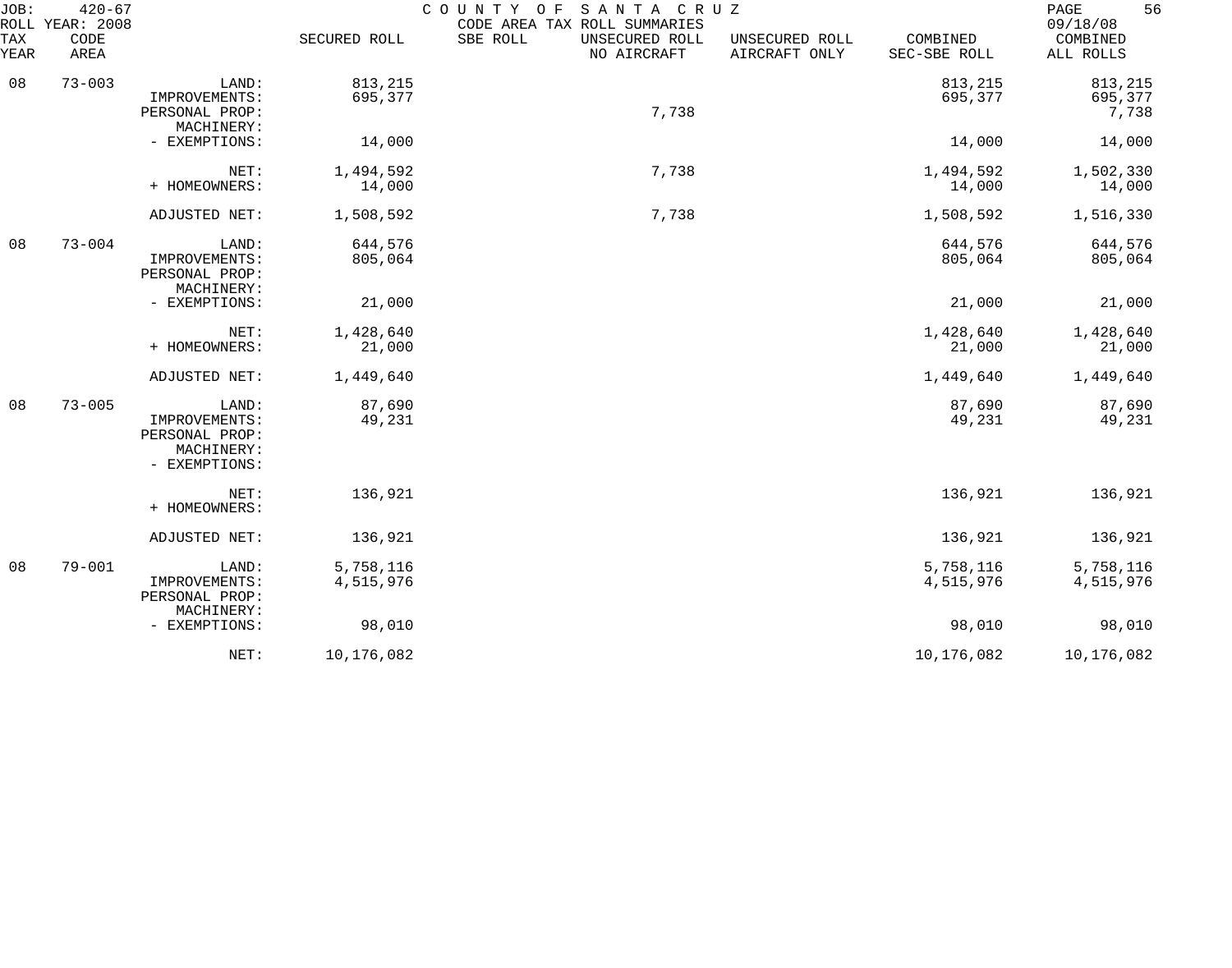JOB: 420-67 COUNTY OF SANTA CRUZ
ROLL YEAR: 2008 CODE AREA TAX ROLL SUMMARIES 09/18/08

| TAX YEAR | CODE AREA | | SECURED ROLL | SBE ROLL | UNSECURED ROLL NO AIRCRAFT | UNSECURED ROLL AIRCRAFT ONLY | COMBINED SEC-SBE ROLL | COMBINED ALL ROLLS |
|---|---|---|---|---|---|---|---|---|
| 08 | 73-003 | LAND: | 813,215 | | | | 813,215 | 813,215 |
| | | IMPROVEMENTS: | 695,377 | | | | 695,377 | 695,377 |
| | | PERSONAL PROP: | | | 7,738 | | | 7,738 |
| | | MACHINERY: | | | | | | |
| | | - EXEMPTIONS: | 14,000 | | | | 14,000 | 14,000 |
| | | NET: | 1,494,592 | | 7,738 | | 1,494,592 | 1,502,330 |
| | | + HOMEOWNERS: | 14,000 | | | | 14,000 | 14,000 |
| | | ADJUSTED NET: | 1,508,592 | | 7,738 | | 1,508,592 | 1,516,330 |
| 08 | 73-004 | LAND: | 644,576 | | | | 644,576 | 644,576 |
| | | IMPROVEMENTS: | 805,064 | | | | 805,064 | 805,064 |
| | | PERSONAL PROP: | | | | | | |
| | | MACHINERY: | | | | | | |
| | | - EXEMPTIONS: | 21,000 | | | | 21,000 | 21,000 |
| | | NET: | 1,428,640 | | | | 1,428,640 | 1,428,640 |
| | | + HOMEOWNERS: | 21,000 | | | | 21,000 | 21,000 |
| | | ADJUSTED NET: | 1,449,640 | | | | 1,449,640 | 1,449,640 |
| 08 | 73-005 | LAND: | 87,690 | | | | 87,690 | 87,690 |
| | | IMPROVEMENTS: | 49,231 | | | | 49,231 | 49,231 |
| | | PERSONAL PROP: | | | | | | |
| | | MACHINERY: | | | | | | |
| | | - EXEMPTIONS: | | | | | | |
| | | NET: | 136,921 | | | | 136,921 | 136,921 |
| | | + HOMEOWNERS: | | | | | | |
| | | ADJUSTED NET: | 136,921 | | | | 136,921 | 136,921 |
| 08 | 79-001 | LAND: | 5,758,116 | | | | 5,758,116 | 5,758,116 |
| | | IMPROVEMENTS: | 4,515,976 | | | | 4,515,976 | 4,515,976 |
| | | PERSONAL PROP: | | | | | | |
| | | MACHINERY: | | | | | | |
| | | - EXEMPTIONS: | 98,010 | | | | 98,010 | 98,010 |
| | | NET: | 10,176,082 | | | | 10,176,082 | 10,176,082 |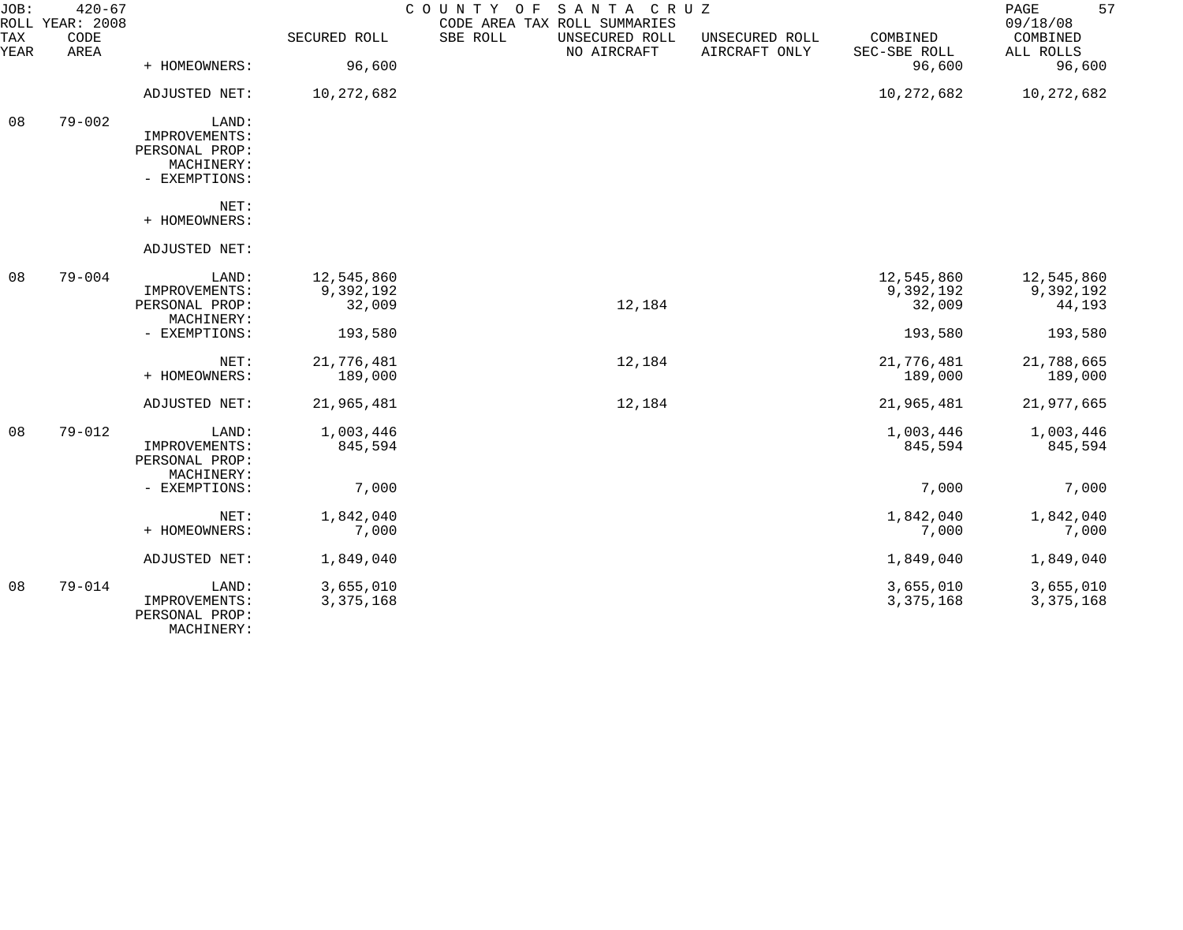| TAX YEAR | CODE AREA | | SECURED ROLL | SBE ROLL | UNSECURED ROLL NO AIRCRAFT | UNSECURED ROLL AIRCRAFT ONLY | COMBINED SEC-SBE ROLL | COMBINED ALL ROLLS |
|---|---|---|---|---|---|---|---|---|
| | | + HOMEOWNERS: | 96,600 | | | | 96,600 | 96,600 |
| | | ADJUSTED NET: | 10,272,682 | | | | 10,272,682 | 10,272,682 |
| 08 | 79-002 | LAND: | | | | | | |
| | | IMPROVEMENTS: | | | | | | |
| | | PERSONAL PROP: | | | | | | |
| | | MACHINERY: | | | | | | |
| | | - EXEMPTIONS: | | | | | | |
| | | NET: | | | | | | |
| | | + HOMEOWNERS: | | | | | | |
| | | ADJUSTED NET: | | | | | | |
| 08 | 79-004 | LAND: | 12,545,860 | | | | 12,545,860 | 12,545,860 |
| | | IMPROVEMENTS: | 9,392,192 | | | | 9,392,192 | 9,392,192 |
| | | PERSONAL PROP: | 32,009 | | 12,184 | | 32,009 | 44,193 |
| | | MACHINERY: | | | | | | |
| | | - EXEMPTIONS: | 193,580 | | | | 193,580 | 193,580 |
| | | NET: | 21,776,481 | | 12,184 | | 21,776,481 | 21,788,665 |
| | | + HOMEOWNERS: | 189,000 | | | | 189,000 | 189,000 |
| | | ADJUSTED NET: | 21,965,481 | | 12,184 | | 21,965,481 | 21,977,665 |
| 08 | 79-012 | LAND: | 1,003,446 | | | | 1,003,446 | 1,003,446 |
| | | IMPROVEMENTS: | 845,594 | | | | 845,594 | 845,594 |
| | | PERSONAL PROP: | | | | | | |
| | | MACHINERY: | | | | | | |
| | | - EXEMPTIONS: | 7,000 | | | | 7,000 | 7,000 |
| | | NET: | 1,842,040 | | | | 1,842,040 | 1,842,040 |
| | | + HOMEOWNERS: | 7,000 | | | | 7,000 | 7,000 |
| | | ADJUSTED NET: | 1,849,040 | | | | 1,849,040 | 1,849,040 |
| 08 | 79-014 | LAND: | 3,655,010 | | | | 3,655,010 | 3,655,010 |
| | | IMPROVEMENTS: | 3,375,168 | | | | 3,375,168 | 3,375,168 |
| | | PERSONAL PROP: | | | | | | |
| | | MACHINERY: | | | | | | |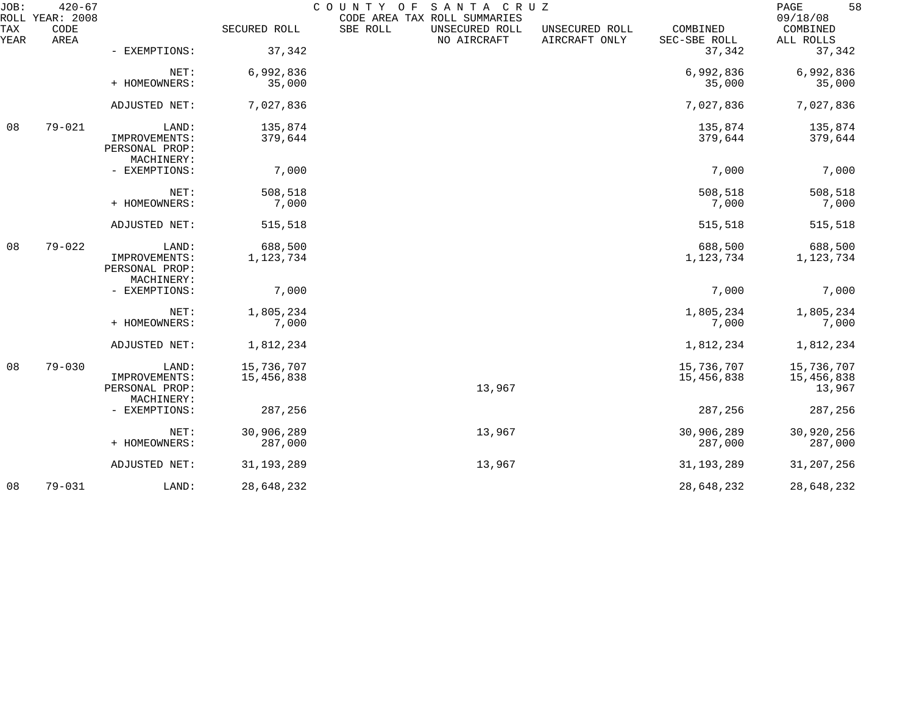JOB: 420-67 COUNTY OF SANTA CRUZ PAGE 58
ROLL YEAR: 2008 CODE AREA TAX ROLL SUMMARIES 09/18/08

| TAX YEAR | CODE AREA | | SECURED ROLL | SBE ROLL | UNSECURED ROLL NO AIRCRAFT | UNSECURED ROLL AIRCRAFT ONLY | COMBINED SEC-SBE ROLL | COMBINED ALL ROLLS |
|---|---|---|---|---|---|---|---|---|
| | | - EXEMPTIONS: | 37,342 | | | | 37,342 | 37,342 |
| | | NET: | 6,992,836 | | | | 6,992,836 | 6,992,836 |
| | | + HOMEOWNERS: | 35,000 | | | | 35,000 | 35,000 |
| | | ADJUSTED NET: | 7,027,836 | | | | 7,027,836 | 7,027,836 |
| 08 | 79-021 | LAND: | 135,874 | | | | 135,874 | 135,874 |
| | | IMPROVEMENTS: | 379,644 | | | | 379,644 | 379,644 |
| | | PERSONAL PROP: | | | | | | |
| | | MACHINERY: | | | | | | |
| | | - EXEMPTIONS: | 7,000 | | | | 7,000 | 7,000 |
| | | NET: | 508,518 | | | | 508,518 | 508,518 |
| | | + HOMEOWNERS: | 7,000 | | | | 7,000 | 7,000 |
| | | ADJUSTED NET: | 515,518 | | | | 515,518 | 515,518 |
| 08 | 79-022 | LAND: | 688,500 | | | | 688,500 | 688,500 |
| | | IMPROVEMENTS: | 1,123,734 | | | | 1,123,734 | 1,123,734 |
| | | PERSONAL PROP: | | | | | | |
| | | MACHINERY: | | | | | | |
| | | - EXEMPTIONS: | 7,000 | | | | 7,000 | 7,000 |
| | | NET: | 1,805,234 | | | | 1,805,234 | 1,805,234 |
| | | + HOMEOWNERS: | 7,000 | | | | 7,000 | 7,000 |
| | | ADJUSTED NET: | 1,812,234 | | | | 1,812,234 | 1,812,234 |
| 08 | 79-030 | LAND: | 15,736,707 | | | | 15,736,707 | 15,736,707 |
| | | IMPROVEMENTS: | 15,456,838 | | | | 15,456,838 | 15,456,838 |
| | | PERSONAL PROP: | | | 13,967 | | | 13,967 |
| | | MACHINERY: | | | | | | |
| | | - EXEMPTIONS: | 287,256 | | | | 287,256 | 287,256 |
| | | NET: | 30,906,289 | | 13,967 | | 30,906,289 | 30,920,256 |
| | | + HOMEOWNERS: | 287,000 | | | | 287,000 | 287,000 |
| | | ADJUSTED NET: | 31,193,289 | | 13,967 | | 31,193,289 | 31,207,256 |
| 08 | 79-031 | LAND: | 28,648,232 | | | | 28,648,232 | 28,648,232 |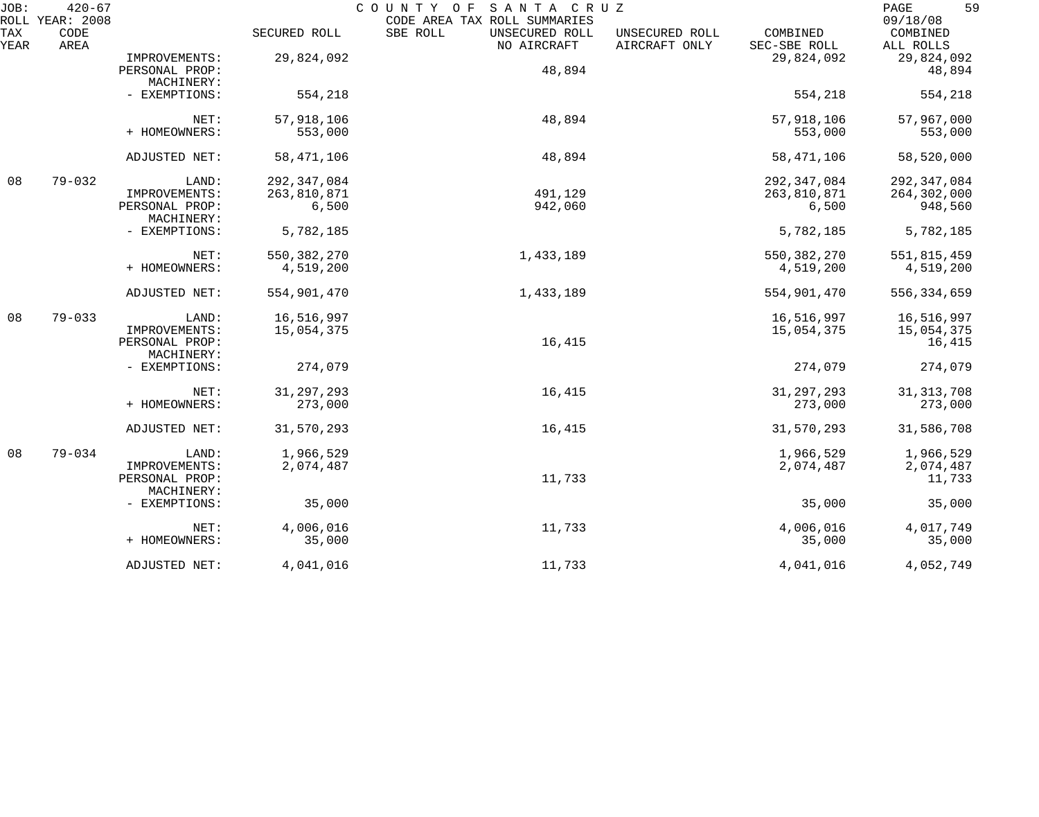| TAX YEAR | CODE AREA | | SECURED ROLL | SBE ROLL | UNSECURED ROLL NO AIRCRAFT | UNSECURED ROLL AIRCRAFT ONLY | COMBINED SEC-SBE ROLL | COMBINED ALL ROLLS |
|---|---|---|---|---|---|---|---|---|
| | | IMPROVEMENTS: | 29,824,092 | | | | 29,824,092 | 29,824,092 |
| | | PERSONAL PROP: | | | 48,894 | | | 48,894 |
| | | MACHINERY: | | | | | | |
| | | - EXEMPTIONS: | 554,218 | | | | 554,218 | 554,218 |
| | | NET: | 57,918,106 | | 48,894 | | 57,918,106 | 57,967,000 |
| | | + HOMEOWNERS: | 553,000 | | | | 553,000 | 553,000 |
| | | ADJUSTED NET: | 58,471,106 | | 48,894 | | 58,471,106 | 58,520,000 |
| 08 | 79-032 | LAND: | 292,347,084 | | | | 292,347,084 | 292,347,084 |
| | | IMPROVEMENTS: | 263,810,871 | | 491,129 | | 263,810,871 | 264,302,000 |
| | | PERSONAL PROP: | 6,500 | | 942,060 | | 6,500 | 948,560 |
| | | MACHINERY: | | | | | | |
| | | - EXEMPTIONS: | 5,782,185 | | | | 5,782,185 | 5,782,185 |
| | | NET: | 550,382,270 | | 1,433,189 | | 550,382,270 | 551,815,459 |
| | | + HOMEOWNERS: | 4,519,200 | | | | 4,519,200 | 4,519,200 |
| | | ADJUSTED NET: | 554,901,470 | | 1,433,189 | | 554,901,470 | 556,334,659 |
| 08 | 79-033 | LAND: | 16,516,997 | | | | 16,516,997 | 16,516,997 |
| | | IMPROVEMENTS: | 15,054,375 | | | | 15,054,375 | 15,054,375 |
| | | PERSONAL PROP: | | | 16,415 | | | 16,415 |
| | | MACHINERY: | | | | | | |
| | | - EXEMPTIONS: | 274,079 | | | | 274,079 | 274,079 |
| | | NET: | 31,297,293 | | 16,415 | | 31,297,293 | 31,313,708 |
| | | + HOMEOWNERS: | 273,000 | | | | 273,000 | 273,000 |
| | | ADJUSTED NET: | 31,570,293 | | 16,415 | | 31,570,293 | 31,586,708 |
| 08 | 79-034 | LAND: | 1,966,529 | | | | 1,966,529 | 1,966,529 |
| | | IMPROVEMENTS: | 2,074,487 | | | | 2,074,487 | 2,074,487 |
| | | PERSONAL PROP: | | | 11,733 | | | 11,733 |
| | | MACHINERY: | | | | | | |
| | | - EXEMPTIONS: | 35,000 | | | | 35,000 | 35,000 |
| | | NET: | 4,006,016 | | 11,733 | | 4,006,016 | 4,017,749 |
| | | + HOMEOWNERS: | 35,000 | | | | 35,000 | 35,000 |
| | | ADJUSTED NET: | 4,041,016 | | 11,733 | | 4,041,016 | 4,052,749 |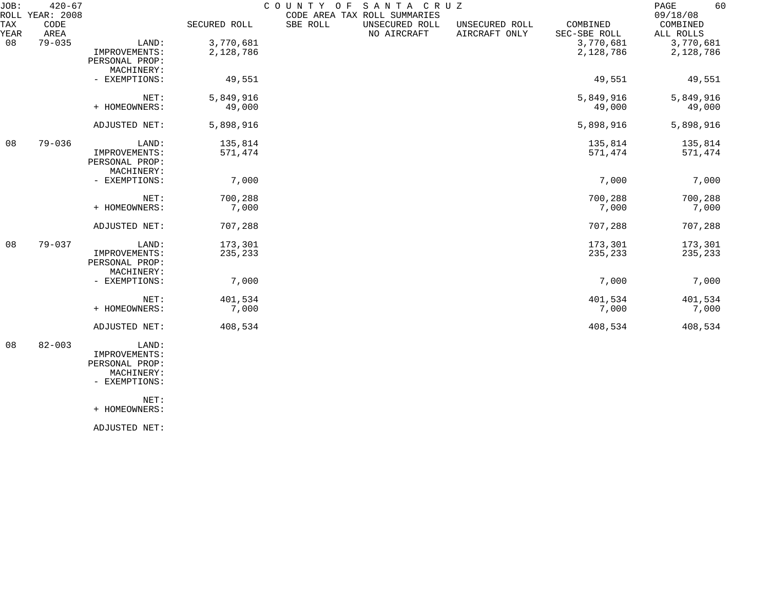JOB: 420-67 COUNTY OF SANTA CRUZ
ROLL YEAR: 2008 CODE AREA TAX ROLL SUMMARIES 09/18/08

| TAX YEAR | CODE AREA | | SECURED ROLL | SBE ROLL | UNSECURED ROLL NO AIRCRAFT | UNSECURED ROLL AIRCRAFT ONLY | COMBINED SEC-SBE ROLL | COMBINED ALL ROLLS |
|---|---|---|---|---|---|---|---|---|
| 08 | 79-035 | LAND: | 3,770,681 | | | | 3,770,681 | 3,770,681 |
| | | IMPROVEMENTS: | 2,128,786 | | | | 2,128,786 | 2,128,786 |
| | | PERSONAL PROP: | | | | | | |
| | | MACHINERY: | | | | | | |
| | | - EXEMPTIONS: | 49,551 | | | | 49,551 | 49,551 |
| | | NET: | 5,849,916 | | | | 5,849,916 | 5,849,916 |
| | | + HOMEOWNERS: | 49,000 | | | | 49,000 | 49,000 |
| | | ADJUSTED NET: | 5,898,916 | | | | 5,898,916 | 5,898,916 |
| 08 | 79-036 | LAND: | 135,814 | | | | 135,814 | 135,814 |
| | | IMPROVEMENTS: | 571,474 | | | | 571,474 | 571,474 |
| | | PERSONAL PROP: | | | | | | |
| | | MACHINERY: | | | | | | |
| | | - EXEMPTIONS: | 7,000 | | | | 7,000 | 7,000 |
| | | NET: | 700,288 | | | | 700,288 | 700,288 |
| | | + HOMEOWNERS: | 7,000 | | | | 7,000 | 7,000 |
| | | ADJUSTED NET: | 707,288 | | | | 707,288 | 707,288 |
| 08 | 79-037 | LAND: | 173,301 | | | | 173,301 | 173,301 |
| | | IMPROVEMENTS: | 235,233 | | | | 235,233 | 235,233 |
| | | PERSONAL PROP: | | | | | | |
| | | MACHINERY: | | | | | | |
| | | - EXEMPTIONS: | 7,000 | | | | 7,000 | 7,000 |
| | | NET: | 401,534 | | | | 401,534 | 401,534 |
| | | + HOMEOWNERS: | 7,000 | | | | 7,000 | 7,000 |
| | | ADJUSTED NET: | 408,534 | | | | 408,534 | 408,534 |
| 08 | 82-003 | LAND: | | | | | | |
| | | IMPROVEMENTS: | | | | | | |
| | | PERSONAL PROP: | | | | | | |
| | | MACHINERY: | | | | | | |
| | | - EXEMPTIONS: | | | | | | |
| | | NET: | | | | | | |
| | | + HOMEOWNERS: | | | | | | |
| | | ADJUSTED NET: | | | | | | |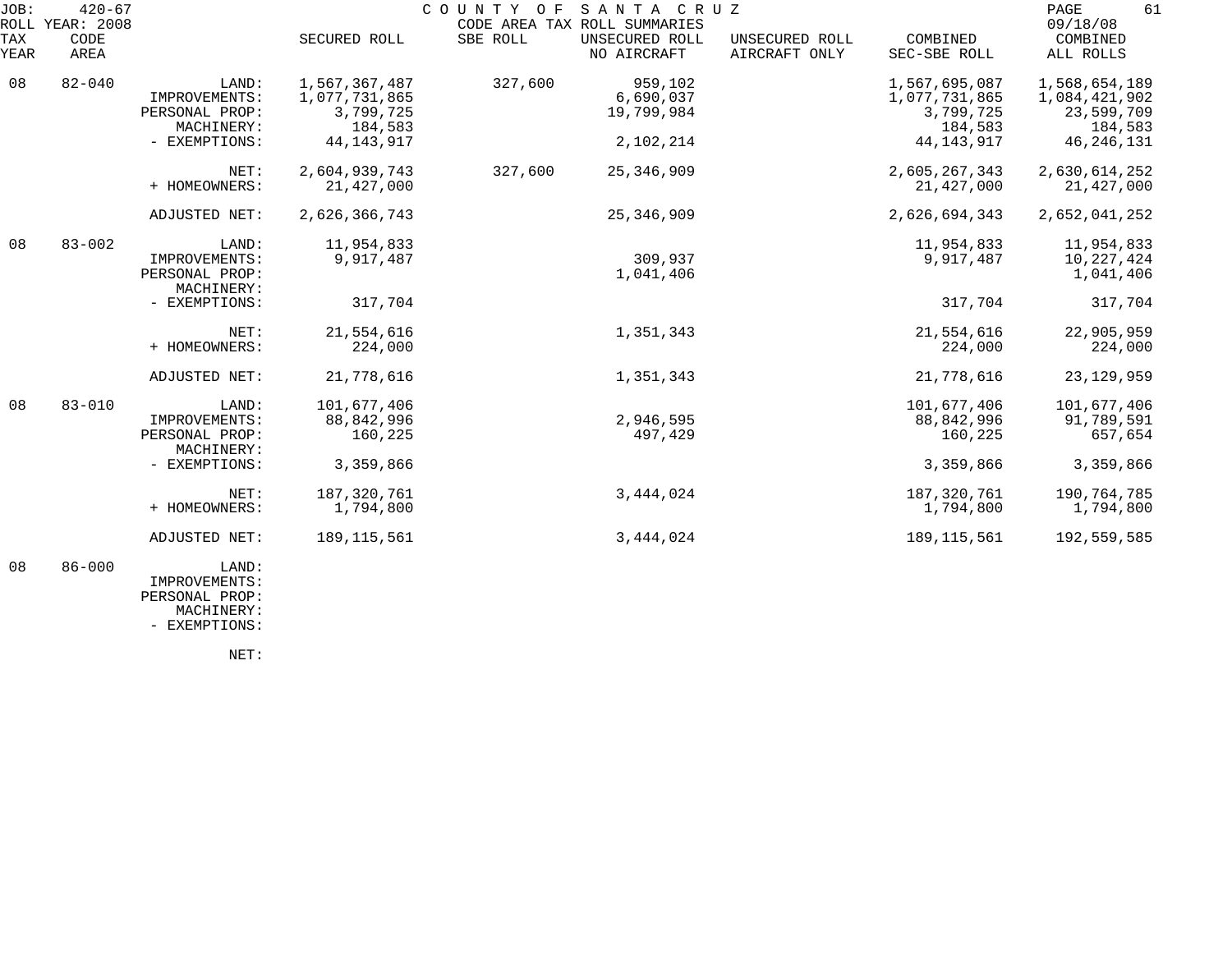COUNTY OF SANTA CRUZ
CODE AREA TAX ROLL SUMMARIES

JOB: 420-67
ROLL YEAR: 2008
09/18/08

| TAX YEAR | CODE AREA | | SECURED ROLL | SBE ROLL | UNSECURED ROLL NO AIRCRAFT | UNSECURED ROLL AIRCRAFT ONLY | COMBINED SEC-SBE ROLL | COMBINED ALL ROLLS |
|---|---|---|---|---|---|---|---|---|
| 08 | 82-040 | LAND: | 1,567,367,487 | 327,600 | 959,102 | | 1,567,695,087 | 1,568,654,189 |
| | | IMPROVEMENTS: | 1,077,731,865 | | 6,690,037 | | 1,077,731,865 | 1,084,421,902 |
| | | PERSONAL PROP: | 3,799,725 | | 19,799,984 | | 3,799,725 | 23,599,709 |
| | | MACHINERY: | 184,583 | | | | 184,583 | 184,583 |
| | | - EXEMPTIONS: | 44,143,917 | | 2,102,214 | | 44,143,917 | 46,246,131 |
| | | NET: | 2,604,939,743 | 327,600 | 25,346,909 | | 2,605,267,343 | 2,630,614,252 |
| | | + HOMEOWNERS: | 21,427,000 | | | | 21,427,000 | 21,427,000 |
| | | ADJUSTED NET: | 2,626,366,743 | | 25,346,909 | | 2,626,694,343 | 2,652,041,252 |
| 08 | 83-002 | LAND: | 11,954,833 | | | | 11,954,833 | 11,954,833 |
| | | IMPROVEMENTS: | 9,917,487 | | 309,937 | | 9,917,487 | 10,227,424 |
| | | PERSONAL PROP: | | | 1,041,406 | | | 1,041,406 |
| | | MACHINERY: | | | | | | |
| | | - EXEMPTIONS: | 317,704 | | | | 317,704 | 317,704 |
| | | NET: | 21,554,616 | | 1,351,343 | | 21,554,616 | 22,905,959 |
| | | + HOMEOWNERS: | 224,000 | | | | 224,000 | 224,000 |
| | | ADJUSTED NET: | 21,778,616 | | 1,351,343 | | 21,778,616 | 23,129,959 |
| 08 | 83-010 | LAND: | 101,677,406 | | | | 101,677,406 | 101,677,406 |
| | | IMPROVEMENTS: | 88,842,996 | | 2,946,595 | | 88,842,996 | 91,789,591 |
| | | PERSONAL PROP: | 160,225 | | 497,429 | | 160,225 | 657,654 |
| | | MACHINERY: | | | | | | |
| | | - EXEMPTIONS: | 3,359,866 | | | | 3,359,866 | 3,359,866 |
| | | NET: | 187,320,761 | | 3,444,024 | | 187,320,761 | 190,764,785 |
| | | + HOMEOWNERS: | 1,794,800 | | | | 1,794,800 | 1,794,800 |
| | | ADJUSTED NET: | 189,115,561 | | 3,444,024 | | 189,115,561 | 192,559,585 |
| 08 | 86-000 | LAND: | | | | | | |
| | | IMPROVEMENTS: | | | | | | |
| | | PERSONAL PROP: | | | | | | |
| | | MACHINERY: | | | | | | |
| | | - EXEMPTIONS: | | | | | | |
| | | NET: | | | | | | |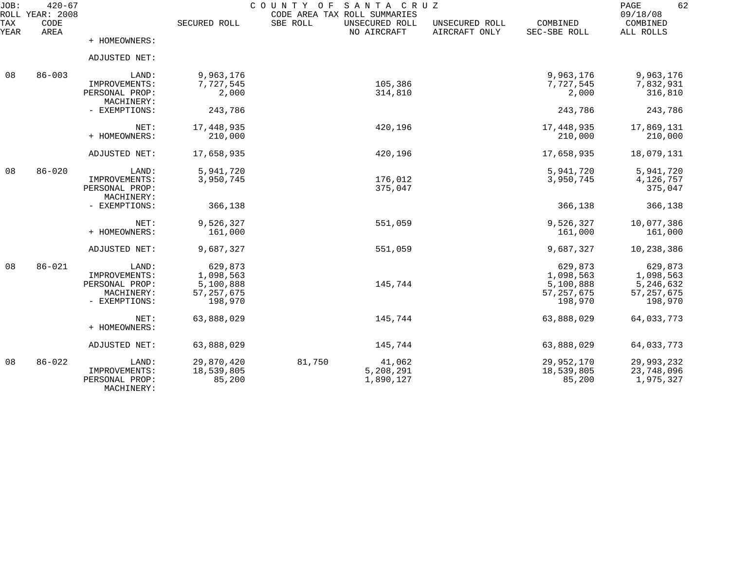JOB: 420-67 COUNTY OF SANTA CRUZ
ROLL YEAR: 2008 CODE AREA TAX ROLL SUMMARIES 09/18/08

| TAX YEAR | CODE AREA | | SECURED ROLL | SBE ROLL | UNSECURED ROLL NO AIRCRAFT | UNSECURED ROLL AIRCRAFT ONLY | COMBINED SEC-SBE ROLL | COMBINED ALL ROLLS |
|---|---|---|---|---|---|---|---|---|
| | | + HOMEOWNERS: | | | | | | |
| | | ADJUSTED NET: | | | | | | |
| 08 | 86-003 | LAND: | 9,963,176 | | | | 9,963,176 | 9,963,176 |
| | | IMPROVEMENTS: | 7,727,545 | | 105,386 | | 7,727,545 | 7,832,931 |
| | | PERSONAL PROP: | 2,000 | | 314,810 | | 2,000 | 316,810 |
| | | MACHINERY: | | | | | | |
| | | - EXEMPTIONS: | 243,786 | | | | 243,786 | 243,786 |
| | | NET: | 17,448,935 | | 420,196 | | 17,448,935 | 17,869,131 |
| | | + HOMEOWNERS: | 210,000 | | | | 210,000 | 210,000 |
| | | ADJUSTED NET: | 17,658,935 | | 420,196 | | 17,658,935 | 18,079,131 |
| 08 | 86-020 | LAND: | 5,941,720 | | | | 5,941,720 | 5,941,720 |
| | | IMPROVEMENTS: | 3,950,745 | | 176,012 | | 3,950,745 | 4,126,757 |
| | | PERSONAL PROP: | | | 375,047 | | | 375,047 |
| | | MACHINERY: | | | | | | |
| | | - EXEMPTIONS: | 366,138 | | | | 366,138 | 366,138 |
| | | NET: | 9,526,327 | | 551,059 | | 9,526,327 | 10,077,386 |
| | | + HOMEOWNERS: | 161,000 | | | | 161,000 | 161,000 |
| | | ADJUSTED NET: | 9,687,327 | | 551,059 | | 9,687,327 | 10,238,386 |
| 08 | 86-021 | LAND: | 629,873 | | | | 629,873 | 629,873 |
| | | IMPROVEMENTS: | 1,098,563 | | | | 1,098,563 | 1,098,563 |
| | | PERSONAL PROP: | 5,100,888 | | 145,744 | | 5,100,888 | 5,246,632 |
| | | MACHINERY: | 57,257,675 | | | | 57,257,675 | 57,257,675 |
| | | - EXEMPTIONS: | 198,970 | | | | 198,970 | 198,970 |
| | | NET: | 63,888,029 | | 145,744 | | 63,888,029 | 64,033,773 |
| | | + HOMEOWNERS: | | | | | | |
| | | ADJUSTED NET: | 63,888,029 | | 145,744 | | 63,888,029 | 64,033,773 |
| 08 | 86-022 | LAND: | 29,870,420 | 81,750 | 41,062 | | 29,952,170 | 29,993,232 |
| | | IMPROVEMENTS: | 18,539,805 | | 5,208,291 | | 18,539,805 | 23,748,096 |
| | | PERSONAL PROP: | 85,200 | | 1,890,127 | | 85,200 | 1,975,327 |
| | | MACHINERY: | | | | | | |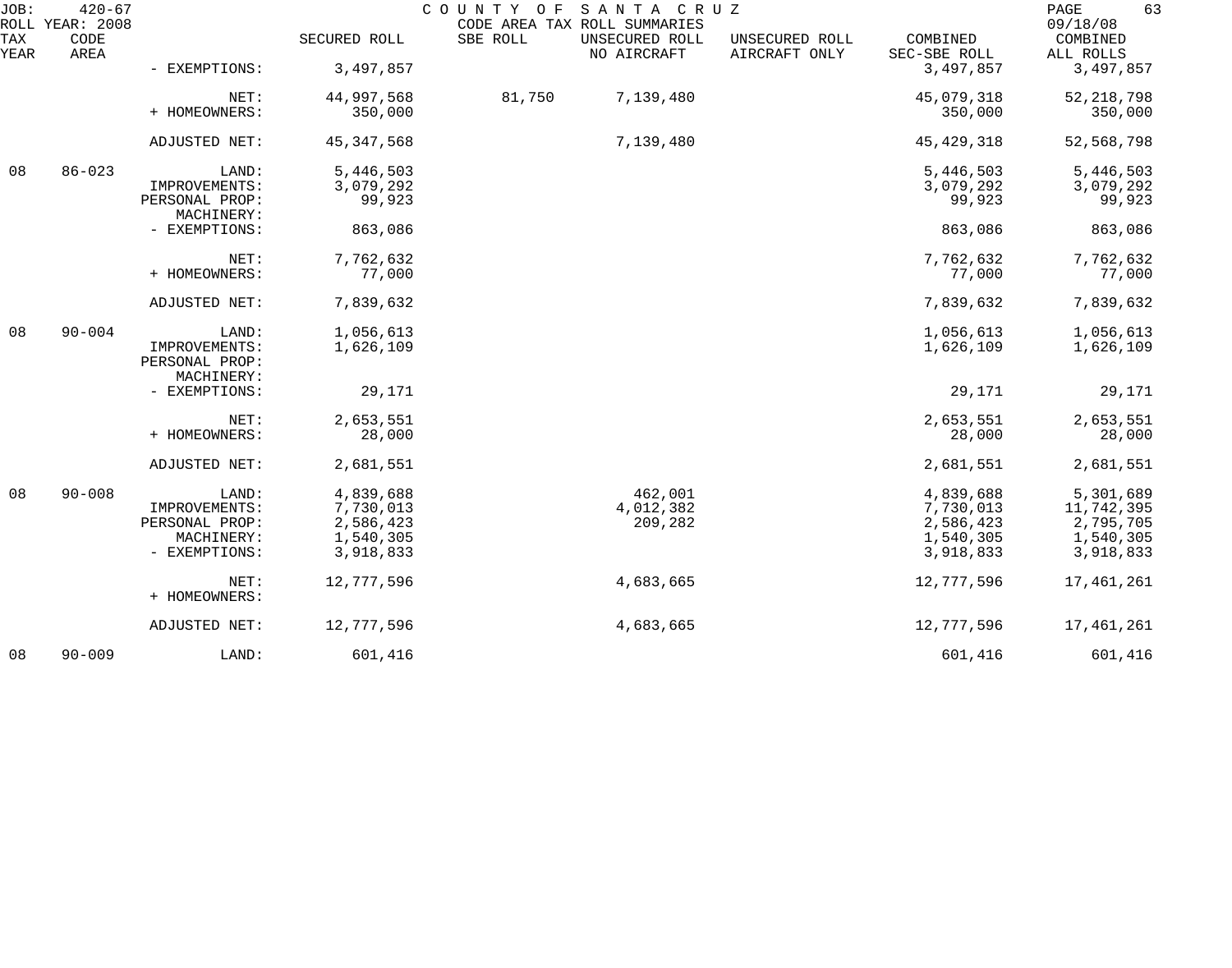JOB: 420-67 COUNTY OF SANTA CRUZ
ROLL YEAR: 2008 CODE AREA TAX ROLL SUMMARIES 09/18/08

| TAX YEAR | CODE AREA | | SECURED ROLL | SBE ROLL | UNSECURED ROLL NO AIRCRAFT | UNSECURED ROLL AIRCRAFT ONLY | COMBINED SEC-SBE ROLL | COMBINED ALL ROLLS |
|---|---|---|---|---|---|---|---|---|
| | | - EXEMPTIONS: | 3,497,857 | | | | 3,497,857 | 3,497,857 |
| | | NET: | 44,997,568 | 81,750 | 7,139,480 | | 45,079,318 | 52,218,798 |
| | | + HOMEOWNERS: | 350,000 | | | | 350,000 | 350,000 |
| | | ADJUSTED NET: | 45,347,568 | | 7,139,480 | | 45,429,318 | 52,568,798 |
| 08 | 86-023 | LAND: | 5,446,503 | | | | 5,446,503 | 5,446,503 |
| | | IMPROVEMENTS: | 3,079,292 | | | | 3,079,292 | 3,079,292 |
| | | PERSONAL PROP: | 99,923 | | | | 99,923 | 99,923 |
| | | MACHINERY: | | | | | | |
| | | - EXEMPTIONS: | 863,086 | | | | 863,086 | 863,086 |
| | | NET: | 7,762,632 | | | | 7,762,632 | 7,762,632 |
| | | + HOMEOWNERS: | 77,000 | | | | 77,000 | 77,000 |
| | | ADJUSTED NET: | 7,839,632 | | | | 7,839,632 | 7,839,632 |
| 08 | 90-004 | LAND: | 1,056,613 | | | | 1,056,613 | 1,056,613 |
| | | IMPROVEMENTS: | 1,626,109 | | | | 1,626,109 | 1,626,109 |
| | | PERSONAL PROP: | | | | | | |
| | | MACHINERY: | | | | | | |
| | | - EXEMPTIONS: | 29,171 | | | | 29,171 | 29,171 |
| | | NET: | 2,653,551 | | | | 2,653,551 | 2,653,551 |
| | | + HOMEOWNERS: | 28,000 | | | | 28,000 | 28,000 |
| | | ADJUSTED NET: | 2,681,551 | | | | 2,681,551 | 2,681,551 |
| 08 | 90-008 | LAND: | 4,839,688 | | 462,001 | | 4,839,688 | 5,301,689 |
| | | IMPROVEMENTS: | 7,730,013 | | 4,012,382 | | 7,730,013 | 11,742,395 |
| | | PERSONAL PROP: | 2,586,423 | | 209,282 | | 2,586,423 | 2,795,705 |
| | | MACHINERY: | 1,540,305 | | | | 1,540,305 | 1,540,305 |
| | | - EXEMPTIONS: | 3,918,833 | | | | 3,918,833 | 3,918,833 |
| | | NET: | 12,777,596 | | 4,683,665 | | 12,777,596 | 17,461,261 |
| | | + HOMEOWNERS: | | | | | | |
| | | ADJUSTED NET: | 12,777,596 | | 4,683,665 | | 12,777,596 | 17,461,261 |
| 08 | 90-009 | LAND: | 601,416 | | | | 601,416 | 601,416 |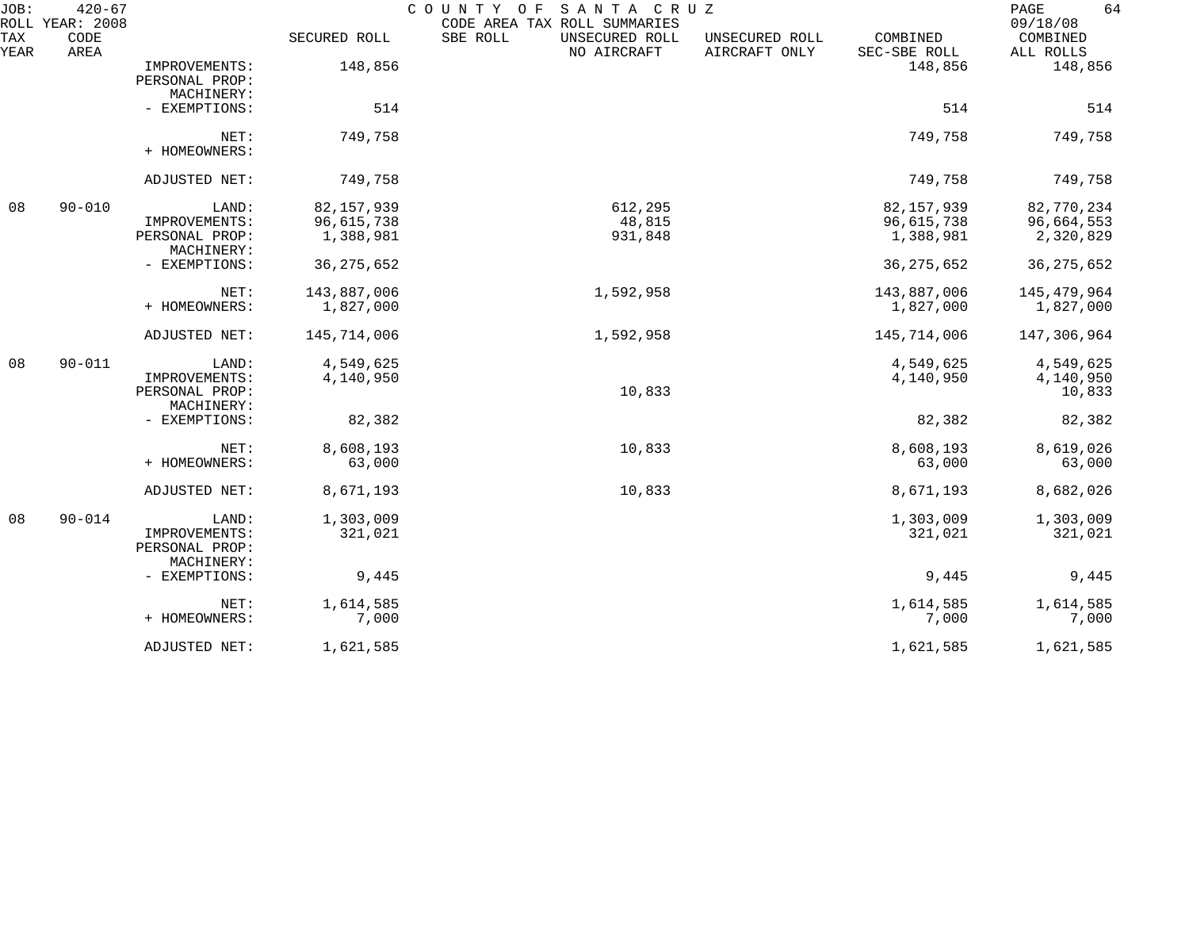| TAX YEAR | CODE AREA | | SECURED ROLL | SBE ROLL | UNSECURED ROLL NO AIRCRAFT | UNSECURED ROLL AIRCRAFT ONLY | COMBINED SEC-SBE ROLL | COMBINED ALL ROLLS |
|---|---|---|---|---|---|---|---|---|
| | | IMPROVEMENTS: | 148,856 | | | | 148,856 | 148,856 |
| | | PERSONAL PROP: | | | | | | |
| | | MACHINERY: | | | | | | |
| | | - EXEMPTIONS: | 514 | | | | 514 | 514 |
| | | NET: | 749,758 | | | | 749,758 | 749,758 |
| | | + HOMEOWNERS: | | | | | | |
| | | ADJUSTED NET: | 749,758 | | | | 749,758 | 749,758 |
| 08 | 90-010 | LAND: | 82,157,939 | | 612,295 | | 82,157,939 | 82,770,234 |
| | | IMPROVEMENTS: | 96,615,738 | | 48,815 | | 96,615,738 | 96,664,553 |
| | | PERSONAL PROP: | 1,388,981 | | 931,848 | | 1,388,981 | 2,320,829 |
| | | MACHINERY: | | | | | | |
| | | - EXEMPTIONS: | 36,275,652 | | | | 36,275,652 | 36,275,652 |
| | | NET: | 143,887,006 | | 1,592,958 | | 143,887,006 | 145,479,964 |
| | | + HOMEOWNERS: | 1,827,000 | | | | 1,827,000 | 1,827,000 |
| | | ADJUSTED NET: | 145,714,006 | | 1,592,958 | | 145,714,006 | 147,306,964 |
| 08 | 90-011 | LAND: | 4,549,625 | | | | 4,549,625 | 4,549,625 |
| | | IMPROVEMENTS: | 4,140,950 | | | | 4,140,950 | 4,140,950 |
| | | PERSONAL PROP: | | | 10,833 | | | 10,833 |
| | | MACHINERY: | | | | | | |
| | | - EXEMPTIONS: | 82,382 | | | | 82,382 | 82,382 |
| | | NET: | 8,608,193 | | 10,833 | | 8,608,193 | 8,619,026 |
| | | + HOMEOWNERS: | 63,000 | | | | 63,000 | 63,000 |
| | | ADJUSTED NET: | 8,671,193 | | 10,833 | | 8,671,193 | 8,682,026 |
| 08 | 90-014 | LAND: | 1,303,009 | | | | 1,303,009 | 1,303,009 |
| | | IMPROVEMENTS: | 321,021 | | | | 321,021 | 321,021 |
| | | PERSONAL PROP: | | | | | | |
| | | MACHINERY: | | | | | | |
| | | - EXEMPTIONS: | 9,445 | | | | 9,445 | 9,445 |
| | | NET: | 1,614,585 | | | | 1,614,585 | 1,614,585 |
| | | + HOMEOWNERS: | 7,000 | | | | 7,000 | 7,000 |
| | | ADJUSTED NET: | 1,621,585 | | | | 1,621,585 | 1,621,585 |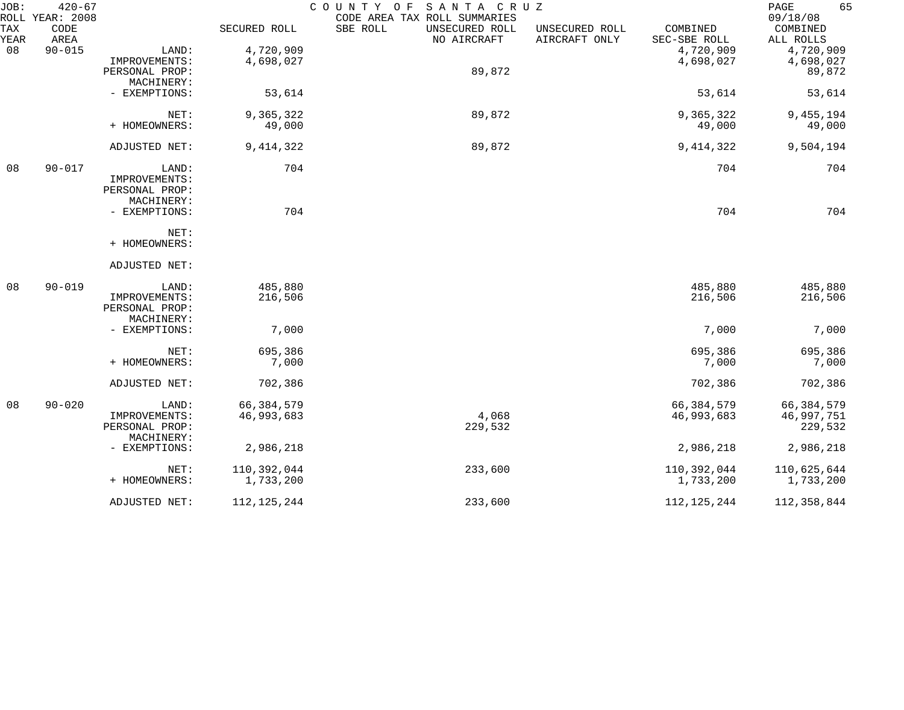JOB: 420-67 COUNTY OF SANTA CRUZ
ROLL YEAR: 2008 CODE AREA TAX ROLL SUMMARIES 09/18/08

| TAX YEAR | CODE AREA | | SECURED ROLL | SBE ROLL | UNSECURED ROLL NO AIRCRAFT | UNSECURED ROLL AIRCRAFT ONLY | COMBINED SEC-SBE ROLL | COMBINED ALL ROLLS |
|---|---|---|---|---|---|---|---|---|
| 08 | 90-015 | LAND: | 4,720,909 | | | | 4,720,909 | 4,720,909 |
| | | IMPROVEMENTS: | 4,698,027 | | | | 4,698,027 | 4,698,027 |
| | | PERSONAL PROP: | | | 89,872 | | | 89,872 |
| | | MACHINERY: | | | | | | |
| | | - EXEMPTIONS: | 53,614 | | | | 53,614 | 53,614 |
| | | NET: | 9,365,322 | | 89,872 | | 9,365,322 | 9,455,194 |
| | | + HOMEOWNERS: | 49,000 | | | | 49,000 | 49,000 |
| | | ADJUSTED NET: | 9,414,322 | | 89,872 | | 9,414,322 | 9,504,194 |
| 08 | 90-017 | LAND: | 704 | | | | 704 | 704 |
| | | IMPROVEMENTS: | | | | | | |
| | | PERSONAL PROP: | | | | | | |
| | | MACHINERY: | | | | | | |
| | | - EXEMPTIONS: | 704 | | | | 704 | 704 |
| | | NET: | | | | | | |
| | | + HOMEOWNERS: | | | | | | |
| | | ADJUSTED NET: | | | | | | |
| 08 | 90-019 | LAND: | 485,880 | | | | 485,880 | 485,880 |
| | | IMPROVEMENTS: | 216,506 | | | | 216,506 | 216,506 |
| | | PERSONAL PROP: | | | | | | |
| | | MACHINERY: | | | | | | |
| | | - EXEMPTIONS: | 7,000 | | | | 7,000 | 7,000 |
| | | NET: | 695,386 | | | | 695,386 | 695,386 |
| | | + HOMEOWNERS: | 7,000 | | | | 7,000 | 7,000 |
| | | ADJUSTED NET: | 702,386 | | | | 702,386 | 702,386 |
| 08 | 90-020 | LAND: | 66,384,579 | | | | 66,384,579 | 66,384,579 |
| | | IMPROVEMENTS: | 46,993,683 | | 4,068 | | 46,993,683 | 46,997,751 |
| | | PERSONAL PROP: | | | 229,532 | | | 229,532 |
| | | MACHINERY: | | | | | | |
| | | - EXEMPTIONS: | 2,986,218 | | | | 2,986,218 | 2,986,218 |
| | | NET: | 110,392,044 | | 233,600 | | 110,392,044 | 110,625,644 |
| | | + HOMEOWNERS: | 1,733,200 | | | | 1,733,200 | 1,733,200 |
| | | ADJUSTED NET: | 112,125,244 | | 233,600 | | 112,125,244 | 112,358,844 |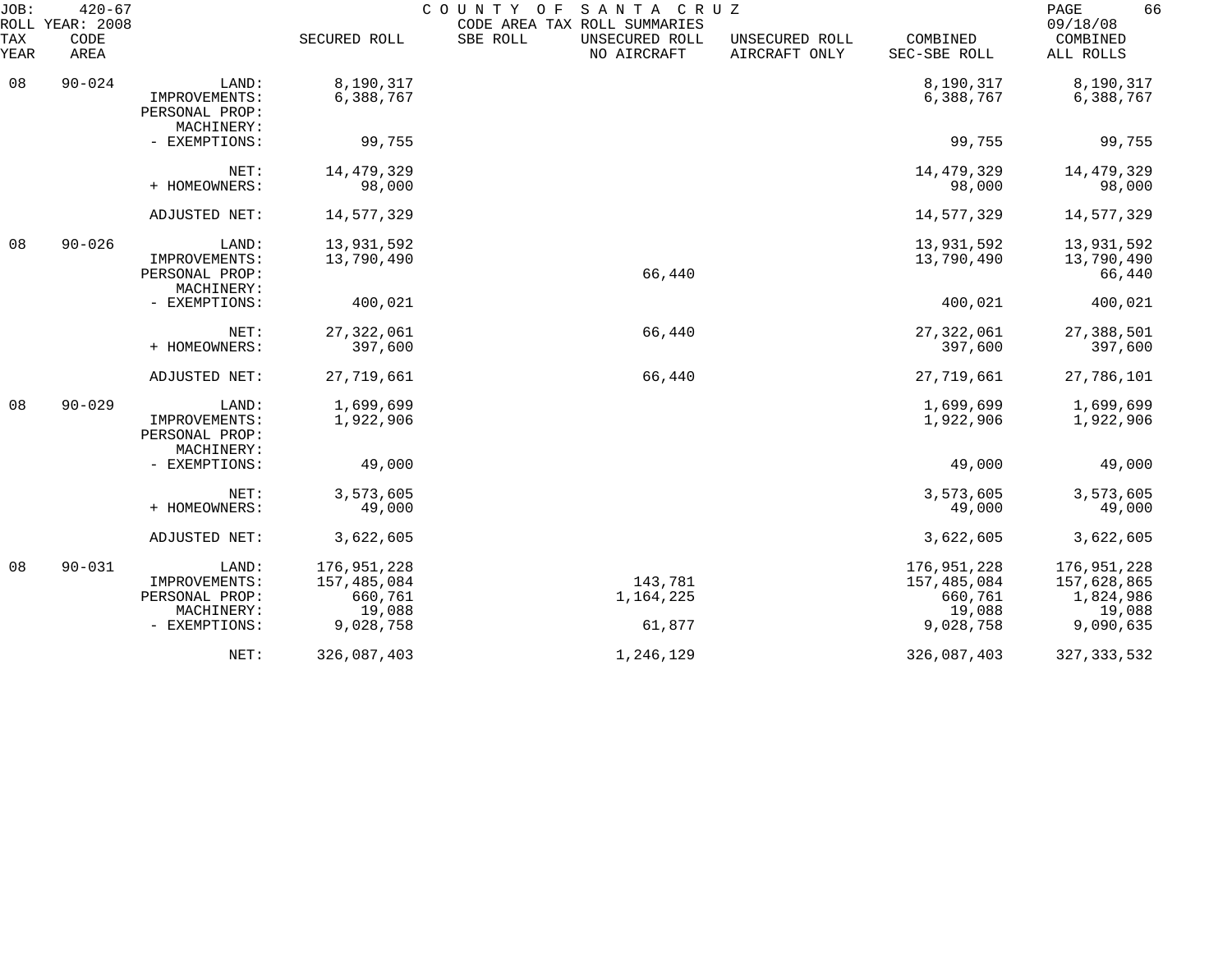JOB: 420-67 COUNTY OF SANTA CRUZ 09/18/08
ROLL YEAR: 2008 CODE AREA TAX ROLL SUMMARIES

| TAX YEAR | CODE AREA | | SECURED ROLL | SBE ROLL | UNSECURED ROLL NO AIRCRAFT | UNSECURED ROLL AIRCRAFT ONLY | COMBINED SEC-SBE ROLL | COMBINED ALL ROLLS |
|---|---|---|---|---|---|---|---|---|
| 08 | 90-024 | LAND: | 8,190,317 | | | | 8,190,317 | 8,190,317 |
| | | IMPROVEMENTS: | 6,388,767 | | | | 6,388,767 | 6,388,767 |
| | | PERSONAL PROP: | | | | | | |
| | | MACHINERY: | | | | | | |
| | | - EXEMPTIONS: | 99,755 | | | | 99,755 | 99,755 |
| | | NET: | 14,479,329 | | | | 14,479,329 | 14,479,329 |
| | | + HOMEOWNERS: | 98,000 | | | | 98,000 | 98,000 |
| | | ADJUSTED NET: | 14,577,329 | | | | 14,577,329 | 14,577,329 |
| 08 | 90-026 | LAND: | 13,931,592 | | | | 13,931,592 | 13,931,592 |
| | | IMPROVEMENTS: | 13,790,490 | | | | 13,790,490 | 13,790,490 |
| | | PERSONAL PROP: | | | 66,440 | | | 66,440 |
| | | MACHINERY: | | | | | | |
| | | - EXEMPTIONS: | 400,021 | | | | 400,021 | 400,021 |
| | | NET: | 27,322,061 | | 66,440 | | 27,322,061 | 27,388,501 |
| | | + HOMEOWNERS: | 397,600 | | | | 397,600 | 397,600 |
| | | ADJUSTED NET: | 27,719,661 | | 66,440 | | 27,719,661 | 27,786,101 |
| 08 | 90-029 | LAND: | 1,699,699 | | | | 1,699,699 | 1,699,699 |
| | | IMPROVEMENTS: | 1,922,906 | | | | 1,922,906 | 1,922,906 |
| | | PERSONAL PROP: | | | | | | |
| | | MACHINERY: | | | | | | |
| | | - EXEMPTIONS: | 49,000 | | | | 49,000 | 49,000 |
| | | NET: | 3,573,605 | | | | 3,573,605 | 3,573,605 |
| | | + HOMEOWNERS: | 49,000 | | | | 49,000 | 49,000 |
| | | ADJUSTED NET: | 3,622,605 | | | | 3,622,605 | 3,622,605 |
| 08 | 90-031 | LAND: | 176,951,228 | | | | 176,951,228 | 176,951,228 |
| | | IMPROVEMENTS: | 157,485,084 | | 143,781 | | 157,485,084 | 157,628,865 |
| | | PERSONAL PROP: | 660,761 | | 1,164,225 | | 660,761 | 1,824,986 |
| | | MACHINERY: | 19,088 | | | | 19,088 | 19,088 |
| | | - EXEMPTIONS: | 9,028,758 | | 61,877 | | 9,028,758 | 9,090,635 |
| | | NET: | 326,087,403 | | 1,246,129 | | 326,087,403 | 327,333,532 |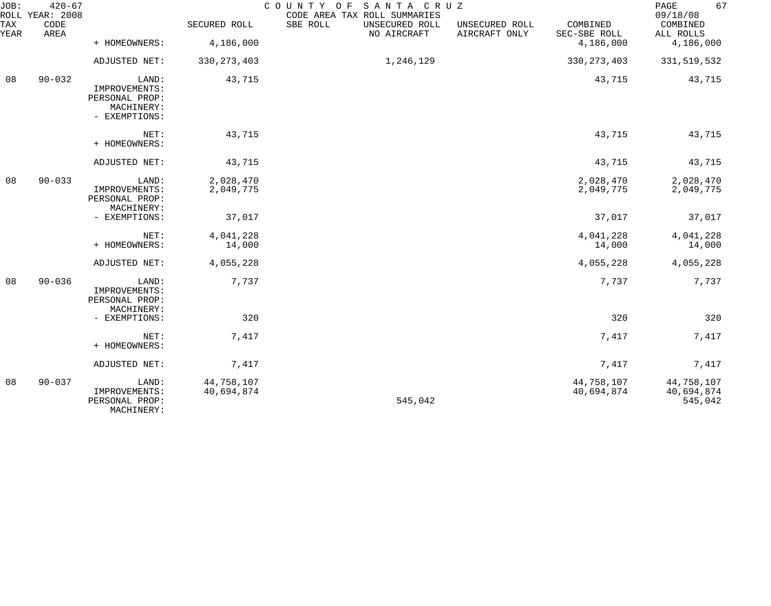JOB: 420-67 COUNTY OF SANTA CRUZ
ROLL YEAR: 2008 CODE AREA TAX ROLL SUMMARIES 09/18/08

| TAX YEAR | CODE AREA | | SECURED ROLL | SBE ROLL | UNSECURED ROLL NO AIRCRAFT | UNSECURED ROLL AIRCRAFT ONLY | COMBINED SEC-SBE ROLL | COMBINED ALL ROLLS |
|---|---|---|---|---|---|---|---|---|
| | | + HOMEOWNERS: | 4,186,000 | | | | 4,186,000 | 4,186,000 |
| | | ADJUSTED NET: | 330,273,403 | | 1,246,129 | | 330,273,403 | 331,519,532 |
| 08 | 90-032 | LAND: | 43,715 | | | | 43,715 | 43,715 |
| | | IMPROVEMENTS: | | | | | | |
| | | PERSONAL PROP: | | | | | | |
| | | MACHINERY: | | | | | | |
| | | - EXEMPTIONS: | | | | | | |
| | | NET: | 43,715 | | | | 43,715 | 43,715 |
| | | + HOMEOWNERS: | | | | | | |
| | | ADJUSTED NET: | 43,715 | | | | 43,715 | 43,715 |
| 08 | 90-033 | LAND: | 2,028,470 | | | | 2,028,470 | 2,028,470 |
| | | IMPROVEMENTS: | 2,049,775 | | | | 2,049,775 | 2,049,775 |
| | | PERSONAL PROP: | | | | | | |
| | | MACHINERY: | | | | | | |
| | | - EXEMPTIONS: | 37,017 | | | | 37,017 | 37,017 |
| | | NET: | 4,041,228 | | | | 4,041,228 | 4,041,228 |
| | | + HOMEOWNERS: | 14,000 | | | | 14,000 | 14,000 |
| | | ADJUSTED NET: | 4,055,228 | | | | 4,055,228 | 4,055,228 |
| 08 | 90-036 | LAND: | 7,737 | | | | 7,737 | 7,737 |
| | | IMPROVEMENTS: | | | | | | |
| | | PERSONAL PROP: | | | | | | |
| | | MACHINERY: | | | | | | |
| | | - EXEMPTIONS: | 320 | | | | 320 | 320 |
| | | NET: | 7,417 | | | | 7,417 | 7,417 |
| | | + HOMEOWNERS: | | | | | | |
| | | ADJUSTED NET: | 7,417 | | | | 7,417 | 7,417 |
| 08 | 90-037 | LAND: | 44,758,107 | | | | 44,758,107 | 44,758,107 |
| | | IMPROVEMENTS: | 40,694,874 | | | | 40,694,874 | 40,694,874 |
| | | PERSONAL PROP: | | | 545,042 | | | 545,042 |
| | | MACHINERY: | | | | | | |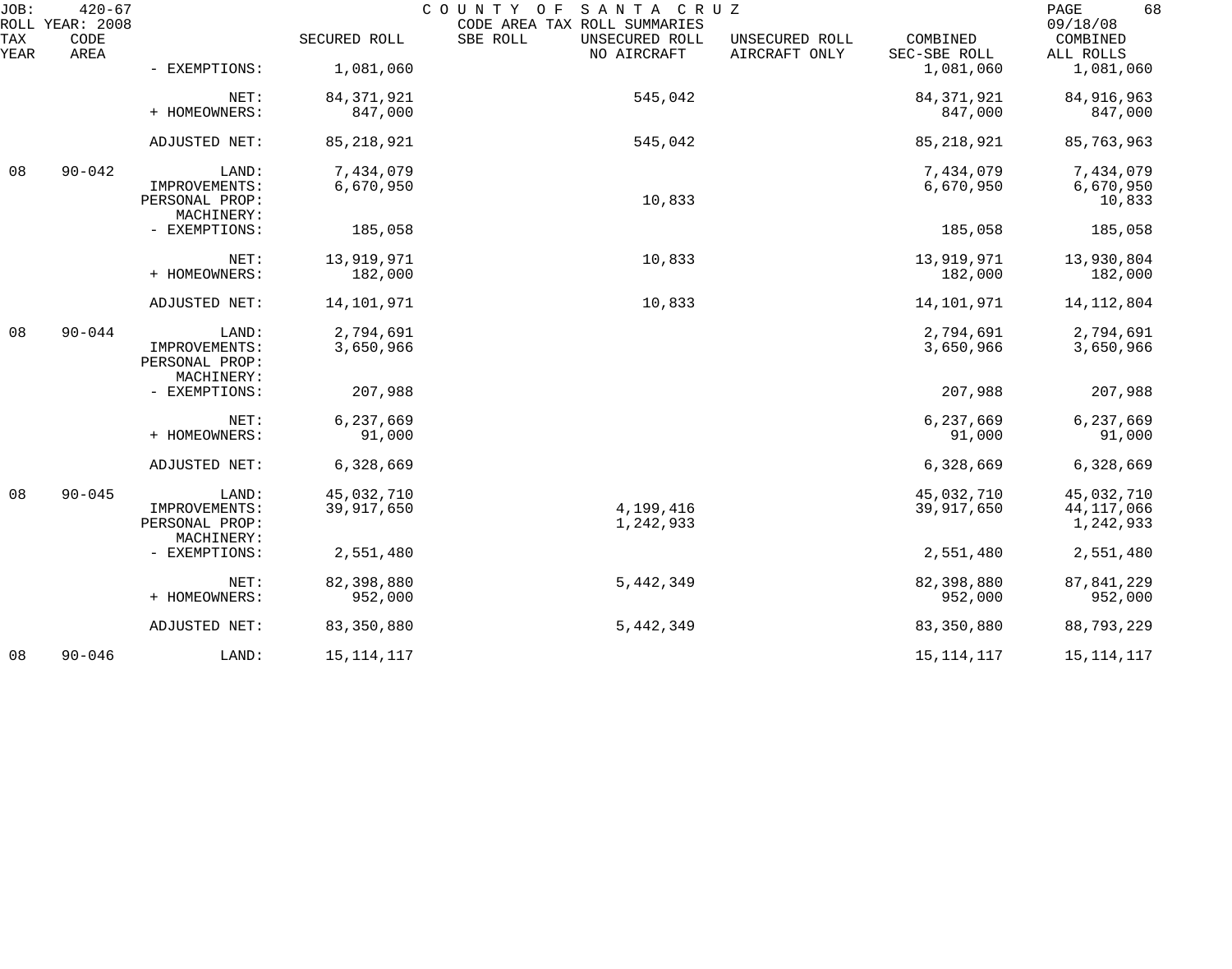| TAX YEAR | CODE AREA | | SECURED ROLL | SBE ROLL | UNSECURED ROLL NO AIRCRAFT | UNSECURED ROLL AIRCRAFT ONLY | COMBINED SEC-SBE ROLL | COMBINED ALL ROLLS |
|---|---|---|---|---|---|---|---|---|
| | | - EXEMPTIONS: | 1,081,060 | | | | 1,081,060 | 1,081,060 |
| | | NET: | 84,371,921 | | 545,042 | | 84,371,921 | 84,916,963 |
| | | + HOMEOWNERS: | 847,000 | | | | 847,000 | 847,000 |
| | | ADJUSTED NET: | 85,218,921 | | 545,042 | | 85,218,921 | 85,763,963 |
| 08 | 90-042 | LAND: | 7,434,079 | | | | 7,434,079 | 7,434,079 |
| | | IMPROVEMENTS: | 6,670,950 | | | | 6,670,950 | 6,670,950 |
| | | PERSONAL PROP: | | | 10,833 | | | 10,833 |
| | | MACHINERY: | | | | | | |
| | | - EXEMPTIONS: | 185,058 | | | | 185,058 | 185,058 |
| | | NET: | 13,919,971 | | 10,833 | | 13,919,971 | 13,930,804 |
| | | + HOMEOWNERS: | 182,000 | | | | 182,000 | 182,000 |
| | | ADJUSTED NET: | 14,101,971 | | 10,833 | | 14,101,971 | 14,112,804 |
| 08 | 90-044 | LAND: | 2,794,691 | | | | 2,794,691 | 2,794,691 |
| | | IMPROVEMENTS: | 3,650,966 | | | | 3,650,966 | 3,650,966 |
| | | PERSONAL PROP: | | | | | | |
| | | MACHINERY: | | | | | | |
| | | - EXEMPTIONS: | 207,988 | | | | 207,988 | 207,988 |
| | | NET: | 6,237,669 | | | | 6,237,669 | 6,237,669 |
| | | + HOMEOWNERS: | 91,000 | | | | 91,000 | 91,000 |
| | | ADJUSTED NET: | 6,328,669 | | | | 6,328,669 | 6,328,669 |
| 08 | 90-045 | LAND: | 45,032,710 | | | | 45,032,710 | 45,032,710 |
| | | IMPROVEMENTS: | 39,917,650 | | 4,199,416 | | 39,917,650 | 44,117,066 |
| | | PERSONAL PROP: | | | 1,242,933 | | | 1,242,933 |
| | | MACHINERY: | | | | | | |
| | | - EXEMPTIONS: | 2,551,480 | | | | 2,551,480 | 2,551,480 |
| | | NET: | 82,398,880 | | 5,442,349 | | 82,398,880 | 87,841,229 |
| | | + HOMEOWNERS: | 952,000 | | | | 952,000 | 952,000 |
| | | ADJUSTED NET: | 83,350,880 | | 5,442,349 | | 83,350,880 | 88,793,229 |
| 08 | 90-046 | LAND: | 15,114,117 | | | | 15,114,117 | 15,114,117 |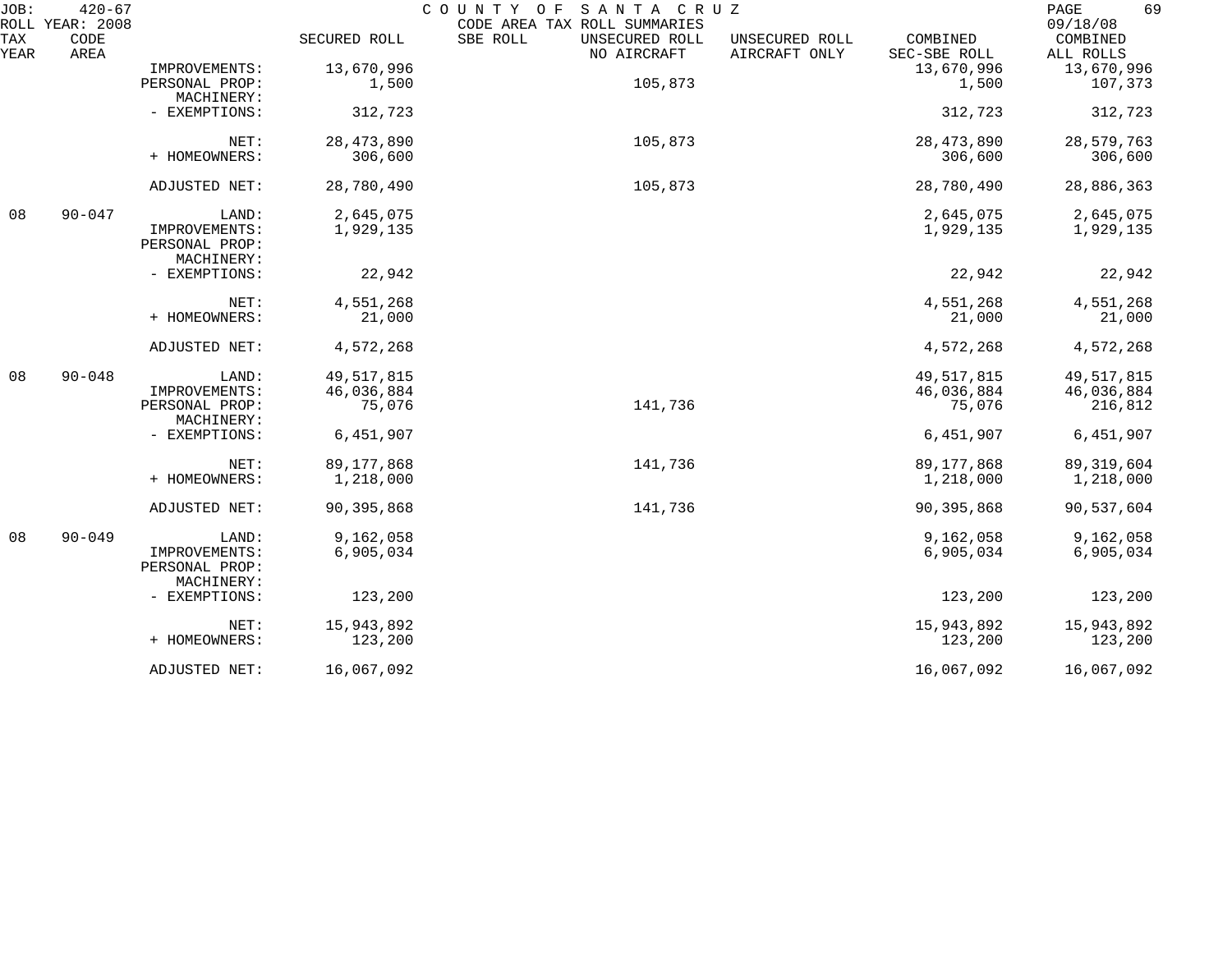JOB: 420-67 COUNTY OF SANTA CRUZ
ROLL YEAR: 2008 CODE AREA TAX ROLL SUMMARIES 09/18/08

| TAX YEAR | CODE AREA | | SECURED ROLL | SBE ROLL | UNSECURED ROLL NO AIRCRAFT | UNSECURED ROLL AIRCRAFT ONLY | COMBINED SEC-SBE ROLL | COMBINED ALL ROLLS |
|---|---|---|---|---|---|---|---|---|
| | | IMPROVEMENTS: | 13,670,996 | | | | 13,670,996 | 13,670,996 |
| | | PERSONAL PROP: | 1,500 | | 105,873 | | 1,500 | 107,373 |
| | | MACHINERY: | | | | | | |
| | | - EXEMPTIONS: | 312,723 | | | | 312,723 | 312,723 |
| | | NET: | 28,473,890 | | 105,873 | | 28,473,890 | 28,579,763 |
| | | + HOMEOWNERS: | 306,600 | | | | 306,600 | 306,600 |
| | | ADJUSTED NET: | 28,780,490 | | 105,873 | | 28,780,490 | 28,886,363 |
| 08 | 90-047 | LAND: | 2,645,075 | | | | 2,645,075 | 2,645,075 |
| | | IMPROVEMENTS: | 1,929,135 | | | | 1,929,135 | 1,929,135 |
| | | PERSONAL PROP: | | | | | | |
| | | MACHINERY: | | | | | | |
| | | - EXEMPTIONS: | 22,942 | | | | 22,942 | 22,942 |
| | | NET: | 4,551,268 | | | | 4,551,268 | 4,551,268 |
| | | + HOMEOWNERS: | 21,000 | | | | 21,000 | 21,000 |
| | | ADJUSTED NET: | 4,572,268 | | | | 4,572,268 | 4,572,268 |
| 08 | 90-048 | LAND: | 49,517,815 | | | | 49,517,815 | 49,517,815 |
| | | IMPROVEMENTS: | 46,036,884 | | | | 46,036,884 | 46,036,884 |
| | | PERSONAL PROP: | 75,076 | | 141,736 | | 75,076 | 216,812 |
| | | MACHINERY: | | | | | | |
| | | - EXEMPTIONS: | 6,451,907 | | | | 6,451,907 | 6,451,907 |
| | | NET: | 89,177,868 | | 141,736 | | 89,177,868 | 89,319,604 |
| | | + HOMEOWNERS: | 1,218,000 | | | | 1,218,000 | 1,218,000 |
| | | ADJUSTED NET: | 90,395,868 | | 141,736 | | 90,395,868 | 90,537,604 |
| 08 | 90-049 | LAND: | 9,162,058 | | | | 9,162,058 | 9,162,058 |
| | | IMPROVEMENTS: | 6,905,034 | | | | 6,905,034 | 6,905,034 |
| | | PERSONAL PROP: | | | | | | |
| | | MACHINERY: | | | | | | |
| | | - EXEMPTIONS: | 123,200 | | | | 123,200 | 123,200 |
| | | NET: | 15,943,892 | | | | 15,943,892 | 15,943,892 |
| | | + HOMEOWNERS: | 123,200 | | | | 123,200 | 123,200 |
| | | ADJUSTED NET: | 16,067,092 | | | | 16,067,092 | 16,067,092 |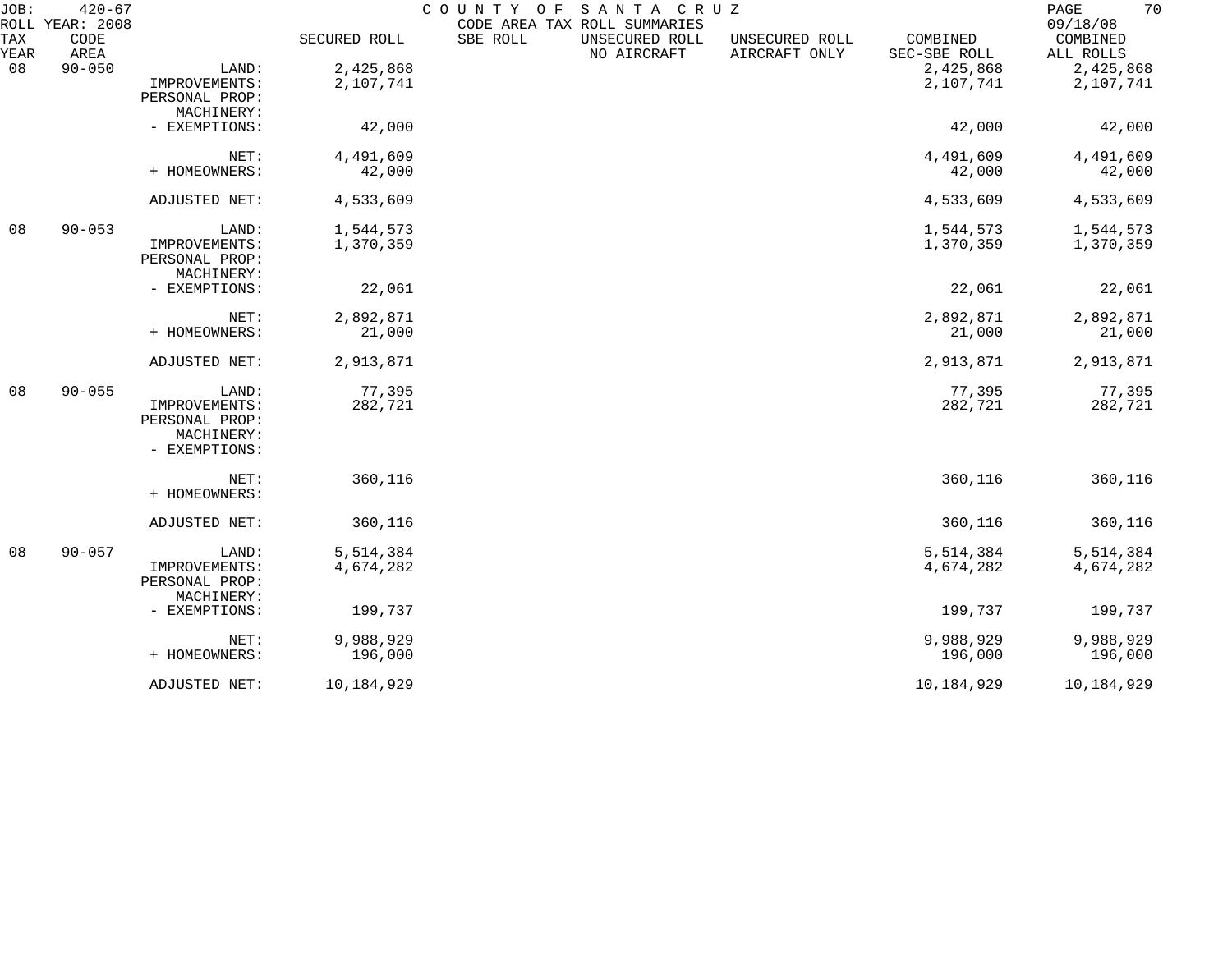JOB: 420-67 COUNTY OF SANTA CRUZ 09/18/08
ROLL YEAR: 2008 CODE AREA TAX ROLL SUMMARIES

| TAX YEAR | CODE AREA | | SECURED ROLL | SBE ROLL | UNSECURED ROLL NO AIRCRAFT | UNSECURED ROLL AIRCRAFT ONLY | COMBINED SEC-SBE ROLL | COMBINED ALL ROLLS |
|---|---|---|---|---|---|---|---|---|
| 08 | 90-050 | LAND: | 2,425,868 | | | | 2,425,868 | 2,425,868 |
| | | IMPROVEMENTS: | 2,107,741 | | | | 2,107,741 | 2,107,741 |
| | | PERSONAL PROP: | | | | | | |
| | | MACHINERY: | | | | | | |
| | | - EXEMPTIONS: | 42,000 | | | | 42,000 | 42,000 |
| | | NET: | 4,491,609 | | | | 4,491,609 | 4,491,609 |
| | | + HOMEOWNERS: | 42,000 | | | | 42,000 | 42,000 |
| | | ADJUSTED NET: | 4,533,609 | | | | 4,533,609 | 4,533,609 |
| 08 | 90-053 | LAND: | 1,544,573 | | | | 1,544,573 | 1,544,573 |
| | | IMPROVEMENTS: | 1,370,359 | | | | 1,370,359 | 1,370,359 |
| | | PERSONAL PROP: | | | | | | |
| | | MACHINERY: | | | | | | |
| | | - EXEMPTIONS: | 22,061 | | | | 22,061 | 22,061 |
| | | NET: | 2,892,871 | | | | 2,892,871 | 2,892,871 |
| | | + HOMEOWNERS: | 21,000 | | | | 21,000 | 21,000 |
| | | ADJUSTED NET: | 2,913,871 | | | | 2,913,871 | 2,913,871 |
| 08 | 90-055 | LAND: | 77,395 | | | | 77,395 | 77,395 |
| | | IMPROVEMENTS: | 282,721 | | | | 282,721 | 282,721 |
| | | PERSONAL PROP: | | | | | | |
| | | MACHINERY: | | | | | | |
| | | - EXEMPTIONS: | | | | | | |
| | | NET: | 360,116 | | | | 360,116 | 360,116 |
| | | + HOMEOWNERS: | | | | | | |
| | | ADJUSTED NET: | 360,116 | | | | 360,116 | 360,116 |
| 08 | 90-057 | LAND: | 5,514,384 | | | | 5,514,384 | 5,514,384 |
| | | IMPROVEMENTS: | 4,674,282 | | | | 4,674,282 | 4,674,282 |
| | | PERSONAL PROP: | | | | | | |
| | | MACHINERY: | | | | | | |
| | | - EXEMPTIONS: | 199,737 | | | | 199,737 | 199,737 |
| | | NET: | 9,988,929 | | | | 9,988,929 | 9,988,929 |
| | | + HOMEOWNERS: | 196,000 | | | | 196,000 | 196,000 |
| | | ADJUSTED NET: | 10,184,929 | | | | 10,184,929 | 10,184,929 |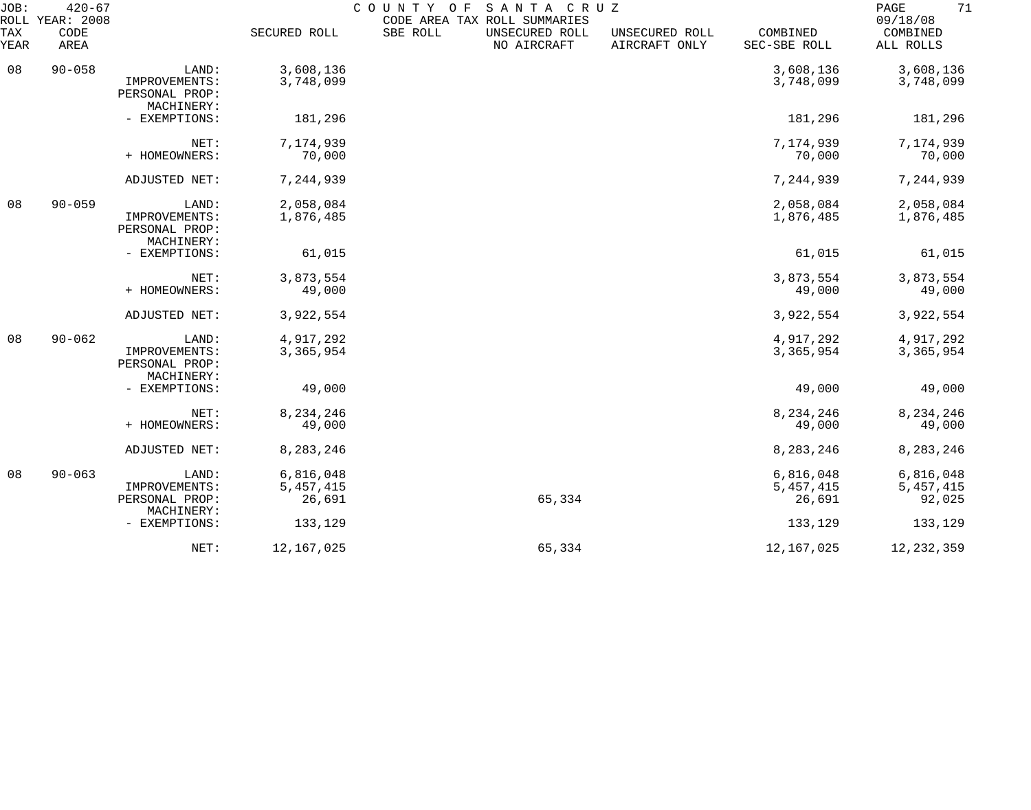JOB: 420-67 COUNTY OF SANTA CRUZ

ROLL YEAR: 2008 CODE AREA TAX ROLL SUMMARIES 09/18/08

| TAX YEAR | CODE AREA | | SECURED ROLL | SBE ROLL | UNSECURED ROLL NO AIRCRAFT | UNSECURED ROLL AIRCRAFT ONLY | COMBINED SEC-SBE ROLL | COMBINED ALL ROLLS |
|---|---|---|---|---|---|---|---|---|
| 08 | 90-058 | LAND: | 3,608,136 | | | | 3,608,136 | 3,608,136 |
| | | IMPROVEMENTS: | 3,748,099 | | | | 3,748,099 | 3,748,099 |
| | | PERSONAL PROP: | | | | | | |
| | | MACHINERY: | | | | | | |
| | | - EXEMPTIONS: | 181,296 | | | | 181,296 | 181,296 |
| | | NET: | 7,174,939 | | | | 7,174,939 | 7,174,939 |
| | | + HOMEOWNERS: | 70,000 | | | | 70,000 | 70,000 |
| | | ADJUSTED NET: | 7,244,939 | | | | 7,244,939 | 7,244,939 |
| 08 | 90-059 | LAND: | 2,058,084 | | | | 2,058,084 | 2,058,084 |
| | | IMPROVEMENTS: | 1,876,485 | | | | 1,876,485 | 1,876,485 |
| | | PERSONAL PROP: | | | | | | |
| | | MACHINERY: | | | | | | |
| | | - EXEMPTIONS: | 61,015 | | | | 61,015 | 61,015 |
| | | NET: | 3,873,554 | | | | 3,873,554 | 3,873,554 |
| | | + HOMEOWNERS: | 49,000 | | | | 49,000 | 49,000 |
| | | ADJUSTED NET: | 3,922,554 | | | | 3,922,554 | 3,922,554 |
| 08 | 90-062 | LAND: | 4,917,292 | | | | 4,917,292 | 4,917,292 |
| | | IMPROVEMENTS: | 3,365,954 | | | | 3,365,954 | 3,365,954 |
| | | PERSONAL PROP: | | | | | | |
| | | MACHINERY: | | | | | | |
| | | - EXEMPTIONS: | 49,000 | | | | 49,000 | 49,000 |
| | | NET: | 8,234,246 | | | | 8,234,246 | 8,234,246 |
| | | + HOMEOWNERS: | 49,000 | | | | 49,000 | 49,000 |
| | | ADJUSTED NET: | 8,283,246 | | | | 8,283,246 | 8,283,246 |
| 08 | 90-063 | LAND: | 6,816,048 | | | | 6,816,048 | 6,816,048 |
| | | IMPROVEMENTS: | 5,457,415 | | | | 5,457,415 | 5,457,415 |
| | | PERSONAL PROP: | 26,691 | | 65,334 | | 26,691 | 92,025 |
| | | MACHINERY: | | | | | | |
| | | - EXEMPTIONS: | 133,129 | | | | 133,129 | 133,129 |
| | | NET: | 12,167,025 | | 65,334 | | 12,167,025 | 12,232,359 |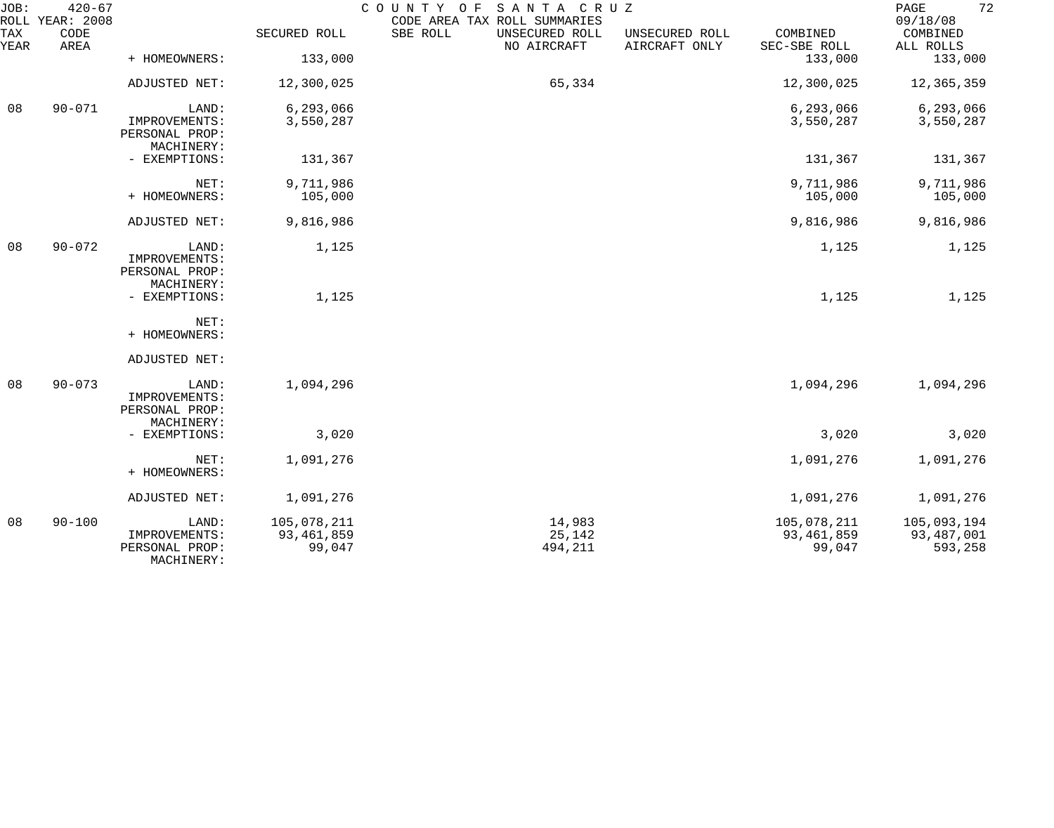JOB: 420-67 COUNTY OF SANTA CRUZ 09/18/08
ROLL YEAR: 2008 CODE AREA TAX ROLL SUMMARIES

| TAX YEAR | CODE AREA | | SECURED ROLL | SBE ROLL | UNSECURED ROLL NO AIRCRAFT | UNSECURED ROLL AIRCRAFT ONLY | COMBINED SEC-SBE ROLL | COMBINED ALL ROLLS |
|---|---|---|---|---|---|---|---|---|
| | | + HOMEOWNERS: | 133,000 | | | | 133,000 | 133,000 |
| | | ADJUSTED NET: | 12,300,025 | | 65,334 | | 12,300,025 | 12,365,359 |
| 08 | 90-071 | LAND: | 6,293,066 | | | | 6,293,066 | 6,293,066 |
| | | IMPROVEMENTS: | 3,550,287 | | | | 3,550,287 | 3,550,287 |
| | | PERSONAL PROP: | | | | | | |
| | | MACHINERY: | | | | | | |
| | | - EXEMPTIONS: | 131,367 | | | | 131,367 | 131,367 |
| | | NET: | 9,711,986 | | | | 9,711,986 | 9,711,986 |
| | | + HOMEOWNERS: | 105,000 | | | | 105,000 | 105,000 |
| | | ADJUSTED NET: | 9,816,986 | | | | 9,816,986 | 9,816,986 |
| 08 | 90-072 | LAND: | 1,125 | | | | 1,125 | 1,125 |
| | | IMPROVEMENTS: | | | | | | |
| | | PERSONAL PROP: | | | | | | |
| | | MACHINERY: | | | | | | |
| | | - EXEMPTIONS: | 1,125 | | | | 1,125 | 1,125 |
| | | NET: | | | | | | |
| | | + HOMEOWNERS: | | | | | | |
| | | ADJUSTED NET: | | | | | | |
| 08 | 90-073 | LAND: | 1,094,296 | | | | 1,094,296 | 1,094,296 |
| | | IMPROVEMENTS: | | | | | | |
| | | PERSONAL PROP: | | | | | | |
| | | MACHINERY: | | | | | | |
| | | - EXEMPTIONS: | 3,020 | | | | 3,020 | 3,020 |
| | | NET: | 1,091,276 | | | | 1,091,276 | 1,091,276 |
| | | + HOMEOWNERS: | | | | | | |
| | | ADJUSTED NET: | 1,091,276 | | | | 1,091,276 | 1,091,276 |
| 08 | 90-100 | LAND: | 105,078,211 | | 14,983 | | 105,078,211 | 105,093,194 |
| | | IMPROVEMENTS: | 93,461,859 | | 25,142 | | 93,461,859 | 93,487,001 |
| | | PERSONAL PROP: | 99,047 | | 494,211 | | 99,047 | 593,258 |
| | | MACHINERY: | | | | | | |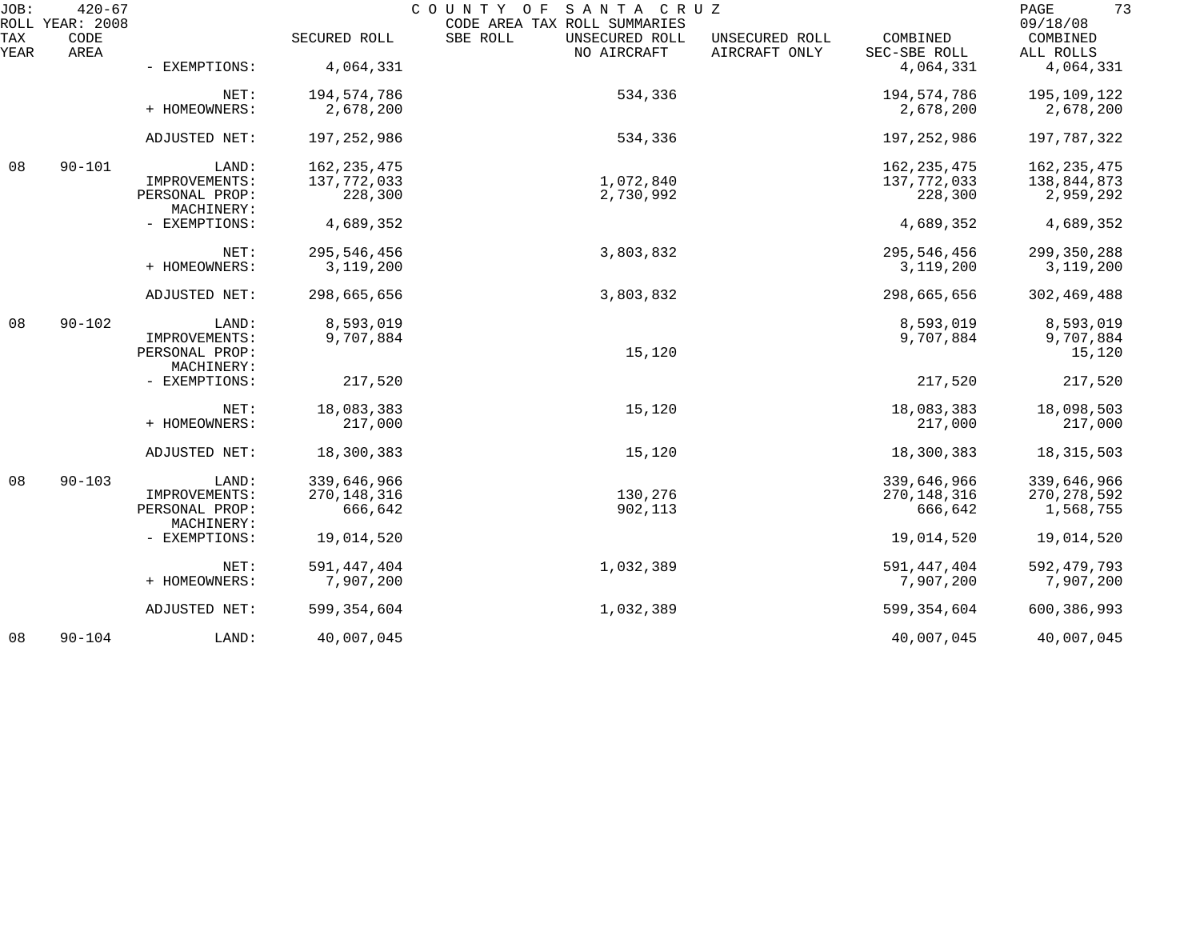JOB: 420-67 COUNTY OF SANTA CRUZ
ROLL YEAR: 2008 CODE AREA TAX ROLL SUMMARIES 09/18/08

| TAX YEAR | CODE AREA | | SECURED ROLL | SBE ROLL | UNSECURED ROLL NO AIRCRAFT | UNSECURED ROLL AIRCRAFT ONLY | COMBINED SEC-SBE ROLL | COMBINED ALL ROLLS |
|---|---|---|---|---|---|---|---|---|
| | | - EXEMPTIONS: | 4,064,331 | | | | 4,064,331 | 4,064,331 |
| | | NET: | 194,574,786 | | 534,336 | | 194,574,786 | 195,109,122 |
| | | + HOMEOWNERS: | 2,678,200 | | | | 2,678,200 | 2,678,200 |
| | | ADJUSTED NET: | 197,252,986 | | 534,336 | | 197,252,986 | 197,787,322 |
| 08 | 90-101 | LAND: | 162,235,475 | | | | 162,235,475 | 162,235,475 |
| | | IMPROVEMENTS: | 137,772,033 | | 1,072,840 | | 137,772,033 | 138,844,873 |
| | | PERSONAL PROP: | 228,300 | | 2,730,992 | | 228,300 | 2,959,292 |
| | | MACHINERY: | | | | | | |
| | | - EXEMPTIONS: | 4,689,352 | | | | 4,689,352 | 4,689,352 |
| | | NET: | 295,546,456 | | 3,803,832 | | 295,546,456 | 299,350,288 |
| | | + HOMEOWNERS: | 3,119,200 | | | | 3,119,200 | 3,119,200 |
| | | ADJUSTED NET: | 298,665,656 | | 3,803,832 | | 298,665,656 | 302,469,488 |
| 08 | 90-102 | LAND: | 8,593,019 | | | | 8,593,019 | 8,593,019 |
| | | IMPROVEMENTS: | 9,707,884 | | | | 9,707,884 | 9,707,884 |
| | | PERSONAL PROP: | | | 15,120 | | | 15,120 |
| | | MACHINERY: | | | | | | |
| | | - EXEMPTIONS: | 217,520 | | | | 217,520 | 217,520 |
| | | NET: | 18,083,383 | | 15,120 | | 18,083,383 | 18,098,503 |
| | | + HOMEOWNERS: | 217,000 | | | | 217,000 | 217,000 |
| | | ADJUSTED NET: | 18,300,383 | | 15,120 | | 18,300,383 | 18,315,503 |
| 08 | 90-103 | LAND: | 339,646,966 | | | | 339,646,966 | 339,646,966 |
| | | IMPROVEMENTS: | 270,148,316 | | 130,276 | | 270,148,316 | 270,278,592 |
| | | PERSONAL PROP: | 666,642 | | 902,113 | | 666,642 | 1,568,755 |
| | | MACHINERY: | | | | | | |
| | | - EXEMPTIONS: | 19,014,520 | | | | 19,014,520 | 19,014,520 |
| | | NET: | 591,447,404 | | 1,032,389 | | 591,447,404 | 592,479,793 |
| | | + HOMEOWNERS: | 7,907,200 | | | | 7,907,200 | 7,907,200 |
| | | ADJUSTED NET: | 599,354,604 | | 1,032,389 | | 599,354,604 | 600,386,993 |
| 08 | 90-104 | LAND: | 40,007,045 | | | | 40,007,045 | 40,007,045 |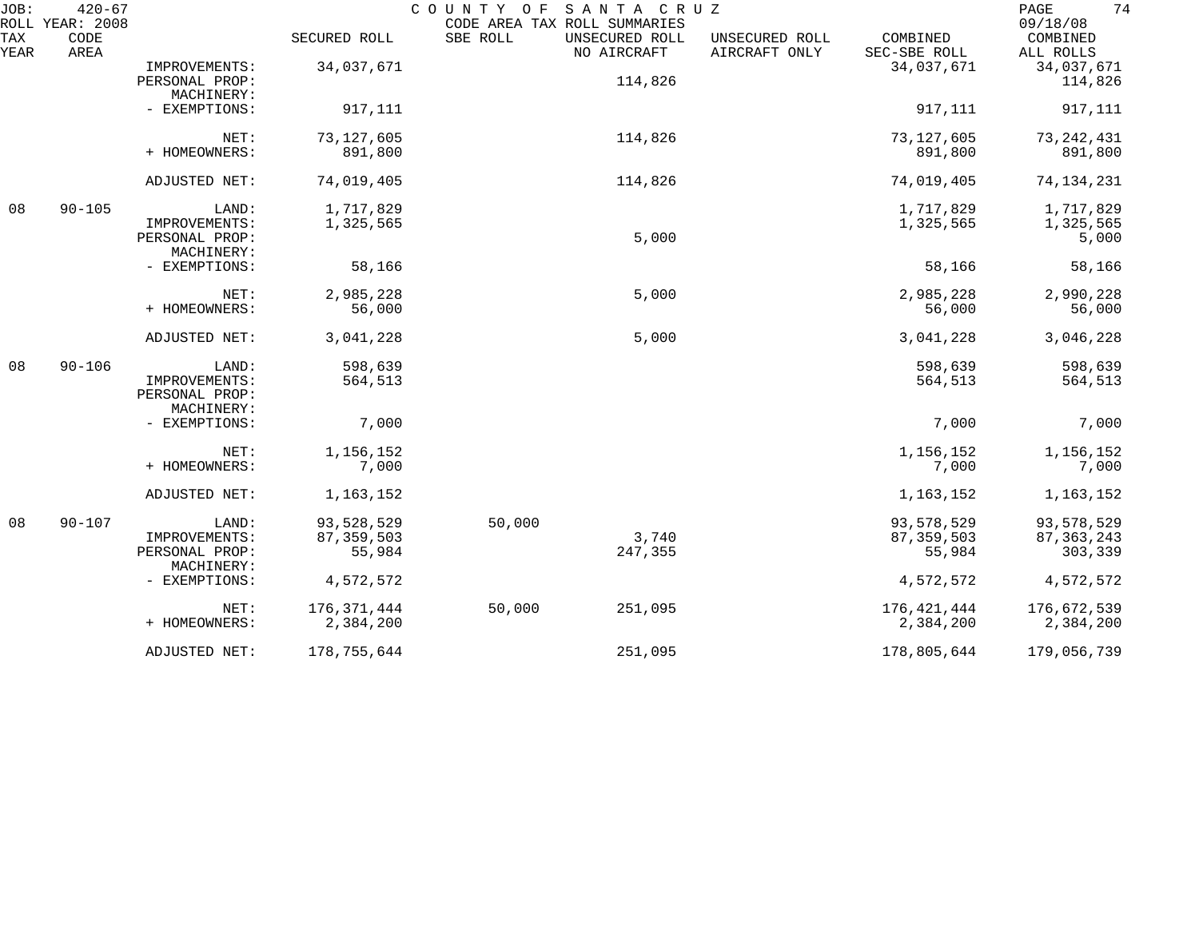JOB: 420-67 COUNTY OF SANTA CRUZ
ROLL YEAR: 2008 CODE AREA TAX ROLL SUMMARIES 09/18/08

| TAX YEAR | CODE AREA | | SECURED ROLL | SBE ROLL | UNSECURED ROLL NO AIRCRAFT | UNSECURED ROLL AIRCRAFT ONLY | COMBINED SEC-SBE ROLL | COMBINED ALL ROLLS |
|---|---|---|---|---|---|---|---|---|
| | | IMPROVEMENTS: | 34,037,671 | | | | 34,037,671 | 34,037,671 |
| | | PERSONAL PROP: | | | 114,826 | | | 114,826 |
| | | MACHINERY: | | | | | | |
| | | - EXEMPTIONS: | 917,111 | | | | 917,111 | 917,111 |
| | | NET: | 73,127,605 | | 114,826 | | 73,127,605 | 73,242,431 |
| | | + HOMEOWNERS: | 891,800 | | | | 891,800 | 891,800 |
| | | ADJUSTED NET: | 74,019,405 | | 114,826 | | 74,019,405 | 74,134,231 |
| 08 | 90-105 | LAND: | 1,717,829 | | | | 1,717,829 | 1,717,829 |
| | | IMPROVEMENTS: | 1,325,565 | | | | 1,325,565 | 1,325,565 |
| | | PERSONAL PROP: | | | 5,000 | | | 5,000 |
| | | MACHINERY: | | | | | | |
| | | - EXEMPTIONS: | 58,166 | | | | 58,166 | 58,166 |
| | | NET: | 2,985,228 | | 5,000 | | 2,985,228 | 2,990,228 |
| | | + HOMEOWNERS: | 56,000 | | | | 56,000 | 56,000 |
| | | ADJUSTED NET: | 3,041,228 | | 5,000 | | 3,041,228 | 3,046,228 |
| 08 | 90-106 | LAND: | 598,639 | | | | 598,639 | 598,639 |
| | | IMPROVEMENTS: | 564,513 | | | | 564,513 | 564,513 |
| | | PERSONAL PROP: | | | | | | |
| | | MACHINERY: | | | | | | |
| | | - EXEMPTIONS: | 7,000 | | | | 7,000 | 7,000 |
| | | NET: | 1,156,152 | | | | 1,156,152 | 1,156,152 |
| | | + HOMEOWNERS: | 7,000 | | | | 7,000 | 7,000 |
| | | ADJUSTED NET: | 1,163,152 | | | | 1,163,152 | 1,163,152 |
| 08 | 90-107 | LAND: | 93,528,529 | 50,000 | | | 93,578,529 | 93,578,529 |
| | | IMPROVEMENTS: | 87,359,503 | | 3,740 | | 87,359,503 | 87,363,243 |
| | | PERSONAL PROP: | 55,984 | | 247,355 | | 55,984 | 303,339 |
| | | MACHINERY: | | | | | | |
| | | - EXEMPTIONS: | 4,572,572 | | | | 4,572,572 | 4,572,572 |
| | | NET: | 176,371,444 | 50,000 | 251,095 | | 176,421,444 | 176,672,539 |
| | | + HOMEOWNERS: | 2,384,200 | | | | 2,384,200 | 2,384,200 |
| | | ADJUSTED NET: | 178,755,644 | | 251,095 | | 178,805,644 | 179,056,739 |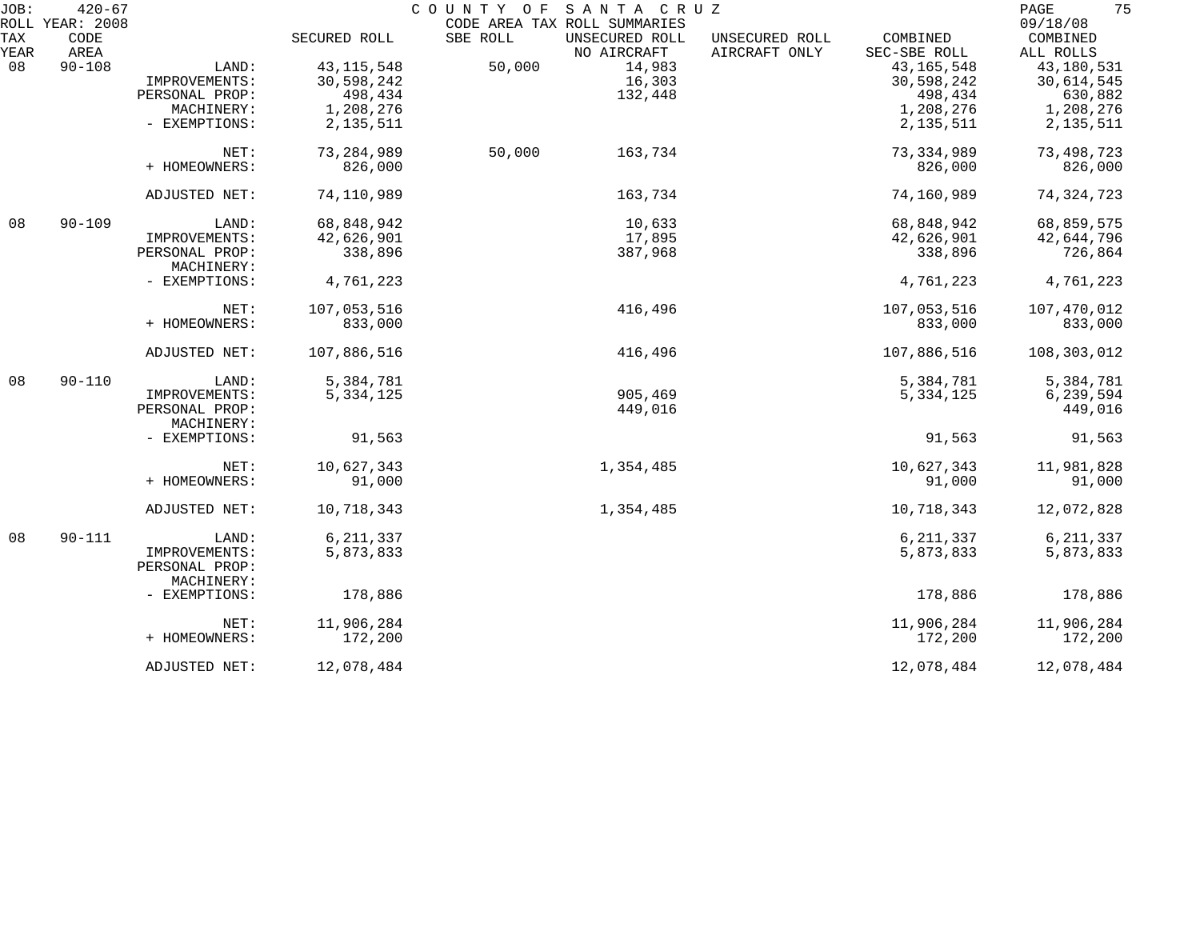JOB: 420-67 COUNTY OF SANTA CRUZ
ROLL YEAR: 2008 CODE AREA TAX ROLL SUMMARIES 09/18/08

| TAX YEAR | CODE AREA | | SECURED ROLL | SBE ROLL | UNSECURED ROLL NO AIRCRAFT | UNSECURED ROLL AIRCRAFT ONLY | COMBINED SEC-SBE ROLL | COMBINED ALL ROLLS |
|---|---|---|---|---|---|---|---|---|
| 08 | 90-108 | LAND: | 43,115,548 | 50,000 | 14,983 | | 43,165,548 | 43,180,531 |
| | | IMPROVEMENTS: | 30,598,242 | | 16,303 | | 30,598,242 | 30,614,545 |
| | | PERSONAL PROP: | 498,434 | | 132,448 | | 498,434 | 630,882 |
| | | MACHINERY: | 1,208,276 | | | | 1,208,276 | 1,208,276 |
| | | - EXEMPTIONS: | 2,135,511 | | | | 2,135,511 | 2,135,511 |
| | | NET: | 73,284,989 | 50,000 | 163,734 | | 73,334,989 | 73,498,723 |
| | | + HOMEOWNERS: | 826,000 | | | | 826,000 | 826,000 |
| | | ADJUSTED NET: | 74,110,989 | | 163,734 | | 74,160,989 | 74,324,723 |
| 08 | 90-109 | LAND: | 68,848,942 | | 10,633 | | 68,848,942 | 68,859,575 |
| | | IMPROVEMENTS: | 42,626,901 | | 17,895 | | 42,626,901 | 42,644,796 |
| | | PERSONAL PROP: | 338,896 | | 387,968 | | 338,896 | 726,864 |
| | | MACHINERY: | | | | | | |
| | | - EXEMPTIONS: | 4,761,223 | | | | 4,761,223 | 4,761,223 |
| | | NET: | 107,053,516 | | 416,496 | | 107,053,516 | 107,470,012 |
| | | + HOMEOWNERS: | 833,000 | | | | 833,000 | 833,000 |
| | | ADJUSTED NET: | 107,886,516 | | 416,496 | | 107,886,516 | 108,303,012 |
| 08 | 90-110 | LAND: | 5,384,781 | | | | 5,384,781 | 5,384,781 |
| | | IMPROVEMENTS: | 5,334,125 | | 905,469 | | 5,334,125 | 6,239,594 |
| | | PERSONAL PROP: | | | 449,016 | | | 449,016 |
| | | MACHINERY: | | | | | | |
| | | - EXEMPTIONS: | 91,563 | | | | 91,563 | 91,563 |
| | | NET: | 10,627,343 | | 1,354,485 | | 10,627,343 | 11,981,828 |
| | | + HOMEOWNERS: | 91,000 | | | | 91,000 | 91,000 |
| | | ADJUSTED NET: | 10,718,343 | | 1,354,485 | | 10,718,343 | 12,072,828 |
| 08 | 90-111 | LAND: | 6,211,337 | | | | 6,211,337 | 6,211,337 |
| | | IMPROVEMENTS: | 5,873,833 | | | | 5,873,833 | 5,873,833 |
| | | PERSONAL PROP: | | | | | | |
| | | MACHINERY: | | | | | | |
| | | - EXEMPTIONS: | 178,886 | | | | 178,886 | 178,886 |
| | | NET: | 11,906,284 | | | | 11,906,284 | 11,906,284 |
| | | + HOMEOWNERS: | 172,200 | | | | 172,200 | 172,200 |
| | | ADJUSTED NET: | 12,078,484 | | | | 12,078,484 | 12,078,484 |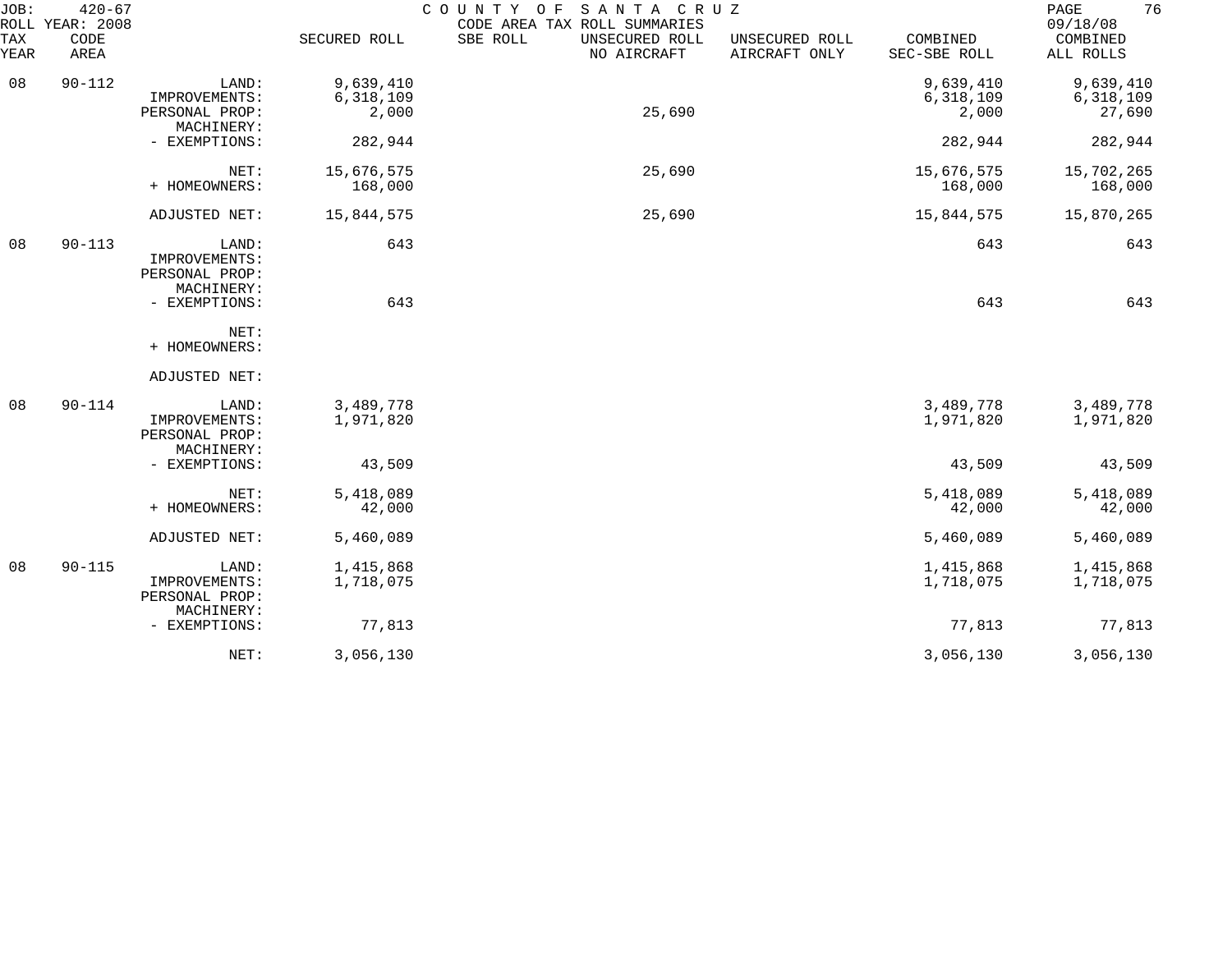JOB: 420-67 COUNTY OF SANTA CRUZ
ROLL YEAR: 2008 CODE AREA TAX ROLL SUMMARIES 09/18/08

| TAX YEAR | CODE AREA | | SECURED ROLL | SBE ROLL | UNSECURED ROLL NO AIRCRAFT | UNSECURED ROLL AIRCRAFT ONLY | COMBINED SEC-SBE ROLL | COMBINED ALL ROLLS |
|---|---|---|---|---|---|---|---|---|
| 08 | 90-112 | LAND: | 9,639,410 | | | | 9,639,410 | 9,639,410 |
| | | IMPROVEMENTS: | 6,318,109 | | | | 6,318,109 | 6,318,109 |
| | | PERSONAL PROP: | 2,000 | | 25,690 | | 2,000 | 27,690 |
| | | MACHINERY: | | | | | | |
| | | - EXEMPTIONS: | 282,944 | | | | 282,944 | 282,944 |
| | | NET: | 15,676,575 | | 25,690 | | 15,676,575 | 15,702,265 |
| | | + HOMEOWNERS: | 168,000 | | | | 168,000 | 168,000 |
| | | ADJUSTED NET: | 15,844,575 | | 25,690 | | 15,844,575 | 15,870,265 |
| 08 | 90-113 | LAND: | 643 | | | | 643 | 643 |
| | | IMPROVEMENTS: | | | | | | |
| | | PERSONAL PROP: | | | | | | |
| | | MACHINERY: | | | | | | |
| | | - EXEMPTIONS: | 643 | | | | 643 | 643 |
| | | NET: | | | | | | |
| | | + HOMEOWNERS: | | | | | | |
| | | ADJUSTED NET: | | | | | | |
| 08 | 90-114 | LAND: | 3,489,778 | | | | 3,489,778 | 3,489,778 |
| | | IMPROVEMENTS: | 1,971,820 | | | | 1,971,820 | 1,971,820 |
| | | PERSONAL PROP: | | | | | | |
| | | MACHINERY: | | | | | | |
| | | - EXEMPTIONS: | 43,509 | | | | 43,509 | 43,509 |
| | | NET: | 5,418,089 | | | | 5,418,089 | 5,418,089 |
| | | + HOMEOWNERS: | 42,000 | | | | 42,000 | 42,000 |
| | | ADJUSTED NET: | 5,460,089 | | | | 5,460,089 | 5,460,089 |
| 08 | 90-115 | LAND: | 1,415,868 | | | | 1,415,868 | 1,415,868 |
| | | IMPROVEMENTS: | 1,718,075 | | | | 1,718,075 | 1,718,075 |
| | | PERSONAL PROP: | | | | | | |
| | | MACHINERY: | | | | | | |
| | | - EXEMPTIONS: | 77,813 | | | | 77,813 | 77,813 |
| | | NET: | 3,056,130 | | | | 3,056,130 | 3,056,130 |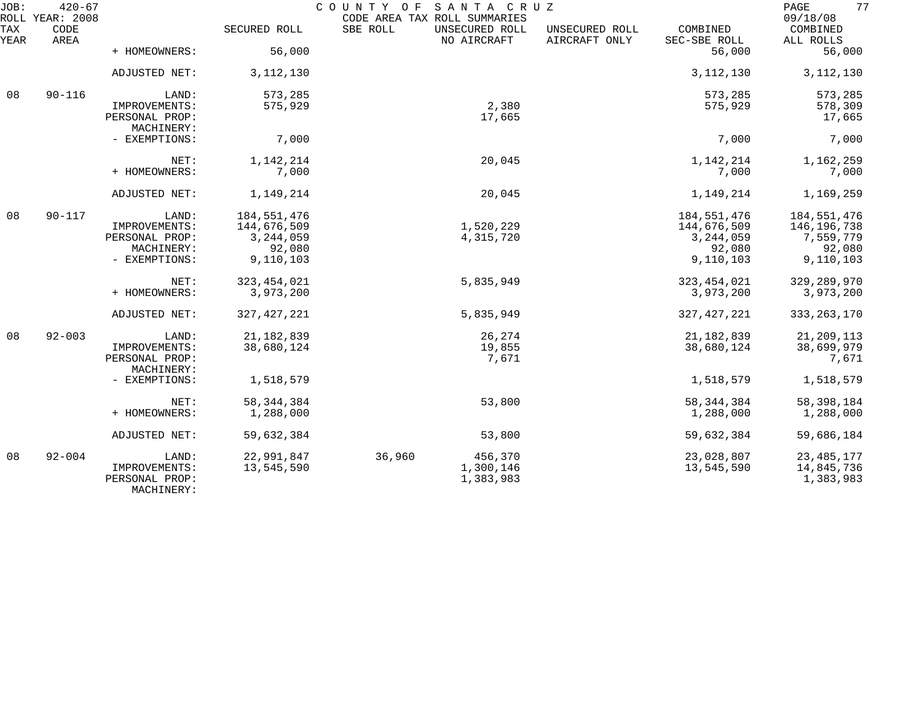| TAX YEAR | CODE AREA | | SECURED ROLL | SBE ROLL | UNSECURED ROLL NO AIRCRAFT | UNSECURED ROLL AIRCRAFT ONLY | COMBINED SEC-SBE ROLL | COMBINED ALL ROLLS |
|---|---|---|---|---|---|---|---|---|
| | | + HOMEOWNERS: | 56,000 | | | | 56,000 | 56,000 |
| | | ADJUSTED NET: | 3,112,130 | | | | 3,112,130 | 3,112,130 |
| 08 | 90-116 | LAND: | 573,285 | | | | 573,285 | 573,285 |
| | | IMPROVEMENTS: | 575,929 | | 2,380 | | 575,929 | 578,309 |
| | | PERSONAL PROP: | | | 17,665 | | | 17,665 |
| | | MACHINERY: | | | | | | |
| | | - EXEMPTIONS: | 7,000 | | | | 7,000 | 7,000 |
| | | NET: | 1,142,214 | | 20,045 | | 1,142,214 | 1,162,259 |
| | | + HOMEOWNERS: | 7,000 | | | | 7,000 | 7,000 |
| | | ADJUSTED NET: | 1,149,214 | | 20,045 | | 1,149,214 | 1,169,259 |
| 08 | 90-117 | LAND: | 184,551,476 | | | | 184,551,476 | 184,551,476 |
| | | IMPROVEMENTS: | 144,676,509 | | 1,520,229 | | 144,676,509 | 146,196,738 |
| | | PERSONAL PROP: | 3,244,059 | | 4,315,720 | | 3,244,059 | 7,559,779 |
| | | MACHINERY: | 92,080 | | | | 92,080 | 92,080 |
| | | - EXEMPTIONS: | 9,110,103 | | | | 9,110,103 | 9,110,103 |
| | | NET: | 323,454,021 | | 5,835,949 | | 323,454,021 | 329,289,970 |
| | | + HOMEOWNERS: | 3,973,200 | | | | 3,973,200 | 3,973,200 |
| | | ADJUSTED NET: | 327,427,221 | | 5,835,949 | | 327,427,221 | 333,263,170 |
| 08 | 92-003 | LAND: | 21,182,839 | | 26,274 | | 21,182,839 | 21,209,113 |
| | | IMPROVEMENTS: | 38,680,124 | | 19,855 | | 38,680,124 | 38,699,979 |
| | | PERSONAL PROP: | | | 7,671 | | | 7,671 |
| | | MACHINERY: | | | | | | |
| | | - EXEMPTIONS: | 1,518,579 | | | | 1,518,579 | 1,518,579 |
| | | NET: | 58,344,384 | | 53,800 | | 58,344,384 | 58,398,184 |
| | | + HOMEOWNERS: | 1,288,000 | | | | 1,288,000 | 1,288,000 |
| | | ADJUSTED NET: | 59,632,384 | | 53,800 | | 59,632,384 | 59,686,184 |
| 08 | 92-004 | LAND: | 22,991,847 | 36,960 | 456,370 | | 23,028,807 | 23,485,177 |
| | | IMPROVEMENTS: | 13,545,590 | | 1,300,146 | | 13,545,590 | 14,845,736 |
| | | PERSONAL PROP: | | | 1,383,983 | | | 1,383,983 |
| | | MACHINERY: | | | | | | |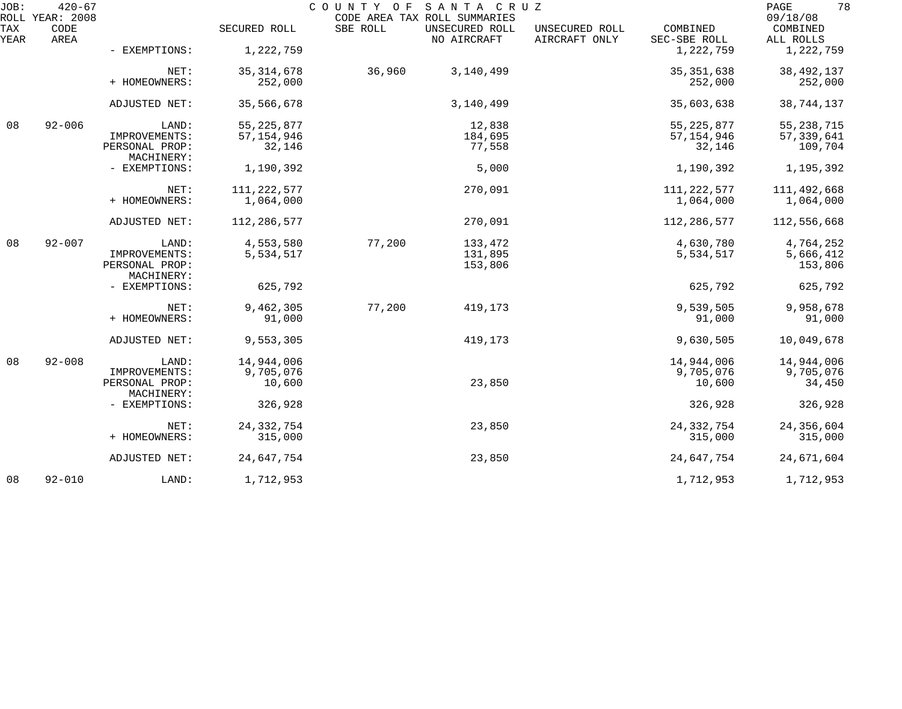JOB: 420-67 COUNTY OF SANTA CRUZ
ROLL YEAR: 2008 CODE AREA TAX ROLL SUMMARIES 09/18/08

| TAX YEAR | CODE AREA | | SECURED ROLL | SBE ROLL | UNSECURED ROLL NO AIRCRAFT | UNSECURED ROLL AIRCRAFT ONLY | COMBINED SEC-SBE ROLL | COMBINED ALL ROLLS |
|---|---|---|---|---|---|---|---|---|
| | | - EXEMPTIONS: | 1,222,759 | | | | 1,222,759 | 1,222,759 |
| | | NET: | 35,314,678 | 36,960 | 3,140,499 | | 35,351,638 | 38,492,137 |
| | | + HOMEOWNERS: | 252,000 | | | | 252,000 | 252,000 |
| | | ADJUSTED NET: | 35,566,678 | | 3,140,499 | | 35,603,638 | 38,744,137 |
| 08 | 92-006 | LAND: | 55,225,877 | | 12,838 | | 55,225,877 | 55,238,715 |
| | | IMPROVEMENTS: | 57,154,946 | | 184,695 | | 57,154,946 | 57,339,641 |
| | | PERSONAL PROP: | 32,146 | | 77,558 | | 32,146 | 109,704 |
| | | MACHINERY: | | | | | | |
| | | - EXEMPTIONS: | 1,190,392 | | 5,000 | | 1,190,392 | 1,195,392 |
| | | NET: | 111,222,577 | | 270,091 | | 111,222,577 | 111,492,668 |
| | | + HOMEOWNERS: | 1,064,000 | | | | 1,064,000 | 1,064,000 |
| | | ADJUSTED NET: | 112,286,577 | | 270,091 | | 112,286,577 | 112,556,668 |
| 08 | 92-007 | LAND: | 4,553,580 | 77,200 | 133,472 | | 4,630,780 | 4,764,252 |
| | | IMPROVEMENTS: | 5,534,517 | | 131,895 | | 5,534,517 | 5,666,412 |
| | | PERSONAL PROP: | | | 153,806 | | | 153,806 |
| | | MACHINERY: | | | | | | |
| | | - EXEMPTIONS: | 625,792 | | | | 625,792 | 625,792 |
| | | NET: | 9,462,305 | 77,200 | 419,173 | | 9,539,505 | 9,958,678 |
| | | + HOMEOWNERS: | 91,000 | | | | 91,000 | 91,000 |
| | | ADJUSTED NET: | 9,553,305 | | 419,173 | | 9,630,505 | 10,049,678 |
| 08 | 92-008 | LAND: | 14,944,006 | | | | 14,944,006 | 14,944,006 |
| | | IMPROVEMENTS: | 9,705,076 | | | | 9,705,076 | 9,705,076 |
| | | PERSONAL PROP: | 10,600 | | 23,850 | | 10,600 | 34,450 |
| | | MACHINERY: | | | | | | |
| | | - EXEMPTIONS: | 326,928 | | | | 326,928 | 326,928 |
| | | NET: | 24,332,754 | | 23,850 | | 24,332,754 | 24,356,604 |
| | | + HOMEOWNERS: | 315,000 | | | | 315,000 | 315,000 |
| | | ADJUSTED NET: | 24,647,754 | | 23,850 | | 24,647,754 | 24,671,604 |
| 08 | 92-010 | LAND: | 1,712,953 | | | | 1,712,953 | 1,712,953 |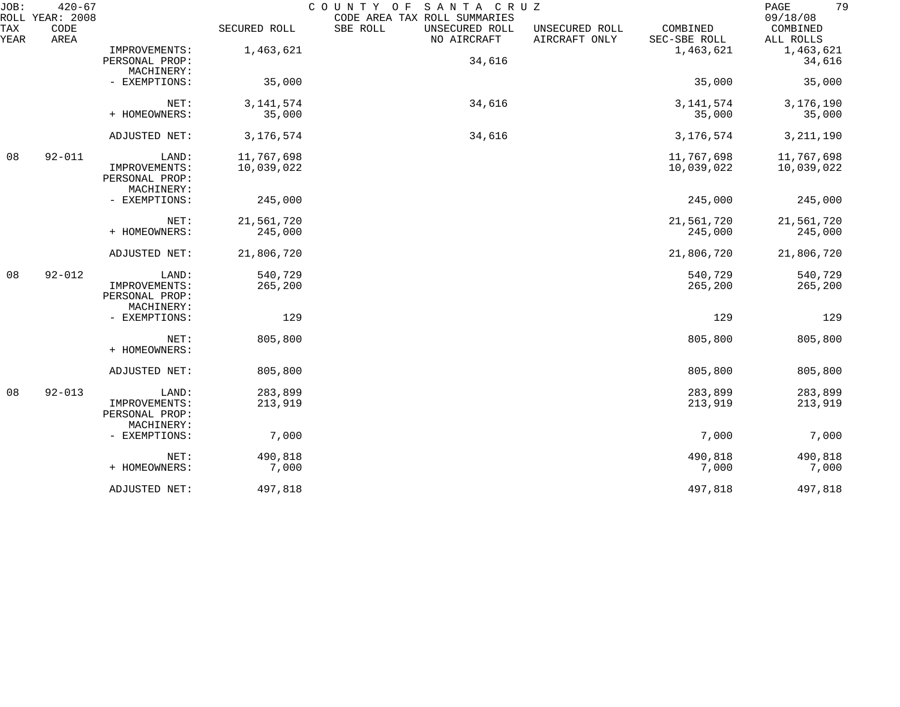JOB: 420-67 COUNTY OF SANTA CRUZ
ROLL YEAR: 2008 CODE AREA TAX ROLL SUMMARIES 09/18/08

| TAX YEAR | CODE AREA | | SECURED ROLL | SBE ROLL | UNSECURED ROLL NO AIRCRAFT | UNSECURED ROLL AIRCRAFT ONLY | COMBINED SEC-SBE ROLL | COMBINED ALL ROLLS |
|---|---|---|---|---|---|---|---|---|
| | | IMPROVEMENTS: | 1,463,621 | | | | 1,463,621 | 1,463,621 |
| | | PERSONAL PROP: | | | 34,616 | | | 34,616 |
| | | MACHINERY: | | | | | | |
| | | - EXEMPTIONS: | 35,000 | | | | 35,000 | 35,000 |
| | | NET: | 3,141,574 | | 34,616 | | 3,141,574 | 3,176,190 |
| | | + HOMEOWNERS: | 35,000 | | | | 35,000 | 35,000 |
| | | ADJUSTED NET: | 3,176,574 | | 34,616 | | 3,176,574 | 3,211,190 |
| 08 | 92-011 | LAND: | 11,767,698 | | | | 11,767,698 | 11,767,698 |
| | | IMPROVEMENTS: | 10,039,022 | | | | 10,039,022 | 10,039,022 |
| | | PERSONAL PROP: | | | | | | |
| | | MACHINERY: | | | | | | |
| | | - EXEMPTIONS: | 245,000 | | | | 245,000 | 245,000 |
| | | NET: | 21,561,720 | | | | 21,561,720 | 21,561,720 |
| | | + HOMEOWNERS: | 245,000 | | | | 245,000 | 245,000 |
| | | ADJUSTED NET: | 21,806,720 | | | | 21,806,720 | 21,806,720 |
| 08 | 92-012 | LAND: | 540,729 | | | | 540,729 | 540,729 |
| | | IMPROVEMENTS: | 265,200 | | | | 265,200 | 265,200 |
| | | PERSONAL PROP: | | | | | | |
| | | MACHINERY: | | | | | | |
| | | - EXEMPTIONS: | 129 | | | | 129 | 129 |
| | | NET: | 805,800 | | | | 805,800 | 805,800 |
| | | + HOMEOWNERS: | | | | | | |
| | | ADJUSTED NET: | 805,800 | | | | 805,800 | 805,800 |
| 08 | 92-013 | LAND: | 283,899 | | | | 283,899 | 283,899 |
| | | IMPROVEMENTS: | 213,919 | | | | 213,919 | 213,919 |
| | | PERSONAL PROP: | | | | | | |
| | | MACHINERY: | | | | | | |
| | | - EXEMPTIONS: | 7,000 | | | | 7,000 | 7,000 |
| | | NET: | 490,818 | | | | 490,818 | 490,818 |
| | | + HOMEOWNERS: | 7,000 | | | | 7,000 | 7,000 |
| | | ADJUSTED NET: | 497,818 | | | | 497,818 | 497,818 |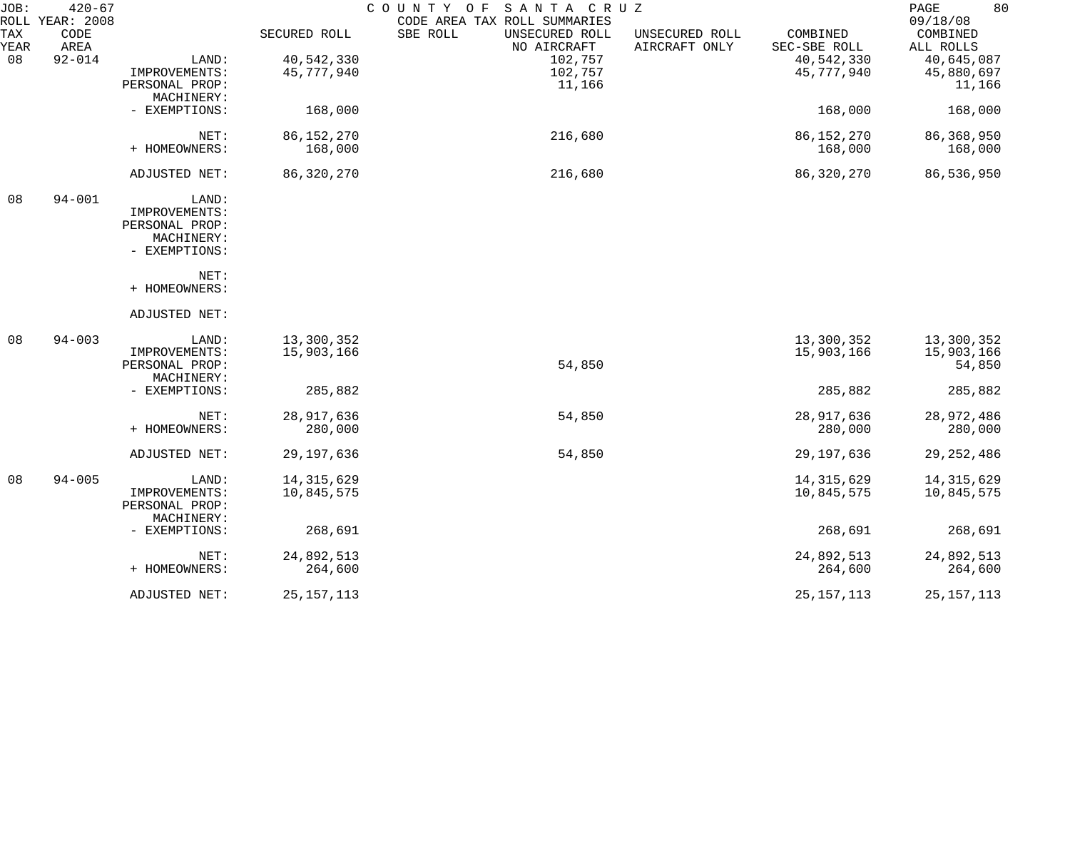JOB: 420-67 COUNTY OF SANTA CRUZ PAGE 80
ROLL YEAR: 2008 CODE AREA TAX ROLL SUMMARIES 09/18/08

| TAX YEAR | CODE AREA | | SECURED ROLL | SBE ROLL | UNSECURED ROLL NO AIRCRAFT | UNSECURED ROLL AIRCRAFT ONLY | COMBINED SEC-SBE ROLL | COMBINED ALL ROLLS |
|---|---|---|---|---|---|---|---|---|
| 08 | 92-014 | LAND: | 40,542,330 | | 102,757 | | 40,542,330 | 40,645,087 |
| | | IMPROVEMENTS: | 45,777,940 | | 102,757 | | 45,777,940 | 45,880,697 |
| | | PERSONAL PROP: | | | 11,166 | | | 11,166 |
| | | MACHINERY: | | | | | | |
| | | - EXEMPTIONS: | 168,000 | | | | 168,000 | 168,000 |
| | | NET: | 86,152,270 | | 216,680 | | 86,152,270 | 86,368,950 |
| | | + HOMEOWNERS: | 168,000 | | | | 168,000 | 168,000 |
| | | ADJUSTED NET: | 86,320,270 | | 216,680 | | 86,320,270 | 86,536,950 |
| 08 | 94-001 | LAND: | | | | | | |
| | | IMPROVEMENTS: | | | | | | |
| | | PERSONAL PROP: | | | | | | |
| | | MACHINERY: | | | | | | |
| | | - EXEMPTIONS: | | | | | | |
| | | NET: | | | | | | |
| | | + HOMEOWNERS: | | | | | | |
| | | ADJUSTED NET: | | | | | | |
| 08 | 94-003 | LAND: | 13,300,352 | | | | 13,300,352 | 13,300,352 |
| | | IMPROVEMENTS: | 15,903,166 | | | | 15,903,166 | 15,903,166 |
| | | PERSONAL PROP: | | | 54,850 | | | 54,850 |
| | | MACHINERY: | | | | | | |
| | | - EXEMPTIONS: | 285,882 | | | | 285,882 | 285,882 |
| | | NET: | 28,917,636 | | 54,850 | | 28,917,636 | 28,972,486 |
| | | + HOMEOWNERS: | 280,000 | | | | 280,000 | 280,000 |
| | | ADJUSTED NET: | 29,197,636 | | 54,850 | | 29,197,636 | 29,252,486 |
| 08 | 94-005 | LAND: | 14,315,629 | | | | 14,315,629 | 14,315,629 |
| | | IMPROVEMENTS: | 10,845,575 | | | | 10,845,575 | 10,845,575 |
| | | PERSONAL PROP: | | | | | | |
| | | MACHINERY: | | | | | | |
| | | - EXEMPTIONS: | 268,691 | | | | 268,691 | 268,691 |
| | | NET: | 24,892,513 | | | | 24,892,513 | 24,892,513 |
| | | + HOMEOWNERS: | 264,600 | | | | 264,600 | 264,600 |
| | | ADJUSTED NET: | 25,157,113 | | | | 25,157,113 | 25,157,113 |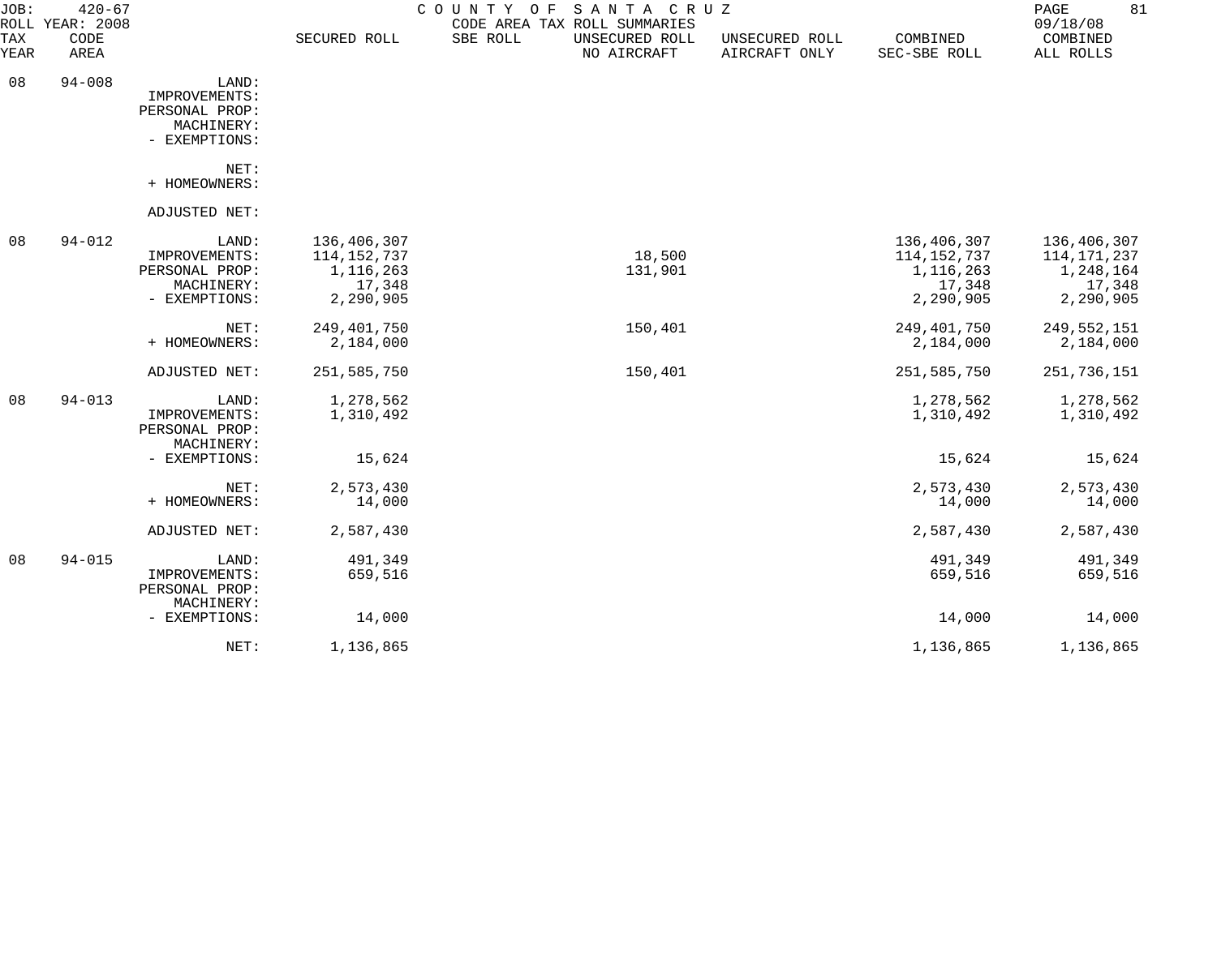JOB: 420-67 COUNTY OF SANTA CRUZ
ROLL YEAR: 2008 CODE AREA TAX ROLL SUMMARIES 09/18/08

| TAX YEAR | CODE AREA | | SECURED ROLL | SBE ROLL | UNSECURED ROLL NO AIRCRAFT | UNSECURED ROLL AIRCRAFT ONLY | COMBINED SEC-SBE ROLL | COMBINED ALL ROLLS |
|---|---|---|---|---|---|---|---|---|
| 08 | 94-008 | LAND: | | | | | | |
| | | IMPROVEMENTS: | | | | | | |
| | | PERSONAL PROP: | | | | | | |
| | | MACHINERY: | | | | | | |
| | | - EXEMPTIONS: | | | | | | |
| | | NET: | | | | | | |
| | | + HOMEOWNERS: | | | | | | |
| | | ADJUSTED NET: | | | | | | |
| 08 | 94-012 | LAND: | 136,406,307 | | | | 136,406,307 | 136,406,307 |
| | | IMPROVEMENTS: | 114,152,737 | | 18,500 | | 114,152,737 | 114,171,237 |
| | | PERSONAL PROP: | 1,116,263 | | 131,901 | | 1,116,263 | 1,248,164 |
| | | MACHINERY: | 17,348 | | | | 17,348 | 17,348 |
| | | - EXEMPTIONS: | 2,290,905 | | | | 2,290,905 | 2,290,905 |
| | | NET: | 249,401,750 | | 150,401 | | 249,401,750 | 249,552,151 |
| | | + HOMEOWNERS: | 2,184,000 | | | | 2,184,000 | 2,184,000 |
| | | ADJUSTED NET: | 251,585,750 | | 150,401 | | 251,585,750 | 251,736,151 |
| 08 | 94-013 | LAND: | 1,278,562 | | | | 1,278,562 | 1,278,562 |
| | | IMPROVEMENTS: | 1,310,492 | | | | 1,310,492 | 1,310,492 |
| | | PERSONAL PROP: | | | | | | |
| | | MACHINERY: | | | | | | |
| | | - EXEMPTIONS: | 15,624 | | | | 15,624 | 15,624 |
| | | NET: | 2,573,430 | | | | 2,573,430 | 2,573,430 |
| | | + HOMEOWNERS: | 14,000 | | | | 14,000 | 14,000 |
| | | ADJUSTED NET: | 2,587,430 | | | | 2,587,430 | 2,587,430 |
| 08 | 94-015 | LAND: | 491,349 | | | | 491,349 | 491,349 |
| | | IMPROVEMENTS: | 659,516 | | | | 659,516 | 659,516 |
| | | PERSONAL PROP: | | | | | | |
| | | MACHINERY: | | | | | | |
| | | - EXEMPTIONS: | 14,000 | | | | 14,000 | 14,000 |
| | | NET: | 1,136,865 | | | | 1,136,865 | 1,136,865 |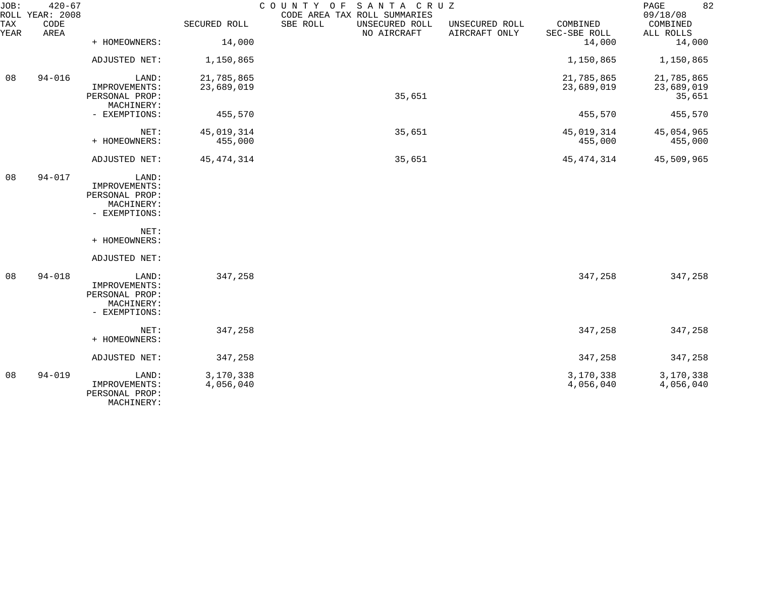COUNTY OF SANTA CRUZ
CODE AREA TAX ROLL SUMMARIES

JOB: 420-67
ROLL YEAR: 2008
09/18/08

| TAX YEAR | CODE AREA | | SECURED ROLL | SBE ROLL | UNSECURED ROLL NO AIRCRAFT | UNSECURED ROLL AIRCRAFT ONLY | COMBINED SEC-SBE ROLL | COMBINED ALL ROLLS |
|---|---|---|---|---|---|---|---|---|
| | | + HOMEOWNERS: | 14,000 | | | | 14,000 | 14,000 |
| | | ADJUSTED NET: | 1,150,865 | | | | 1,150,865 | 1,150,865 |
| 08 | 94-016 | LAND: | 21,785,865 | | | | 21,785,865 | 21,785,865 |
| | | IMPROVEMENTS: | 23,689,019 | | | | 23,689,019 | 23,689,019 |
| | | PERSONAL PROP: | | | 35,651 | | | 35,651 |
| | | MACHINERY: | | | | | | |
| | | - EXEMPTIONS: | 455,570 | | | | 455,570 | 455,570 |
| | | NET: | 45,019,314 | | 35,651 | | 45,019,314 | 45,054,965 |
| | | + HOMEOWNERS: | 455,000 | | | | 455,000 | 455,000 |
| | | ADJUSTED NET: | 45,474,314 | | 35,651 | | 45,474,314 | 45,509,965 |
| 08 | 94-017 | LAND: | | | | | | |
| | | IMPROVEMENTS: | | | | | | |
| | | PERSONAL PROP: | | | | | | |
| | | MACHINERY: | | | | | | |
| | | - EXEMPTIONS: | | | | | | |
| | | NET: | | | | | | |
| | | + HOMEOWNERS: | | | | | | |
| | | ADJUSTED NET: | | | | | | |
| 08 | 94-018 | LAND: | 347,258 | | | | 347,258 | 347,258 |
| | | IMPROVEMENTS: | | | | | | |
| | | PERSONAL PROP: | | | | | | |
| | | MACHINERY: | | | | | | |
| | | - EXEMPTIONS: | | | | | | |
| | | NET: | 347,258 | | | | 347,258 | 347,258 |
| | | + HOMEOWNERS: | | | | | | |
| | | ADJUSTED NET: | 347,258 | | | | 347,258 | 347,258 |
| 08 | 94-019 | LAND: | 3,170,338 | | | | 3,170,338 | 3,170,338 |
| | | IMPROVEMENTS: | 4,056,040 | | | | 4,056,040 | 4,056,040 |
| | | PERSONAL PROP: | | | | | | |
| | | MACHINERY: | | | | | | |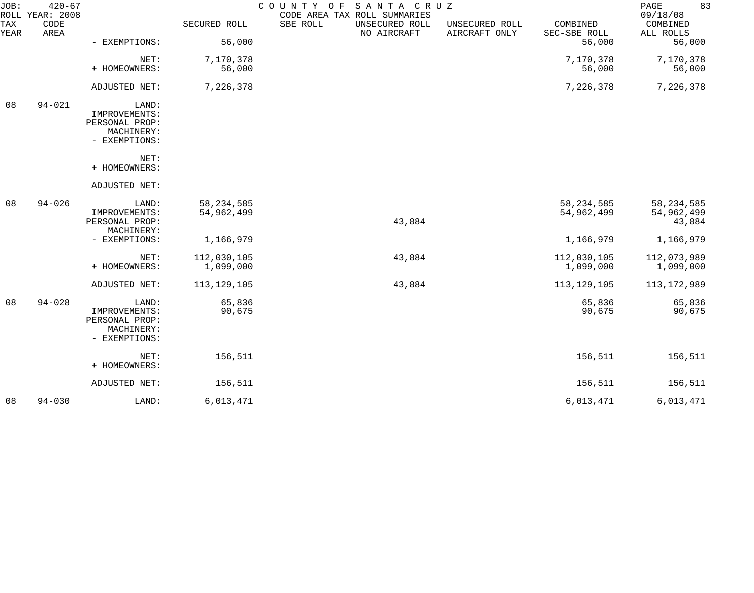JOB: 420-67 COUNTY OF SANTA CRUZ
ROLL YEAR: 2008 CODE AREA TAX ROLL SUMMARIES 09/18/08

| TAX YEAR | CODE AREA | | SECURED ROLL | SBE ROLL | UNSECURED ROLL NO AIRCRAFT | UNSECURED ROLL AIRCRAFT ONLY | COMBINED SEC-SBE ROLL | COMBINED ALL ROLLS |
|---|---|---|---|---|---|---|---|---|
| | | - EXEMPTIONS: | 56,000 | | | | 56,000 | 56,000 |
| | | NET: | 7,170,378 | | | | 7,170,378 | 7,170,378 |
| | | + HOMEOWNERS: | 56,000 | | | | 56,000 | 56,000 |
| | | ADJUSTED NET: | 7,226,378 | | | | 7,226,378 | 7,226,378 |
| 08 | 94-021 | LAND: | | | | | | |
| | | IMPROVEMENTS: | | | | | | |
| | | PERSONAL PROP: | | | | | | |
| | | MACHINERY: | | | | | | |
| | | - EXEMPTIONS: | | | | | | |
| | | NET: | | | | | | |
| | | + HOMEOWNERS: | | | | | | |
| | | ADJUSTED NET: | | | | | | |
| 08 | 94-026 | LAND: | 58,234,585 | | | | 58,234,585 | 58,234,585 |
| | | IMPROVEMENTS: | 54,962,499 | | | | 54,962,499 | 54,962,499 |
| | | PERSONAL PROP: | | | 43,884 | | | 43,884 |
| | | MACHINERY: | | | | | | |
| | | - EXEMPTIONS: | 1,166,979 | | | | 1,166,979 | 1,166,979 |
| | | NET: | 112,030,105 | | 43,884 | | 112,030,105 | 112,073,989 |
| | | + HOMEOWNERS: | 1,099,000 | | | | 1,099,000 | 1,099,000 |
| | | ADJUSTED NET: | 113,129,105 | | 43,884 | | 113,129,105 | 113,172,989 |
| 08 | 94-028 | LAND: | 65,836 | | | | 65,836 | 65,836 |
| | | IMPROVEMENTS: | 90,675 | | | | 90,675 | 90,675 |
| | | PERSONAL PROP: | | | | | | |
| | | MACHINERY: | | | | | | |
| | | - EXEMPTIONS: | | | | | | |
| | | NET: | 156,511 | | | | 156,511 | 156,511 |
| | | + HOMEOWNERS: | | | | | | |
| | | ADJUSTED NET: | 156,511 | | | | 156,511 | 156,511 |
| 08 | 94-030 | LAND: | 6,013,471 | | | | 6,013,471 | 6,013,471 |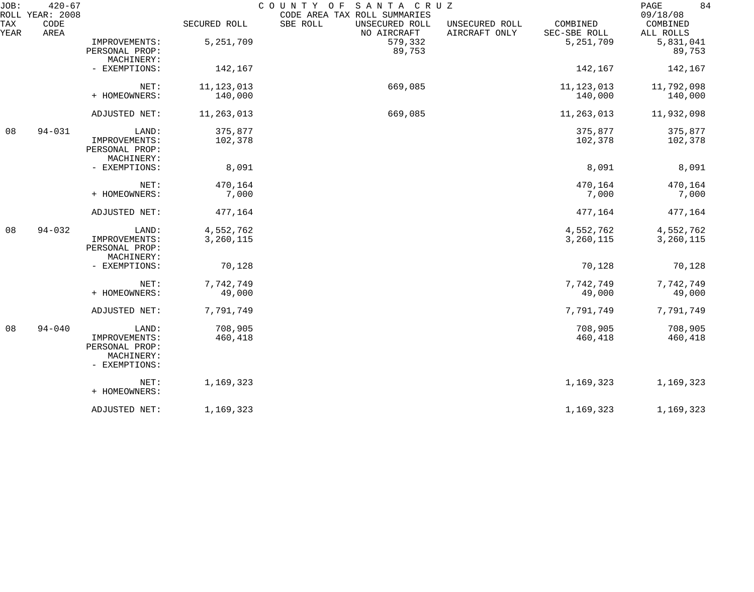JOB: 420-67 COUNTY OF SANTA CRUZ 09/18/08
ROLL YEAR: 2008 CODE AREA TAX ROLL SUMMARIES

| TAX YEAR | CODE AREA | | SECURED ROLL | SBE ROLL | UNSECURED ROLL NO AIRCRAFT | UNSECURED ROLL AIRCRAFT ONLY | COMBINED SEC-SBE ROLL | COMBINED ALL ROLLS |
|---|---|---|---|---|---|---|---|---|
| | | IMPROVEMENTS: | 5,251,709 | | 579,332 | | 5,251,709 | 5,831,041 |
| | | PERSONAL PROP: | | | 89,753 | | | 89,753 |
| | | MACHINERY: | | | | | | |
| | | - EXEMPTIONS: | 142,167 | | | | 142,167 | 142,167 |
| | | NET: | 11,123,013 | | 669,085 | | 11,123,013 | 11,792,098 |
| | | + HOMEOWNERS: | 140,000 | | | | 140,000 | 140,000 |
| | | ADJUSTED NET: | 11,263,013 | | 669,085 | | 11,263,013 | 11,932,098 |
| 08 | 94-031 | LAND: | 375,877 | | | | 375,877 | 375,877 |
| | | IMPROVEMENTS: | 102,378 | | | | 102,378 | 102,378 |
| | | PERSONAL PROP: | | | | | | |
| | | MACHINERY: | | | | | | |
| | | - EXEMPTIONS: | 8,091 | | | | 8,091 | 8,091 |
| | | NET: | 470,164 | | | | 470,164 | 470,164 |
| | | + HOMEOWNERS: | 7,000 | | | | 7,000 | 7,000 |
| | | ADJUSTED NET: | 477,164 | | | | 477,164 | 477,164 |
| 08 | 94-032 | LAND: | 4,552,762 | | | | 4,552,762 | 4,552,762 |
| | | IMPROVEMENTS: | 3,260,115 | | | | 3,260,115 | 3,260,115 |
| | | PERSONAL PROP: | | | | | | |
| | | MACHINERY: | | | | | | |
| | | - EXEMPTIONS: | 70,128 | | | | 70,128 | 70,128 |
| | | NET: | 7,742,749 | | | | 7,742,749 | 7,742,749 |
| | | + HOMEOWNERS: | 49,000 | | | | 49,000 | 49,000 |
| | | ADJUSTED NET: | 7,791,749 | | | | 7,791,749 | 7,791,749 |
| 08 | 94-040 | LAND: | 708,905 | | | | 708,905 | 708,905 |
| | | IMPROVEMENTS: | 460,418 | | | | 460,418 | 460,418 |
| | | PERSONAL PROP: | | | | | | |
| | | MACHINERY: | | | | | | |
| | | - EXEMPTIONS: | | | | | | |
| | | NET: | 1,169,323 | | | | 1,169,323 | 1,169,323 |
| | | + HOMEOWNERS: | | | | | | |
| | | ADJUSTED NET: | 1,169,323 | | | | 1,169,323 | 1,169,323 |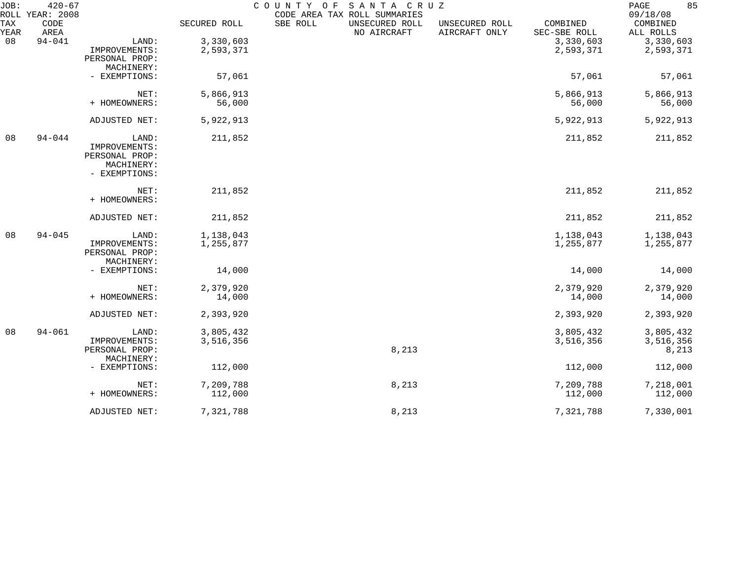JOB: 420-67 COUNTY OF SANTA CRUZ
ROLL YEAR: 2008 CODE AREA TAX ROLL SUMMARIES 09/18/08

| TAX YEAR | CODE AREA | | SECURED ROLL | SBE ROLL | UNSECURED ROLL NO AIRCRAFT | UNSECURED ROLL AIRCRAFT ONLY | COMBINED SEC-SBE ROLL | COMBINED ALL ROLLS |
|---|---|---|---|---|---|---|---|---|
| 08 | 94-041 | LAND: | 3,330,603 | | | | 3,330,603 | 3,330,603 |
| | | IMPROVEMENTS: | 2,593,371 | | | | 2,593,371 | 2,593,371 |
| | | PERSONAL PROP: | | | | | | |
| | | MACHINERY: | | | | | | |
| | | - EXEMPTIONS: | 57,061 | | | | 57,061 | 57,061 |
| | | NET: | 5,866,913 | | | | 5,866,913 | 5,866,913 |
| | | + HOMEOWNERS: | 56,000 | | | | 56,000 | 56,000 |
| | | ADJUSTED NET: | 5,922,913 | | | | 5,922,913 | 5,922,913 |
| 08 | 94-044 | LAND: | 211,852 | | | | 211,852 | 211,852 |
| | | IMPROVEMENTS: | | | | | | |
| | | PERSONAL PROP: | | | | | | |
| | | MACHINERY: | | | | | | |
| | | - EXEMPTIONS: | | | | | | |
| | | NET: | 211,852 | | | | 211,852 | 211,852 |
| | | + HOMEOWNERS: | | | | | | |
| | | ADJUSTED NET: | 211,852 | | | | 211,852 | 211,852 |
| 08 | 94-045 | LAND: | 1,138,043 | | | | 1,138,043 | 1,138,043 |
| | | IMPROVEMENTS: | 1,255,877 | | | | 1,255,877 | 1,255,877 |
| | | PERSONAL PROP: | | | | | | |
| | | MACHINERY: | | | | | | |
| | | - EXEMPTIONS: | 14,000 | | | | 14,000 | 14,000 |
| | | NET: | 2,379,920 | | | | 2,379,920 | 2,379,920 |
| | | + HOMEOWNERS: | 14,000 | | | | 14,000 | 14,000 |
| | | ADJUSTED NET: | 2,393,920 | | | | 2,393,920 | 2,393,920 |
| 08 | 94-061 | LAND: | 3,805,432 | | | | 3,805,432 | 3,805,432 |
| | | IMPROVEMENTS: | 3,516,356 | | | | 3,516,356 | 3,516,356 |
| | | PERSONAL PROP: | | | 8,213 | | | 8,213 |
| | | MACHINERY: | | | | | | |
| | | - EXEMPTIONS: | 112,000 | | | | 112,000 | 112,000 |
| | | NET: | 7,209,788 | | 8,213 | | 7,209,788 | 7,218,001 |
| | | + HOMEOWNERS: | 112,000 | | | | 112,000 | 112,000 |
| | | ADJUSTED NET: | 7,321,788 | | 8,213 | | 7,321,788 | 7,330,001 |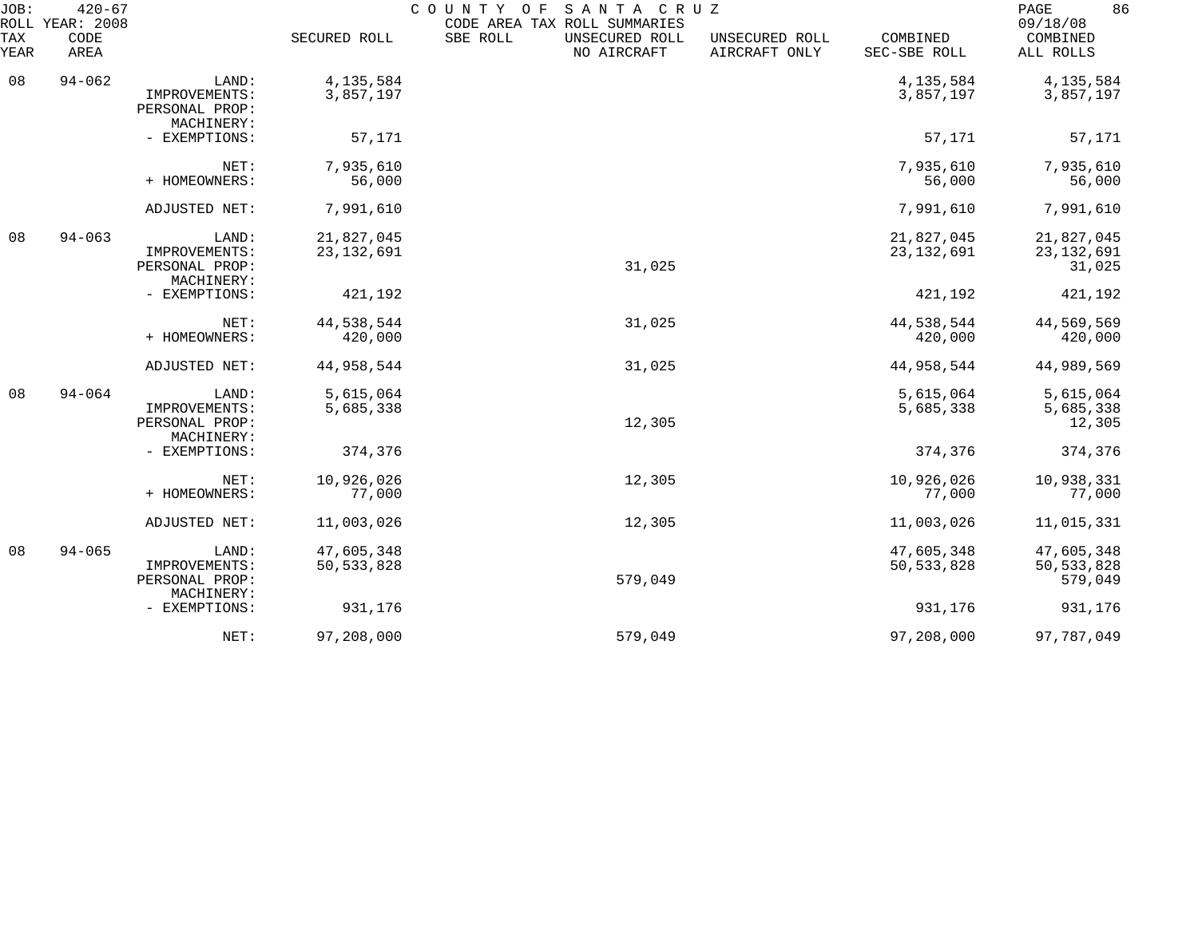JOB: 420-67 COUNTY OF SANTA CRUZ

ROLL YEAR: 2008 CODE AREA TAX ROLL SUMMARIES 09/18/08

| TAX YEAR | CODE AREA | | SECURED ROLL | SBE ROLL | UNSECURED ROLL NO AIRCRAFT | UNSECURED ROLL AIRCRAFT ONLY | COMBINED SEC-SBE ROLL | COMBINED ALL ROLLS |
|---|---|---|---|---|---|---|---|---|
| 08 | 94-062 | LAND: | 4,135,584 | | | | 4,135,584 | 4,135,584 |
| | | IMPROVEMENTS: | 3,857,197 | | | | 3,857,197 | 3,857,197 |
| | | PERSONAL PROP: | | | | | | |
| | | MACHINERY: | | | | | | |
| | | - EXEMPTIONS: | 57,171 | | | | 57,171 | 57,171 |
| | | NET: | 7,935,610 | | | | 7,935,610 | 7,935,610 |
| | | + HOMEOWNERS: | 56,000 | | | | 56,000 | 56,000 |
| | | ADJUSTED NET: | 7,991,610 | | | | 7,991,610 | 7,991,610 |
| 08 | 94-063 | LAND: | 21,827,045 | | | | 21,827,045 | 21,827,045 |
| | | IMPROVEMENTS: | 23,132,691 | | | | 23,132,691 | 23,132,691 |
| | | PERSONAL PROP: | | | 31,025 | | | 31,025 |
| | | MACHINERY: | | | | | | |
| | | - EXEMPTIONS: | 421,192 | | | | 421,192 | 421,192 |
| | | NET: | 44,538,544 | | 31,025 | | 44,538,544 | 44,569,569 |
| | | + HOMEOWNERS: | 420,000 | | | | 420,000 | 420,000 |
| | | ADJUSTED NET: | 44,958,544 | | 31,025 | | 44,958,544 | 44,989,569 |
| 08 | 94-064 | LAND: | 5,615,064 | | | | 5,615,064 | 5,615,064 |
| | | IMPROVEMENTS: | 5,685,338 | | | | 5,685,338 | 5,685,338 |
| | | PERSONAL PROP: | | | 12,305 | | | 12,305 |
| | | MACHINERY: | | | | | | |
| | | - EXEMPTIONS: | 374,376 | | | | 374,376 | 374,376 |
| | | NET: | 10,926,026 | | 12,305 | | 10,926,026 | 10,938,331 |
| | | + HOMEOWNERS: | 77,000 | | | | 77,000 | 77,000 |
| | | ADJUSTED NET: | 11,003,026 | | 12,305 | | 11,003,026 | 11,015,331 |
| 08 | 94-065 | LAND: | 47,605,348 | | | | 47,605,348 | 47,605,348 |
| | | IMPROVEMENTS: | 50,533,828 | | | | 50,533,828 | 50,533,828 |
| | | PERSONAL PROP: | | | 579,049 | | | 579,049 |
| | | MACHINERY: | | | | | | |
| | | - EXEMPTIONS: | 931,176 | | | | 931,176 | 931,176 |
| | | NET: | 97,208,000 | | 579,049 | | 97,208,000 | 97,787,049 |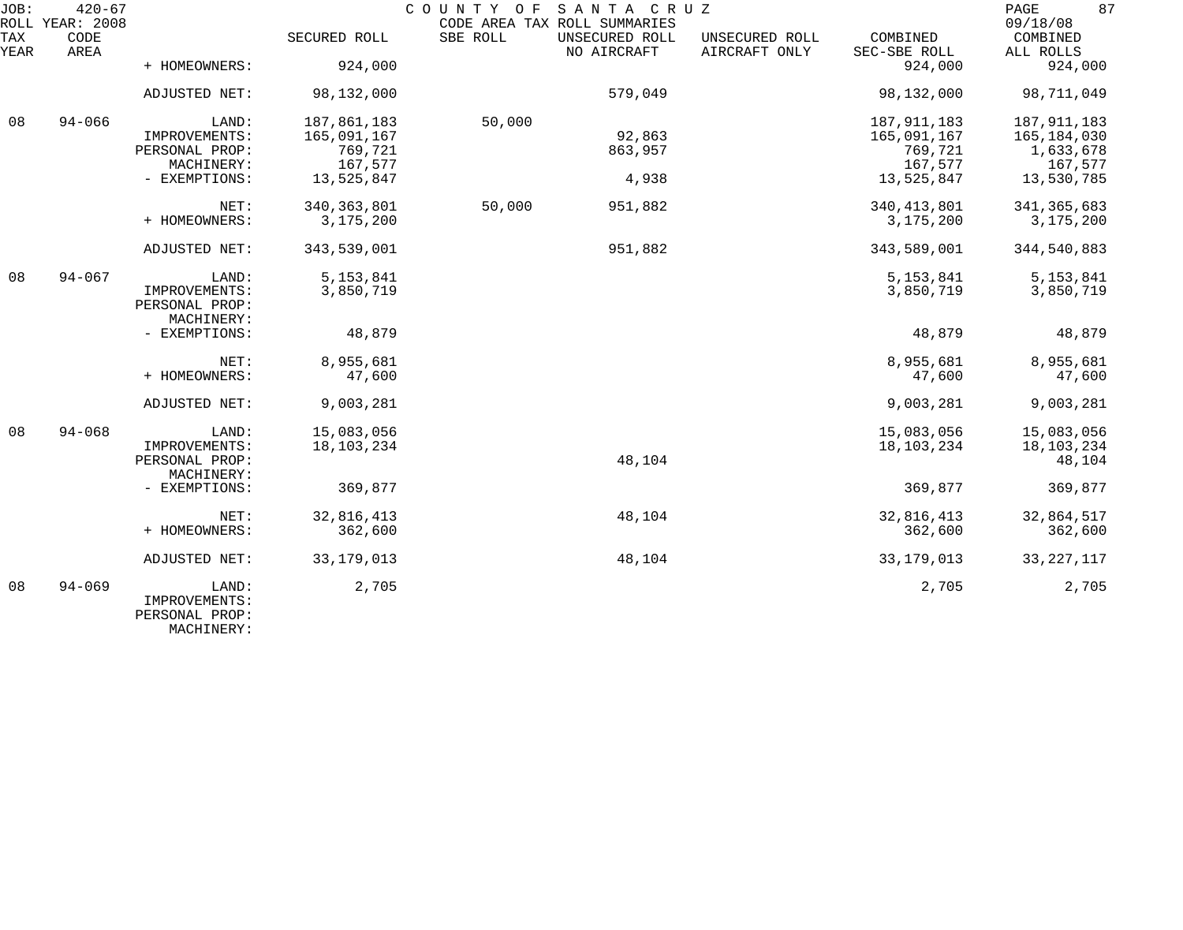JOB: 420-67 COUNTY OF SANTA CRUZ PAGE 87
ROLL YEAR: 2008 CODE AREA TAX ROLL SUMMARIES 09/18/08

| TAX YEAR | CODE AREA | | SECURED ROLL | SBE ROLL | UNSECURED ROLL NO AIRCRAFT | UNSECURED ROLL AIRCRAFT ONLY | COMBINED SEC-SBE ROLL | COMBINED ALL ROLLS |
|---|---|---|---|---|---|---|---|---|
| | | + HOMEOWNERS: | 924,000 | | | | 924,000 | 924,000 |
| | | ADJUSTED NET: | 98,132,000 | | 579,049 | | 98,132,000 | 98,711,049 |
| 08 | 94-066 | LAND: | 187,861,183 | 50,000 | | | 187,911,183 | 187,911,183 |
| | | IMPROVEMENTS: | 165,091,167 | | 92,863 | | 165,091,167 | 165,184,030 |
| | | PERSONAL PROP: | 769,721 | | 863,957 | | 769,721 | 1,633,678 |
| | | MACHINERY: | 167,577 | | | | 167,577 | 167,577 |
| | | - EXEMPTIONS: | 13,525,847 | | 4,938 | | 13,525,847 | 13,530,785 |
| | | NET: | 340,363,801 | 50,000 | 951,882 | | 340,413,801 | 341,365,683 |
| | | + HOMEOWNERS: | 3,175,200 | | | | 3,175,200 | 3,175,200 |
| | | ADJUSTED NET: | 343,539,001 | | 951,882 | | 343,589,001 | 344,540,883 |
| 08 | 94-067 | LAND: | 5,153,841 | | | | 5,153,841 | 5,153,841 |
| | | IMPROVEMENTS: | 3,850,719 | | | | 3,850,719 | 3,850,719 |
| | | PERSONAL PROP: | | | | | | |
| | | MACHINERY: | | | | | | |
| | | - EXEMPTIONS: | 48,879 | | | | 48,879 | 48,879 |
| | | NET: | 8,955,681 | | | | 8,955,681 | 8,955,681 |
| | | + HOMEOWNERS: | 47,600 | | | | 47,600 | 47,600 |
| | | ADJUSTED NET: | 9,003,281 | | | | 9,003,281 | 9,003,281 |
| 08 | 94-068 | LAND: | 15,083,056 | | | | 15,083,056 | 15,083,056 |
| | | IMPROVEMENTS: | 18,103,234 | | | | 18,103,234 | 18,103,234 |
| | | PERSONAL PROP: | | | 48,104 | | | 48,104 |
| | | MACHINERY: | | | | | | |
| | | - EXEMPTIONS: | 369,877 | | | | 369,877 | 369,877 |
| | | NET: | 32,816,413 | | 48,104 | | 32,816,413 | 32,864,517 |
| | | + HOMEOWNERS: | 362,600 | | | | 362,600 | 362,600 |
| | | ADJUSTED NET: | 33,179,013 | | 48,104 | | 33,179,013 | 33,227,117 |
| 08 | 94-069 | LAND: | 2,705 | | | | 2,705 | 2,705 |
| | | IMPROVEMENTS: | | | | | | |
| | | PERSONAL PROP: | | | | | | |
| | | MACHINERY: | | | | | | |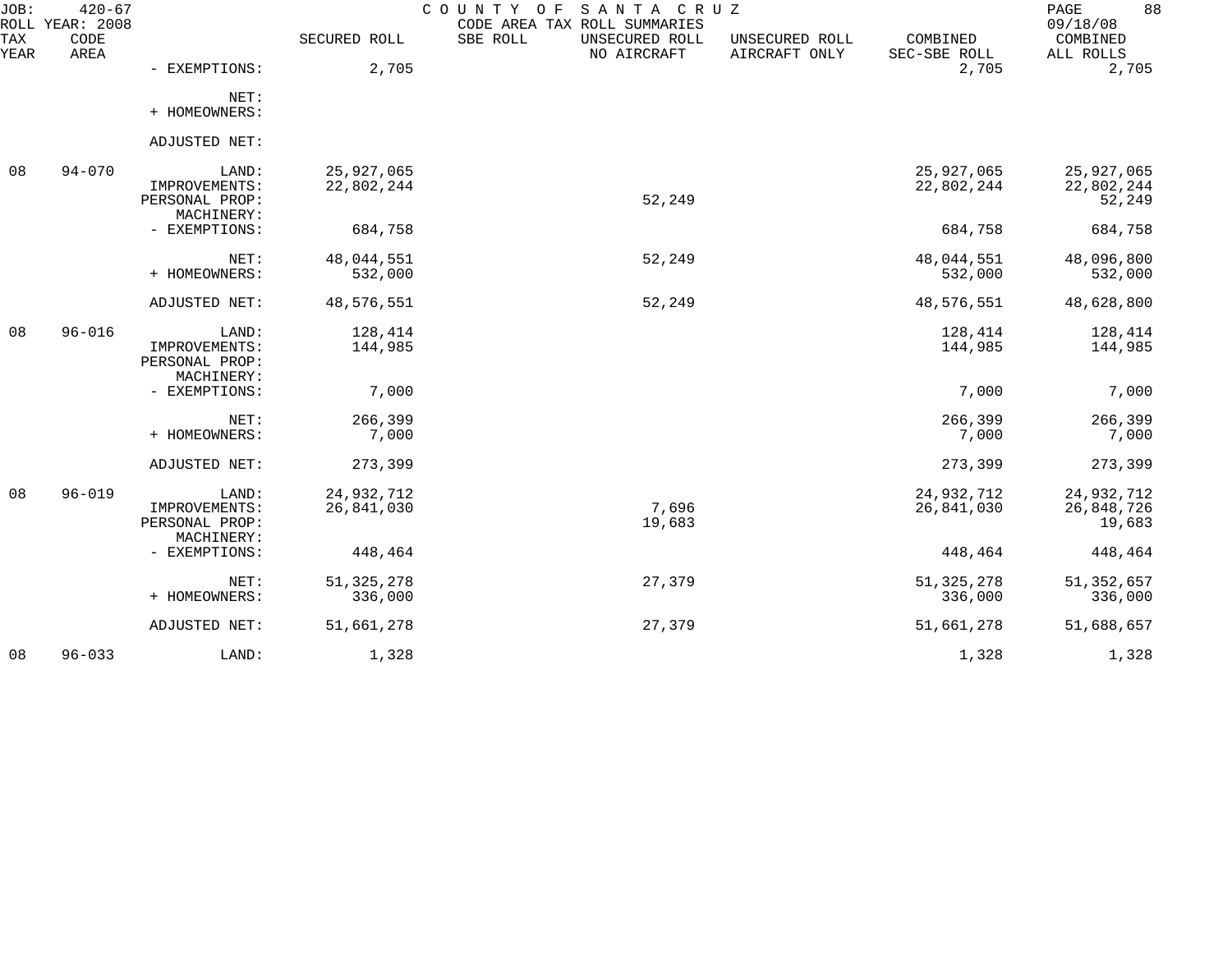JOB: 420-67 COUNTY OF SANTA CRUZ

ROLL YEAR: 2008 CODE AREA TAX ROLL SUMMARIES 09/18/08

| TAX YEAR | CODE AREA | | SECURED ROLL | SBE ROLL | UNSECURED ROLL NO AIRCRAFT | UNSECURED ROLL AIRCRAFT ONLY | COMBINED SEC-SBE ROLL | COMBINED ALL ROLLS |
|---|---|---|---|---|---|---|---|---|
| | | - EXEMPTIONS: | 2,705 | | | | 2,705 | 2,705 |
| | | NET: | | | | | | |
| | | + HOMEOWNERS: | | | | | | |
| | | ADJUSTED NET: | | | | | | |
| 08 | 94-070 | LAND: | 25,927,065 | | | | 25,927,065 | 25,927,065 |
| | | IMPROVEMENTS: | 22,802,244 | | | | 22,802,244 | 22,802,244 |
| | | PERSONAL PROP: | | | 52,249 | | | 52,249 |
| | | MACHINERY: | | | | | | |
| | | - EXEMPTIONS: | 684,758 | | | | 684,758 | 684,758 |
| | | NET: | 48,044,551 | | 52,249 | | 48,044,551 | 48,096,800 |
| | | + HOMEOWNERS: | 532,000 | | | | 532,000 | 532,000 |
| | | ADJUSTED NET: | 48,576,551 | | 52,249 | | 48,576,551 | 48,628,800 |
| 08 | 96-016 | LAND: | 128,414 | | | | 128,414 | 128,414 |
| | | IMPROVEMENTS: | 144,985 | | | | 144,985 | 144,985 |
| | | PERSONAL PROP: | | | | | | |
| | | MACHINERY: | | | | | | |
| | | - EXEMPTIONS: | 7,000 | | | | 7,000 | 7,000 |
| | | NET: | 266,399 | | | | 266,399 | 266,399 |
| | | + HOMEOWNERS: | 7,000 | | | | 7,000 | 7,000 |
| | | ADJUSTED NET: | 273,399 | | | | 273,399 | 273,399 |
| 08 | 96-019 | LAND: | 24,932,712 | | | | 24,932,712 | 24,932,712 |
| | | IMPROVEMENTS: | 26,841,030 | | 7,696 | | 26,841,030 | 26,848,726 |
| | | PERSONAL PROP: | | | 19,683 | | | 19,683 |
| | | MACHINERY: | | | | | | |
| | | - EXEMPTIONS: | 448,464 | | | | 448,464 | 448,464 |
| | | NET: | 51,325,278 | | 27,379 | | 51,325,278 | 51,352,657 |
| | | + HOMEOWNERS: | 336,000 | | | | 336,000 | 336,000 |
| | | ADJUSTED NET: | 51,661,278 | | 27,379 | | 51,661,278 | 51,688,657 |
| 08 | 96-033 | LAND: | 1,328 | | | | 1,328 | 1,328 |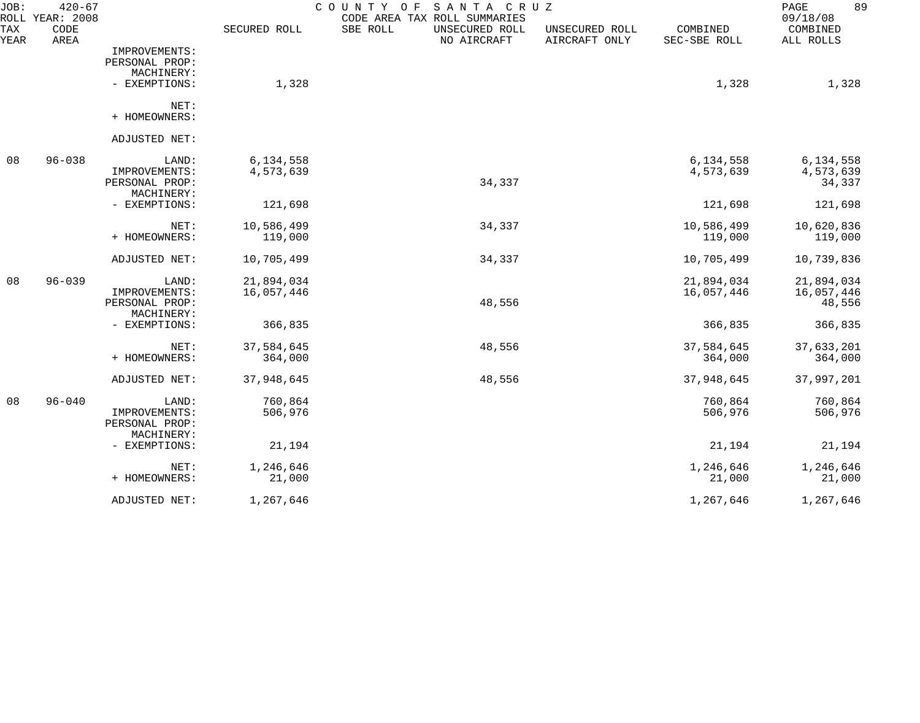JOB: 420-67 COUNTY OF SANTA CRUZ
ROLL YEAR: 2008 CODE AREA TAX ROLL SUMMARIES 09/18/08

| TAX YEAR | CODE AREA | | SECURED ROLL | SBE ROLL | UNSECURED ROLL NO AIRCRAFT | UNSECURED ROLL AIRCRAFT ONLY | COMBINED SEC-SBE ROLL | COMBINED ALL ROLLS |
|---|---|---|---|---|---|---|---|---|
| | | IMPROVEMENTS: | | | | | | |
| | | PERSONAL PROP: | | | | | | |
| | | MACHINERY: | | | | | | |
| | | - EXEMPTIONS: | 1,328 | | | | 1,328 | 1,328 |
| | | NET: | | | | | | |
| | | + HOMEOWNERS: | | | | | | |
| | | ADJUSTED NET: | | | | | | |
| 08 | 96-038 | LAND: | 6,134,558 | | | | 6,134,558 | 6,134,558 |
| | | IMPROVEMENTS: | 4,573,639 | | | | 4,573,639 | 4,573,639 |
| | | PERSONAL PROP: | | | 34,337 | | | 34,337 |
| | | MACHINERY: | | | | | | |
| | | - EXEMPTIONS: | 121,698 | | | | 121,698 | 121,698 |
| | | NET: | 10,586,499 | | 34,337 | | 10,586,499 | 10,620,836 |
| | | + HOMEOWNERS: | 119,000 | | | | 119,000 | 119,000 |
| | | ADJUSTED NET: | 10,705,499 | | 34,337 | | 10,705,499 | 10,739,836 |
| 08 | 96-039 | LAND: | 21,894,034 | | | | 21,894,034 | 21,894,034 |
| | | IMPROVEMENTS: | 16,057,446 | | | | 16,057,446 | 16,057,446 |
| | | PERSONAL PROP: | | | 48,556 | | | 48,556 |
| | | MACHINERY: | | | | | | |
| | | - EXEMPTIONS: | 366,835 | | | | 366,835 | 366,835 |
| | | NET: | 37,584,645 | | 48,556 | | 37,584,645 | 37,633,201 |
| | | + HOMEOWNERS: | 364,000 | | | | 364,000 | 364,000 |
| | | ADJUSTED NET: | 37,948,645 | | 48,556 | | 37,948,645 | 37,997,201 |
| 08 | 96-040 | LAND: | 760,864 | | | | 760,864 | 760,864 |
| | | IMPROVEMENTS: | 506,976 | | | | 506,976 | 506,976 |
| | | PERSONAL PROP: | | | | | | |
| | | MACHINERY: | | | | | | |
| | | - EXEMPTIONS: | 21,194 | | | | 21,194 | 21,194 |
| | | NET: | 1,246,646 | | | | 1,246,646 | 1,246,646 |
| | | + HOMEOWNERS: | 21,000 | | | | 21,000 | 21,000 |
| | | ADJUSTED NET: | 1,267,646 | | | | 1,267,646 | 1,267,646 |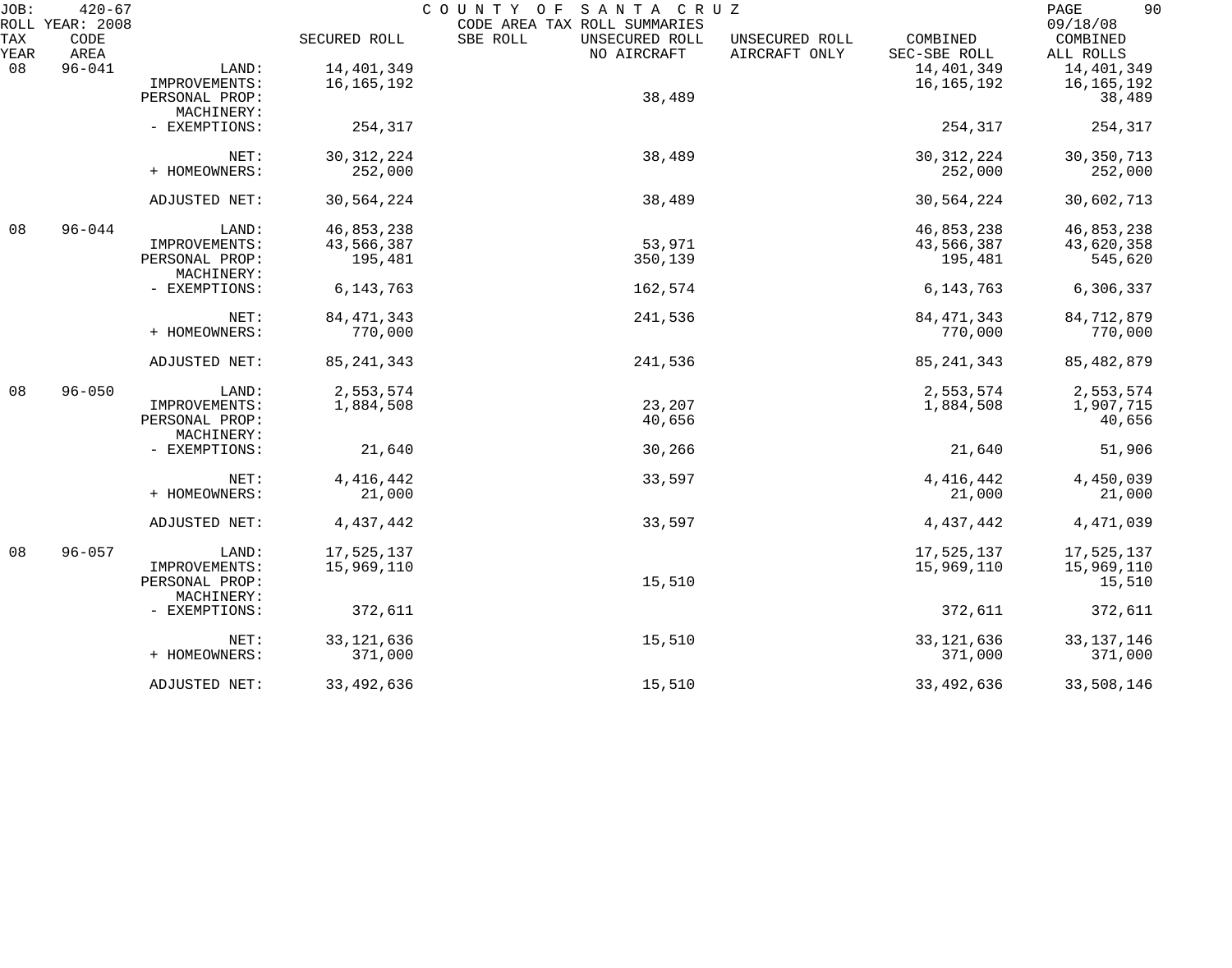JOB: 420-67 COUNTY OF SANTA CRUZ 09/18/08
ROLL YEAR: 2008 CODE AREA TAX ROLL SUMMARIES

| TAX YEAR | CODE AREA | | SECURED ROLL | SBE ROLL | UNSECURED ROLL NO AIRCRAFT | UNSECURED ROLL AIRCRAFT ONLY | COMBINED SEC-SBE ROLL | COMBINED ALL ROLLS |
|---|---|---|---|---|---|---|---|---|
| 08 | 96-041 | LAND: | 14,401,349 | | | | 14,401,349 | 14,401,349 |
| | | IMPROVEMENTS: | 16,165,192 | | | | 16,165,192 | 16,165,192 |
| | | PERSONAL PROP: | | | 38,489 | | | 38,489 |
| | | MACHINERY: | | | | | | |
| | | - EXEMPTIONS: | 254,317 | | | | 254,317 | 254,317 |
| | | NET: | 30,312,224 | | 38,489 | | 30,312,224 | 30,350,713 |
| | | + HOMEOWNERS: | 252,000 | | | | 252,000 | 252,000 |
| | | ADJUSTED NET: | 30,564,224 | | 38,489 | | 30,564,224 | 30,602,713 |
| 08 | 96-044 | LAND: | 46,853,238 | | | | 46,853,238 | 46,853,238 |
| | | IMPROVEMENTS: | 43,566,387 | | 53,971 | | 43,566,387 | 43,620,358 |
| | | PERSONAL PROP: | 195,481 | | 350,139 | | 195,481 | 545,620 |
| | | MACHINERY: | | | | | | |
| | | - EXEMPTIONS: | 6,143,763 | | 162,574 | | 6,143,763 | 6,306,337 |
| | | NET: | 84,471,343 | | 241,536 | | 84,471,343 | 84,712,879 |
| | | + HOMEOWNERS: | 770,000 | | | | 770,000 | 770,000 |
| | | ADJUSTED NET: | 85,241,343 | | 241,536 | | 85,241,343 | 85,482,879 |
| 08 | 96-050 | LAND: | 2,553,574 | | | | 2,553,574 | 2,553,574 |
| | | IMPROVEMENTS: | 1,884,508 | | 23,207 | | 1,884,508 | 1,907,715 |
| | | PERSONAL PROP: | | | 40,656 | | | 40,656 |
| | | MACHINERY: | | | | | | |
| | | - EXEMPTIONS: | 21,640 | | 30,266 | | 21,640 | 51,906 |
| | | NET: | 4,416,442 | | 33,597 | | 4,416,442 | 4,450,039 |
| | | + HOMEOWNERS: | 21,000 | | | | 21,000 | 21,000 |
| | | ADJUSTED NET: | 4,437,442 | | 33,597 | | 4,437,442 | 4,471,039 |
| 08 | 96-057 | LAND: | 17,525,137 | | | | 17,525,137 | 17,525,137 |
| | | IMPROVEMENTS: | 15,969,110 | | | | 15,969,110 | 15,969,110 |
| | | PERSONAL PROP: | | | 15,510 | | | 15,510 |
| | | MACHINERY: | | | | | | |
| | | - EXEMPTIONS: | 372,611 | | | | 372,611 | 372,611 |
| | | NET: | 33,121,636 | | 15,510 | | 33,121,636 | 33,137,146 |
| | | + HOMEOWNERS: | 371,000 | | | | 371,000 | 371,000 |
| | | ADJUSTED NET: | 33,492,636 | | 15,510 | | 33,492,636 | 33,508,146 |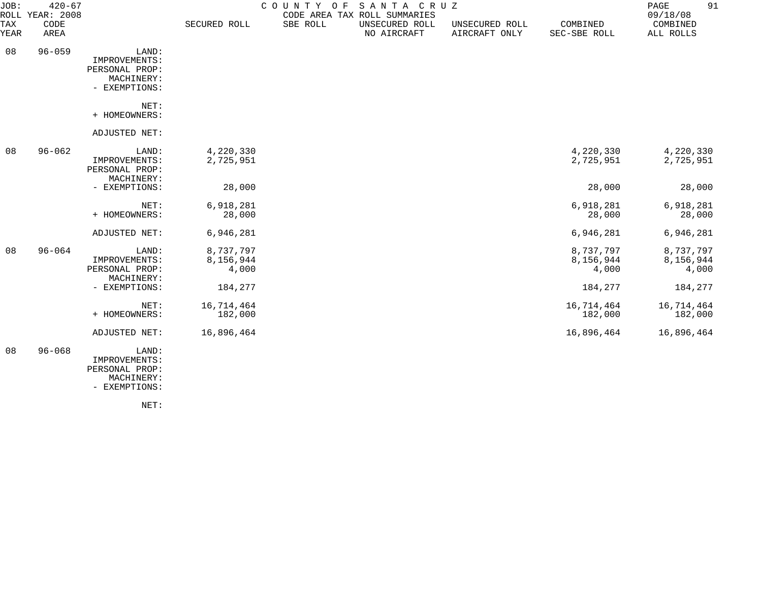JOB: 420-67 COUNTY OF SANTA CRUZ
ROLL YEAR: 2008 CODE AREA TAX ROLL SUMMARIES 09/18/08

| TAX YEAR | CODE AREA | | SECURED ROLL | SBE ROLL | UNSECURED ROLL NO AIRCRAFT | UNSECURED ROLL AIRCRAFT ONLY | COMBINED SEC-SBE ROLL | COMBINED ALL ROLLS |
|---|---|---|---|---|---|---|---|---|
| 08 | 96-059 | LAND: | | | | | | |
| | | IMPROVEMENTS: | | | | | | |
| | | PERSONAL PROP: | | | | | | |
| | | MACHINERY: | | | | | | |
| | | - EXEMPTIONS: | | | | | | |
| | | NET: | | | | | | |
| | | + HOMEOWNERS: | | | | | | |
| | | ADJUSTED NET: | | | | | | |
| 08 | 96-062 | LAND: | 4,220,330 | | | | 4,220,330 | 4,220,330 |
| | | IMPROVEMENTS: | 2,725,951 | | | | 2,725,951 | 2,725,951 |
| | | PERSONAL PROP: | | | | | | |
| | | MACHINERY: | | | | | | |
| | | - EXEMPTIONS: | 28,000 | | | | 28,000 | 28,000 |
| | | NET: | 6,918,281 | | | | 6,918,281 | 6,918,281 |
| | | + HOMEOWNERS: | 28,000 | | | | 28,000 | 28,000 |
| | | ADJUSTED NET: | 6,946,281 | | | | 6,946,281 | 6,946,281 |
| 08 | 96-064 | LAND: | 8,737,797 | | | | 8,737,797 | 8,737,797 |
| | | IMPROVEMENTS: | 8,156,944 | | | | 8,156,944 | 8,156,944 |
| | | PERSONAL PROP: | 4,000 | | | | 4,000 | 4,000 |
| | | MACHINERY: | | | | | | |
| | | - EXEMPTIONS: | 184,277 | | | | 184,277 | 184,277 |
| | | NET: | 16,714,464 | | | | 16,714,464 | 16,714,464 |
| | | + HOMEOWNERS: | 182,000 | | | | 182,000 | 182,000 |
| | | ADJUSTED NET: | 16,896,464 | | | | 16,896,464 | 16,896,464 |
| 08 | 96-068 | LAND: | | | | | | |
| | | IMPROVEMENTS: | | | | | | |
| | | PERSONAL PROP: | | | | | | |
| | | MACHINERY: | | | | | | |
| | | - EXEMPTIONS: | | | | | | |
| | | NET: | | | | | | |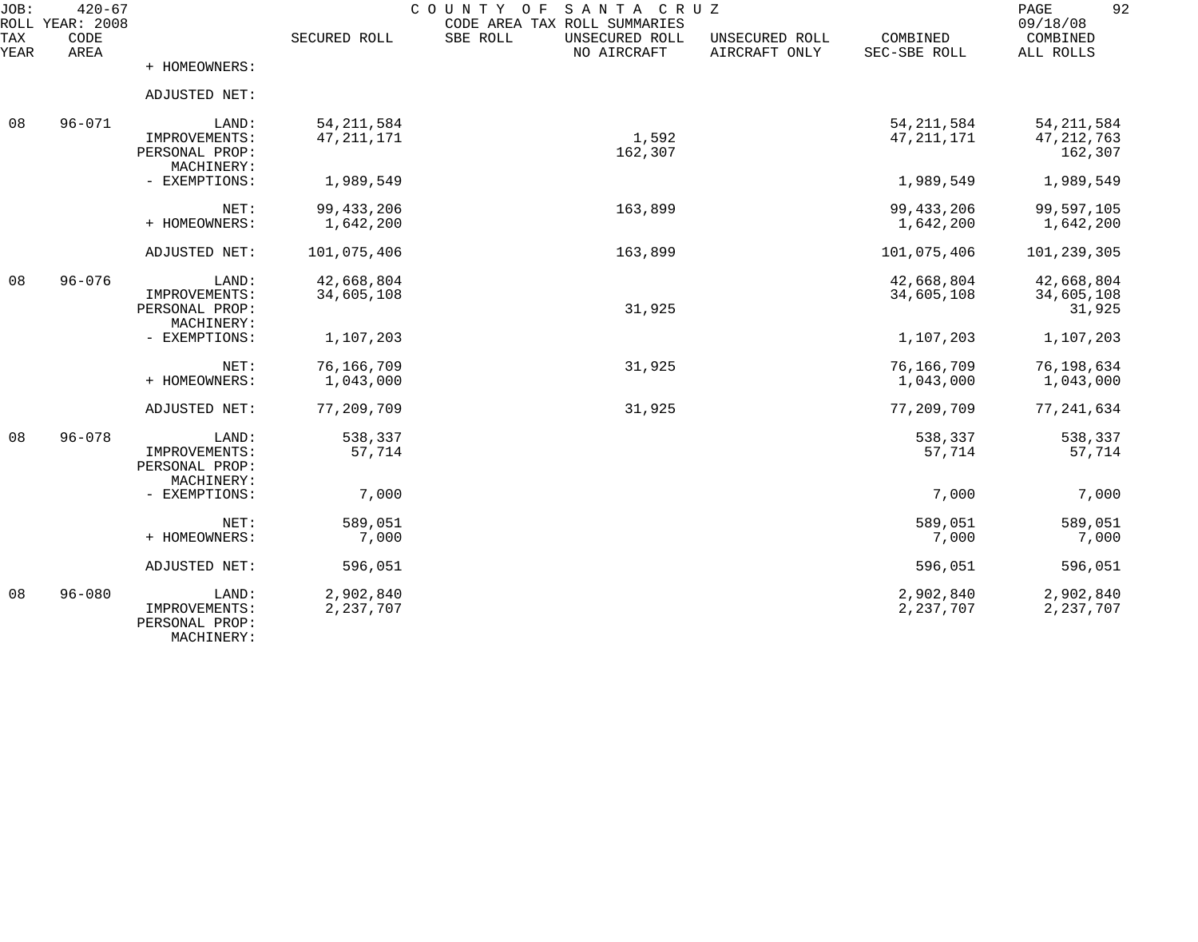JOB: 420-67 COUNTY OF SANTA CRUZ
ROLL YEAR: 2008 CODE AREA TAX ROLL SUMMARIES 09/18/08

| TAX YEAR | CODE AREA | | SECURED ROLL | SBE ROLL | UNSECURED ROLL NO AIRCRAFT | UNSECURED ROLL AIRCRAFT ONLY | COMBINED SEC-SBE ROLL | COMBINED ALL ROLLS |
|---|---|---|---|---|---|---|---|---|
| | | + HOMEOWNERS: | | | | | | |
| | | ADJUSTED NET: | | | | | | |
| 08 | 96-071 | LAND: | 54,211,584 | | | | 54,211,584 | 54,211,584 |
| | | IMPROVEMENTS: | 47,211,171 | | 1,592 | | 47,211,171 | 47,212,763 |
| | | PERSONAL PROP: | | | 162,307 | | | 162,307 |
| | | MACHINERY: | | | | | | |
| | | - EXEMPTIONS: | 1,989,549 | | | | 1,989,549 | 1,989,549 |
| | | NET: | 99,433,206 | | 163,899 | | 99,433,206 | 99,597,105 |
| | | + HOMEOWNERS: | 1,642,200 | | | | 1,642,200 | 1,642,200 |
| | | ADJUSTED NET: | 101,075,406 | | 163,899 | | 101,075,406 | 101,239,305 |
| 08 | 96-076 | LAND: | 42,668,804 | | | | 42,668,804 | 42,668,804 |
| | | IMPROVEMENTS: | 34,605,108 | | | | 34,605,108 | 34,605,108 |
| | | PERSONAL PROP: | | | 31,925 | | | 31,925 |
| | | MACHINERY: | | | | | | |
| | | - EXEMPTIONS: | 1,107,203 | | | | 1,107,203 | 1,107,203 |
| | | NET: | 76,166,709 | | 31,925 | | 76,166,709 | 76,198,634 |
| | | + HOMEOWNERS: | 1,043,000 | | | | 1,043,000 | 1,043,000 |
| | | ADJUSTED NET: | 77,209,709 | | 31,925 | | 77,209,709 | 77,241,634 |
| 08 | 96-078 | LAND: | 538,337 | | | | 538,337 | 538,337 |
| | | IMPROVEMENTS: | 57,714 | | | | 57,714 | 57,714 |
| | | PERSONAL PROP: | | | | | | |
| | | MACHINERY: | | | | | | |
| | | - EXEMPTIONS: | 7,000 | | | | 7,000 | 7,000 |
| | | NET: | 589,051 | | | | 589,051 | 589,051 |
| | | + HOMEOWNERS: | 7,000 | | | | 7,000 | 7,000 |
| | | ADJUSTED NET: | 596,051 | | | | 596,051 | 596,051 |
| 08 | 96-080 | LAND: | 2,902,840 | | | | 2,902,840 | 2,902,840 |
| | | IMPROVEMENTS: | 2,237,707 | | | | 2,237,707 | 2,237,707 |
| | | PERSONAL PROP: | | | | | | |
| | | MACHINERY: | | | | | | |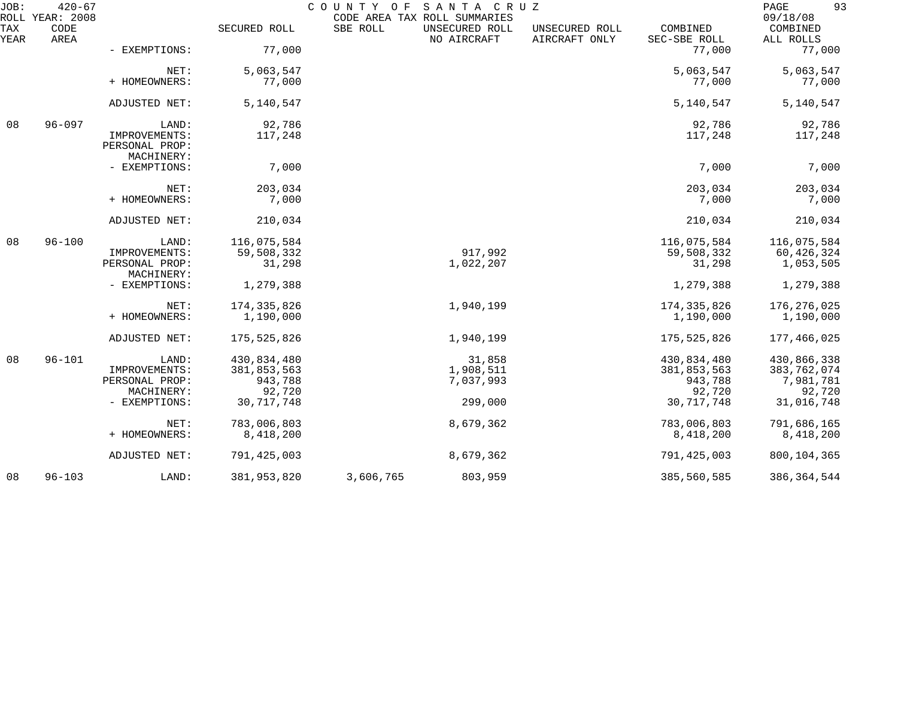JOB: 420-67 COUNTY OF SANTA CRUZ
ROLL YEAR: 2008 CODE AREA TAX ROLL SUMMARIES 09/18/08

| TAX YEAR | CODE AREA | | SECURED ROLL | SBE ROLL | UNSECURED ROLL NO AIRCRAFT | UNSECURED ROLL AIRCRAFT ONLY | COMBINED SEC-SBE ROLL | COMBINED ALL ROLLS |
|---|---|---|---|---|---|---|---|---|
| | | - EXEMPTIONS: | 77,000 | | | | 77,000 | 77,000 |
| | | NET: | 5,063,547 | | | | 5,063,547 | 5,063,547 |
| | | + HOMEOWNERS: | 77,000 | | | | 77,000 | 77,000 |
| | | ADJUSTED NET: | 5,140,547 | | | | 5,140,547 | 5,140,547 |
| 08 | 96-097 | LAND: | 92,786 | | | | 92,786 | 92,786 |
| | | IMPROVEMENTS: | 117,248 | | | | 117,248 | 117,248 |
| | | PERSONAL PROP: | | | | | | |
| | | MACHINERY: | | | | | | |
| | | - EXEMPTIONS: | 7,000 | | | | 7,000 | 7,000 |
| | | NET: | 203,034 | | | | 203,034 | 203,034 |
| | | + HOMEOWNERS: | 7,000 | | | | 7,000 | 7,000 |
| | | ADJUSTED NET: | 210,034 | | | | 210,034 | 210,034 |
| 08 | 96-100 | LAND: | 116,075,584 | | | | 116,075,584 | 116,075,584 |
| | | IMPROVEMENTS: | 59,508,332 | | 917,992 | | 59,508,332 | 60,426,324 |
| | | PERSONAL PROP: | 31,298 | | 1,022,207 | | 31,298 | 1,053,505 |
| | | MACHINERY: | | | | | | |
| | | - EXEMPTIONS: | 1,279,388 | | | | 1,279,388 | 1,279,388 |
| | | NET: | 174,335,826 | | 1,940,199 | | 174,335,826 | 176,276,025 |
| | | + HOMEOWNERS: | 1,190,000 | | | | 1,190,000 | 1,190,000 |
| | | ADJUSTED NET: | 175,525,826 | | 1,940,199 | | 175,525,826 | 177,466,025 |
| 08 | 96-101 | LAND: | 430,834,480 | | 31,858 | | 430,834,480 | 430,866,338 |
| | | IMPROVEMENTS: | 381,853,563 | | 1,908,511 | | 381,853,563 | 383,762,074 |
| | | PERSONAL PROP: | 943,788 | | 7,037,993 | | 943,788 | 7,981,781 |
| | | MACHINERY: | 92,720 | | | | 92,720 | 92,720 |
| | | - EXEMPTIONS: | 30,717,748 | | 299,000 | | 30,717,748 | 31,016,748 |
| | | NET: | 783,006,803 | | 8,679,362 | | 783,006,803 | 791,686,165 |
| | | + HOMEOWNERS: | 8,418,200 | | | | 8,418,200 | 8,418,200 |
| | | ADJUSTED NET: | 791,425,003 | | 8,679,362 | | 791,425,003 | 800,104,365 |
| 08 | 96-103 | LAND: | 381,953,820 | 3,606,765 | 803,959 | | 385,560,585 | 386,364,544 |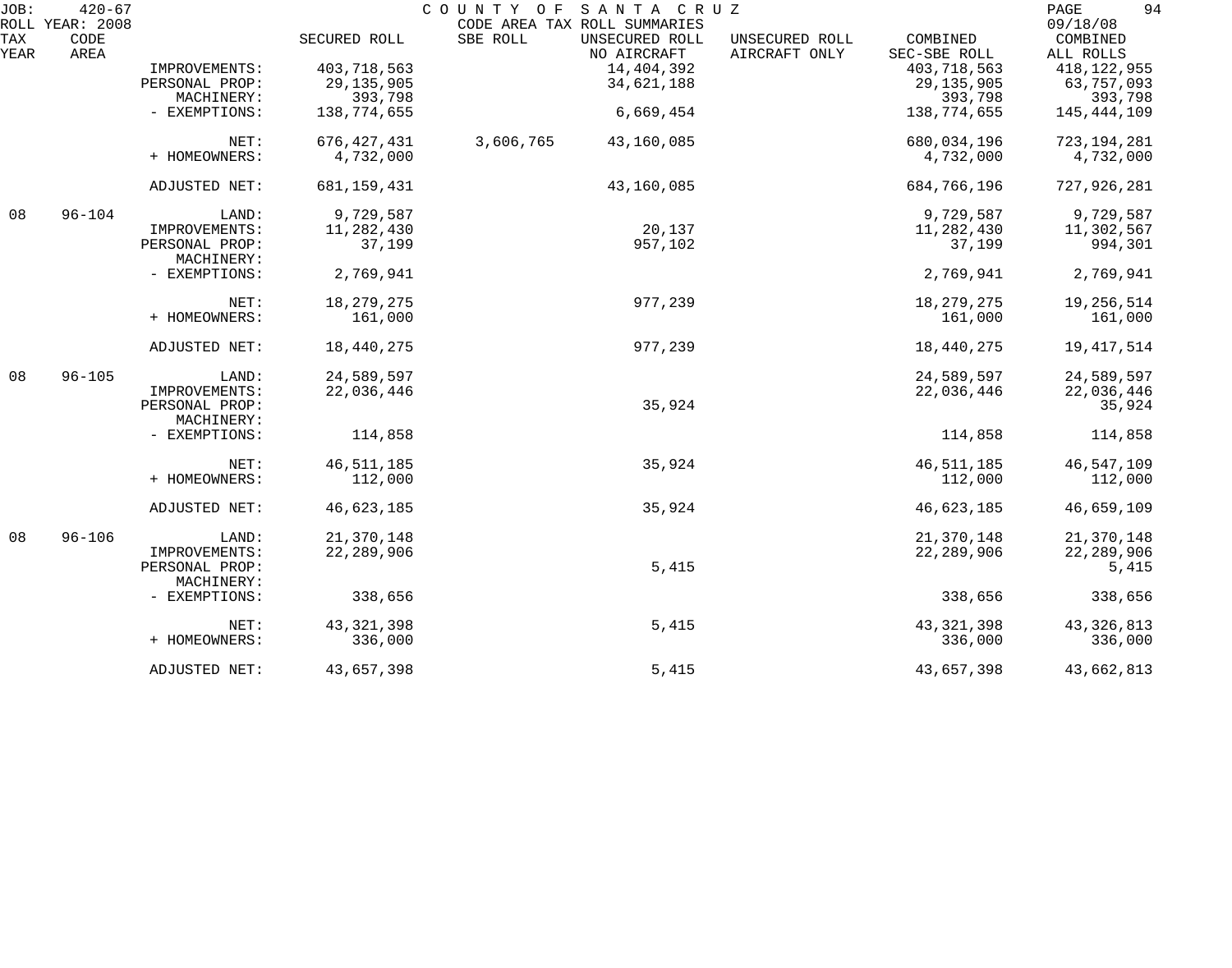| TAX YEAR | CODE AREA | | SECURED ROLL | SBE ROLL | UNSECURED ROLL NO AIRCRAFT | UNSECURED ROLL AIRCRAFT ONLY | COMBINED SEC-SBE ROLL | COMBINED ALL ROLLS |
|---|---|---|---|---|---|---|---|---|
| | | IMPROVEMENTS: | 403,718,563 | | 14,404,392 | | 403,718,563 | 418,122,955 |
| | | PERSONAL PROP: | 29,135,905 | | 34,621,188 | | 29,135,905 | 63,757,093 |
| | | MACHINERY: | 393,798 | | | | 393,798 | 393,798 |
| | | - EXEMPTIONS: | 138,774,655 | | 6,669,454 | | 138,774,655 | 145,444,109 |
| | | NET: | 676,427,431 | 3,606,765 | 43,160,085 | | 680,034,196 | 723,194,281 |
| | | + HOMEOWNERS: | 4,732,000 | | | | 4,732,000 | 4,732,000 |
| | | ADJUSTED NET: | 681,159,431 | | 43,160,085 | | 684,766,196 | 727,926,281 |
| 08 | 96-104 | LAND: | 9,729,587 | | | | 9,729,587 | 9,729,587 |
| | | IMPROVEMENTS: | 11,282,430 | | 20,137 | | 11,282,430 | 11,302,567 |
| | | PERSONAL PROP: | 37,199 | | 957,102 | | 37,199 | 994,301 |
| | | MACHINERY: | | | | | | |
| | | - EXEMPTIONS: | 2,769,941 | | | | 2,769,941 | 2,769,941 |
| | | NET: | 18,279,275 | | 977,239 | | 18,279,275 | 19,256,514 |
| | | + HOMEOWNERS: | 161,000 | | | | 161,000 | 161,000 |
| | | ADJUSTED NET: | 18,440,275 | | 977,239 | | 18,440,275 | 19,417,514 |
| 08 | 96-105 | LAND: | 24,589,597 | | | | 24,589,597 | 24,589,597 |
| | | IMPROVEMENTS: | 22,036,446 | | | | 22,036,446 | 22,036,446 |
| | | PERSONAL PROP: | | | 35,924 | | | 35,924 |
| | | MACHINERY: | | | | | | |
| | | - EXEMPTIONS: | 114,858 | | | | 114,858 | 114,858 |
| | | NET: | 46,511,185 | | 35,924 | | 46,511,185 | 46,547,109 |
| | | + HOMEOWNERS: | 112,000 | | | | 112,000 | 112,000 |
| | | ADJUSTED NET: | 46,623,185 | | 35,924 | | 46,623,185 | 46,659,109 |
| 08 | 96-106 | LAND: | 21,370,148 | | | | 21,370,148 | 21,370,148 |
| | | IMPROVEMENTS: | 22,289,906 | | | | 22,289,906 | 22,289,906 |
| | | PERSONAL PROP: | | | 5,415 | | | 5,415 |
| | | MACHINERY: | | | | | | |
| | | - EXEMPTIONS: | 338,656 | | | | 338,656 | 338,656 |
| | | NET: | 43,321,398 | | 5,415 | | 43,321,398 | 43,326,813 |
| | | + HOMEOWNERS: | 336,000 | | | | 336,000 | 336,000 |
| | | ADJUSTED NET: | 43,657,398 | | 5,415 | | 43,657,398 | 43,662,813 |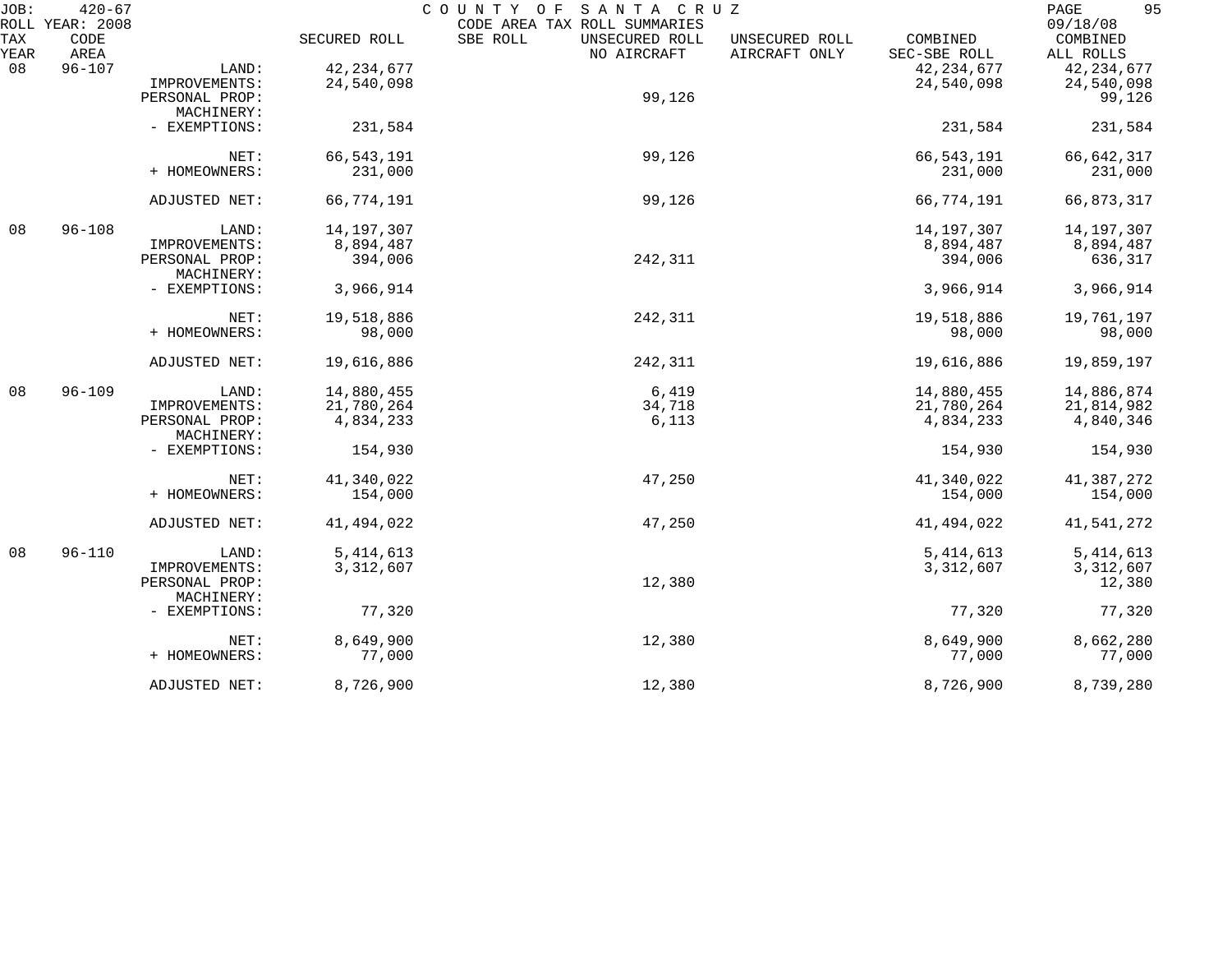JOB: 420-67 COUNTY OF SANTA CRUZ
ROLL YEAR: 2008 CODE AREA TAX ROLL SUMMARIES 09/18/08

| TAX YEAR | CODE AREA | | SECURED ROLL | SBE ROLL | UNSECURED ROLL NO AIRCRAFT | UNSECURED ROLL AIRCRAFT ONLY | COMBINED SEC-SBE ROLL | COMBINED ALL ROLLS |
|---|---|---|---|---|---|---|---|---|
| 08 | 96-107 | LAND: | 42,234,677 | | | | 42,234,677 | 42,234,677 |
| | | IMPROVEMENTS: | 24,540,098 | | | | 24,540,098 | 24,540,098 |
| | | PERSONAL PROP: | | | 99,126 | | | 99,126 |
| | | MACHINERY: | | | | | | |
| | | - EXEMPTIONS: | 231,584 | | | | 231,584 | 231,584 |
| | | NET: | 66,543,191 | | 99,126 | | 66,543,191 | 66,642,317 |
| | | + HOMEOWNERS: | 231,000 | | | | 231,000 | 231,000 |
| | | ADJUSTED NET: | 66,774,191 | | 99,126 | | 66,774,191 | 66,873,317 |
| 08 | 96-108 | LAND: | 14,197,307 | | | | 14,197,307 | 14,197,307 |
| | | IMPROVEMENTS: | 8,894,487 | | | | 8,894,487 | 8,894,487 |
| | | PERSONAL PROP: | 394,006 | | 242,311 | | 394,006 | 636,317 |
| | | MACHINERY: | | | | | | |
| | | - EXEMPTIONS: | 3,966,914 | | | | 3,966,914 | 3,966,914 |
| | | NET: | 19,518,886 | | 242,311 | | 19,518,886 | 19,761,197 |
| | | + HOMEOWNERS: | 98,000 | | | | 98,000 | 98,000 |
| | | ADJUSTED NET: | 19,616,886 | | 242,311 | | 19,616,886 | 19,859,197 |
| 08 | 96-109 | LAND: | 14,880,455 | | 6,419 | | 14,880,455 | 14,886,874 |
| | | IMPROVEMENTS: | 21,780,264 | | 34,718 | | 21,780,264 | 21,814,982 |
| | | PERSONAL PROP: | 4,834,233 | | 6,113 | | 4,834,233 | 4,840,346 |
| | | MACHINERY: | | | | | | |
| | | - EXEMPTIONS: | 154,930 | | | | 154,930 | 154,930 |
| | | NET: | 41,340,022 | | 47,250 | | 41,340,022 | 41,387,272 |
| | | + HOMEOWNERS: | 154,000 | | | | 154,000 | 154,000 |
| | | ADJUSTED NET: | 41,494,022 | | 47,250 | | 41,494,022 | 41,541,272 |
| 08 | 96-110 | LAND: | 5,414,613 | | | | 5,414,613 | 5,414,613 |
| | | IMPROVEMENTS: | 3,312,607 | | | | 3,312,607 | 3,312,607 |
| | | PERSONAL PROP: | | | 12,380 | | | 12,380 |
| | | MACHINERY: | | | | | | |
| | | - EXEMPTIONS: | 77,320 | | | | 77,320 | 77,320 |
| | | NET: | 8,649,900 | | 12,380 | | 8,649,900 | 8,662,280 |
| | | + HOMEOWNERS: | 77,000 | | | | 77,000 | 77,000 |
| | | ADJUSTED NET: | 8,726,900 | | 12,380 | | 8,726,900 | 8,739,280 |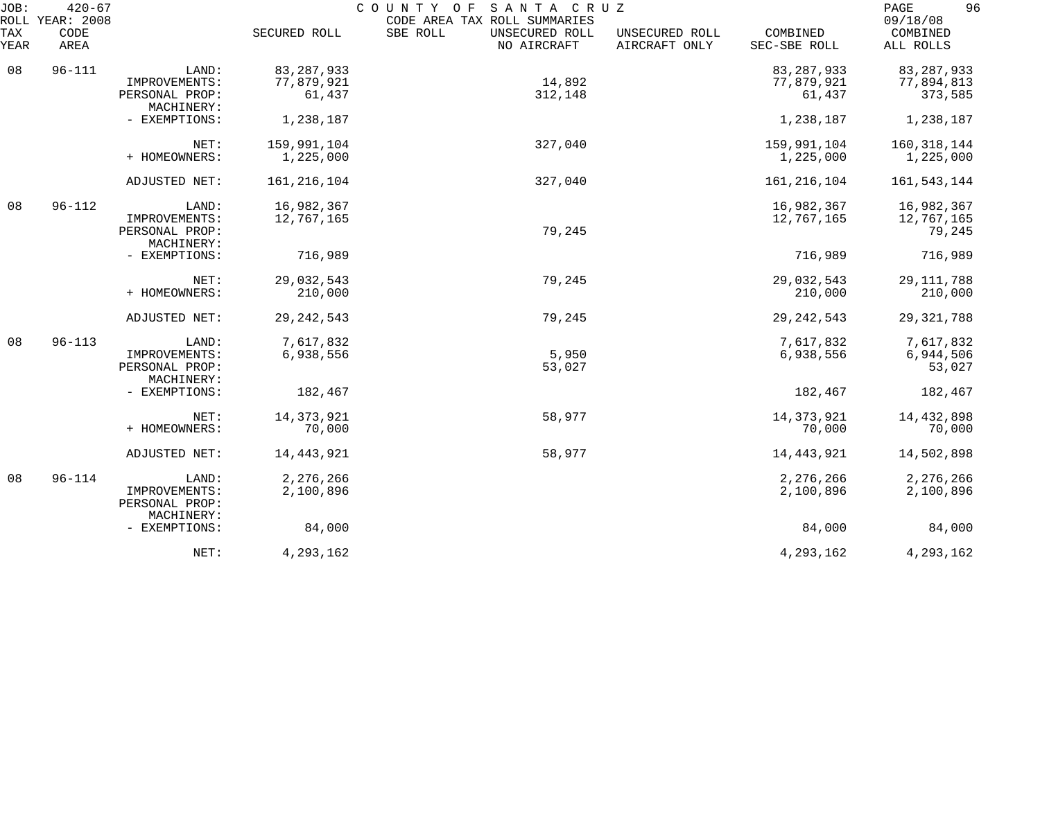JOB: 420-67 COUNTY OF SANTA CRUZ
ROLL YEAR: 2008 CODE AREA TAX ROLL SUMMARIES 09/18/08

| TAX YEAR | CODE AREA | | SECURED ROLL | SBE ROLL | UNSECURED ROLL NO AIRCRAFT | UNSECURED ROLL AIRCRAFT ONLY | COMBINED SEC-SBE ROLL | COMBINED ALL ROLLS |
|---|---|---|---|---|---|---|---|---|
| 08 | 96-111 | LAND: | 83,287,933 | | | | 83,287,933 | 83,287,933 |
| | | IMPROVEMENTS: | 77,879,921 | | 14,892 | | 77,879,921 | 77,894,813 |
| | | PERSONAL PROP: | 61,437 | | 312,148 | | 61,437 | 373,585 |
| | | MACHINERY: | | | | | | |
| | | - EXEMPTIONS: | 1,238,187 | | | | 1,238,187 | 1,238,187 |
| | | NET: | 159,991,104 | | 327,040 | | 159,991,104 | 160,318,144 |
| | | + HOMEOWNERS: | 1,225,000 | | | | 1,225,000 | 1,225,000 |
| | | ADJUSTED NET: | 161,216,104 | | 327,040 | | 161,216,104 | 161,543,144 |
| 08 | 96-112 | LAND: | 16,982,367 | | | | 16,982,367 | 16,982,367 |
| | | IMPROVEMENTS: | 12,767,165 | | | | 12,767,165 | 12,767,165 |
| | | PERSONAL PROP: | | | 79,245 | | | 79,245 |
| | | MACHINERY: | | | | | | |
| | | - EXEMPTIONS: | 716,989 | | | | 716,989 | 716,989 |
| | | NET: | 29,032,543 | | 79,245 | | 29,032,543 | 29,111,788 |
| | | + HOMEOWNERS: | 210,000 | | | | 210,000 | 210,000 |
| | | ADJUSTED NET: | 29,242,543 | | 79,245 | | 29,242,543 | 29,321,788 |
| 08 | 96-113 | LAND: | 7,617,832 | | | | 7,617,832 | 7,617,832 |
| | | IMPROVEMENTS: | 6,938,556 | | 5,950 | | 6,938,556 | 6,944,506 |
| | | PERSONAL PROP: | | | 53,027 | | | 53,027 |
| | | MACHINERY: | | | | | | |
| | | - EXEMPTIONS: | 182,467 | | | | 182,467 | 182,467 |
| | | NET: | 14,373,921 | | 58,977 | | 14,373,921 | 14,432,898 |
| | | + HOMEOWNERS: | 70,000 | | | | 70,000 | 70,000 |
| | | ADJUSTED NET: | 14,443,921 | | 58,977 | | 14,443,921 | 14,502,898 |
| 08 | 96-114 | LAND: | 2,276,266 | | | | 2,276,266 | 2,276,266 |
| | | IMPROVEMENTS: | 2,100,896 | | | | 2,100,896 | 2,100,896 |
| | | PERSONAL PROP: | | | | | | |
| | | MACHINERY: | | | | | | |
| | | - EXEMPTIONS: | 84,000 | | | | 84,000 | 84,000 |
| | | NET: | 4,293,162 | | | | 4,293,162 | 4,293,162 |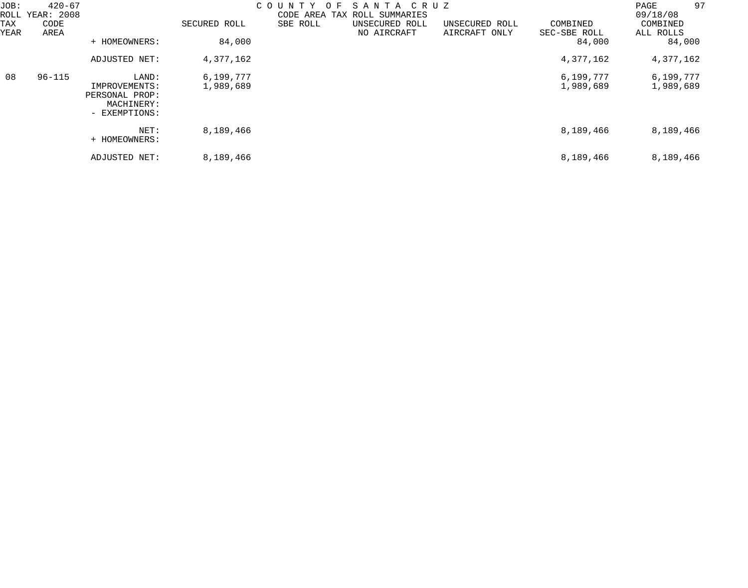| TAX YEAR | CODE AREA | | SECURED ROLL | SBE ROLL | UNSECURED ROLL NO AIRCRAFT | UNSECURED ROLL AIRCRAFT ONLY | COMBINED SEC-SBE ROLL | COMBINED ALL ROLLS |
|---|---|---|---|---|---|---|---|---|
| | | + HOMEOWNERS: | 84,000 | | | | 84,000 | 84,000 |
| | | ADJUSTED NET: | 4,377,162 | | | | 4,377,162 | 4,377,162 |
| 08 | 96-115 | LAND: | 6,199,777 | | | | 6,199,777 | 6,199,777 |
| | | IMPROVEMENTS: | 1,989,689 | | | | 1,989,689 | 1,989,689 |
| | | PERSONAL PROP: | | | | | | |
| | | MACHINERY: | | | | | | |
| | | - EXEMPTIONS: | | | | | | |
| | | NET: | 8,189,466 | | | | 8,189,466 | 8,189,466 |
| | | + HOMEOWNERS: | | | | | | |
| | | ADJUSTED NET: | 8,189,466 | | | | 8,189,466 | 8,189,466 |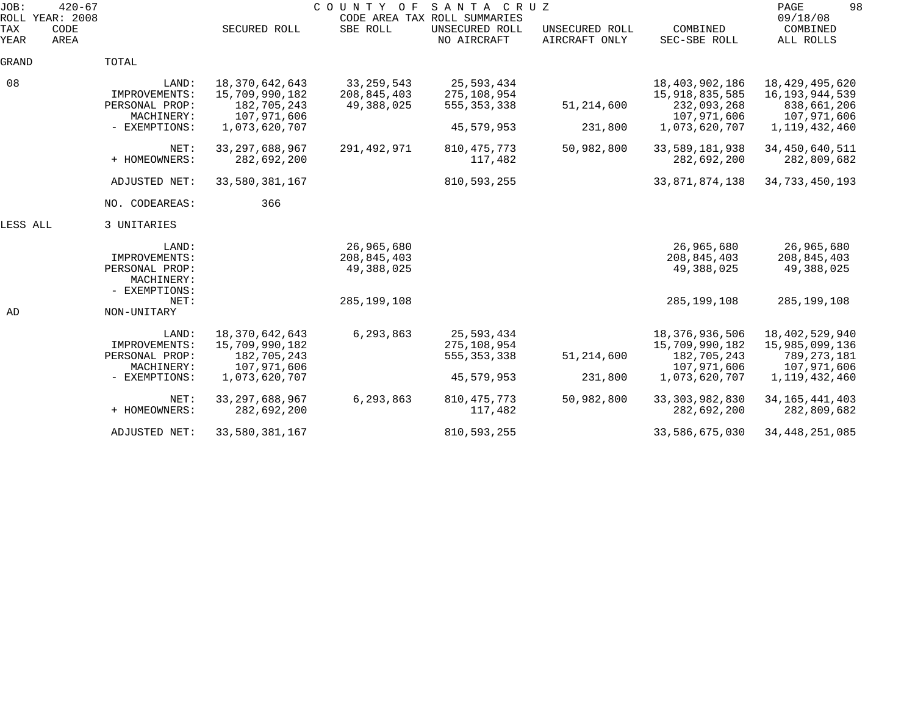COUNTY OF SANTA CRUZ
CODE AREA TAX ROLL SUMMARIES

JOB: 420-67
ROLL YEAR: 2008
09/18/08

| TAX YEAR | CODE AREA | | SECURED ROLL | SBE ROLL | UNSECURED ROLL NO AIRCRAFT | UNSECURED ROLL AIRCRAFT ONLY | COMBINED SEC-SBE ROLL | COMBINED ALL ROLLS |
|---|---|---|---|---|---|---|---|---|
| GRAND | | TOTAL | | | | | | |
| 08 | | LAND: | 18,370,642,643 | 33,259,543 | 25,593,434 | | 18,403,902,186 | 18,429,495,620 |
| | | IMPROVEMENTS: | 15,709,990,182 | 208,845,403 | 275,108,954 | | 15,918,835,585 | 16,193,944,539 |
| | | PERSONAL PROP: | 182,705,243 | 49,388,025 | 555,353,338 | 51,214,600 | 232,093,268 | 838,661,206 |
| | | MACHINERY: | 107,971,606 | | | | 107,971,606 | 107,971,606 |
| | | - EXEMPTIONS: | 1,073,620,707 | | 45,579,953 | 231,800 | 1,073,620,707 | 1,119,432,460 |
| | | NET: | 33,297,688,967 | 291,492,971 | 810,475,773 | 50,982,800 | 33,589,181,938 | 34,450,640,511 |
| | | + HOMEOWNERS: | 282,692,200 | | 117,482 | | 282,692,200 | 282,809,682 |
| | | ADJUSTED NET: | 33,580,381,167 | | 810,593,255 | | 33,871,874,138 | 34,733,450,193 |
| | | NO. CODEAREAS: | 366 | | | | | |
| LESS ALL | | 3 UNITARIES | | | | | | |
| | | LAND: | | 26,965,680 | | | 26,965,680 | 26,965,680 |
| | | IMPROVEMENTS: | | 208,845,403 | | | 208,845,403 | 208,845,403 |
| | | PERSONAL PROP: | | 49,388,025 | | | 49,388,025 | 49,388,025 |
| | | MACHINERY: | | | | | | |
| | | - EXEMPTIONS: | | | | | | |
| | | NET: | | 285,199,108 | | | 285,199,108 | 285,199,108 |
| AD | | NON-UNITARY | | | | | | |
| | | LAND: | 18,370,642,643 | 6,293,863 | 25,593,434 | | 18,376,936,506 | 18,402,529,940 |
| | | IMPROVEMENTS: | 15,709,990,182 | | 275,108,954 | | 15,709,990,182 | 15,985,099,136 |
| | | PERSONAL PROP: | 182,705,243 | | 555,353,338 | 51,214,600 | 182,705,243 | 789,273,181 |
| | | MACHINERY: | 107,971,606 | | | | 107,971,606 | 107,971,606 |
| | | - EXEMPTIONS: | 1,073,620,707 | | 45,579,953 | 231,800 | 1,073,620,707 | 1,119,432,460 |
| | | NET: | 33,297,688,967 | 6,293,863 | 810,475,773 | 50,982,800 | 33,303,982,830 | 34,165,441,403 |
| | | + HOMEOWNERS: | 282,692,200 | | 117,482 | | 282,692,200 | 282,809,682 |
| | | ADJUSTED NET: | 33,580,381,167 | | 810,593,255 | | 33,586,675,030 | 34,448,251,085 |